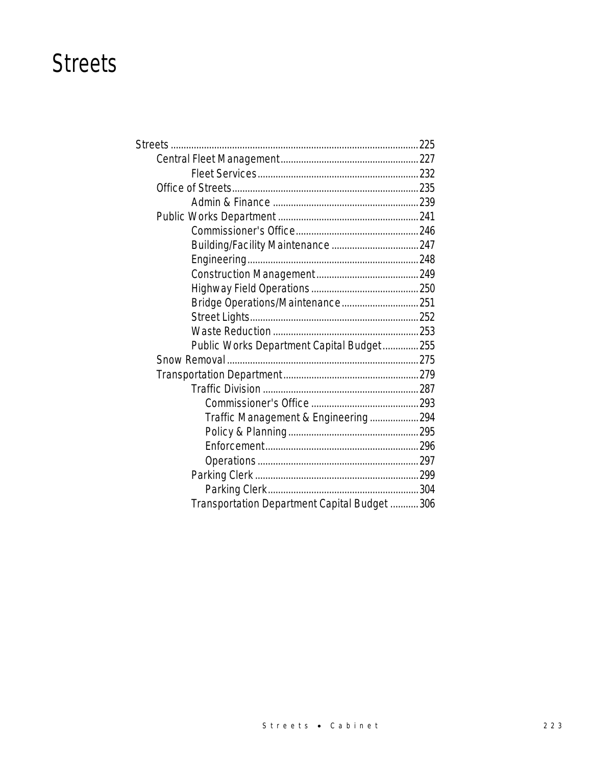# Streets

- Streets ........ 225
  - Central Fleet Management ........ 227
    - Fleet Services ........ 232
  - Office of Streets ........ 235
    - Admin & Finance ........ 239
  - Public Works Department ........ 241
    - Commissioner's Office ........ 246
    - Building/Facility Maintenance ........ 247
    - Engineering ........ 248
    - Construction Management ........ 249
    - Highway Field Operations ........ 250
    - Bridge Operations/Maintenance ........ 251
    - Street Lights ........ 252
    - Waste Reduction ........ 253
    - Public Works Department Capital Budget ........ 255
  - Snow Removal ........ 275
  - Transportation Department ........ 279
    - Traffic Division ........ 287
      - Commissioner's Office ........ 293
      - Traffic Management & Engineering ........ 294
      - Policy & Planning ........ 295
      - Enforcement ........ 296
      - Operations ........ 297
    - Parking Clerk ........ 299
      - Parking Clerk ........ 304
    - Transportation Department Capital Budget ........ 306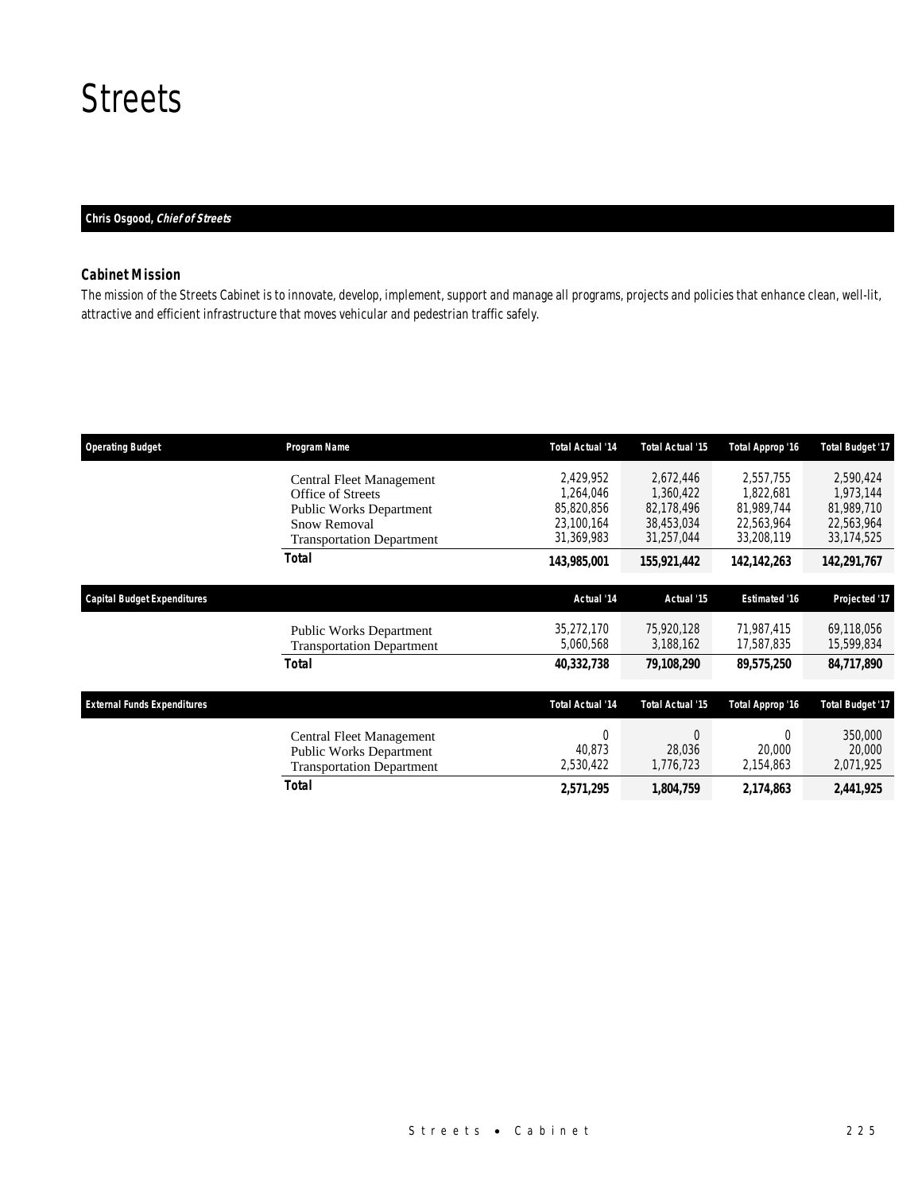# Streets

**Chris Osgood, *Chief of Streets***

### Cabinet Mission

*The mission of the Streets Cabinet is to innovate, develop, implement, support and manage all programs, projects and policies that enhance clean, well-lit, attractive and efficient infrastructure that moves vehicular and pedestrian traffic safely.*

| Operating Budget | Program Name | Total Actual '14 | Total Actual '15 | Total Approp '16 | Total Budget '17 |
|---|---|---|---|---|---|
| | Central Fleet Management | 2,429,952 | 2,672,446 | 2,557,755 | 2,590,424 |
| | Office of Streets | 1,264,046 | 1,360,422 | 1,822,681 | 1,973,144 |
| | Public Works Department | 85,820,856 | 82,178,496 | 81,989,744 | 81,989,710 |
| | Snow Removal | 23,100,164 | 38,453,034 | 22,563,964 | 22,563,964 |
| | Transportation Department | 31,369,983 | 31,257,044 | 33,208,119 | 33,174,525 |
| | **Total** | **143,985,001** | **155,921,442** | **142,142,263** | **142,291,767** |

| Capital Budget Expenditures | | Actual '14 | Actual '15 | Estimated '16 | Projected '17 |
|---|---|---|---|---|---|
| | Public Works Department | 35,272,170 | 75,920,128 | 71,987,415 | 69,118,056 |
| | Transportation Department | 5,060,568 | 3,188,162 | 17,587,835 | 15,599,834 |
| | **Total** | **40,332,738** | **79,108,290** | **89,575,250** | **84,717,890** |

| External Funds Expenditures | | Total Actual '14 | Total Actual '15 | Total Approp '16 | Total Budget '17 |
|---|---|---|---|---|---|
| | Central Fleet Management | 0 | 0 | 0 | 350,000 |
| | Public Works Department | 40,873 | 28,036 | 20,000 | 20,000 |
| | Transportation Department | 2,530,422 | 1,776,723 | 2,154,863 | 2,071,925 |
| | **Total** | **2,571,295** | **1,804,759** | **2,174,863** | **2,441,925** |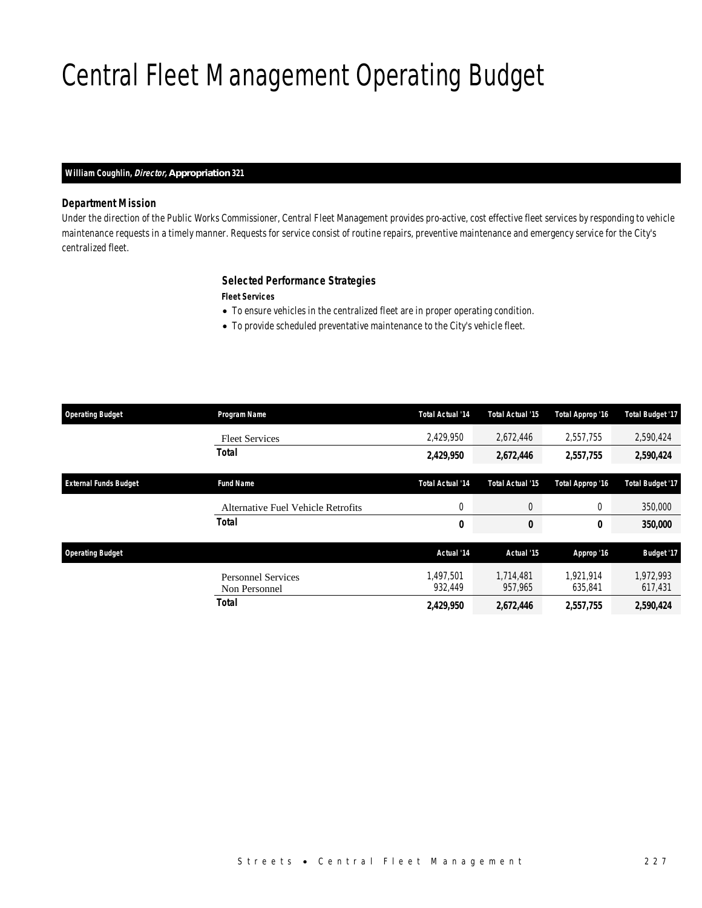# Central Fleet Management Operating Budget

**William Coughlin, *Director,* Appropriation 321**

### Department Mission

Under the direction of the Public Works Commissioner, Central Fleet Management provides pro-active, cost effective fleet services by responding to vehicle maintenance requests in a timely manner. Requests for service consist of routine repairs, preventive maintenance and emergency service for the City's centralized fleet.

### Selected Performance Strategies

**Fleet Services**

- To ensure vehicles in the centralized fleet are in proper operating condition.
- To provide scheduled preventative maintenance to the City's vehicle fleet.

| Operating Budget | Program Name | Total Actual '14 | Total Actual '15 | Total Approp '16 | Total Budget '17 |
|---|---|---|---|---|---|
| | Fleet Services | 2,429,950 | 2,672,446 | 2,557,755 | 2,590,424 |
| | **Total** | **2,429,950** | **2,672,446** | **2,557,755** | **2,590,424** |

| External Funds Budget | Fund Name | Total Actual '14 | Total Actual '15 | Total Approp '16 | Total Budget '17 |
|---|---|---|---|---|---|
| | Alternative Fuel Vehicle Retrofits | 0 | 0 | 0 | 350,000 |
| | **Total** | **0** | **0** | **0** | **350,000** |

| Operating Budget | | Actual '14 | Actual '15 | Approp '16 | Budget '17 |
|---|---|---|---|---|---|
| | Personnel Services | 1,497,501 | 1,714,481 | 1,921,914 | 1,972,993 |
| | Non Personnel | 932,449 | 957,965 | 635,841 | 617,431 |
| | **Total** | **2,429,950** | **2,672,446** | **2,557,755** | **2,590,424** |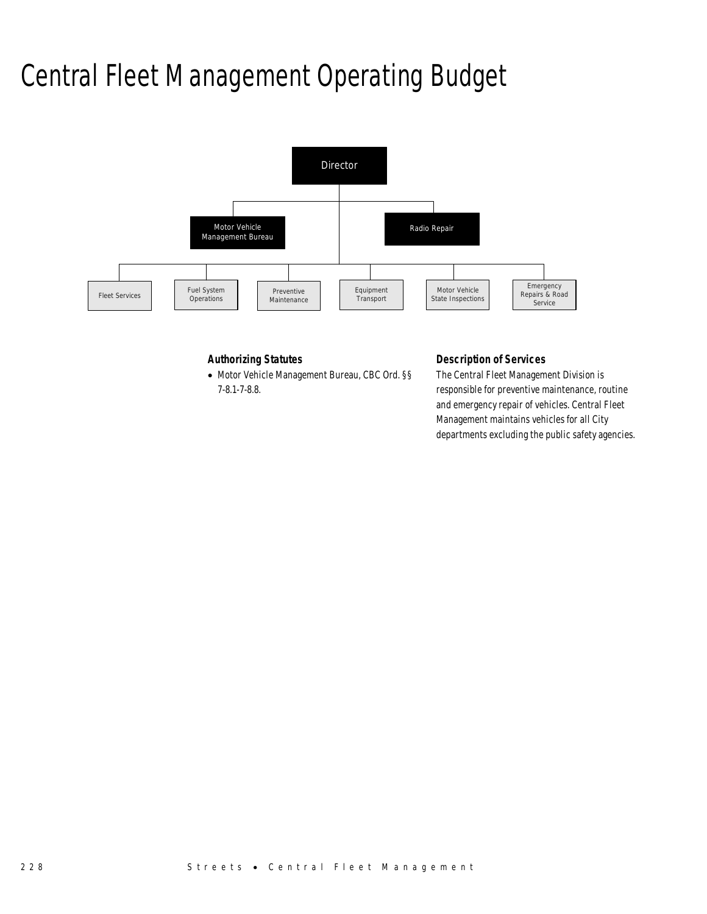# Central Fleet Management Operating Budget

- Director
  - Motor Vehicle Management Bureau
  - Radio Repair
  - Fleet Services
  - Fuel System Operations
  - Preventive Maintenance
  - Equipment Transport
  - Motor Vehicle State Inspections
  - Emergency Repairs & Road Service

### Authorizing Statutes

- Motor Vehicle Management Bureau, CBC Ord. §§ 7-8.1-7-8.8.

### Description of Services

The Central Fleet Management Division is responsible for preventive maintenance, routine and emergency repair of vehicles. Central Fleet Management maintains vehicles for all City departments excluding the public safety agencies.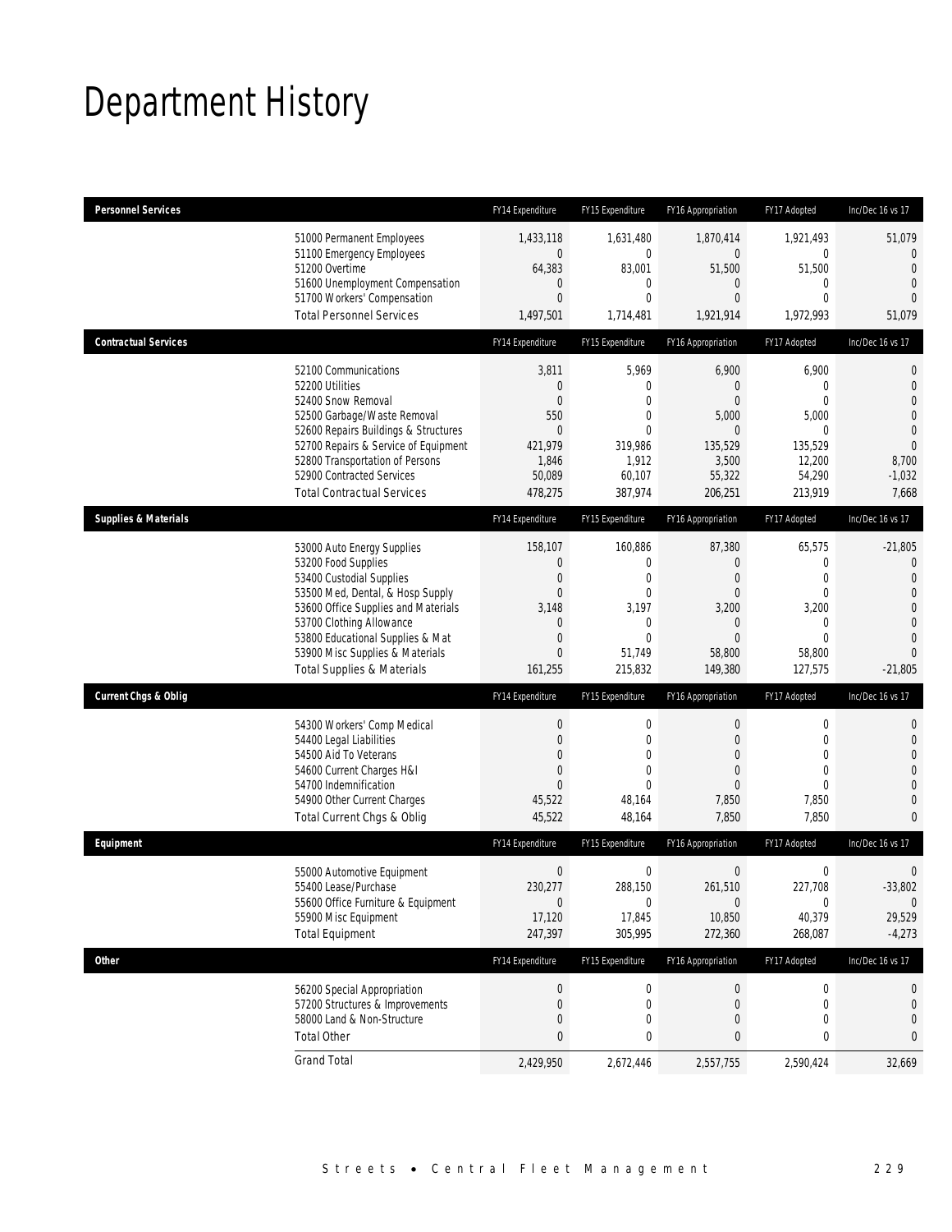# Department History

| Personnel Services | FY14 Expenditure | FY15 Expenditure | FY16 Appropriation | FY17 Adopted | Inc/Dec 16 vs 17 |
|---|---|---|---|---|---|
| 51000 Permanent Employees | 1,433,118 | 1,631,480 | 1,870,414 | 1,921,493 | 51,079 |
| 51100 Emergency Employees | 0 | 0 | 0 | 0 | 0 |
| 51200 Overtime | 64,383 | 83,001 | 51,500 | 51,500 | 0 |
| 51600 Unemployment Compensation | 0 | 0 | 0 | 0 | 0 |
| 51700 Workers' Compensation | 0 | 0 | 0 | 0 | 0 |
| Total Personnel Services | 1,497,501 | 1,714,481 | 1,921,914 | 1,972,993 | 51,079 |

| Contractual Services | FY14 Expenditure | FY15 Expenditure | FY16 Appropriation | FY17 Adopted | Inc/Dec 16 vs 17 |
|---|---|---|---|---|---|
| 52100 Communications | 3,811 | 5,969 | 6,900 | 6,900 | 0 |
| 52200 Utilities | 0 | 0 | 0 | 0 | 0 |
| 52400 Snow Removal | 0 | 0 | 0 | 0 | 0 |
| 52500 Garbage/Waste Removal | 550 | 0 | 5,000 | 5,000 | 0 |
| 52600 Repairs Buildings & Structures | 0 | 0 | 0 | 0 | 0 |
| 52700 Repairs & Service of Equipment | 421,979 | 319,986 | 135,529 | 135,529 | 0 |
| 52800 Transportation of Persons | 1,846 | 1,912 | 3,500 | 12,200 | 8,700 |
| 52900 Contracted Services | 50,089 | 60,107 | 55,322 | 54,290 | -1,032 |
| Total Contractual Services | 478,275 | 387,974 | 206,251 | 213,919 | 7,668 |

| Supplies & Materials | FY14 Expenditure | FY15 Expenditure | FY16 Appropriation | FY17 Adopted | Inc/Dec 16 vs 17 |
|---|---|---|---|---|---|
| 53000 Auto Energy Supplies | 158,107 | 160,886 | 87,380 | 65,575 | -21,805 |
| 53200 Food Supplies | 0 | 0 | 0 | 0 | 0 |
| 53400 Custodial Supplies | 0 | 0 | 0 | 0 | 0 |
| 53500 Med, Dental, & Hosp Supply | 0 | 0 | 0 | 0 | 0 |
| 53600 Office Supplies and Materials | 3,148 | 3,197 | 3,200 | 3,200 | 0 |
| 53700 Clothing Allowance | 0 | 0 | 0 | 0 | 0 |
| 53800 Educational Supplies & Mat | 0 | 0 | 0 | 0 | 0 |
| 53900 Misc Supplies & Materials | 0 | 51,749 | 58,800 | 58,800 | 0 |
| Total Supplies & Materials | 161,255 | 215,832 | 149,380 | 127,575 | -21,805 |

| Current Chgs & Oblig | FY14 Expenditure | FY15 Expenditure | FY16 Appropriation | FY17 Adopted | Inc/Dec 16 vs 17 |
|---|---|---|---|---|---|
| 54300 Workers' Comp Medical | 0 | 0 | 0 | 0 | 0 |
| 54400 Legal Liabilities | 0 | 0 | 0 | 0 | 0 |
| 54500 Aid To Veterans | 0 | 0 | 0 | 0 | 0 |
| 54600 Current Charges H&I | 0 | 0 | 0 | 0 | 0 |
| 54700 Indemnification | 0 | 0 | 0 | 0 | 0 |
| 54900 Other Current Charges | 45,522 | 48,164 | 7,850 | 7,850 | 0 |
| Total Current Chgs & Oblig | 45,522 | 48,164 | 7,850 | 7,850 | 0 |

| Equipment | FY14 Expenditure | FY15 Expenditure | FY16 Appropriation | FY17 Adopted | Inc/Dec 16 vs 17 |
|---|---|---|---|---|---|
| 55000 Automotive Equipment | 0 | 0 | 0 | 0 | 0 |
| 55400 Lease/Purchase | 230,277 | 288,150 | 261,510 | 227,708 | -33,802 |
| 55600 Office Furniture & Equipment | 0 | 0 | 0 | 0 | 0 |
| 55900 Misc Equipment | 17,120 | 17,845 | 10,850 | 40,379 | 29,529 |
| Total Equipment | 247,397 | 305,995 | 272,360 | 268,087 | -4,273 |

| Other | FY14 Expenditure | FY15 Expenditure | FY16 Appropriation | FY17 Adopted | Inc/Dec 16 vs 17 |
|---|---|---|---|---|---|
| 56200 Special Appropriation | 0 | 0 | 0 | 0 | 0 |
| 57200 Structures & Improvements | 0 | 0 | 0 | 0 | 0 |
| 58000 Land & Non-Structure | 0 | 0 | 0 | 0 | 0 |
| Total Other | 0 | 0 | 0 | 0 | 0 |
| Grand Total | 2,429,950 | 2,672,446 | 2,557,755 | 2,590,424 | 32,669 |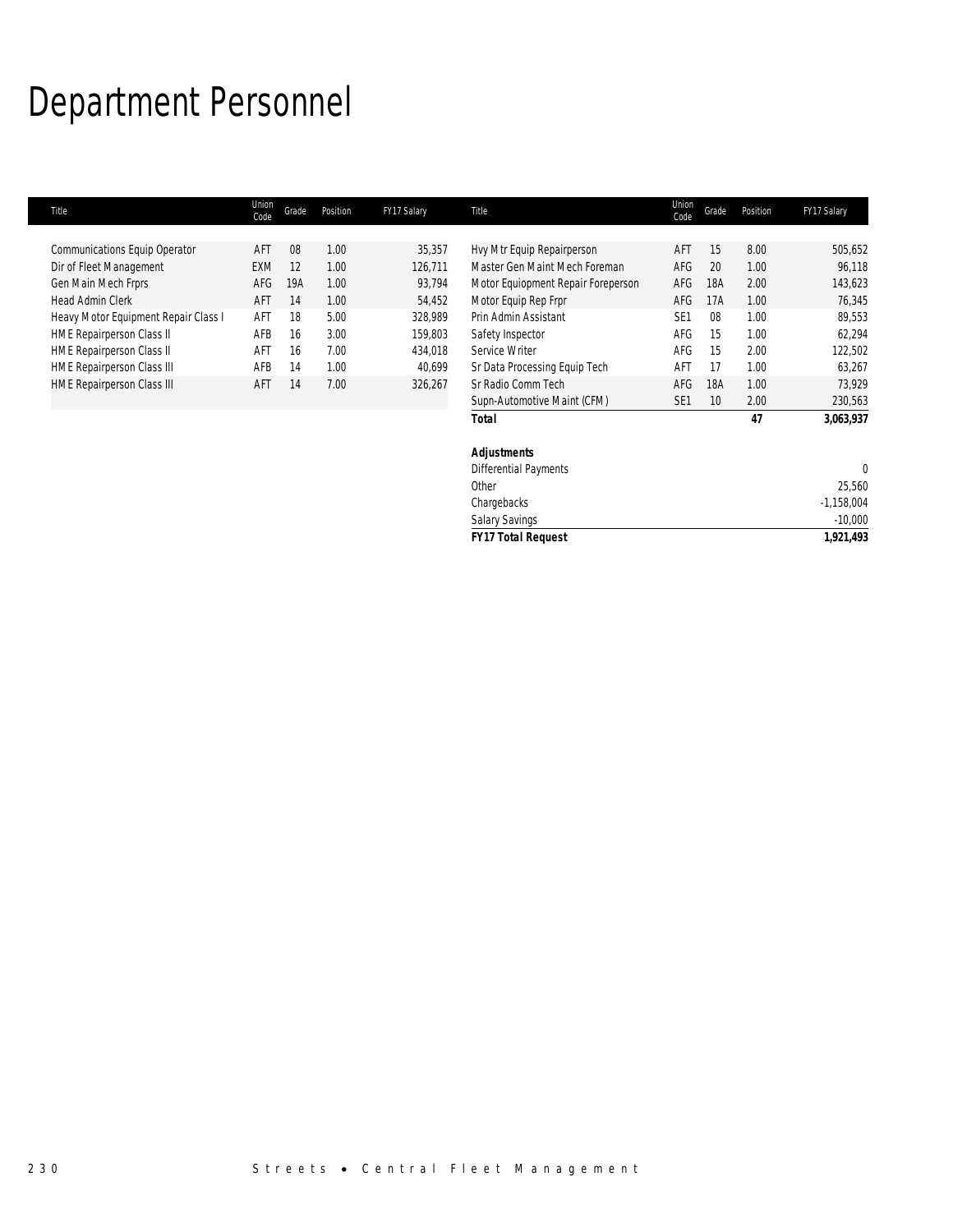# Department Personnel

| Title | Union Code | Grade | Position | FY17 Salary |
|---|---|---|---|---|
| Communications Equip Operator | AFT | 08 | 1.00 | 35,357 |
| Dir of Fleet Management | EXM | 12 | 1.00 | 126,711 |
| Gen Main Mech Frprs | AFG | 19A | 1.00 | 93,794 |
| Head Admin Clerk | AFT | 14 | 1.00 | 54,452 |
| Heavy Motor Equipment Repair Class I | AFT | 18 | 5.00 | 328,989 |
| HME Repairperson Class II | AFB | 16 | 3.00 | 159,803 |
| HME Repairperson Class II | AFT | 16 | 7.00 | 434,018 |
| HME Repairperson Class III | AFB | 14 | 1.00 | 40,699 |
| HME Repairperson Class III | AFT | 14 | 7.00 | 326,267 |
| Hvy Mtr Equip Repairperson | AFT | 15 | 8.00 | 505,652 |
| Master Gen Maint Mech Foreman | AFG | 20 | 1.00 | 96,118 |
| Motor Equiopment Repair Foreperson | AFG | 18A | 2.00 | 143,623 |
| Motor Equip Rep Frpr | AFG | 17A | 1.00 | 76,345 |
| Prin Admin Assistant | SE1 | 08 | 1.00 | 89,553 |
| Safety Inspector | AFG | 15 | 1.00 | 62,294 |
| Service Writer | AFG | 15 | 2.00 | 122,502 |
| Sr Data Processing Equip Tech | AFT | 17 | 1.00 | 63,267 |
| Sr Radio Comm Tech | AFG | 18A | 1.00 | 73,929 |
| Supn-Automotive Maint (CFM) | SE1 | 10 | 2.00 | 230,563 |
| ***Total*** | | | ***47*** | ***3,063,937*** |

| ***Adjustments*** | |
|---|---|
| Differential Payments | 0 |
| Other | 25,560 |
| Chargebacks | -1,158,004 |
| Salary Savings | -10,000 |
| ***FY17 Total Request*** | ***1,921,493*** |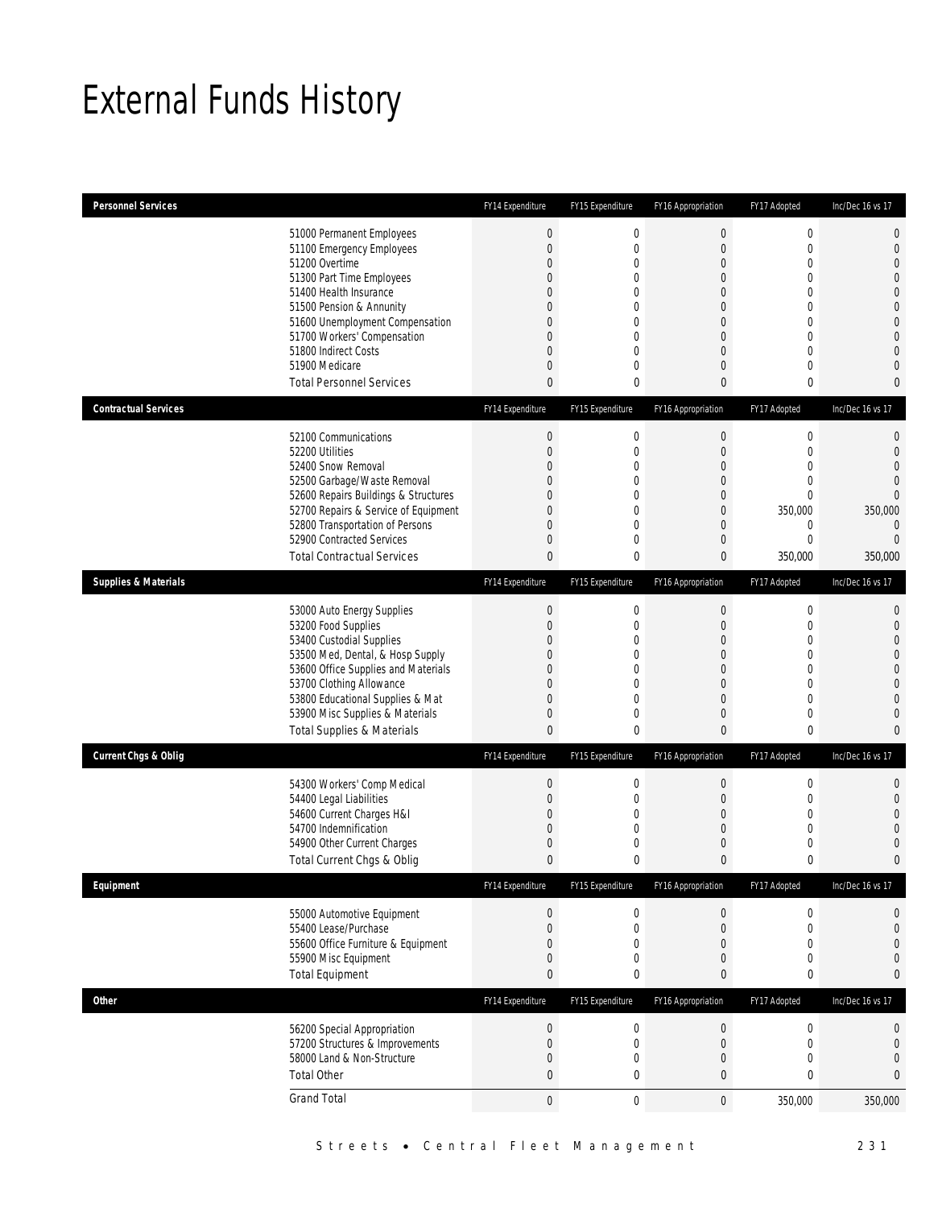# External Funds History

| Personnel Services | FY14 Expenditure | FY15 Expenditure | FY16 Appropriation | FY17 Adopted | Inc/Dec 16 vs 17 |
|---|---|---|---|---|---|
| 51000 Permanent Employees | 0 | 0 | 0 | 0 | 0 |
| 51100 Emergency Employees | 0 | 0 | 0 | 0 | 0 |
| 51200 Overtime | 0 | 0 | 0 | 0 | 0 |
| 51300 Part Time Employees | 0 | 0 | 0 | 0 | 0 |
| 51400 Health Insurance | 0 | 0 | 0 | 0 | 0 |
| 51500 Pension & Annunity | 0 | 0 | 0 | 0 | 0 |
| 51600 Unemployment Compensation | 0 | 0 | 0 | 0 | 0 |
| 51700 Workers' Compensation | 0 | 0 | 0 | 0 | 0 |
| 51800 Indirect Costs | 0 | 0 | 0 | 0 | 0 |
| 51900 Medicare | 0 | 0 | 0 | 0 | 0 |
| Total Personnel Services | 0 | 0 | 0 | 0 | 0 |

| Contractual Services | FY14 Expenditure | FY15 Expenditure | FY16 Appropriation | FY17 Adopted | Inc/Dec 16 vs 17 |
|---|---|---|---|---|---|
| 52100 Communications | 0 | 0 | 0 | 0 | 0 |
| 52200 Utilities | 0 | 0 | 0 | 0 | 0 |
| 52400 Snow Removal | 0 | 0 | 0 | 0 | 0 |
| 52500 Garbage/Waste Removal | 0 | 0 | 0 | 0 | 0 |
| 52600 Repairs Buildings & Structures | 0 | 0 | 0 | 0 | 0 |
| 52700 Repairs & Service of Equipment | 0 | 0 | 0 | 350,000 | 350,000 |
| 52800 Transportation of Persons | 0 | 0 | 0 | 0 | 0 |
| 52900 Contracted Services | 0 | 0 | 0 | 0 | 0 |
| Total Contractual Services | 0 | 0 | 0 | 350,000 | 350,000 |

| Supplies & Materials | FY14 Expenditure | FY15 Expenditure | FY16 Appropriation | FY17 Adopted | Inc/Dec 16 vs 17 |
|---|---|---|---|---|---|
| 53000 Auto Energy Supplies | 0 | 0 | 0 | 0 | 0 |
| 53200 Food Supplies | 0 | 0 | 0 | 0 | 0 |
| 53400 Custodial Supplies | 0 | 0 | 0 | 0 | 0 |
| 53500 Med, Dental, & Hosp Supply | 0 | 0 | 0 | 0 | 0 |
| 53600 Office Supplies and Materials | 0 | 0 | 0 | 0 | 0 |
| 53700 Clothing Allowance | 0 | 0 | 0 | 0 | 0 |
| 53800 Educational Supplies & Mat | 0 | 0 | 0 | 0 | 0 |
| 53900 Misc Supplies & Materials | 0 | 0 | 0 | 0 | 0 |
| Total Supplies & Materials | 0 | 0 | 0 | 0 | 0 |

| Current Chgs & Oblig | FY14 Expenditure | FY15 Expenditure | FY16 Appropriation | FY17 Adopted | Inc/Dec 16 vs 17 |
|---|---|---|---|---|---|
| 54300 Workers' Comp Medical | 0 | 0 | 0 | 0 | 0 |
| 54400 Legal Liabilities | 0 | 0 | 0 | 0 | 0 |
| 54600 Current Charges H&I | 0 | 0 | 0 | 0 | 0 |
| 54700 Indemnification | 0 | 0 | 0 | 0 | 0 |
| 54900 Other Current Charges | 0 | 0 | 0 | 0 | 0 |
| Total Current Chgs & Oblig | 0 | 0 | 0 | 0 | 0 |

| Equipment | FY14 Expenditure | FY15 Expenditure | FY16 Appropriation | FY17 Adopted | Inc/Dec 16 vs 17 |
|---|---|---|---|---|---|
| 55000 Automotive Equipment | 0 | 0 | 0 | 0 | 0 |
| 55400 Lease/Purchase | 0 | 0 | 0 | 0 | 0 |
| 55600 Office Furniture & Equipment | 0 | 0 | 0 | 0 | 0 |
| 55900 Misc Equipment | 0 | 0 | 0 | 0 | 0 |
| Total Equipment | 0 | 0 | 0 | 0 | 0 |

| Other | FY14 Expenditure | FY15 Expenditure | FY16 Appropriation | FY17 Adopted | Inc/Dec 16 vs 17 |
|---|---|---|---|---|---|
| 56200 Special Appropriation | 0 | 0 | 0 | 0 | 0 |
| 57200 Structures & Improvements | 0 | 0 | 0 | 0 | 0 |
| 58000 Land & Non-Structure | 0 | 0 | 0 | 0 | 0 |
| Total Other | 0 | 0 | 0 | 0 | 0 |
| Grand Total | 0 | 0 | 0 | 350,000 | 350,000 |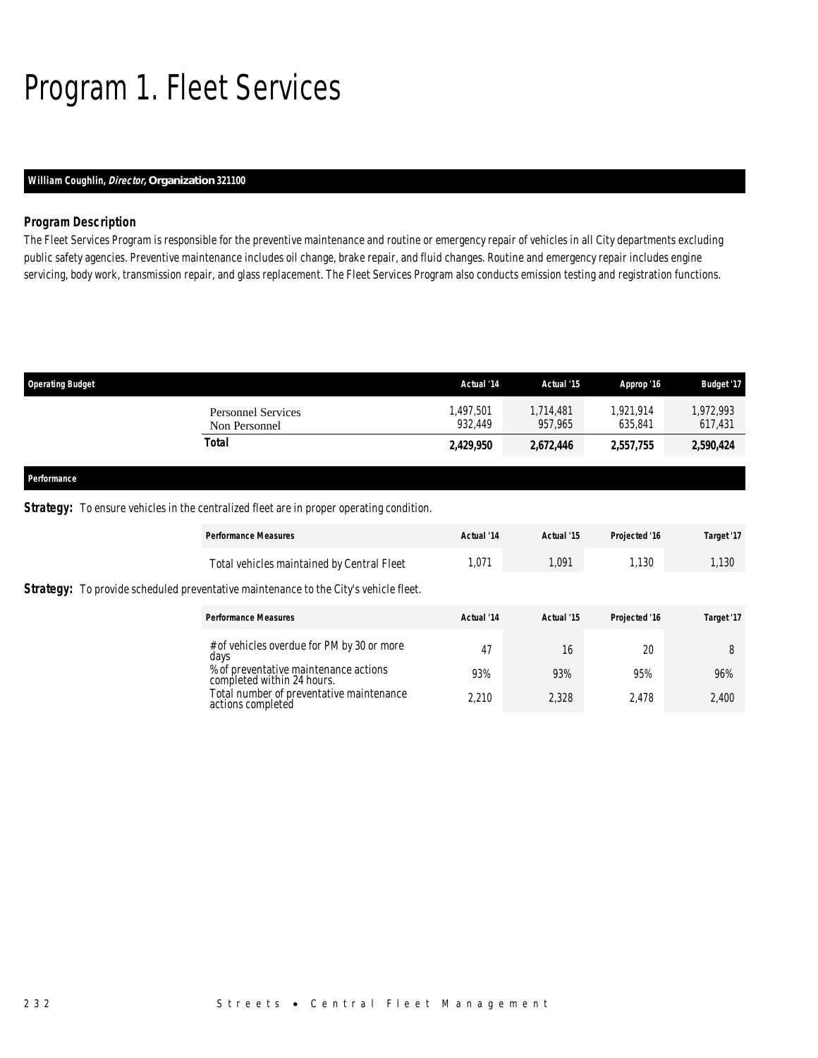# Program 1. Fleet Services

**William Coughlin, *Director,* Organization 321100**

### Program Description

The Fleet Services Program is responsible for the preventive maintenance and routine or emergency repair of vehicles in all City departments excluding public safety agencies. Preventive maintenance includes oil change, brake repair, and fluid changes. Routine and emergency repair includes engine servicing, body work, transmission repair, and glass replacement. The Fleet Services Program also conducts emission testing and registration functions.

| Operating Budget | Actual '14 | Actual '15 | Approp '16 | Budget '17 |
|---|---|---|---|---|
| Personnel Services | 1,497,501 | 1,714,481 | 1,921,914 | 1,972,993 |
| Non Personnel | 932,449 | 957,965 | 635,841 | 617,431 |
| **Total** | **2,429,950** | **2,672,446** | **2,557,755** | **2,590,424** |

### Performance

**Strategy:** To ensure vehicles in the centralized fleet are in proper operating condition.

| Performance Measures | Actual '14 | Actual '15 | Projected '16 | Target '17 |
|---|---|---|---|---|
| Total vehicles maintained by Central Fleet | 1,071 | 1,091 | 1,130 | 1,130 |

**Strategy:** To provide scheduled preventative maintenance to the City's vehicle fleet.

| Performance Measures | Actual '14 | Actual '15 | Projected '16 | Target '17 |
|---|---|---|---|---|
| # of vehicles overdue for PM by 30 or more days | 47 | 16 | 20 | 8 |
| % of preventative maintenance actions completed within 24 hours. | 93% | 93% | 95% | 96% |
| Total number of preventative maintenance actions completed | 2,210 | 2,328 | 2,478 | 2,400 |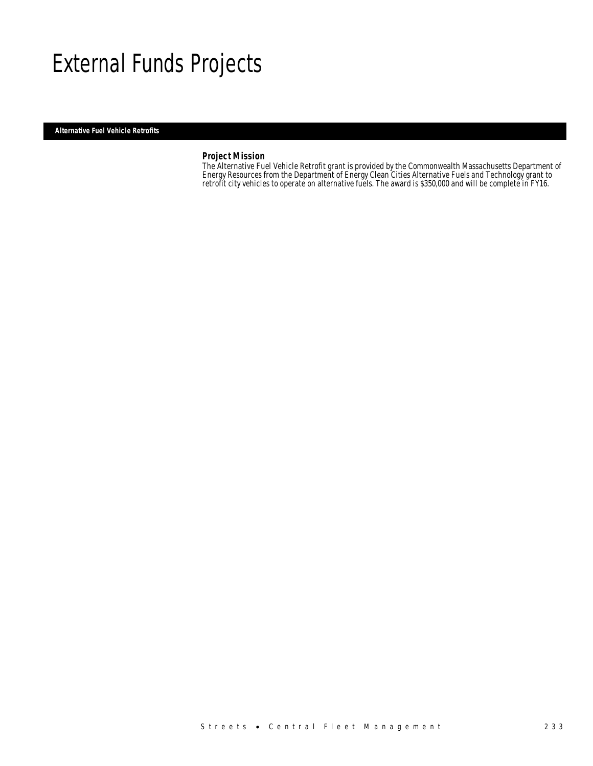# External Funds Projects

## Alternative Fuel Vehicle Retrofits

### Project Mission

The Alternative Fuel Vehicle Retrofit grant is provided by the Commonwealth Massachusetts Department of Energy Resources from the Department of Energy Clean Cities Alternative Fuels and Technology grant to retrofit city vehicles to operate on alternative fuels. The award is $350,000 and will be complete in FY16.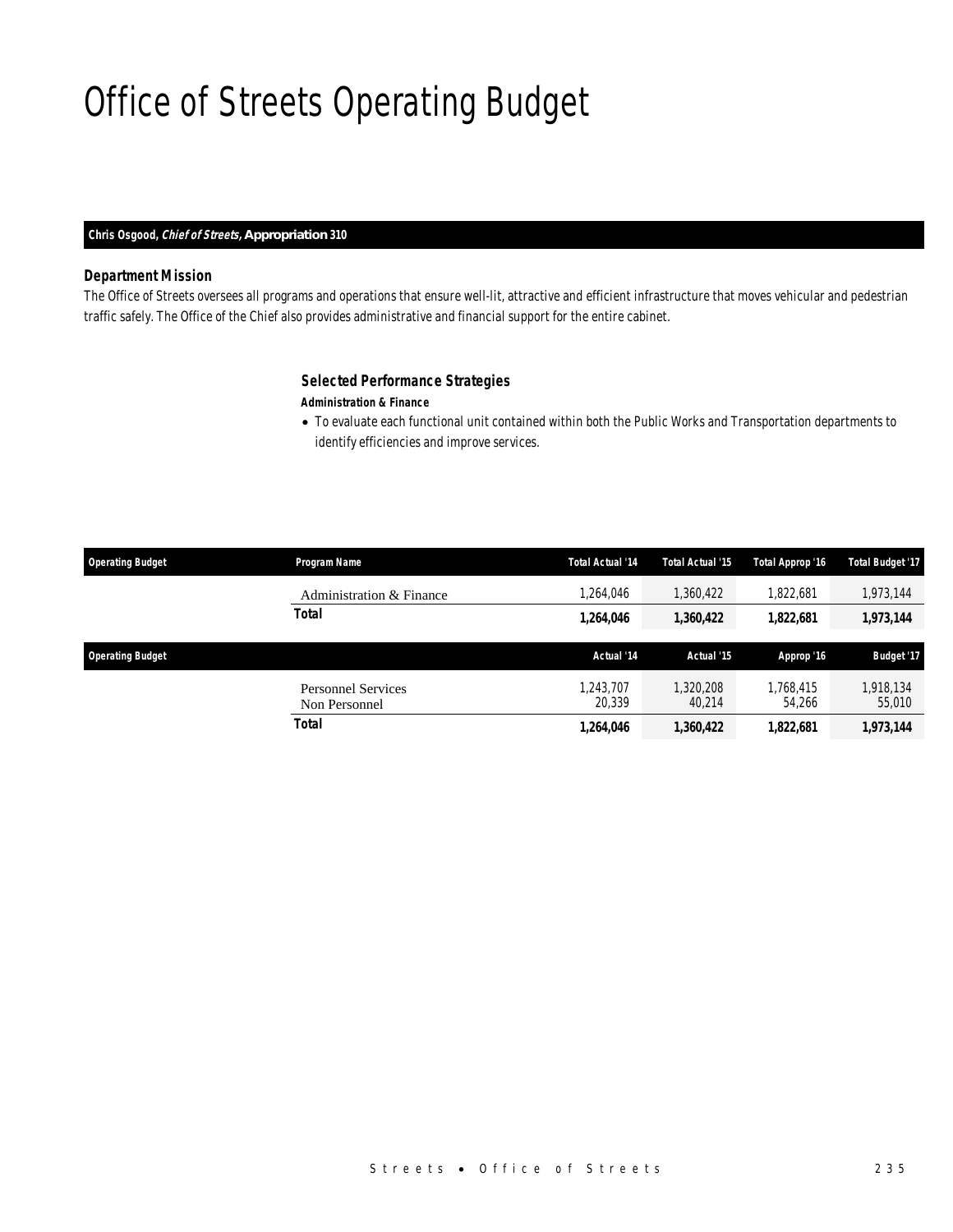# Office of Streets Operating Budget

**Chris Osgood, *Chief of Streets*, Appropriation 310**

### *Department Mission*

*The Office of Streets oversees all programs and operations that ensure well-lit, attractive and efficient infrastructure that moves vehicular and pedestrian traffic safely. The Office of the Chief also provides administrative and financial support for the entire cabinet.*

### *Selected Performance Strategies*

***Administration & Finance***

- To evaluate each functional unit contained within both the Public Works and Transportation departments to identify efficiencies and improve services.

| Operating Budget | Program Name | Total Actual '14 | Total Actual '15 | Total Approp '16 | Total Budget '17 |
|---|---|---|---|---|---|
| | Administration & Finance | 1,264,046 | 1,360,422 | 1,822,681 | 1,973,144 |
| | **Total** | **1,264,046** | **1,360,422** | **1,822,681** | **1,973,144** |

| Operating Budget | | Actual '14 | Actual '15 | Approp '16 | Budget '17 |
|---|---|---|---|---|---|
| | Personnel Services | 1,243,707 | 1,320,208 | 1,768,415 | 1,918,134 |
| | Non Personnel | 20,339 | 40,214 | 54,266 | 55,010 |
| | **Total** | **1,264,046** | **1,360,422** | **1,822,681** | **1,973,144** |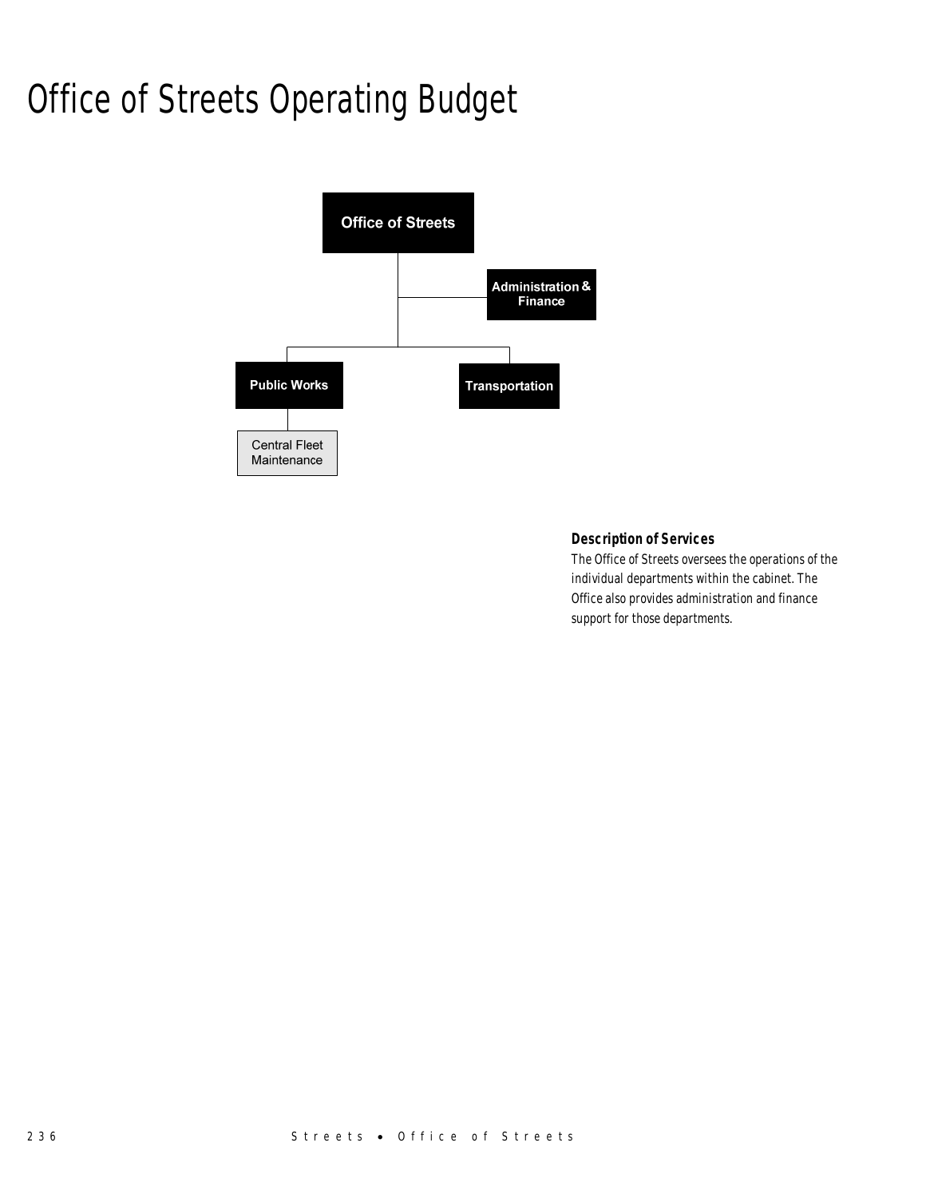# Office of Streets Operating Budget

Office of Streets

Administration & Finance

Public Works

Transportation

Central Fleet Maintenance

### Description of Services

The Office of Streets oversees the operations of the individual departments within the cabinet. The Office also provides administration and finance support for those departments.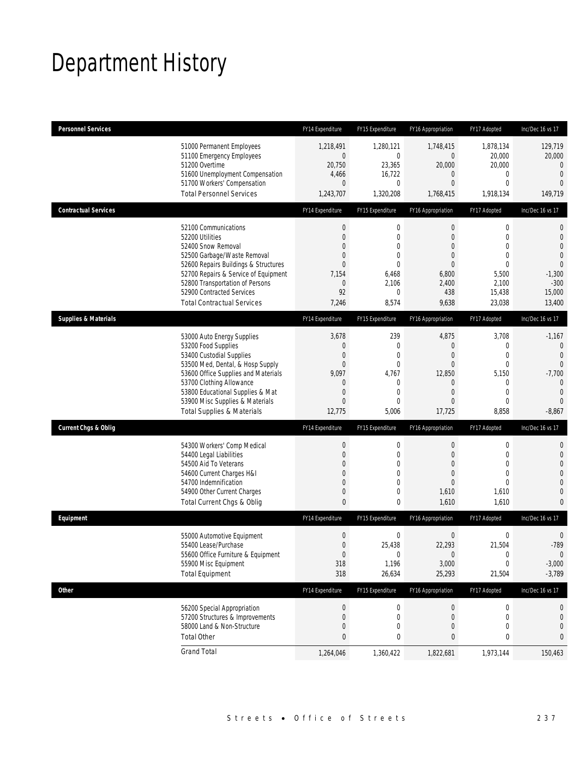# Department History

| Personnel Services | FY14 Expenditure | FY15 Expenditure | FY16 Appropriation | FY17 Adopted | Inc/Dec 16 vs 17 |
|---|---|---|---|---|---|
| 51000 Permanent Employees | 1,218,491 | 1,280,121 | 1,748,415 | 1,878,134 | 129,719 |
| 51100 Emergency Employees | 0 | 0 | 0 | 20,000 | 20,000 |
| 51200 Overtime | 20,750 | 23,365 | 20,000 | 20,000 | 0 |
| 51600 Unemployment Compensation | 4,466 | 16,722 | 0 | 0 | 0 |
| 51700 Workers' Compensation | 0 | 0 | 0 | 0 | 0 |
| Total Personnel Services | 1,243,707 | 1,320,208 | 1,768,415 | 1,918,134 | 149,719 |

| Contractual Services | FY14 Expenditure | FY15 Expenditure | FY16 Appropriation | FY17 Adopted | Inc/Dec 16 vs 17 |
|---|---|---|---|---|---|
| 52100 Communications | 0 | 0 | 0 | 0 | 0 |
| 52200 Utilities | 0 | 0 | 0 | 0 | 0 |
| 52400 Snow Removal | 0 | 0 | 0 | 0 | 0 |
| 52500 Garbage/Waste Removal | 0 | 0 | 0 | 0 | 0 |
| 52600 Repairs Buildings & Structures | 0 | 0 | 0 | 0 | 0 |
| 52700 Repairs & Service of Equipment | 7,154 | 6,468 | 6,800 | 5,500 | -1,300 |
| 52800 Transportation of Persons | 0 | 2,106 | 2,400 | 2,100 | -300 |
| 52900 Contracted Services | 92 | 0 | 438 | 15,438 | 15,000 |
| Total Contractual Services | 7,246 | 8,574 | 9,638 | 23,038 | 13,400 |

| Supplies & Materials | FY14 Expenditure | FY15 Expenditure | FY16 Appropriation | FY17 Adopted | Inc/Dec 16 vs 17 |
|---|---|---|---|---|---|
| 53000 Auto Energy Supplies | 3,678 | 239 | 4,875 | 3,708 | -1,167 |
| 53200 Food Supplies | 0 | 0 | 0 | 0 | 0 |
| 53400 Custodial Supplies | 0 | 0 | 0 | 0 | 0 |
| 53500 Med, Dental, & Hosp Supply | 0 | 0 | 0 | 0 | 0 |
| 53600 Office Supplies and Materials | 9,097 | 4,767 | 12,850 | 5,150 | -7,700 |
| 53700 Clothing Allowance | 0 | 0 | 0 | 0 | 0 |
| 53800 Educational Supplies & Mat | 0 | 0 | 0 | 0 | 0 |
| 53900 Misc Supplies & Materials | 0 | 0 | 0 | 0 | 0 |
| Total Supplies & Materials | 12,775 | 5,006 | 17,725 | 8,858 | -8,867 |

| Current Chgs & Oblig | FY14 Expenditure | FY15 Expenditure | FY16 Appropriation | FY17 Adopted | Inc/Dec 16 vs 17 |
|---|---|---|---|---|---|
| 54300 Workers' Comp Medical | 0 | 0 | 0 | 0 | 0 |
| 54400 Legal Liabilities | 0 | 0 | 0 | 0 | 0 |
| 54500 Aid To Veterans | 0 | 0 | 0 | 0 | 0 |
| 54600 Current Charges H&I | 0 | 0 | 0 | 0 | 0 |
| 54700 Indemnification | 0 | 0 | 0 | 0 | 0 |
| 54900 Other Current Charges | 0 | 0 | 1,610 | 1,610 | 0 |
| Total Current Chgs & Oblig | 0 | 0 | 1,610 | 1,610 | 0 |

| Equipment | FY14 Expenditure | FY15 Expenditure | FY16 Appropriation | FY17 Adopted | Inc/Dec 16 vs 17 |
|---|---|---|---|---|---|
| 55000 Automotive Equipment | 0 | 0 | 0 | 0 | 0 |
| 55400 Lease/Purchase | 0 | 25,438 | 22,293 | 21,504 | -789 |
| 55600 Office Furniture & Equipment | 0 | 0 | 0 | 0 | 0 |
| 55900 Misc Equipment | 318 | 1,196 | 3,000 | 0 | -3,000 |
| Total Equipment | 318 | 26,634 | 25,293 | 21,504 | -3,789 |

| Other | FY14 Expenditure | FY15 Expenditure | FY16 Appropriation | FY17 Adopted | Inc/Dec 16 vs 17 |
|---|---|---|---|---|---|
| 56200 Special Appropriation | 0 | 0 | 0 | 0 | 0 |
| 57200 Structures & Improvements | 0 | 0 | 0 | 0 | 0 |
| 58000 Land & Non-Structure | 0 | 0 | 0 | 0 | 0 |
| Total Other | 0 | 0 | 0 | 0 | 0 |
| Grand Total | 1,264,046 | 1,360,422 | 1,822,681 | 1,973,144 | 150,463 |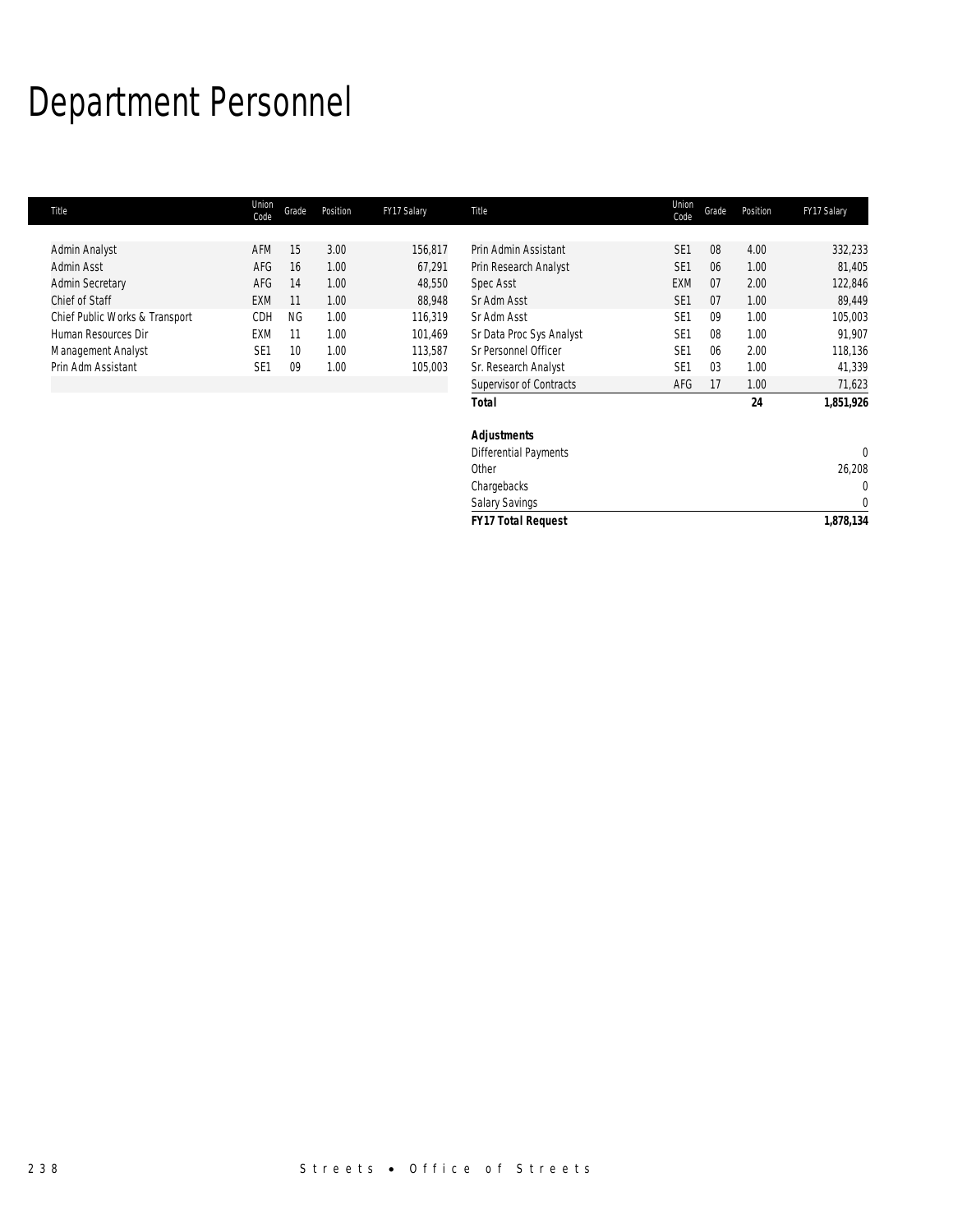# Department Personnel

| Title | Union Code | Grade | Position | FY17 Salary | Title | Union Code | Grade | Position | FY17 Salary |
|---|---|---|---|---|---|---|---|---|---|
| Admin Analyst | AFM | 15 | 3.00 | 156,817 | Prin Admin Assistant | SE1 | 08 | 4.00 | 332,233 |
| Admin Asst | AFG | 16 | 1.00 | 67,291 | Prin Research Analyst | SE1 | 06 | 1.00 | 81,405 |
| Admin Secretary | AFG | 14 | 1.00 | 48,550 | Spec Asst | EXM | 07 | 2.00 | 122,846 |
| Chief of Staff | EXM | 11 | 1.00 | 88,948 | Sr Adm Asst | SE1 | 07 | 1.00 | 89,449 |
| Chief Public Works & Transport | CDH | NG | 1.00 | 116,319 | Sr Adm Asst | SE1 | 09 | 1.00 | 105,003 |
| Human Resources Dir | EXM | 11 | 1.00 | 101,469 | Sr Data Proc Sys Analyst | SE1 | 08 | 1.00 | 91,907 |
| Management Analyst | SE1 | 10 | 1.00 | 113,587 | Sr Personnel Officer | SE1 | 06 | 2.00 | 118,136 |
| Prin Adm Assistant | SE1 | 09 | 1.00 | 105,003 | Sr. Research Analyst | SE1 | 03 | 1.00 | 41,339 |
| | | | | | Supervisor of Contracts | AFG | 17 | 1.00 | 71,623 |
| | | | | | **Total** | | | **24** | **1,851,926** |

| | |
|---|---|
| ***Adjustments*** | |
| Differential Payments | 0 |
| Other | 26,208 |
| Chargebacks | 0 |
| Salary Savings | 0 |
| ***FY17 Total Request*** | **1,878,134** |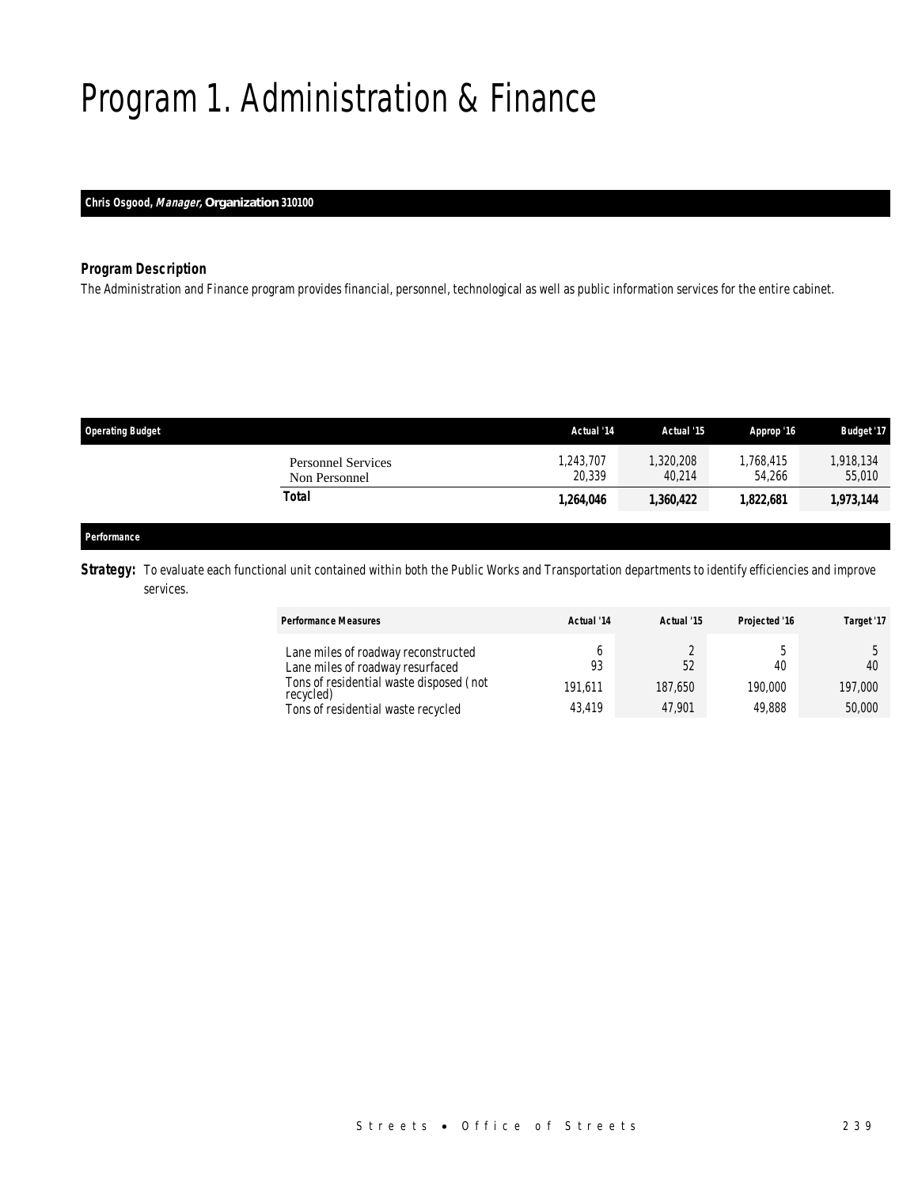# Program 1. Administration & Finance

**Chris Osgood, *Manager,* Organization 310100**

### *Program Description*

*The Administration and Finance program provides financial, personnel, technological as well as public information services for the entire cabinet.*

| Operating Budget | Actual '14 | Actual '15 | Approp '16 | Budget '17 |
|---|---|---|---|---|
| Personnel Services | 1,243,707 | 1,320,208 | 1,768,415 | 1,918,134 |
| Non Personnel | 20,339 | 40,214 | 54,266 | 55,010 |
| **Total** | **1,264,046** | **1,360,422** | **1,822,681** | **1,973,144** |

### *Performance*

***Strategy:*** To evaluate each functional unit contained within both the Public Works and Transportation departments to identify efficiencies and improve services.

| Performance Measures | Actual '14 | Actual '15 | Projected '16 | Target '17 |
|---|---|---|---|---|
| Lane miles of roadway reconstructed | 6 | 2 | 5 | 5 |
| Lane miles of roadway resurfaced | 93 | 52 | 40 | 40 |
| Tons of residential waste disposed ( not recycled) | 191,611 | 187,650 | 190,000 | 197,000 |
| Tons of residential waste recycled | 43,419 | 47,901 | 49,888 | 50,000 |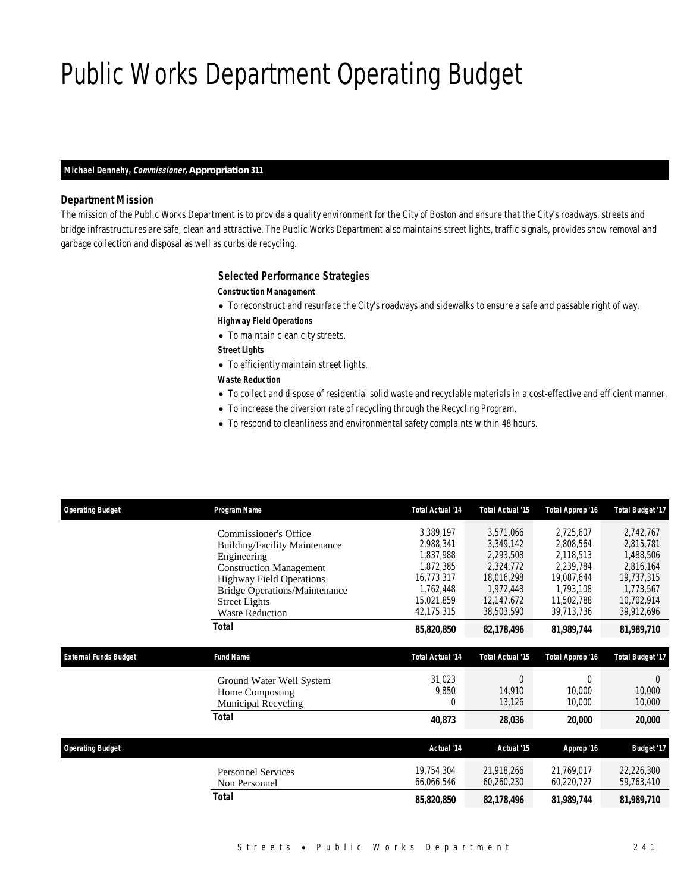# Public Works Department Operating Budget

**Michael Dennehy, *Commissioner*, Appropriation 311**

### Department Mission

The mission of the Public Works Department is to provide a quality environment for the City of Boston and ensure that the City's roadways, streets and bridge infrastructures are safe, clean and attractive. The Public Works Department also maintains street lights, traffic signals, provides snow removal and garbage collection and disposal as well as curbside recycling.

### Selected Performance Strategies

**Construction Management**

- To reconstruct and resurface the City's roadways and sidewalks to ensure a safe and passable right of way.

**Highway Field Operations**

- To maintain clean city streets.

**Street Lights**

- To efficiently maintain street lights.

**Waste Reduction**

- To collect and dispose of residential solid waste and recyclable materials in a cost-effective and efficient manner.
- To increase the diversion rate of recycling through the Recycling Program.
- To respond to cleanliness and environmental safety complaints within 48 hours.

| Operating Budget | Program Name | Total Actual '14 | Total Actual '15 | Total Approp '16 | Total Budget '17 |
|---|---|---|---|---|---|
| | Commissioner's Office | 3,389,197 | 3,571,066 | 2,725,607 | 2,742,767 |
| | Building/Facility Maintenance | 2,988,341 | 3,349,142 | 2,808,564 | 2,815,781 |
| | Engineering | 1,837,988 | 2,293,508 | 2,118,513 | 1,488,506 |
| | Construction Management | 1,872,385 | 2,324,772 | 2,239,784 | 2,816,164 |
| | Highway Field Operations | 16,773,317 | 18,016,298 | 19,087,644 | 19,737,315 |
| | Bridge Operations/Maintenance | 1,762,448 | 1,972,448 | 1,793,108 | 1,773,567 |
| | Street Lights | 15,021,859 | 12,147,672 | 11,502,788 | 10,702,914 |
| | Waste Reduction | 42,175,315 | 38,503,590 | 39,713,736 | 39,912,696 |
| | **Total** | **85,820,850** | **82,178,496** | **81,989,744** | **81,989,710** |

| External Funds Budget | Fund Name | Total Actual '14 | Total Actual '15 | Total Approp '16 | Total Budget '17 |
|---|---|---|---|---|---|
| | Ground Water Well System | 31,023 | 0 | 0 | 0 |
| | Home Composting | 9,850 | 14,910 | 10,000 | 10,000 |
| | Municipal Recycling | 0 | 13,126 | 10,000 | 10,000 |
| | **Total** | **40,873** | **28,036** | **20,000** | **20,000** |

| Operating Budget | | Actual '14 | Actual '15 | Approp '16 | Budget '17 |
|---|---|---|---|---|---|
| | Personnel Services | 19,754,304 | 21,918,266 | 21,769,017 | 22,226,300 |
| | Non Personnel | 66,066,546 | 60,260,230 | 60,220,727 | 59,763,410 |
| | **Total** | **85,820,850** | **82,178,496** | **81,989,744** | **81,989,710** |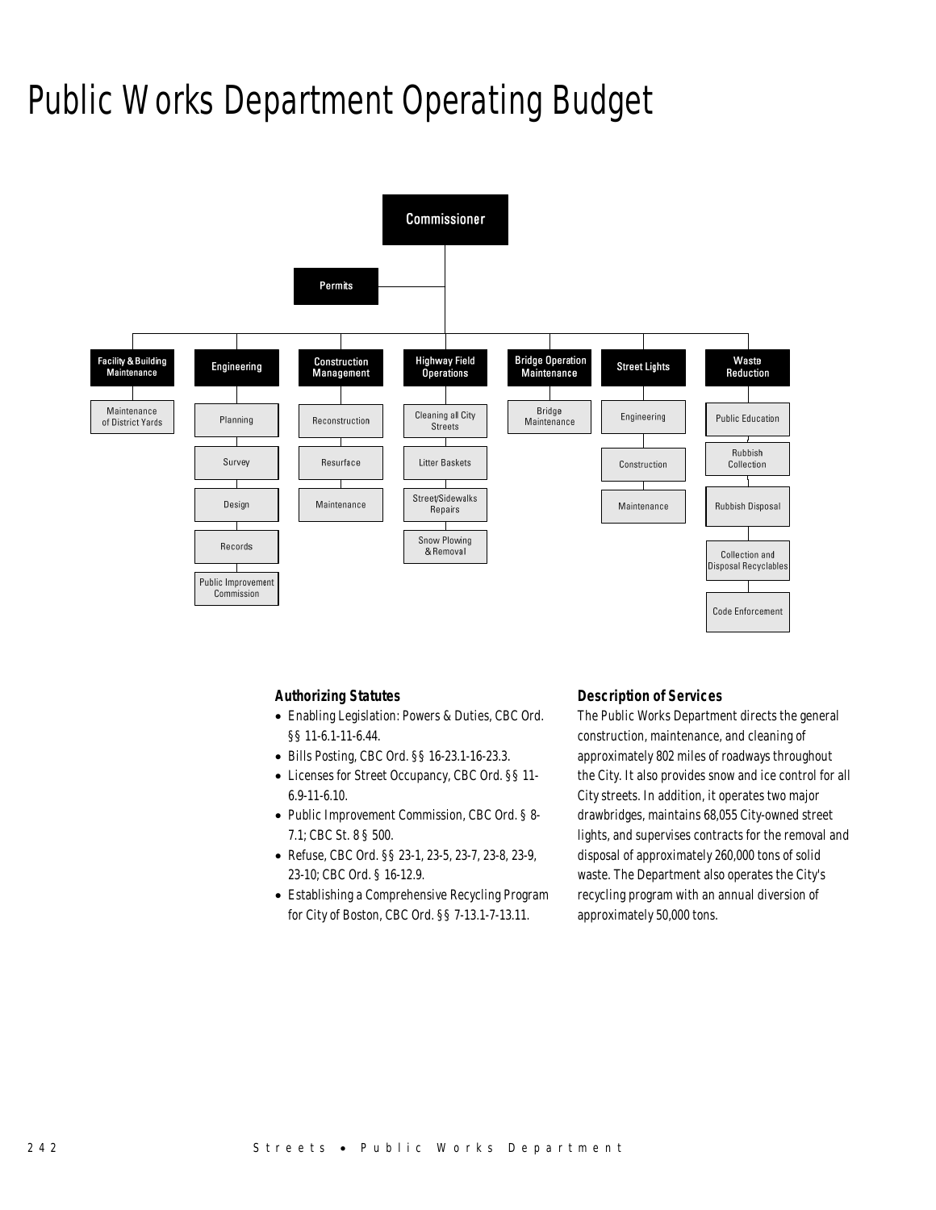# Public Works Department Operating Budget

Commissioner

Permits

Facility & Building Maintenance
- Maintenance of District Yards

Engineering
- Planning
- Survey
- Design
- Records
- Public Improvement Commission

Construction Management
- Reconstruction
- Resurface
- Maintenance

Highway Field Operations
- Cleaning all City Streets
- Litter Baskets
- Street/Sidewalks Repairs
- Snow Plowing & Removal

Bridge Operation Maintenance
- Bridge Maintenance

Street Lights
- Engineering
- Construction
- Maintenance

Waste Reduction
- Public Education
- Rubbish Collection
- Rubbish Disposal
- Collection and Disposal Recyclables
- Code Enforcement

### Authorizing Statutes

- Enabling Legislation: Powers & Duties, CBC Ord. §§ 11-6.1-11-6.44.
- Bills Posting, CBC Ord. §§ 16-23.1-16-23.3.
- Licenses for Street Occupancy, CBC Ord. §§ 11-6.9-11-6.10.
- Public Improvement Commission, CBC Ord. § 8-7.1; CBC St. 8 § 500.
- Refuse, CBC Ord. §§ 23-1, 23-5, 23-7, 23-8, 23-9, 23-10; CBC Ord. § 16-12.9.
- Establishing a Comprehensive Recycling Program for City of Boston, CBC Ord. §§ 7-13.1-7-13.11.

### Description of Services

The Public Works Department directs the general construction, maintenance, and cleaning of approximately 802 miles of roadways throughout the City. It also provides snow and ice control for all City streets. In addition, it operates two major drawbridges, maintains 68,055 City-owned street lights, and supervises contracts for the removal and disposal of approximately 260,000 tons of solid waste. The Department also operates the City's recycling program with an annual diversion of approximately 50,000 tons.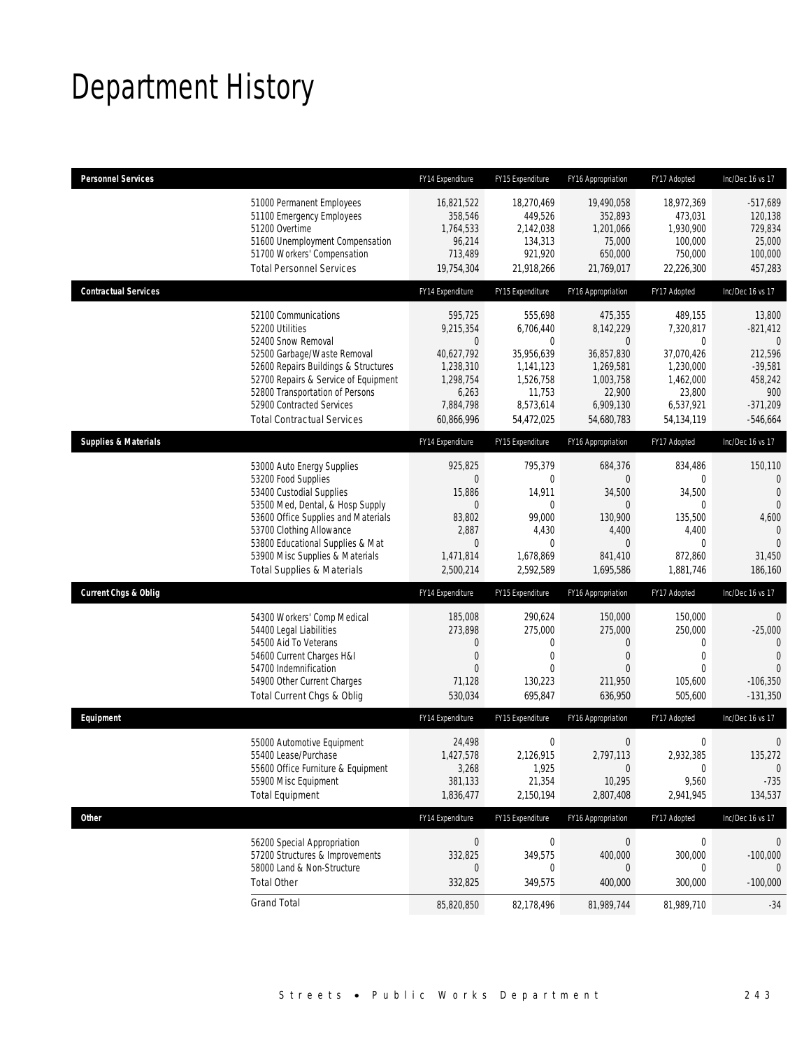# Department History

| Personnel Services | FY14 Expenditure | FY15 Expenditure | FY16 Appropriation | FY17 Adopted | Inc/Dec 16 vs 17 |
|---|---|---|---|---|---|
| 51000 Permanent Employees | 16,821,522 | 18,270,469 | 19,490,058 | 18,972,369 | -517,689 |
| 51100 Emergency Employees | 358,546 | 449,526 | 352,893 | 473,031 | 120,138 |
| 51200 Overtime | 1,764,533 | 2,142,038 | 1,201,066 | 1,930,900 | 729,834 |
| 51600 Unemployment Compensation | 96,214 | 134,313 | 75,000 | 100,000 | 25,000 |
| 51700 Workers' Compensation | 713,489 | 921,920 | 650,000 | 750,000 | 100,000 |
| Total Personnel Services | 19,754,304 | 21,918,266 | 21,769,017 | 22,226,300 | 457,283 |
| **Contractual Services** | FY14 Expenditure | FY15 Expenditure | FY16 Appropriation | FY17 Adopted | Inc/Dec 16 vs 17 |
| 52100 Communications | 595,725 | 555,698 | 475,355 | 489,155 | 13,800 |
| 52200 Utilities | 9,215,354 | 6,706,440 | 8,142,229 | 7,320,817 | -821,412 |
| 52400 Snow Removal | 0 | 0 | 0 | 0 | 0 |
| 52500 Garbage/Waste Removal | 40,627,792 | 35,956,639 | 36,857,830 | 37,070,426 | 212,596 |
| 52600 Repairs Buildings & Structures | 1,238,310 | 1,141,123 | 1,269,581 | 1,230,000 | -39,581 |
| 52700 Repairs & Service of Equipment | 1,298,754 | 1,526,758 | 1,003,758 | 1,462,000 | 458,242 |
| 52800 Transportation of Persons | 6,263 | 11,753 | 22,900 | 23,800 | 900 |
| 52900 Contracted Services | 7,884,798 | 8,573,614 | 6,909,130 | 6,537,921 | -371,209 |
| Total Contractual Services | 60,866,996 | 54,472,025 | 54,680,783 | 54,134,119 | -546,664 |
| **Supplies & Materials** | FY14 Expenditure | FY15 Expenditure | FY16 Appropriation | FY17 Adopted | Inc/Dec 16 vs 17 |
| 53000 Auto Energy Supplies | 925,825 | 795,379 | 684,376 | 834,486 | 150,110 |
| 53200 Food Supplies | 0 | 0 | 0 | 0 | 0 |
| 53400 Custodial Supplies | 15,886 | 14,911 | 34,500 | 34,500 | 0 |
| 53500 Med, Dental, & Hosp Supply | 0 | 0 | 0 | 0 | 0 |
| 53600 Office Supplies and Materials | 83,802 | 99,000 | 130,900 | 135,500 | 4,600 |
| 53700 Clothing Allowance | 2,887 | 4,430 | 4,400 | 4,400 | 0 |
| 53800 Educational Supplies & Mat | 0 | 0 | 0 | 0 | 0 |
| 53900 Misc Supplies & Materials | 1,471,814 | 1,678,869 | 841,410 | 872,860 | 31,450 |
| Total Supplies & Materials | 2,500,214 | 2,592,589 | 1,695,586 | 1,881,746 | 186,160 |
| **Current Chgs & Oblig** | FY14 Expenditure | FY15 Expenditure | FY16 Appropriation | FY17 Adopted | Inc/Dec 16 vs 17 |
| 54300 Workers' Comp Medical | 185,008 | 290,624 | 150,000 | 150,000 | 0 |
| 54400 Legal Liabilities | 273,898 | 275,000 | 275,000 | 250,000 | -25,000 |
| 54500 Aid To Veterans | 0 | 0 | 0 | 0 | 0 |
| 54600 Current Charges H&I | 0 | 0 | 0 | 0 | 0 |
| 54700 Indemnification | 0 | 0 | 0 | 0 | 0 |
| 54900 Other Current Charges | 71,128 | 130,223 | 211,950 | 105,600 | -106,350 |
| Total Current Chgs & Oblig | 530,034 | 695,847 | 636,950 | 505,600 | -131,350 |
| **Equipment** | FY14 Expenditure | FY15 Expenditure | FY16 Appropriation | FY17 Adopted | Inc/Dec 16 vs 17 |
| 55000 Automotive Equipment | 24,498 | 0 | 0 | 0 | 0 |
| 55400 Lease/Purchase | 1,427,578 | 2,126,915 | 2,797,113 | 2,932,385 | 135,272 |
| 55600 Office Furniture & Equipment | 3,268 | 1,925 | 0 | 0 | 0 |
| 55900 Misc Equipment | 381,133 | 21,354 | 10,295 | 9,560 | -735 |
| Total Equipment | 1,836,477 | 2,150,194 | 2,807,408 | 2,941,945 | 134,537 |
| **Other** | FY14 Expenditure | FY15 Expenditure | FY16 Appropriation | FY17 Adopted | Inc/Dec 16 vs 17 |
| 56200 Special Appropriation | 0 | 0 | 0 | 0 | 0 |
| 57200 Structures & Improvements | 332,825 | 349,575 | 400,000 | 300,000 | -100,000 |
| 58000 Land & Non-Structure | 0 | 0 | 0 | 0 | 0 |
| Total Other | 332,825 | 349,575 | 400,000 | 300,000 | -100,000 |
| Grand Total | 85,820,850 | 82,178,496 | 81,989,744 | 81,989,710 | -34 |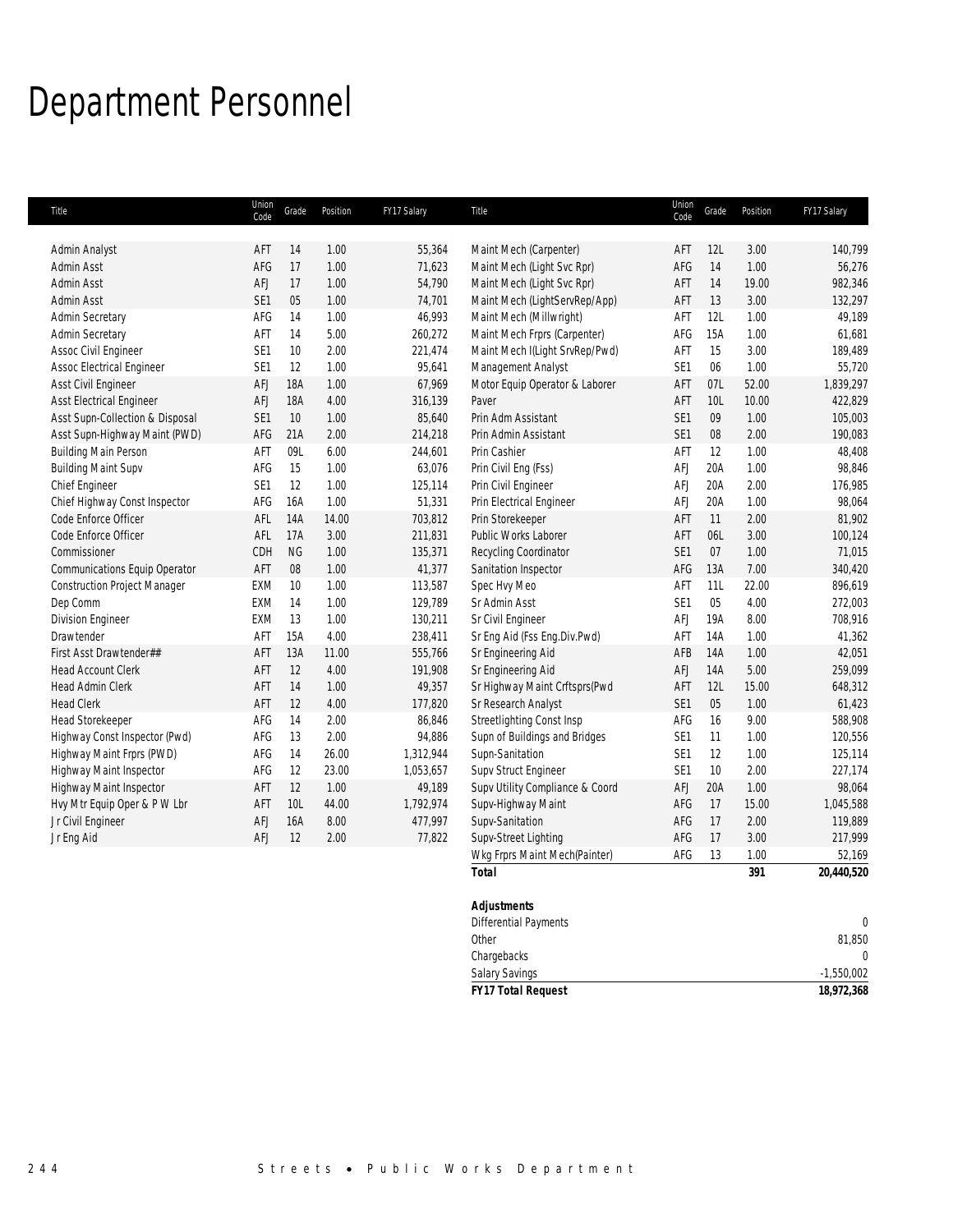# Department Personnel

| Title | Union Code | Grade | Position | FY17 Salary | Title | Union Code | Grade | Position | FY17 Salary |
|---|---|---|---|---|---|---|---|---|---|
| Admin Analyst | AFT | 14 | 1.00 | 55,364 | Maint Mech (Carpenter) | AFT | 12L | 3.00 | 140,799 |
| Admin Asst | AFG | 17 | 1.00 | 71,623 | Maint Mech (Light Svc Rpr) | AFG | 14 | 1.00 | 56,276 |
| Admin Asst | AFJ | 17 | 1.00 | 54,790 | Maint Mech (Light Svc Rpr) | AFT | 14 | 19.00 | 982,346 |
| Admin Asst | SE1 | 05 | 1.00 | 74,701 | Maint Mech (LightServRep/App) | AFT | 13 | 3.00 | 132,297 |
| Admin Secretary | AFG | 14 | 1.00 | 46,993 | Maint Mech (Millwright) | AFT | 12L | 1.00 | 49,189 |
| Admin Secretary | AFT | 14 | 5.00 | 260,272 | Maint Mech Frprs (Carpenter) | AFG | 15A | 1.00 | 61,681 |
| Assoc Civil Engineer | SE1 | 10 | 2.00 | 221,474 | Maint Mech I(Light SrvRep/Pwd) | AFT | 15 | 3.00 | 189,489 |
| Assoc Electrical Engineer | SE1 | 12 | 1.00 | 95,641 | Management Analyst | SE1 | 06 | 1.00 | 55,720 |
| Asst Civil Engineer | AFJ | 18A | 1.00 | 67,969 | Motor Equip Operator & Laborer | AFT | 07L | 52.00 | 1,839,297 |
| Asst Electrical Engineer | AFJ | 18A | 4.00 | 316,139 | Paver | AFT | 10L | 10.00 | 422,829 |
| Asst Supn-Collection & Disposal | SE1 | 10 | 1.00 | 85,640 | Prin Adm Assistant | SE1 | 09 | 1.00 | 105,003 |
| Asst Supn-Highway Maint (PWD) | AFG | 21A | 2.00 | 214,218 | Prin Admin Assistant | SE1 | 08 | 2.00 | 190,083 |
| Building Main Person | AFT | 09L | 6.00 | 244,601 | Prin Cashier | AFT | 12 | 1.00 | 48,408 |
| Building Maint Supv | AFG | 15 | 1.00 | 63,076 | Prin Civil Eng (Fss) | AFJ | 20A | 1.00 | 98,846 |
| Chief Engineer | SE1 | 12 | 1.00 | 125,114 | Prin Civil Engineer | AFJ | 20A | 2.00 | 176,985 |
| Chief Highway Const Inspector | AFG | 16A | 1.00 | 51,331 | Prin Electrical Engineer | AFJ | 20A | 1.00 | 98,064 |
| Code Enforce Officer | AFL | 14A | 14.00 | 703,812 | Prin Storekeeper | AFT | 11 | 2.00 | 81,902 |
| Code Enforce Officer | AFL | 17A | 3.00 | 211,831 | Public Works Laborer | AFT | 06L | 3.00 | 100,124 |
| Commissioner | CDH | NG | 1.00 | 135,371 | Recycling Coordinator | SE1 | 07 | 1.00 | 71,015 |
| Communications Equip Operator | AFT | 08 | 1.00 | 41,377 | Sanitation Inspector | AFG | 13A | 7.00 | 340,420 |
| Construction Project Manager | EXM | 10 | 1.00 | 113,587 | Spec Hvy Meo | AFT | 11L | 22.00 | 896,619 |
| Dep Comm | EXM | 14 | 1.00 | 129,789 | Sr Admin Asst | SE1 | 05 | 4.00 | 272,003 |
| Division Engineer | EXM | 13 | 1.00 | 130,211 | Sr Civil Engineer | AFJ | 19A | 8.00 | 708,916 |
| Drawtender | AFT | 15A | 4.00 | 238,411 | Sr Eng Aid (Fss Eng.Div.Pwd) | AFT | 14A | 1.00 | 41,362 |
| First Asst Drawtender## | AFT | 13A | 11.00 | 555,766 | Sr Engineering Aid | AFB | 14A | 1.00 | 42,051 |
| Head Account Clerk | AFT | 12 | 4.00 | 191,908 | Sr Engineering Aid | AFJ | 14A | 5.00 | 259,099 |
| Head Admin Clerk | AFT | 14 | 1.00 | 49,357 | Sr Highway Maint Crftsprs(Pwd | AFT | 12L | 15.00 | 648,312 |
| Head Clerk | AFT | 12 | 4.00 | 177,820 | Sr Research Analyst | SE1 | 05 | 1.00 | 61,423 |
| Head Storekeeper | AFG | 14 | 2.00 | 86,846 | Streetlighting Const Insp | AFG | 16 | 9.00 | 588,908 |
| Highway Const Inspector (Pwd) | AFG | 13 | 2.00 | 94,886 | Supn of Buildings and Bridges | SE1 | 11 | 1.00 | 120,556 |
| Highway Maint Frprs (PWD) | AFG | 14 | 26.00 | 1,312,944 | Supn-Sanitation | SE1 | 12 | 1.00 | 125,114 |
| Highway Maint Inspector | AFG | 12 | 23.00 | 1,053,657 | Supv Struct Engineer | SE1 | 10 | 2.00 | 227,174 |
| Highway Maint Inspector | AFT | 12 | 1.00 | 49,189 | Supv Utility Compliance & Coord | AFJ | 20A | 1.00 | 98,064 |
| Hvy Mtr Equip Oper & P W Lbr | AFT | 10L | 44.00 | 1,792,974 | Supv-Highway Maint | AFG | 17 | 15.00 | 1,045,588 |
| Jr Civil Engineer | AFJ | 16A | 8.00 | 477,997 | Supv-Sanitation | AFG | 17 | 2.00 | 119,889 |
| Jr Eng Aid | AFJ | 12 | 2.00 | 77,822 | Supv-Street Lighting | AFG | 17 | 3.00 | 217,999 |
| | | | | | Wkg Frprs Maint Mech(Painter) | AFG | 13 | 1.00 | 52,169 |
| | | | | | **Total** | | | **391** | **20,440,520** |

| **Adjustments** | |
|---|---|
| Differential Payments | 0 |
| Other | 81,850 |
| Chargebacks | 0 |
| Salary Savings | -1,550,002 |
| **FY17 Total Request** | **18,972,368** |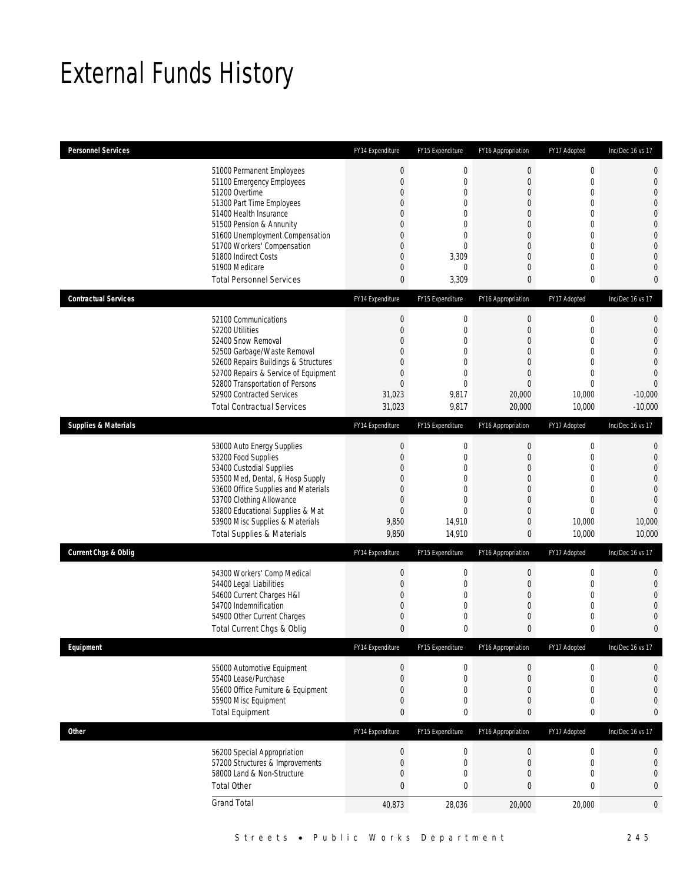# External Funds History

| Personnel Services | FY14 Expenditure | FY15 Expenditure | FY16 Appropriation | FY17 Adopted | Inc/Dec 16 vs 17 |
|---|---|---|---|---|---|
| 51000 Permanent Employees | 0 | 0 | 0 | 0 | 0 |
| 51100 Emergency Employees | 0 | 0 | 0 | 0 | 0 |
| 51200 Overtime | 0 | 0 | 0 | 0 | 0 |
| 51300 Part Time Employees | 0 | 0 | 0 | 0 | 0 |
| 51400 Health Insurance | 0 | 0 | 0 | 0 | 0 |
| 51500 Pension & Annunity | 0 | 0 | 0 | 0 | 0 |
| 51600 Unemployment Compensation | 0 | 0 | 0 | 0 | 0 |
| 51700 Workers' Compensation | 0 | 0 | 0 | 0 | 0 |
| 51800 Indirect Costs | 0 | 3,309 | 0 | 0 | 0 |
| 51900 Medicare | 0 | 0 | 0 | 0 | 0 |
| Total Personnel Services | 0 | 3,309 | 0 | 0 | 0 |

| Contractual Services | FY14 Expenditure | FY15 Expenditure | FY16 Appropriation | FY17 Adopted | Inc/Dec 16 vs 17 |
|---|---|---|---|---|---|
| 52100 Communications | 0 | 0 | 0 | 0 | 0 |
| 52200 Utilities | 0 | 0 | 0 | 0 | 0 |
| 52400 Snow Removal | 0 | 0 | 0 | 0 | 0 |
| 52500 Garbage/Waste Removal | 0 | 0 | 0 | 0 | 0 |
| 52600 Repairs Buildings & Structures | 0 | 0 | 0 | 0 | 0 |
| 52700 Repairs & Service of Equipment | 0 | 0 | 0 | 0 | 0 |
| 52800 Transportation of Persons | 0 | 0 | 0 | 0 | 0 |
| 52900 Contracted Services | 31,023 | 9,817 | 20,000 | 10,000 | -10,000 |
| Total Contractual Services | 31,023 | 9,817 | 20,000 | 10,000 | -10,000 |

| Supplies & Materials | FY14 Expenditure | FY15 Expenditure | FY16 Appropriation | FY17 Adopted | Inc/Dec 16 vs 17 |
|---|---|---|---|---|---|
| 53000 Auto Energy Supplies | 0 | 0 | 0 | 0 | 0 |
| 53200 Food Supplies | 0 | 0 | 0 | 0 | 0 |
| 53400 Custodial Supplies | 0 | 0 | 0 | 0 | 0 |
| 53500 Med, Dental, & Hosp Supply | 0 | 0 | 0 | 0 | 0 |
| 53600 Office Supplies and Materials | 0 | 0 | 0 | 0 | 0 |
| 53700 Clothing Allowance | 0 | 0 | 0 | 0 | 0 |
| 53800 Educational Supplies & Mat | 0 | 0 | 0 | 0 | 0 |
| 53900 Misc Supplies & Materials | 9,850 | 14,910 | 0 | 10,000 | 10,000 |
| Total Supplies & Materials | 9,850 | 14,910 | 0 | 10,000 | 10,000 |

| Current Chgs & Oblig | FY14 Expenditure | FY15 Expenditure | FY16 Appropriation | FY17 Adopted | Inc/Dec 16 vs 17 |
|---|---|---|---|---|---|
| 54300 Workers' Comp Medical | 0 | 0 | 0 | 0 | 0 |
| 54400 Legal Liabilities | 0 | 0 | 0 | 0 | 0 |
| 54600 Current Charges H&I | 0 | 0 | 0 | 0 | 0 |
| 54700 Indemnification | 0 | 0 | 0 | 0 | 0 |
| 54900 Other Current Charges | 0 | 0 | 0 | 0 | 0 |
| Total Current Chgs & Oblig | 0 | 0 | 0 | 0 | 0 |

| Equipment | FY14 Expenditure | FY15 Expenditure | FY16 Appropriation | FY17 Adopted | Inc/Dec 16 vs 17 |
|---|---|---|---|---|---|
| 55000 Automotive Equipment | 0 | 0 | 0 | 0 | 0 |
| 55400 Lease/Purchase | 0 | 0 | 0 | 0 | 0 |
| 55600 Office Furniture & Equipment | 0 | 0 | 0 | 0 | 0 |
| 55900 Misc Equipment | 0 | 0 | 0 | 0 | 0 |
| Total Equipment | 0 | 0 | 0 | 0 | 0 |

| Other | FY14 Expenditure | FY15 Expenditure | FY16 Appropriation | FY17 Adopted | Inc/Dec 16 vs 17 |
|---|---|---|---|---|---|
| 56200 Special Appropriation | 0 | 0 | 0 | 0 | 0 |
| 57200 Structures & Improvements | 0 | 0 | 0 | 0 | 0 |
| 58000 Land & Non-Structure | 0 | 0 | 0 | 0 | 0 |
| Total Other | 0 | 0 | 0 | 0 | 0 |
| Grand Total | 40,873 | 28,036 | 20,000 | 20,000 | 0 |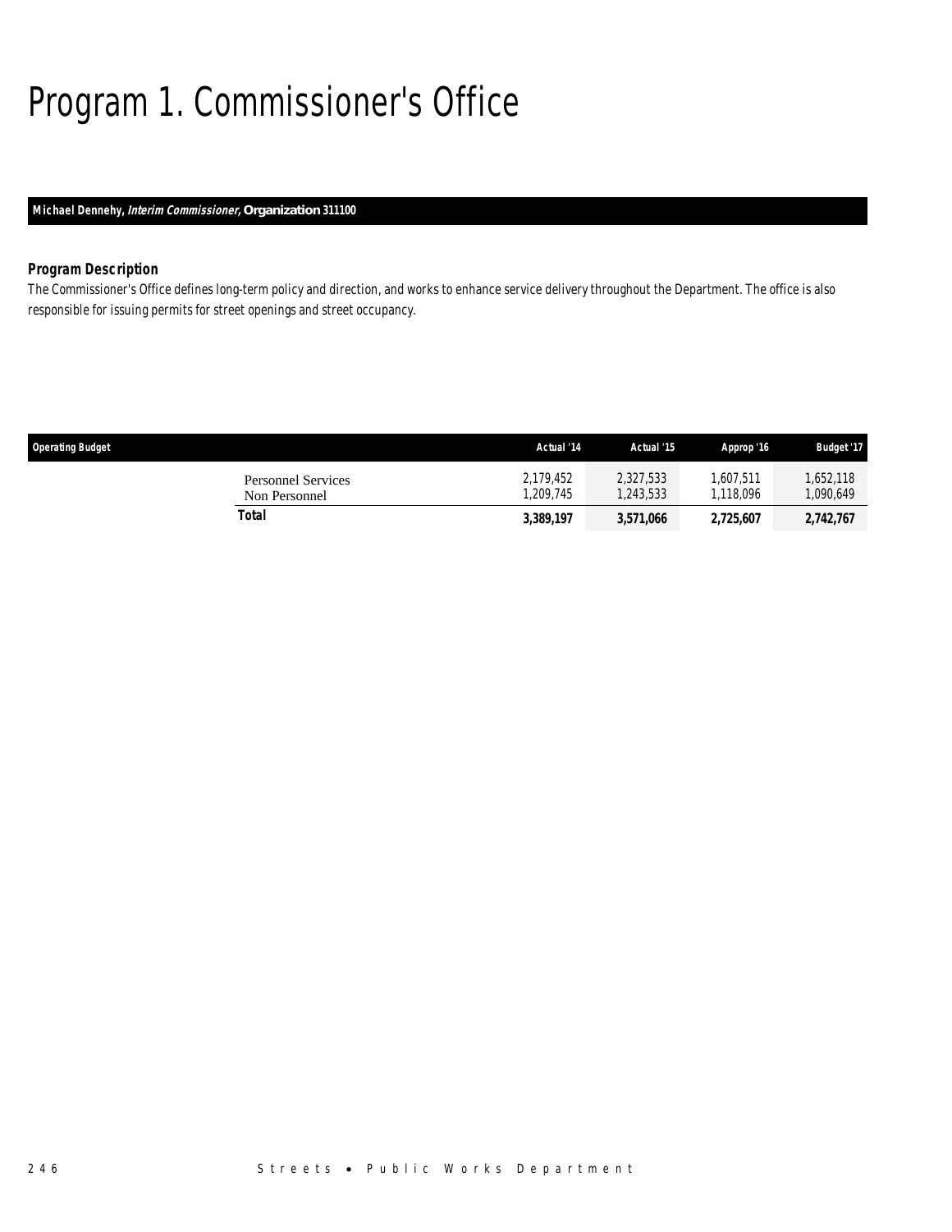# Program 1. Commissioner's Office

**Michael Dennehy, *Interim Commissioner*, Organization 311100**

### *Program Description*

The Commissioner's Office defines long-term policy and direction, and works to enhance service delivery throughout the Department. The office is also responsible for issuing permits for street openings and street occupancy.

| Operating Budget | Actual '14 | Actual '15 | Approp '16 | Budget '17 |
|---|---|---|---|---|
| Personnel Services | 2,179,452 | 2,327,533 | 1,607,511 | 1,652,118 |
| Non Personnel | 1,209,745 | 1,243,533 | 1,118,096 | 1,090,649 |
| **Total** | **3,389,197** | **3,571,066** | **2,725,607** | **2,742,767** |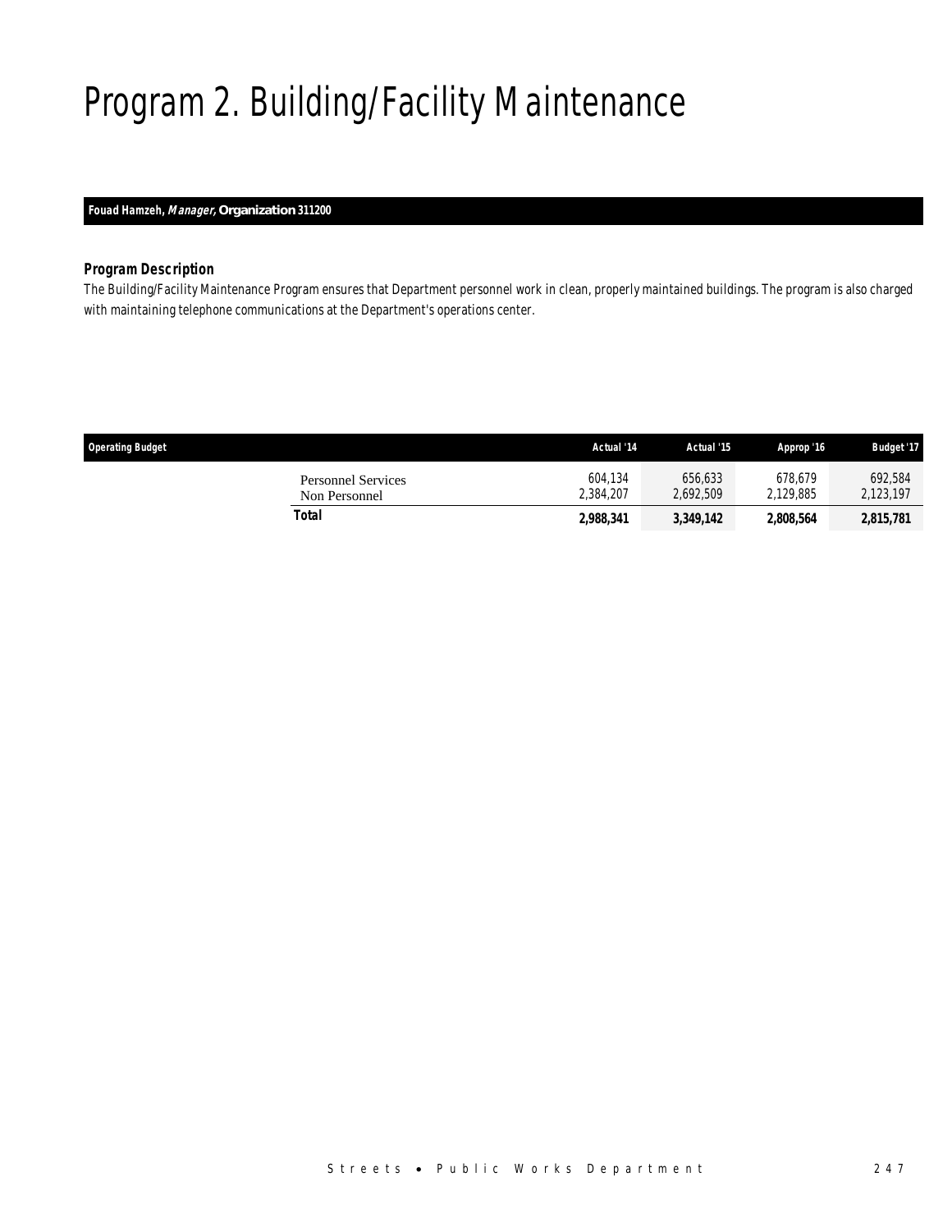# Program 2. Building/Facility Maintenance

**Fouad Hamzeh, *Manager,* Organization 311200**

### *Program Description*

*The Building/Facility Maintenance Program ensures that Department personnel work in clean, properly maintained buildings. The program is also charged with maintaining telephone communications at the Department's operations center.*

| Operating Budget | Actual '14 | Actual '15 | Approp '16 | Budget '17 |
|---|---|---|---|---|
| Personnel Services | 604,134 | 656,633 | 678,679 | 692,584 |
| Non Personnel | 2,384,207 | 2,692,509 | 2,129,885 | 2,123,197 |
| **Total** | **2,988,341** | **3,349,142** | **2,808,564** | **2,815,781** |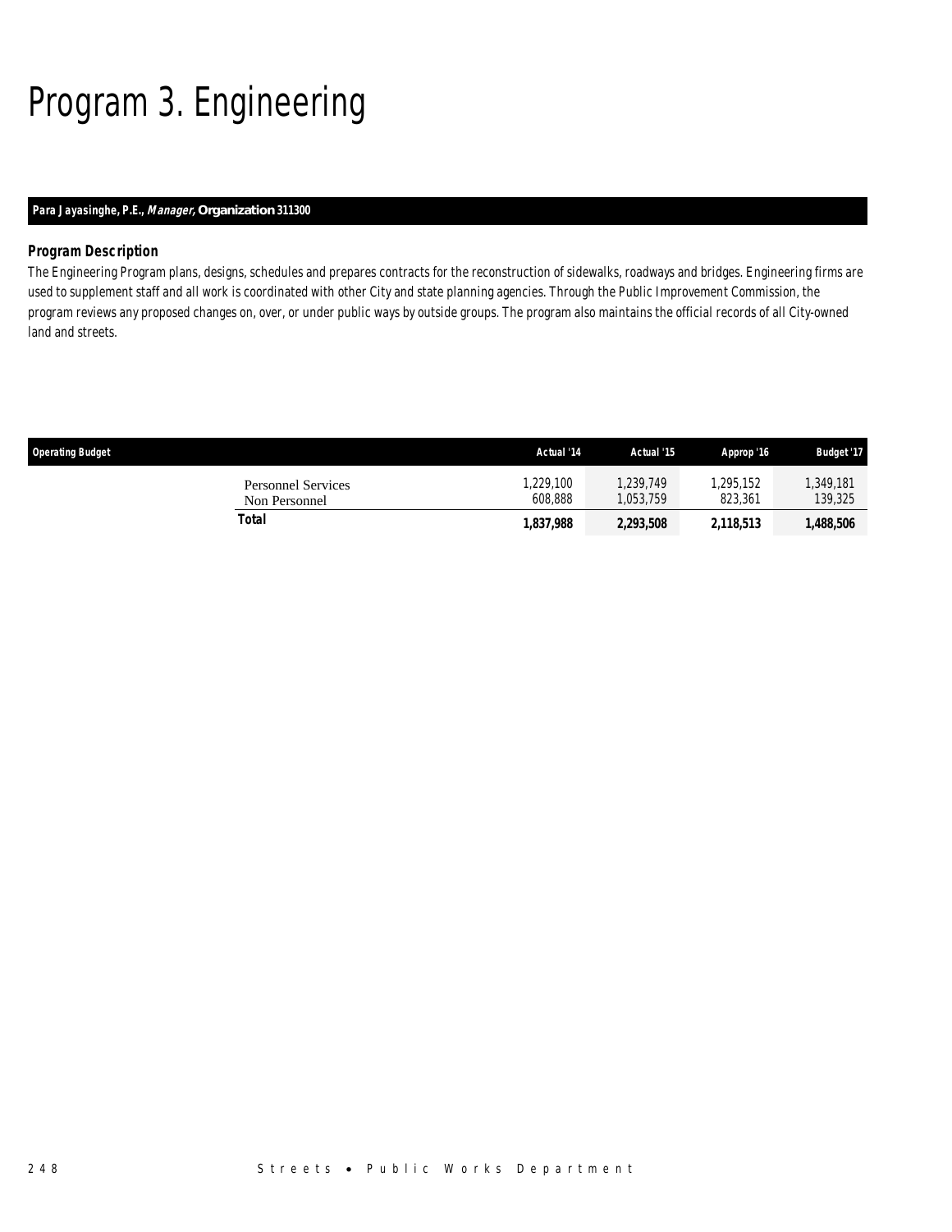# Program 3. Engineering

**Para Jayasinghe, P.E., *Manager,* Organization 311300**

### *Program Description*

The Engineering Program plans, designs, schedules and prepares contracts for the reconstruction of sidewalks, roadways and bridges. Engineering firms are used to supplement staff and all work is coordinated with other City and state planning agencies. Through the Public Improvement Commission, the program reviews any proposed changes on, over, or under public ways by outside groups. The program also maintains the official records of all City-owned land and streets.

| Operating Budget | Actual '14 | Actual '15 | Approp '16 | Budget '17 |
|---|---|---|---|---|
| Personnel Services | 1,229,100 | 1,239,749 | 1,295,152 | 1,349,181 |
| Non Personnel | 608,888 | 1,053,759 | 823,361 | 139,325 |
| **Total** | **1,837,988** | **2,293,508** | **2,118,513** | **1,488,506** |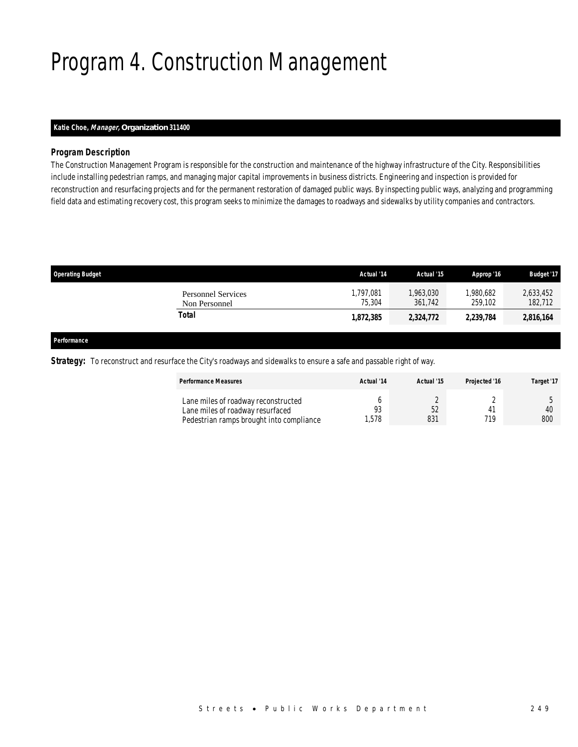# Program 4. Construction Management

**Katie Choe, *Manager,* Organization 311400**

### *Program Description*

The Construction Management Program is responsible for the construction and maintenance of the highway infrastructure of the City. Responsibilities include installing pedestrian ramps, and managing major capital improvements in business districts. Engineering and inspection is provided for reconstruction and resurfacing projects and for the permanent restoration of damaged public ways. By inspecting public ways, analyzing and programming field data and estimating recovery cost, this program seeks to minimize the damages to roadways and sidewalks by utility companies and contractors.

| Operating Budget | Actual '14 | Actual '15 | Approp '16 | Budget '17 |
|---|---|---|---|---|
| Personnel Services | 1,797,081 | 1,963,030 | 1,980,682 | 2,633,452 |
| Non Personnel | 75,304 | 361,742 | 259,102 | 182,712 |
| **Total** | **1,872,385** | **2,324,772** | **2,239,784** | **2,816,164** |

**Performance**

***Strategy:*** To reconstruct and resurface the City's roadways and sidewalks to ensure a safe and passable right of way.

| Performance Measures | Actual '14 | Actual '15 | Projected '16 | Target '17 |
|---|---|---|---|---|
| Lane miles of roadway reconstructed | 6 | 2 | 2 | 5 |
| Lane miles of roadway resurfaced | 93 | 52 | 41 | 40 |
| Pedestrian ramps brought into compliance | 1,578 | 831 | 719 | 800 |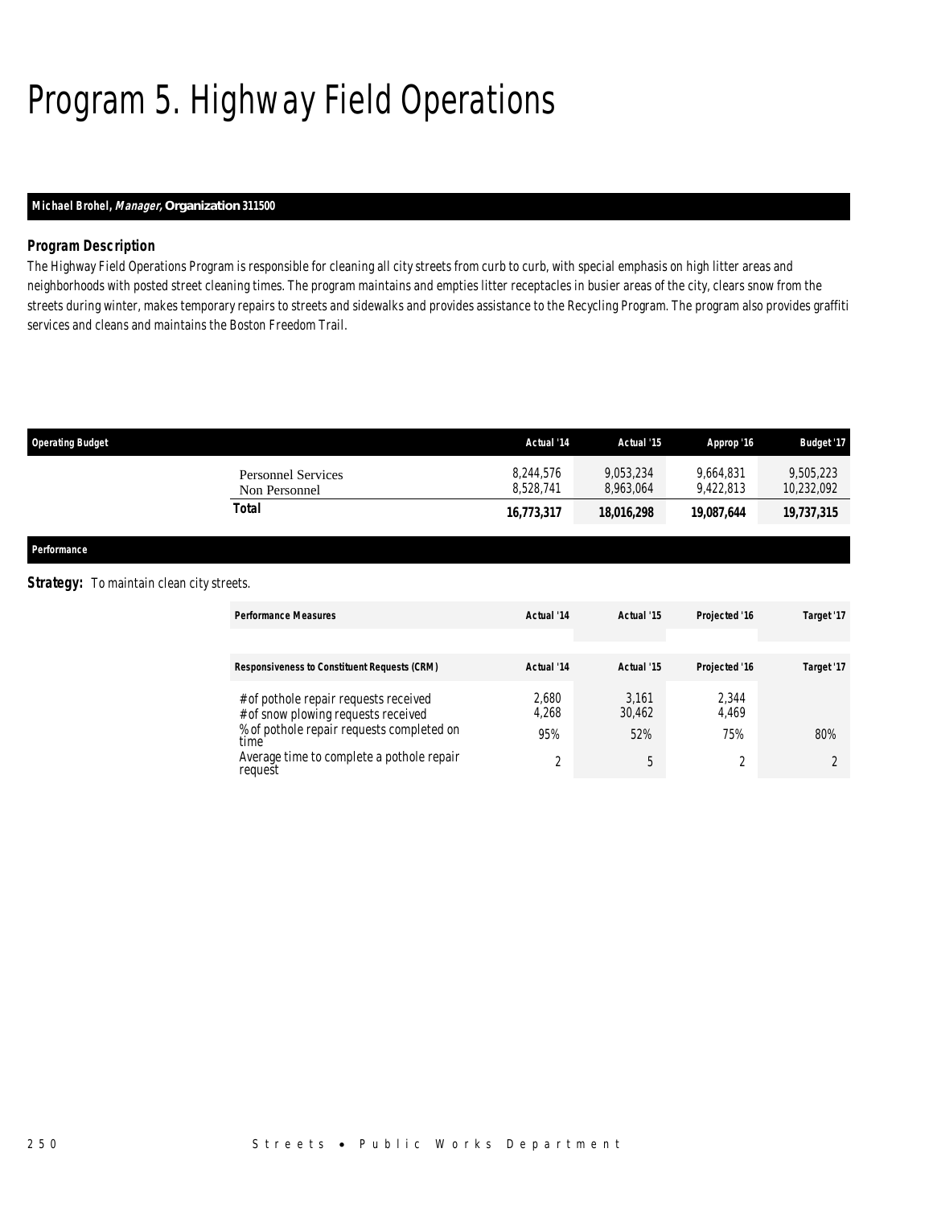# Program 5. Highway Field Operations

**Michael Brohel, *Manager*, Organization 311500**

### Program Description

The Highway Field Operations Program is responsible for cleaning all city streets from curb to curb, with special emphasis on high litter areas and neighborhoods with posted street cleaning times. The program maintains and empties litter receptacles in busier areas of the city, clears snow from the streets during winter, makes temporary repairs to streets and sidewalks and provides assistance to the Recycling Program. The program also provides graffiti services and cleans and maintains the Boston Freedom Trail.

| Operating Budget | Actual '14 | Actual '15 | Approp '16 | Budget '17 |
|---|---|---|---|---|
| Personnel Services | 8,244,576 | 9,053,234 | 9,664,831 | 9,505,223 |
| Non Personnel | 8,528,741 | 8,963,064 | 9,422,813 | 10,232,092 |
| **Total** | **16,773,317** | **18,016,298** | **19,087,644** | **19,737,315** |

### Performance

**Strategy:** To maintain clean city streets.

| Performance Measures | Actual '14 | Actual '15 | Projected '16 | Target '17 |
|---|---|---|---|---|
| **Responsiveness to Constituent Requests (CRM)** | **Actual '14** | **Actual '15** | **Projected '16** | **Target '17** |
| # of pothole repair requests received | 2,680 | 3,161 | 2,344 | |
| # of snow plowing requests received | 4,268 | 30,462 | 4,469 | |
| % of pothole repair requests completed on time | 95% | 52% | 75% | 80% |
| Average time to complete a pothole repair request | 2 | 5 | 2 | 2 |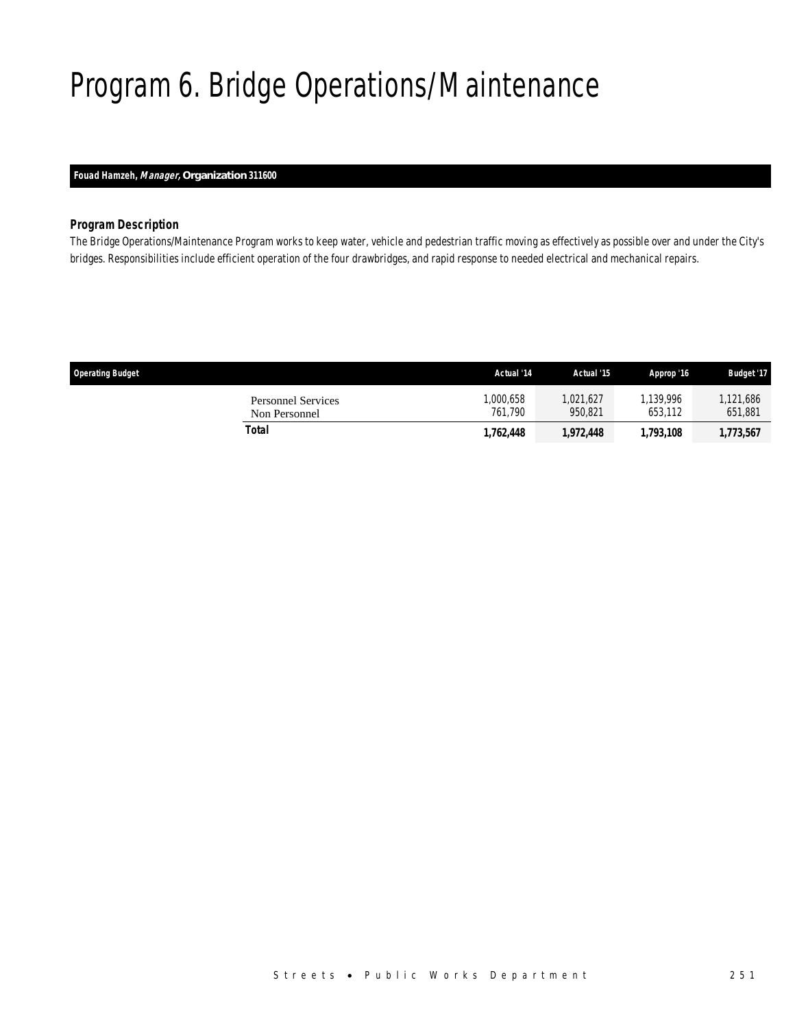# Program 6. Bridge Operations/Maintenance

**Fouad Hamzeh, *Manager,* Organization 311600**

### *Program Description*

*The Bridge Operations/Maintenance Program works to keep water, vehicle and pedestrian traffic moving as effectively as possible over and under the City's bridges. Responsibilities include efficient operation of the four drawbridges, and rapid response to needed electrical and mechanical repairs.*

| Operating Budget | Actual '14 | Actual '15 | Approp '16 | Budget '17 |
|---|---|---|---|---|
| Personnel Services | 1,000,658 | 1,021,627 | 1,139,996 | 1,121,686 |
| Non Personnel | 761,790 | 950,821 | 653,112 | 651,881 |
| **Total** | **1,762,448** | **1,972,448** | **1,793,108** | **1,773,567** |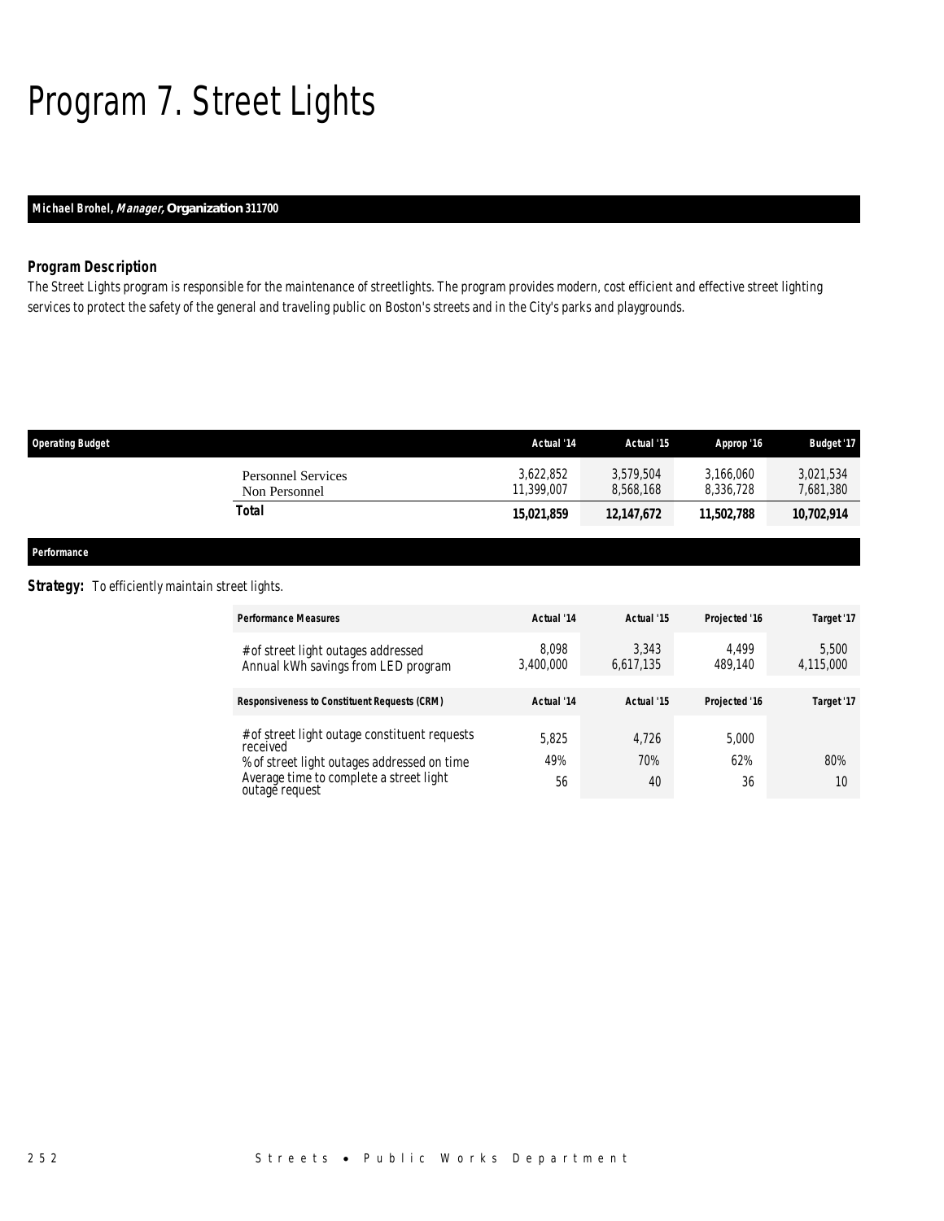# Program 7. Street Lights

**Michael Brohel, *Manager*, Organization 311700**

### *Program Description*

The Street Lights program is responsible for the maintenance of streetlights. The program provides modern, cost efficient and effective street lighting services to protect the safety of the general and traveling public on Boston's streets and in the City's parks and playgrounds.

| Operating Budget | Actual '14 | Actual '15 | Approp '16 | Budget '17 |
|---|---|---|---|---|
| Personnel Services | 3,622,852 | 3,579,504 | 3,166,060 | 3,021,534 |
| Non Personnel | 11,399,007 | 8,568,168 | 8,336,728 | 7,681,380 |
| **Total** | **15,021,859** | **12,147,672** | **11,502,788** | **10,702,914** |

**Performance**

**Strategy:** To efficiently maintain street lights.

| Performance Measures | Actual '14 | Actual '15 | Projected '16 | Target '17 |
|---|---|---|---|---|
| # of street light outages addressed | 8,098 | 3,343 | 4,499 | 5,500 |
| Annual kWh savings from LED program | 3,400,000 | 6,617,135 | 489,140 | 4,115,000 |

| Responsiveness to Constituent Requests (CRM) | Actual '14 | Actual '15 | Projected '16 | Target '17 |
|---|---|---|---|---|
| # of street light outage constituent requests received | 5,825 | 4,726 | 5,000 | |
| % of street light outages addressed on time | 49% | 70% | 62% | 80% |
| Average time to complete a street light outage request | 56 | 40 | 36 | 10 |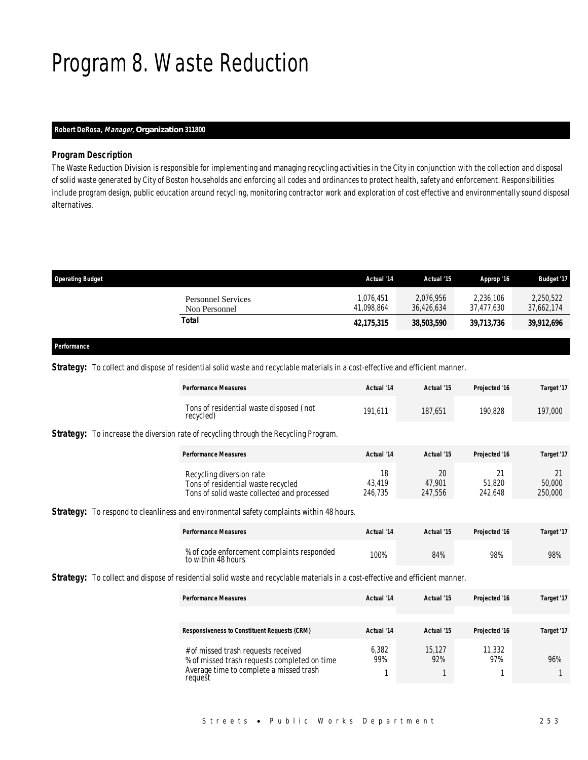# Program 8. Waste Reduction

**Robert DeRosa, *Manager,* Organization 311800**

### Program Description

The Waste Reduction Division is responsible for implementing and managing recycling activities in the City in conjunction with the collection and disposal of solid waste generated by City of Boston households and enforcing all codes and ordinances to protect health, safety and enforcement. Responsibilities include program design, public education around recycling, monitoring contractor work and exploration of cost effective and environmentally sound disposal alternatives.

| Operating Budget | Actual '14 | Actual '15 | Approp '16 | Budget '17 |
|---|---|---|---|---|
| Personnel Services | 1,076,451 | 2,076,956 | 2,236,106 | 2,250,522 |
| Non Personnel | 41,098,864 | 36,426,634 | 37,477,630 | 37,662,174 |
| **Total** | **42,175,315** | **38,503,590** | **39,713,736** | **39,912,696** |

### Performance

**Strategy:** To collect and dispose of residential solid waste and recyclable materials in a cost-effective and efficient manner.

| Performance Measures | Actual '14 | Actual '15 | Projected '16 | Target '17 |
|---|---|---|---|---|
| Tons of residential waste disposed (not recycled) | 191,611 | 187,651 | 190,828 | 197,000 |

**Strategy:** To increase the diversion rate of recycling through the Recycling Program.

| Performance Measures | Actual '14 | Actual '15 | Projected '16 | Target '17 |
|---|---|---|---|---|
| Recycling diversion rate | 18 | 20 | 21 | 21 |
| Tons of residential waste recycled | 43,419 | 47,901 | 51,820 | 50,000 |
| Tons of solid waste collected and processed | 246,735 | 247,556 | 242,648 | 250,000 |

**Strategy:** To respond to cleanliness and environmental safety complaints within 48 hours.

| Performance Measures | Actual '14 | Actual '15 | Projected '16 | Target '17 |
|---|---|---|---|---|
| % of code enforcement complaints responded to within 48 hours | 100% | 84% | 98% | 98% |

**Strategy:** To collect and dispose of residential solid waste and recyclable materials in a cost-effective and efficient manner.

| Performance Measures | Actual '14 | Actual '15 | Projected '16 | Target '17 |
|---|---|---|---|---|
| | | | | |

| Responsiveness to Constituent Requests (CRM) | Actual '14 | Actual '15 | Projected '16 | Target '17 |
|---|---|---|---|---|
| # of missed trash requests received | 6,382 | 15,127 | 11,332 | |
| % of missed trash requests completed on time | 99% | 92% | 97% | 96% |
| Average time to complete a missed trash request | 1 | 1 | 1 | 1 |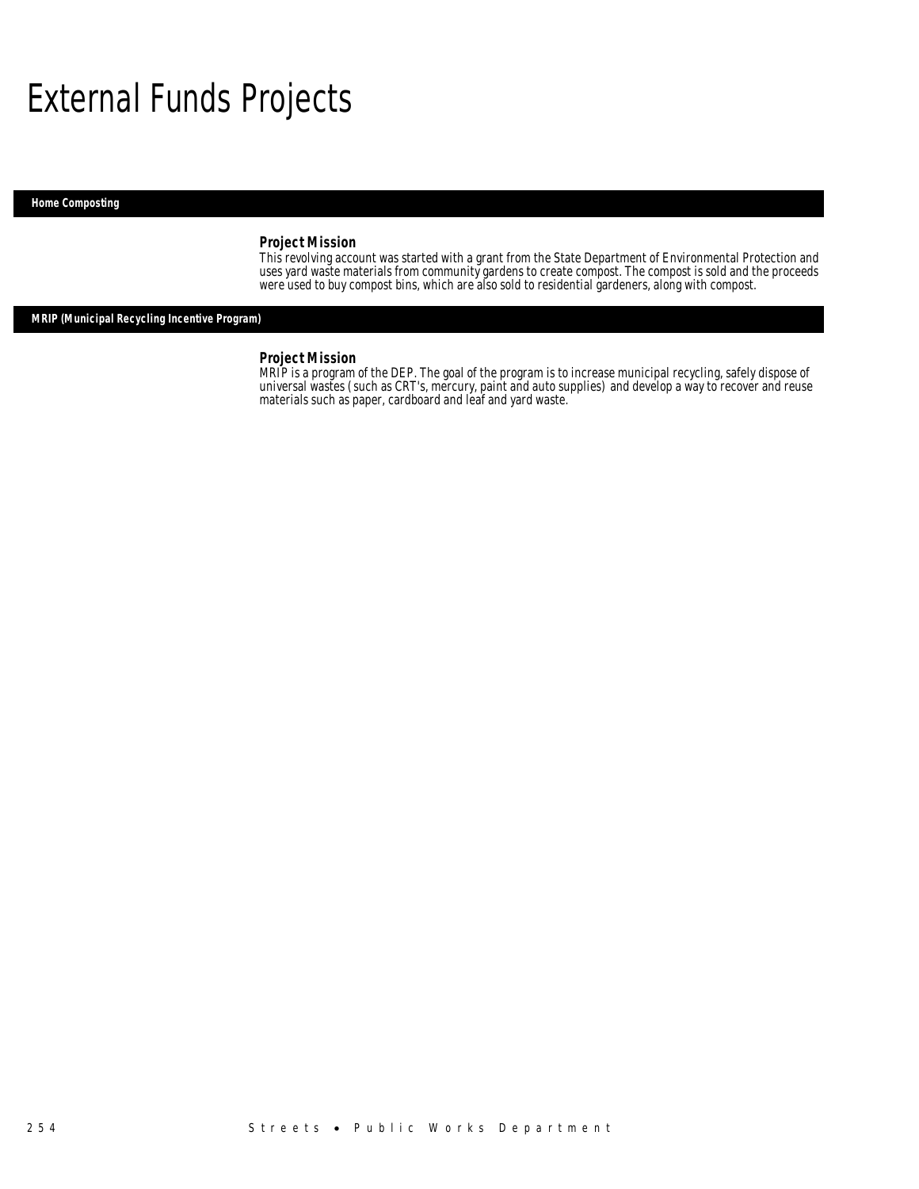# External Funds Projects

## Home Composting

### Project Mission

This revolving account was started with a grant from the State Department of Environmental Protection and uses yard waste materials from community gardens to create compost. The compost is sold and the proceeds were used to buy compost bins, which are also sold to residential gardeners, along with compost.

## MRIP (Municipal Recycling Incentive Program)

### Project Mission

MRIP is a program of the DEP. The goal of the program is to increase municipal recycling, safely dispose of universal wastes (such as CRT's, mercury, paint and auto supplies) and develop a way to recover and reuse materials such as paper, cardboard and leaf and yard waste.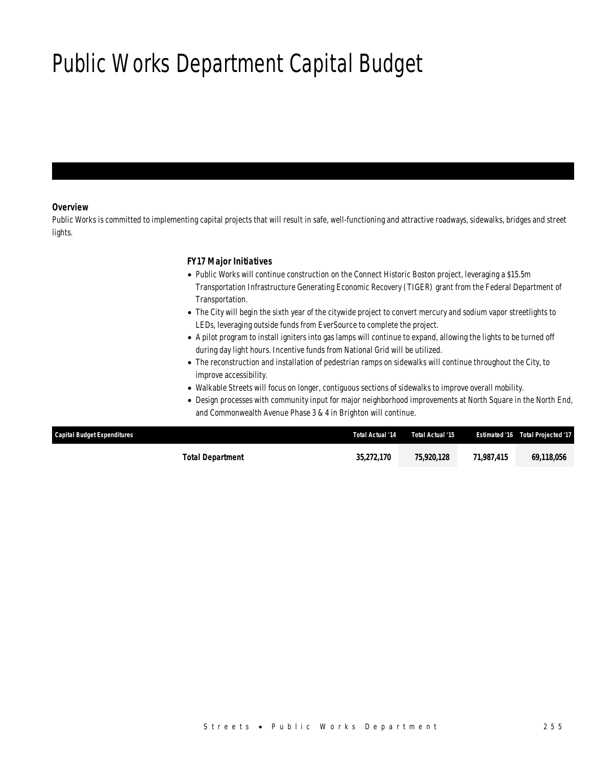# Public Works Department Capital Budget

### Overview

Public Works is committed to implementing capital projects that will result in safe, well-functioning and attractive roadways, sidewalks, bridges and street lights.

### FY17 Major Initiatives

- Public Works will continue construction on the Connect Historic Boston project, leveraging a $15.5m Transportation Infrastructure Generating Economic Recovery (TIGER) grant from the Federal Department of Transportation.
- The City will begin the sixth year of the citywide project to convert mercury and sodium vapor streetlights to LEDs, leveraging outside funds from EverSource to complete the project.
- A pilot program to install igniters into gas lamps will continue to expand, allowing the lights to be turned off during day light hours. Incentive funds from National Grid will be utilized.
- The reconstruction and installation of pedestrian ramps on sidewalks will continue throughout the City, to improve accessibility.
- Walkable Streets will focus on longer, contiguous sections of sidewalks to improve overall mobility.
- Design processes with community input for major neighborhood improvements at North Square in the North End, and Commonwealth Avenue Phase 3 & 4 in Brighton will continue.

| Capital Budget Expenditures | Total Actual '14 | Total Actual '15 | Estimated '16 | Total Projected '17 |
|---|---|---|---|---|
| **Total Department** | **35,272,170** | **75,920,128** | **71,987,415** | **69,118,056** |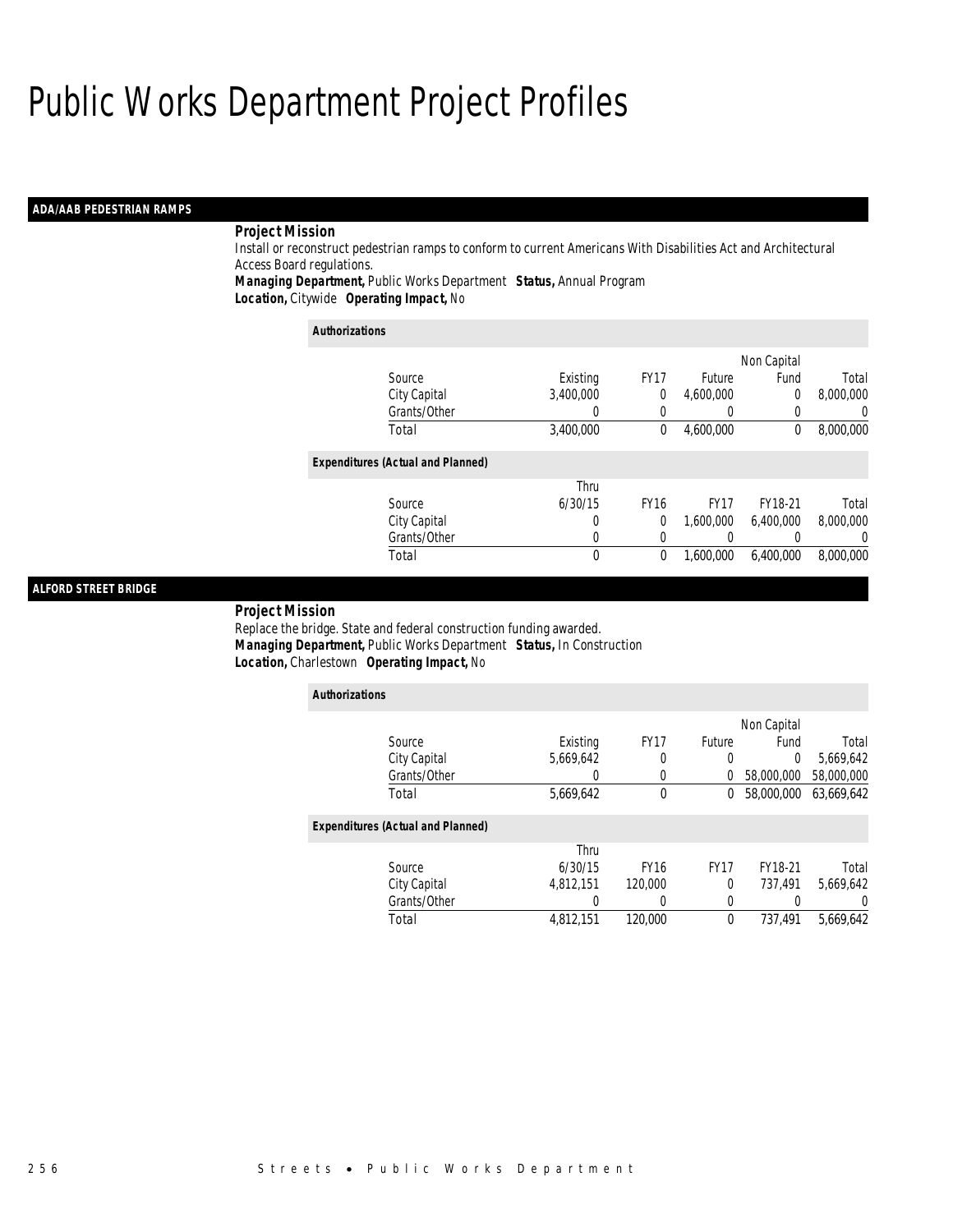# Public Works Department Project Profiles

## ADA/AAB PEDESTRIAN RAMPS

**Project Mission**

Install or reconstruct pedestrian ramps to conform to current Americans With Disabilities Act and Architectural Access Board regulations.

***Managing Department,*** Public Works Department ***Status,*** Annual Program

***Location,*** Citywide ***Operating Impact,*** No

***Authorizations***

| Source | Existing | FY17 | Future | Non Capital Fund | Total |
|---|---|---|---|---|---|
| City Capital | 3,400,000 | 0 | 4,600,000 | 0 | 8,000,000 |
| Grants/Other | 0 | 0 | 0 | 0 | 0 |
| Total | 3,400,000 | 0 | 4,600,000 | 0 | 8,000,000 |

***Expenditures (Actual and Planned)***

| Source | Thru 6/30/15 | FY16 | FY17 | FY18-21 | Total |
|---|---|---|---|---|---|
| City Capital | 0 | 0 | 1,600,000 | 6,400,000 | 8,000,000 |
| Grants/Other | 0 | 0 | 0 | 0 | 0 |
| Total | 0 | 0 | 1,600,000 | 6,400,000 | 8,000,000 |

## ALFORD STREET BRIDGE

**Project Mission**

Replace the bridge. State and federal construction funding awarded.

***Managing Department,*** Public Works Department ***Status,*** In Construction

***Location,*** Charlestown ***Operating Impact,*** No

***Authorizations***

| Source | Existing | FY17 | Future | Non Capital Fund | Total |
|---|---|---|---|---|---|
| City Capital | 5,669,642 | 0 | 0 | 0 | 5,669,642 |
| Grants/Other | 0 | 0 | 0 | 58,000,000 | 58,000,000 |
| Total | 5,669,642 | 0 | 0 | 58,000,000 | 63,669,642 |

***Expenditures (Actual and Planned)***

| Source | Thru 6/30/15 | FY16 | FY17 | FY18-21 | Total |
|---|---|---|---|---|---|
| City Capital | 4,812,151 | 120,000 | 0 | 737,491 | 5,669,642 |
| Grants/Other | 0 | 0 | 0 | 0 | 0 |
| Total | 4,812,151 | 120,000 | 0 | 737,491 | 5,669,642 |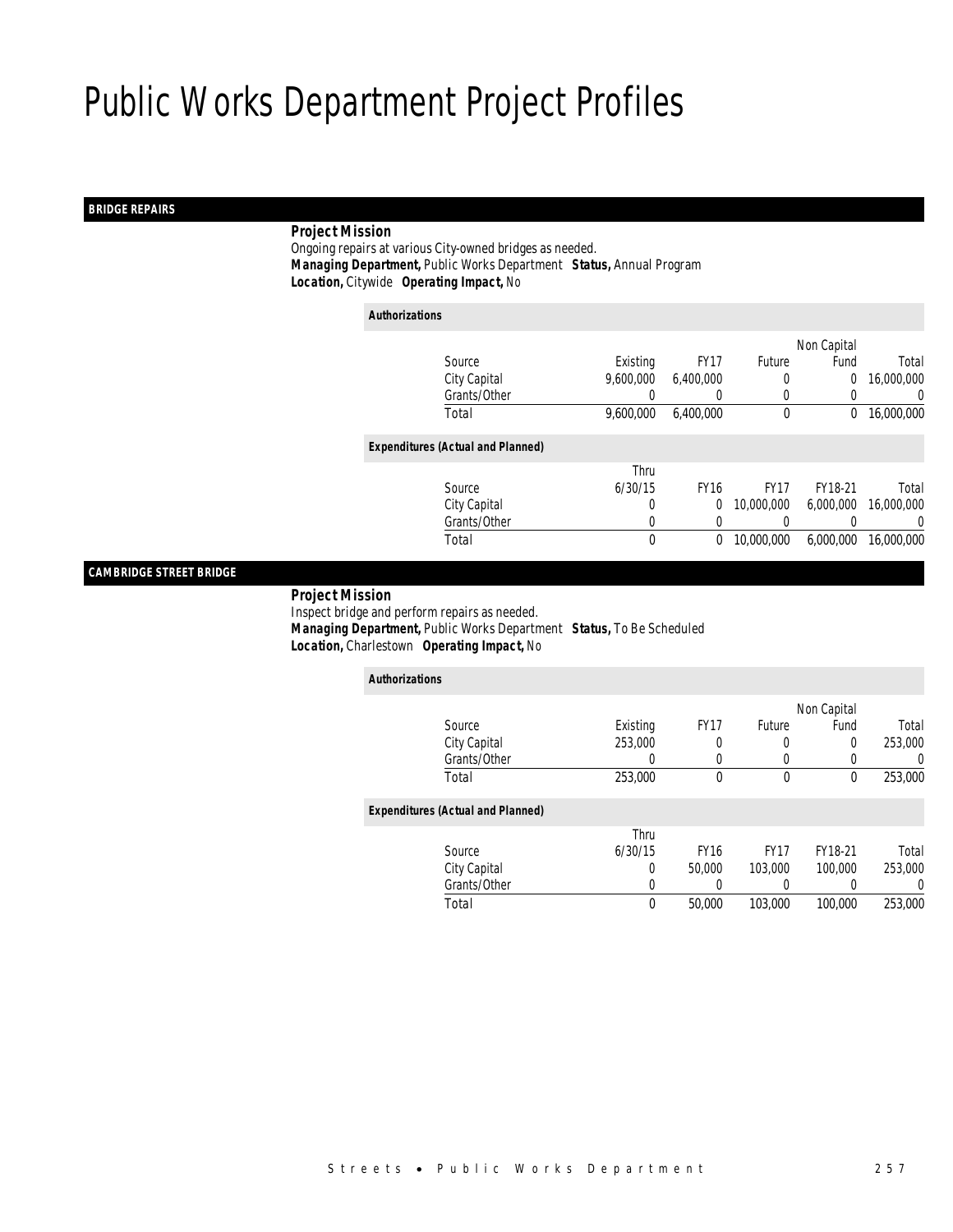# Public Works Department Project Profiles

## BRIDGE REPAIRS

**Project Mission**

Ongoing repairs at various City-owned bridges as needed.

***Managing Department,*** Public Works Department ***Status,*** Annual Program

***Location,*** Citywide ***Operating Impact,*** No

**Authorizations**

| Source | Existing | FY17 | Future | Non Capital Fund | Total |
|---|---|---|---|---|---|
| City Capital | 9,600,000 | 6,400,000 | 0 | 0 | 16,000,000 |
| Grants/Other | 0 | 0 | 0 | 0 | 0 |
| Total | 9,600,000 | 6,400,000 | 0 | 0 | 16,000,000 |

**Expenditures (Actual and Planned)**

| Source | Thru 6/30/15 | FY16 | FY17 | FY18-21 | Total |
|---|---|---|---|---|---|
| City Capital | 0 | 0 | 10,000,000 | 6,000,000 | 16,000,000 |
| Grants/Other | 0 | 0 | 0 | 0 | 0 |
| Total | 0 | 0 | 10,000,000 | 6,000,000 | 16,000,000 |

## CAMBRIDGE STREET BRIDGE

**Project Mission**

Inspect bridge and perform repairs as needed.

***Managing Department,*** Public Works Department ***Status,*** To Be Scheduled

***Location,*** Charlestown ***Operating Impact,*** No

**Authorizations**

| Source | Existing | FY17 | Future | Non Capital Fund | Total |
|---|---|---|---|---|---|
| City Capital | 253,000 | 0 | 0 | 0 | 253,000 |
| Grants/Other | 0 | 0 | 0 | 0 | 0 |
| Total | 253,000 | 0 | 0 | 0 | 253,000 |

**Expenditures (Actual and Planned)**

| Source | Thru 6/30/15 | FY16 | FY17 | FY18-21 | Total |
|---|---|---|---|---|---|
| City Capital | 0 | 50,000 | 103,000 | 100,000 | 253,000 |
| Grants/Other | 0 | 0 | 0 | 0 | 0 |
| Total | 0 | 50,000 | 103,000 | 100,000 | 253,000 |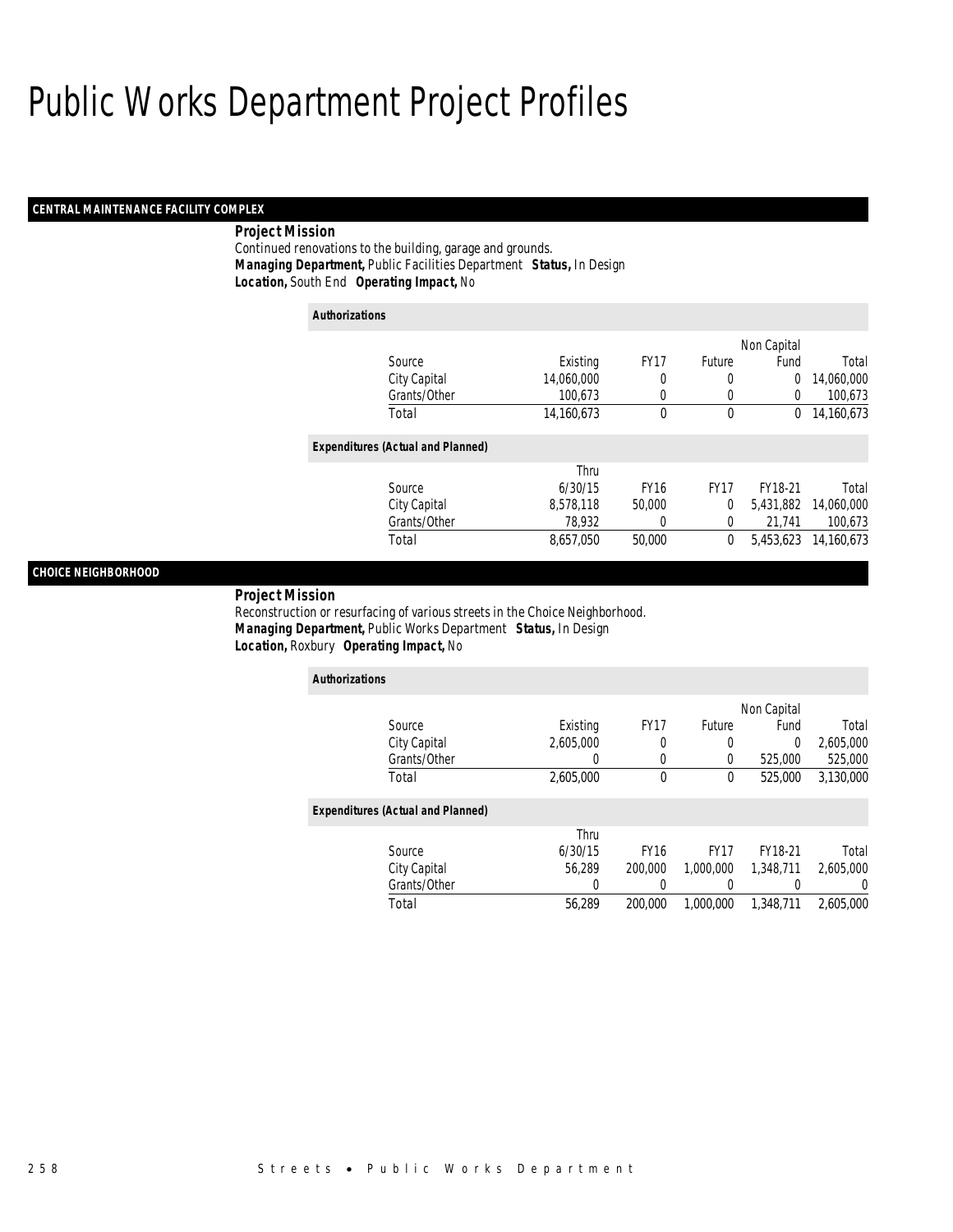# Public Works Department Project Profiles

### CENTRAL MAINTENANCE FACILITY COMPLEX

**Project Mission**

Continued renovations to the building, garage and grounds.

***Managing Department,*** Public Facilities Department ***Status,*** In Design

***Location,*** South End ***Operating Impact,*** No

**Authorizations**

| Source | Existing | FY17 | Future | Non Capital Fund | Total |
|---|---|---|---|---|---|
| City Capital | 14,060,000 | 0 | 0 | 0 | 14,060,000 |
| Grants/Other | 100,673 | 0 | 0 | 0 | 100,673 |
| Total | 14,160,673 | 0 | 0 | 0 | 14,160,673 |

**Expenditures (Actual and Planned)**

| Source | Thru 6/30/15 | FY16 | FY17 | FY18-21 | Total |
|---|---|---|---|---|---|
| City Capital | 8,578,118 | 50,000 | 0 | 5,431,882 | 14,060,000 |
| Grants/Other | 78,932 | 0 | 0 | 21,741 | 100,673 |
| Total | 8,657,050 | 50,000 | 0 | 5,453,623 | 14,160,673 |

### CHOICE NEIGHBORHOOD

**Project Mission**

Reconstruction or resurfacing of various streets in the Choice Neighborhood.

***Managing Department,*** Public Works Department ***Status,*** In Design

***Location,*** Roxbury ***Operating Impact,*** No

**Authorizations**

| Source | Existing | FY17 | Future | Non Capital Fund | Total |
|---|---|---|---|---|---|
| City Capital | 2,605,000 | 0 | 0 | 0 | 2,605,000 |
| Grants/Other | 0 | 0 | 0 | 525,000 | 525,000 |
| Total | 2,605,000 | 0 | 0 | 525,000 | 3,130,000 |

**Expenditures (Actual and Planned)**

| Source | Thru 6/30/15 | FY16 | FY17 | FY18-21 | Total |
|---|---|---|---|---|---|
| City Capital | 56,289 | 200,000 | 1,000,000 | 1,348,711 | 2,605,000 |
| Grants/Other | 0 | 0 | 0 | 0 | 0 |
| Total | 56,289 | 200,000 | 1,000,000 | 1,348,711 | 2,605,000 |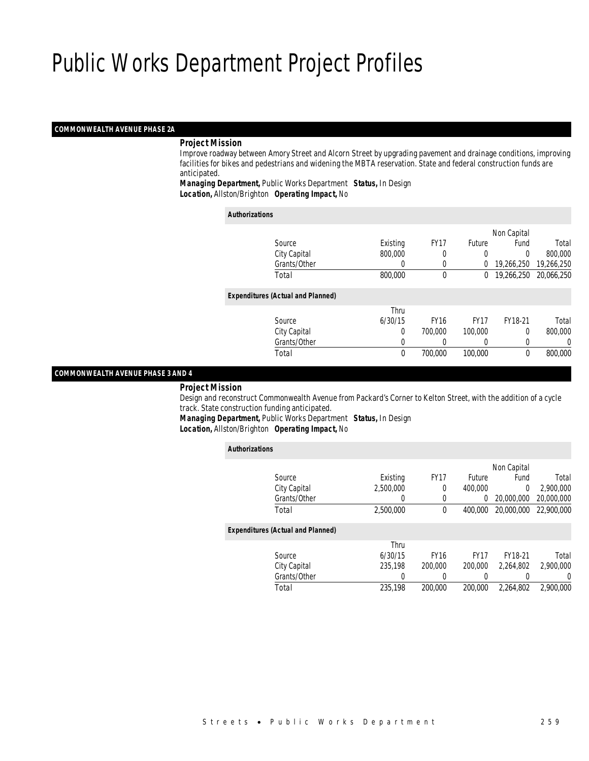# Public Works Department Project Profiles

## COMMONWEALTH AVENUE PHASE 2A

**Project Mission**

Improve roadway between Amory Street and Alcorn Street by upgrading pavement and drainage conditions, improving facilities for bikes and pedestrians and widening the MBTA reservation. State and federal construction funds are anticipated.

***Managing Department,*** Public Works Department ***Status,*** In Design
***Location,*** Allston/Brighton ***Operating Impact,*** No

**Authorizations**

| Source | Existing | FY17 | Future | Non Capital Fund | Total |
|---|---|---|---|---|---|
| City Capital | 800,000 | 0 | 0 | 0 | 800,000 |
| Grants/Other | 0 | 0 | 0 | 19,266,250 | 19,266,250 |
| Total | 800,000 | 0 | 0 | 19,266,250 | 20,066,250 |

**Expenditures (Actual and Planned)**

| Source | Thru 6/30/15 | FY16 | FY17 | FY18-21 | Total |
|---|---|---|---|---|---|
| City Capital | 0 | 700,000 | 100,000 | 0 | 800,000 |
| Grants/Other | 0 | 0 | 0 | 0 | 0 |
| Total | 0 | 700,000 | 100,000 | 0 | 800,000 |

## COMMONWEALTH AVENUE PHASE 3 AND 4

**Project Mission**

Design and reconstruct Commonwealth Avenue from Packard's Corner to Kelton Street, with the addition of a cycle track. State construction funding anticipated.

***Managing Department,*** Public Works Department ***Status,*** In Design
***Location,*** Allston/Brighton ***Operating Impact,*** No

**Authorizations**

| Source | Existing | FY17 | Future | Non Capital Fund | Total |
|---|---|---|---|---|---|
| City Capital | 2,500,000 | 0 | 400,000 | 0 | 2,900,000 |
| Grants/Other | 0 | 0 | 0 | 20,000,000 | 20,000,000 |
| Total | 2,500,000 | 0 | 400,000 | 20,000,000 | 22,900,000 |

**Expenditures (Actual and Planned)**

| Source | Thru 6/30/15 | FY16 | FY17 | FY18-21 | Total |
|---|---|---|---|---|---|
| City Capital | 235,198 | 200,000 | 200,000 | 2,264,802 | 2,900,000 |
| Grants/Other | 0 | 0 | 0 | 0 | 0 |
| Total | 235,198 | 200,000 | 200,000 | 2,264,802 | 2,900,000 |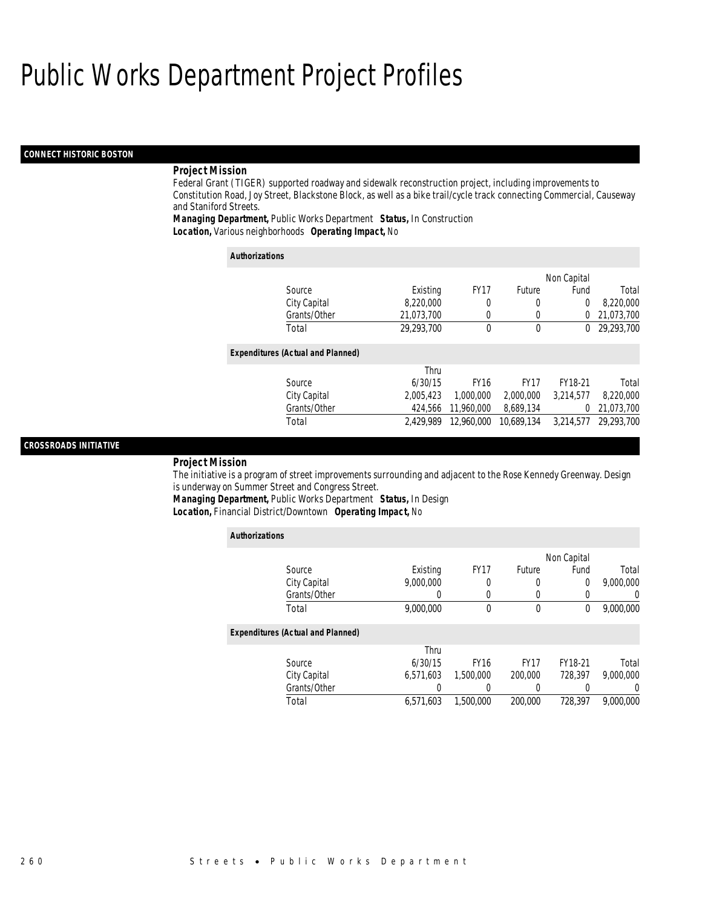# Public Works Department Project Profiles

## CONNECT HISTORIC BOSTON

### Project Mission

Federal Grant (TIGER) supported roadway and sidewalk reconstruction project, including improvements to Constitution Road, Joy Street, Blackstone Block, as well as a bike trail/cycle track connecting Commercial, Causeway and Staniford Streets.

***Managing Department,*** Public Works Department ***Status,*** In Construction
***Location,*** Various neighborhoods ***Operating Impact,*** No

***Authorizations***

| Source | Existing | FY17 | Future | Non Capital Fund | Total |
|---|---|---|---|---|---|
| City Capital | 8,220,000 | 0 | 0 | 0 | 8,220,000 |
| Grants/Other | 21,073,700 | 0 | 0 | 0 | 21,073,700 |
| Total | 29,293,700 | 0 | 0 | 0 | 29,293,700 |

***Expenditures (Actual and Planned)***

| Source | Thru 6/30/15 | FY16 | FY17 | FY18-21 | Total |
|---|---|---|---|---|---|
| City Capital | 2,005,423 | 1,000,000 | 2,000,000 | 3,214,577 | 8,220,000 |
| Grants/Other | 424,566 | 11,960,000 | 8,689,134 | 0 | 21,073,700 |
| Total | 2,429,989 | 12,960,000 | 10,689,134 | 3,214,577 | 29,293,700 |

## CROSSROADS INITIATIVE

### Project Mission

The initiative is a program of street improvements surrounding and adjacent to the Rose Kennedy Greenway. Design is underway on Summer Street and Congress Street.

***Managing Department,*** Public Works Department ***Status,*** In Design
***Location,*** Financial District/Downtown ***Operating Impact,*** No

***Authorizations***

| Source | Existing | FY17 | Future | Non Capital Fund | Total |
|---|---|---|---|---|---|
| City Capital | 9,000,000 | 0 | 0 | 0 | 9,000,000 |
| Grants/Other | 0 | 0 | 0 | 0 | 0 |
| Total | 9,000,000 | 0 | 0 | 0 | 9,000,000 |

***Expenditures (Actual and Planned)***

| Source | Thru 6/30/15 | FY16 | FY17 | FY18-21 | Total |
|---|---|---|---|---|---|
| City Capital | 6,571,603 | 1,500,000 | 200,000 | 728,397 | 9,000,000 |
| Grants/Other | 0 | 0 | 0 | 0 | 0 |
| Total | 6,571,603 | 1,500,000 | 200,000 | 728,397 | 9,000,000 |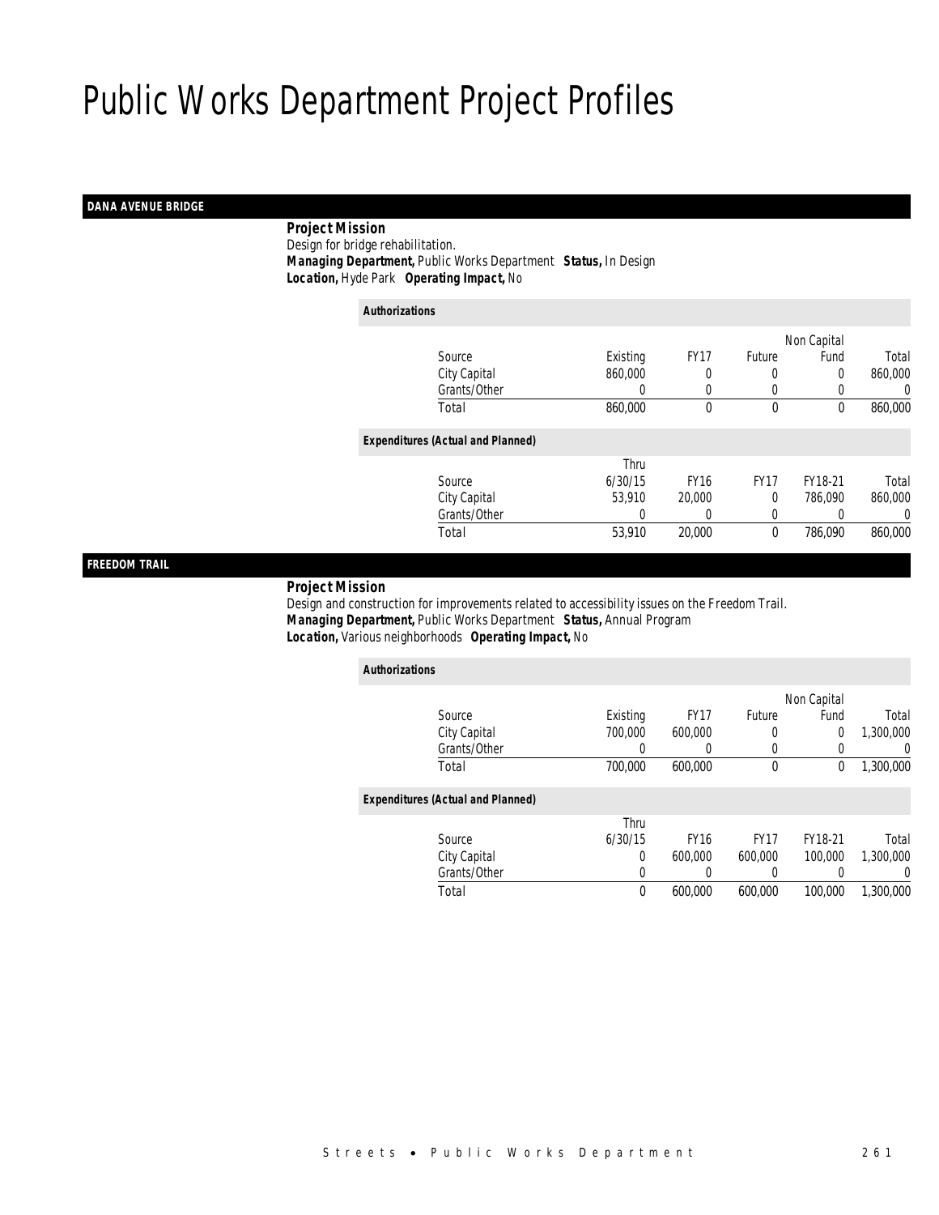# Public Works Department Project Profiles

## DANA AVENUE BRIDGE

***Project Mission***
Design for bridge rehabilitation.
***Managing Department,*** Public Works Department ***Status,*** In Design
***Location,*** Hyde Park ***Operating Impact,*** No

***Authorizations***

| Source | Existing | FY17 | Future | Non Capital Fund | Total |
|---|---|---|---|---|---|
| City Capital | 860,000 | 0 | 0 | 0 | 860,000 |
| Grants/Other | 0 | 0 | 0 | 0 | 0 |
| Total | 860,000 | 0 | 0 | 0 | 860,000 |

***Expenditures (Actual and Planned)***

| Source | Thru 6/30/15 | FY16 | FY17 | FY18-21 | Total |
|---|---|---|---|---|---|
| City Capital | 53,910 | 20,000 | 0 | 786,090 | 860,000 |
| Grants/Other | 0 | 0 | 0 | 0 | 0 |
| Total | 53,910 | 20,000 | 0 | 786,090 | 860,000 |

## FREEDOM TRAIL

***Project Mission***
Design and construction for improvements related to accessibility issues on the Freedom Trail.
***Managing Department,*** Public Works Department ***Status,*** Annual Program
***Location,*** Various neighborhoods ***Operating Impact,*** No

***Authorizations***

| Source | Existing | FY17 | Future | Non Capital Fund | Total |
|---|---|---|---|---|---|
| City Capital | 700,000 | 600,000 | 0 | 0 | 1,300,000 |
| Grants/Other | 0 | 0 | 0 | 0 | 0 |
| Total | 700,000 | 600,000 | 0 | 0 | 1,300,000 |

***Expenditures (Actual and Planned)***

| Source | Thru 6/30/15 | FY16 | FY17 | FY18-21 | Total |
|---|---|---|---|---|---|
| City Capital | 0 | 600,000 | 600,000 | 100,000 | 1,300,000 |
| Grants/Other | 0 | 0 | 0 | 0 | 0 |
| Total | 0 | 600,000 | 600,000 | 100,000 | 1,300,000 |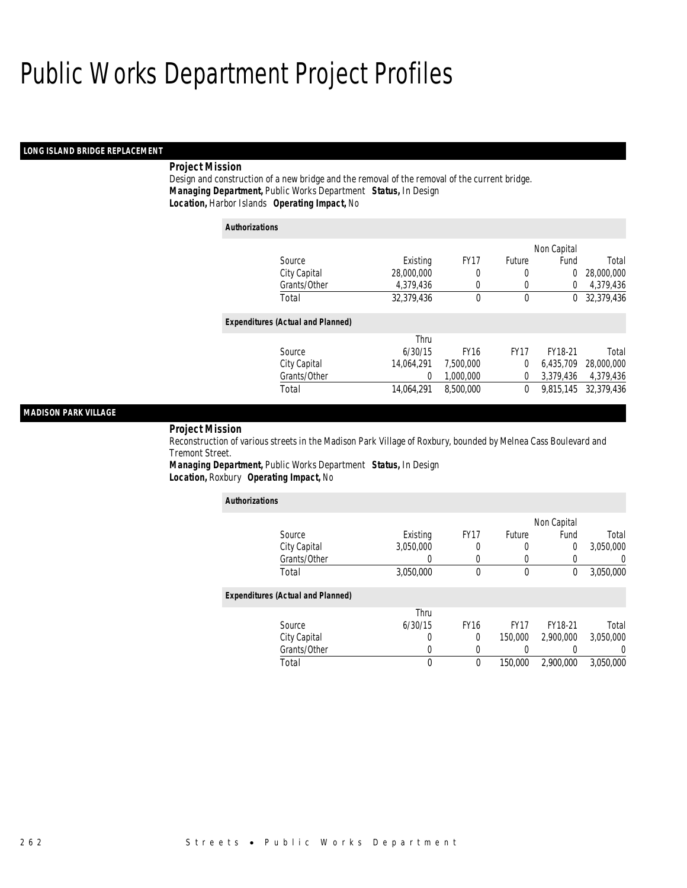# Public Works Department Project Profiles

## LONG ISLAND BRIDGE REPLACEMENT

**Project Mission**

Design and construction of a new bridge and the removal of the removal of the current bridge.

***Managing Department,*** Public Works Department ***Status,*** In Design

***Location,*** Harbor Islands ***Operating Impact,*** No

**Authorizations**

| Source | Existing | FY17 | Future | Non Capital Fund | Total |
|---|---|---|---|---|---|
| City Capital | 28,000,000 | 0 | 0 | 0 | 28,000,000 |
| Grants/Other | 4,379,436 | 0 | 0 | 0 | 4,379,436 |
| Total | 32,379,436 | 0 | 0 | 0 | 32,379,436 |

**Expenditures (Actual and Planned)**

| Source | Thru 6/30/15 | FY16 | FY17 | FY18-21 | Total |
|---|---|---|---|---|---|
| City Capital | 14,064,291 | 7,500,000 | 0 | 6,435,709 | 28,000,000 |
| Grants/Other | 0 | 1,000,000 | 0 | 3,379,436 | 4,379,436 |
| Total | 14,064,291 | 8,500,000 | 0 | 9,815,145 | 32,379,436 |

## MADISON PARK VILLAGE

**Project Mission**

Reconstruction of various streets in the Madison Park Village of Roxbury, bounded by Melnea Cass Boulevard and Tremont Street.

***Managing Department,*** Public Works Department ***Status,*** In Design

***Location,*** Roxbury ***Operating Impact,*** No

**Authorizations**

| Source | Existing | FY17 | Future | Non Capital Fund | Total |
|---|---|---|---|---|---|
| City Capital | 3,050,000 | 0 | 0 | 0 | 3,050,000 |
| Grants/Other | 0 | 0 | 0 | 0 | 0 |
| Total | 3,050,000 | 0 | 0 | 0 | 3,050,000 |

**Expenditures (Actual and Planned)**

| Source | Thru 6/30/15 | FY16 | FY17 | FY18-21 | Total |
|---|---|---|---|---|---|
| City Capital | 0 | 0 | 150,000 | 2,900,000 | 3,050,000 |
| Grants/Other | 0 | 0 | 0 | 0 | 0 |
| Total | 0 | 0 | 150,000 | 2,900,000 | 3,050,000 |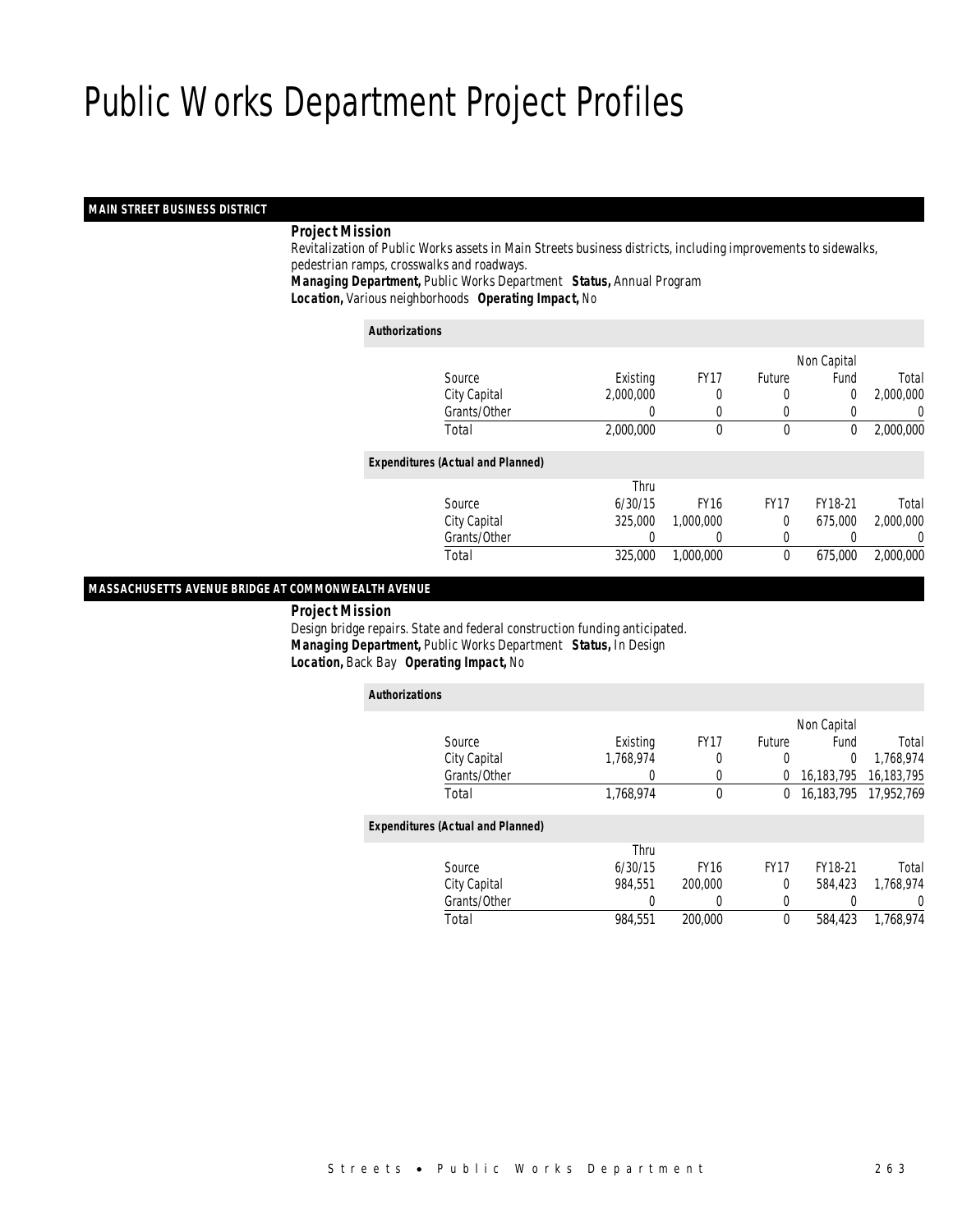# Public Works Department Project Profiles

## MAIN STREET BUSINESS DISTRICT

***Project Mission***

Revitalization of Public Works assets in Main Streets business districts, including improvements to sidewalks, pedestrian ramps, crosswalks and roadways.

***Managing Department,*** Public Works Department ***Status,*** Annual Program

***Location,*** Various neighborhoods ***Operating Impact,*** No

***Authorizations***

| Source | Existing | FY17 | Future | Non Capital Fund | Total |
|---|---|---|---|---|---|
| City Capital | 2,000,000 | 0 | 0 | 0 | 2,000,000 |
| Grants/Other | 0 | 0 | 0 | 0 | 0 |
| Total | 2,000,000 | 0 | 0 | 0 | 2,000,000 |

***Expenditures (Actual and Planned)***

| Source | Thru 6/30/15 | FY16 | FY17 | FY18-21 | Total |
|---|---|---|---|---|---|
| City Capital | 325,000 | 1,000,000 | 0 | 675,000 | 2,000,000 |
| Grants/Other | 0 | 0 | 0 | 0 | 0 |
| Total | 325,000 | 1,000,000 | 0 | 675,000 | 2,000,000 |

## MASSACHUSETTS AVENUE BRIDGE AT COMMONWEALTH AVENUE

***Project Mission***

Design bridge repairs. State and federal construction funding anticipated.

***Managing Department,*** Public Works Department ***Status,*** In Design

***Location,*** Back Bay ***Operating Impact,*** No

***Authorizations***

| Source | Existing | FY17 | Future | Non Capital Fund | Total |
|---|---|---|---|---|---|
| City Capital | 1,768,974 | 0 | 0 | 0 | 1,768,974 |
| Grants/Other | 0 | 0 | 0 | 16,183,795 | 16,183,795 |
| Total | 1,768,974 | 0 | 0 | 16,183,795 | 17,952,769 |

***Expenditures (Actual and Planned)***

| Source | Thru 6/30/15 | FY16 | FY17 | FY18-21 | Total |
|---|---|---|---|---|---|
| City Capital | 984,551 | 200,000 | 0 | 584,423 | 1,768,974 |
| Grants/Other | 0 | 0 | 0 | 0 | 0 |
| Total | 984,551 | 200,000 | 0 | 584,423 | 1,768,974 |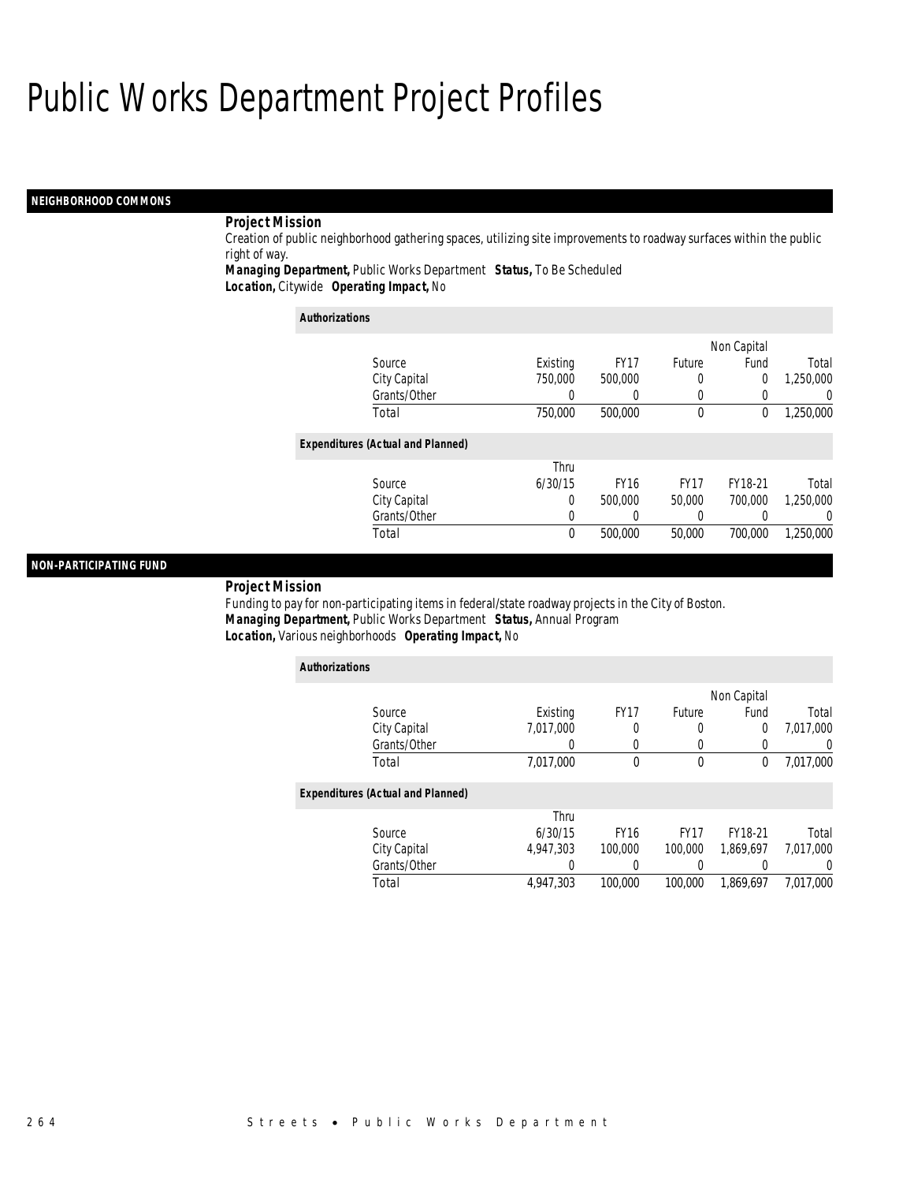# Public Works Department Project Profiles

## NEIGHBORHOOD COMMONS

**Project Mission**

Creation of public neighborhood gathering spaces, utilizing site improvements to roadway surfaces within the public right of way.

**Managing Department,** Public Works Department **Status,** To Be Scheduled

**Location,** Citywide **Operating Impact,** No

*Authorizations*

| Source | Existing | FY17 | Future | Non Capital Fund | Total |
|---|---|---|---|---|---|
| City Capital | 750,000 | 500,000 | 0 | 0 | 1,250,000 |
| Grants/Other | 0 | 0 | 0 | 0 | 0 |
| Total | 750,000 | 500,000 | 0 | 0 | 1,250,000 |

*Expenditures (Actual and Planned)*

| Source | Thru 6/30/15 | FY16 | FY17 | FY18-21 | Total |
|---|---|---|---|---|---|
| City Capital | 0 | 500,000 | 50,000 | 700,000 | 1,250,000 |
| Grants/Other | 0 | 0 | 0 | 0 | 0 |
| Total | 0 | 500,000 | 50,000 | 700,000 | 1,250,000 |

## NON-PARTICIPATING FUND

**Project Mission**

Funding to pay for non-participating items in federal/state roadway projects in the City of Boston.

**Managing Department,** Public Works Department **Status,** Annual Program

**Location,** Various neighborhoods **Operating Impact,** No

*Authorizations*

| Source | Existing | FY17 | Future | Non Capital Fund | Total |
|---|---|---|---|---|---|
| City Capital | 7,017,000 | 0 | 0 | 0 | 7,017,000 |
| Grants/Other | 0 | 0 | 0 | 0 | 0 |
| Total | 7,017,000 | 0 | 0 | 0 | 7,017,000 |

*Expenditures (Actual and Planned)*

| Source | Thru 6/30/15 | FY16 | FY17 | FY18-21 | Total |
|---|---|---|---|---|---|
| City Capital | 4,947,303 | 100,000 | 100,000 | 1,869,697 | 7,017,000 |
| Grants/Other | 0 | 0 | 0 | 0 | 0 |
| Total | 4,947,303 | 100,000 | 100,000 | 1,869,697 | 7,017,000 |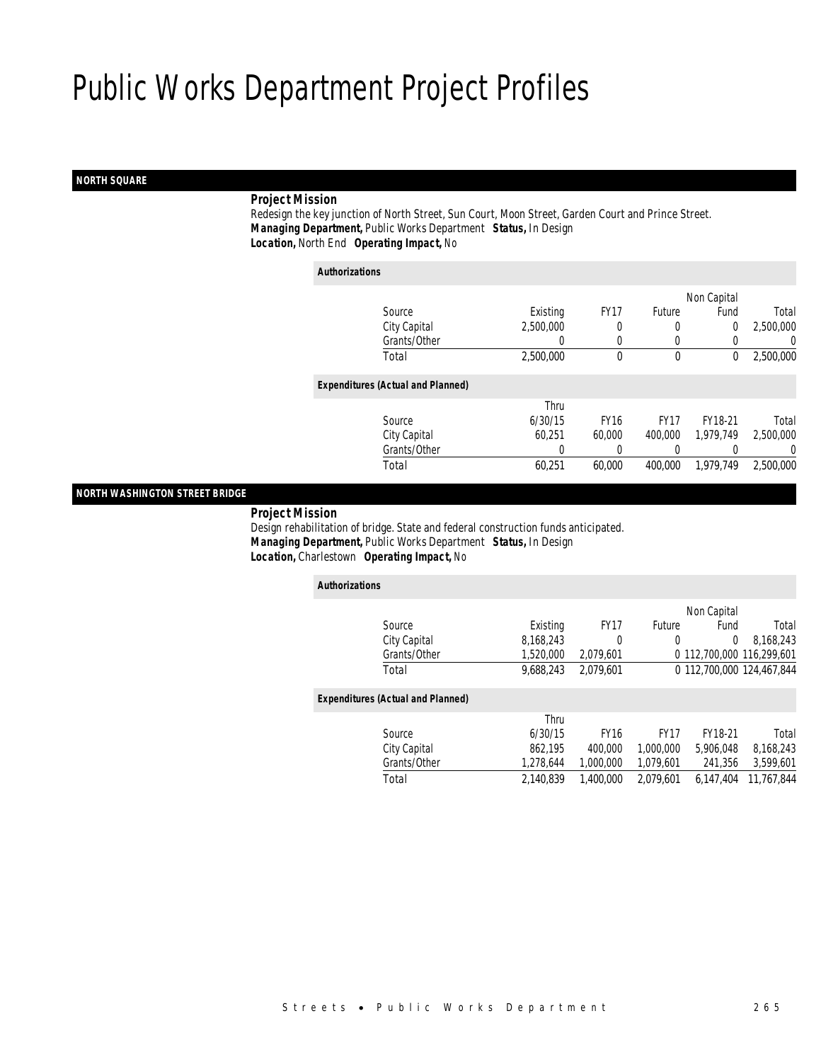# Public Works Department Project Profiles

## NORTH SQUARE

***Project Mission***

Redesign the key junction of North Street, Sun Court, Moon Street, Garden Court and Prince Street.

***Managing Department,*** Public Works Department ***Status,*** In Design

***Location,*** North End ***Operating Impact,*** No

***Authorizations***

| Source | Existing | FY17 | Future | Non Capital Fund | Total |
|---|---|---|---|---|---|
| City Capital | 2,500,000 | 0 | 0 | 0 | 2,500,000 |
| Grants/Other | 0 | 0 | 0 | 0 | 0 |
| Total | 2,500,000 | 0 | 0 | 0 | 2,500,000 |

***Expenditures (Actual and Planned)***

| Source | Thru 6/30/15 | FY16 | FY17 | FY18-21 | Total |
|---|---|---|---|---|---|
| City Capital | 60,251 | 60,000 | 400,000 | 1,979,749 | 2,500,000 |
| Grants/Other | 0 | 0 | 0 | 0 | 0 |
| Total | 60,251 | 60,000 | 400,000 | 1,979,749 | 2,500,000 |

## NORTH WASHINGTON STREET BRIDGE

***Project Mission***

Design rehabilitation of bridge. State and federal construction funds anticipated.

***Managing Department,*** Public Works Department ***Status,*** In Design

***Location,*** Charlestown ***Operating Impact,*** No

***Authorizations***

| Source | Existing | FY17 | Future | Non Capital Fund | Total |
|---|---|---|---|---|---|
| City Capital | 8,168,243 | 0 | 0 | 0 | 8,168,243 |
| Grants/Other | 1,520,000 | 2,079,601 | 0 | 112,700,000 | 116,299,601 |
| Total | 9,688,243 | 2,079,601 | 0 | 112,700,000 | 124,467,844 |

***Expenditures (Actual and Planned)***

| Source | Thru 6/30/15 | FY16 | FY17 | FY18-21 | Total |
|---|---|---|---|---|---|
| City Capital | 862,195 | 400,000 | 1,000,000 | 5,906,048 | 8,168,243 |
| Grants/Other | 1,278,644 | 1,000,000 | 1,079,601 | 241,356 | 3,599,601 |
| Total | 2,140,839 | 1,400,000 | 2,079,601 | 6,147,404 | 11,767,844 |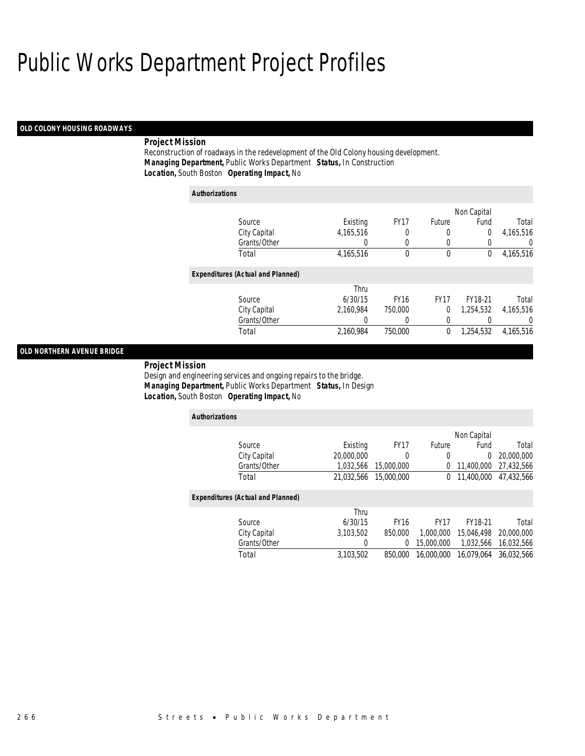# Public Works Department Project Profiles

## OLD COLONY HOUSING ROADWAYS

**Project Mission**

Reconstruction of roadways in the redevelopment of the Old Colony housing development.

***Managing Department,*** Public Works Department ***Status,*** In Construction

***Location,*** South Boston ***Operating Impact,*** No

***Authorizations***

| Source | Existing | FY17 | Future | Non Capital Fund | Total |
|---|---|---|---|---|---|
| City Capital | 4,165,516 | 0 | 0 | 0 | 4,165,516 |
| Grants/Other | 0 | 0 | 0 | 0 | 0 |
| Total | 4,165,516 | 0 | 0 | 0 | 4,165,516 |

***Expenditures (Actual and Planned)***

| Source | Thru 6/30/15 | FY16 | FY17 | FY18-21 | Total |
|---|---|---|---|---|---|
| City Capital | 2,160,984 | 750,000 | 0 | 1,254,532 | 4,165,516 |
| Grants/Other | 0 | 0 | 0 | 0 | 0 |
| Total | 2,160,984 | 750,000 | 0 | 1,254,532 | 4,165,516 |

## OLD NORTHERN AVENUE BRIDGE

**Project Mission**

Design and engineering services and ongoing repairs to the bridge.

***Managing Department,*** Public Works Department ***Status,*** In Design

***Location,*** South Boston ***Operating Impact,*** No

***Authorizations***

| Source | Existing | FY17 | Future | Non Capital Fund | Total |
|---|---|---|---|---|---|
| City Capital | 20,000,000 | 0 | 0 | 0 | 20,000,000 |
| Grants/Other | 1,032,566 | 15,000,000 | 0 | 11,400,000 | 27,432,566 |
| Total | 21,032,566 | 15,000,000 | 0 | 11,400,000 | 47,432,566 |

***Expenditures (Actual and Planned)***

| Source | Thru 6/30/15 | FY16 | FY17 | FY18-21 | Total |
|---|---|---|---|---|---|
| City Capital | 3,103,502 | 850,000 | 1,000,000 | 15,046,498 | 20,000,000 |
| Grants/Other | 0 | 0 | 15,000,000 | 1,032,566 | 16,032,566 |
| Total | 3,103,502 | 850,000 | 16,000,000 | 16,079,064 | 36,032,566 |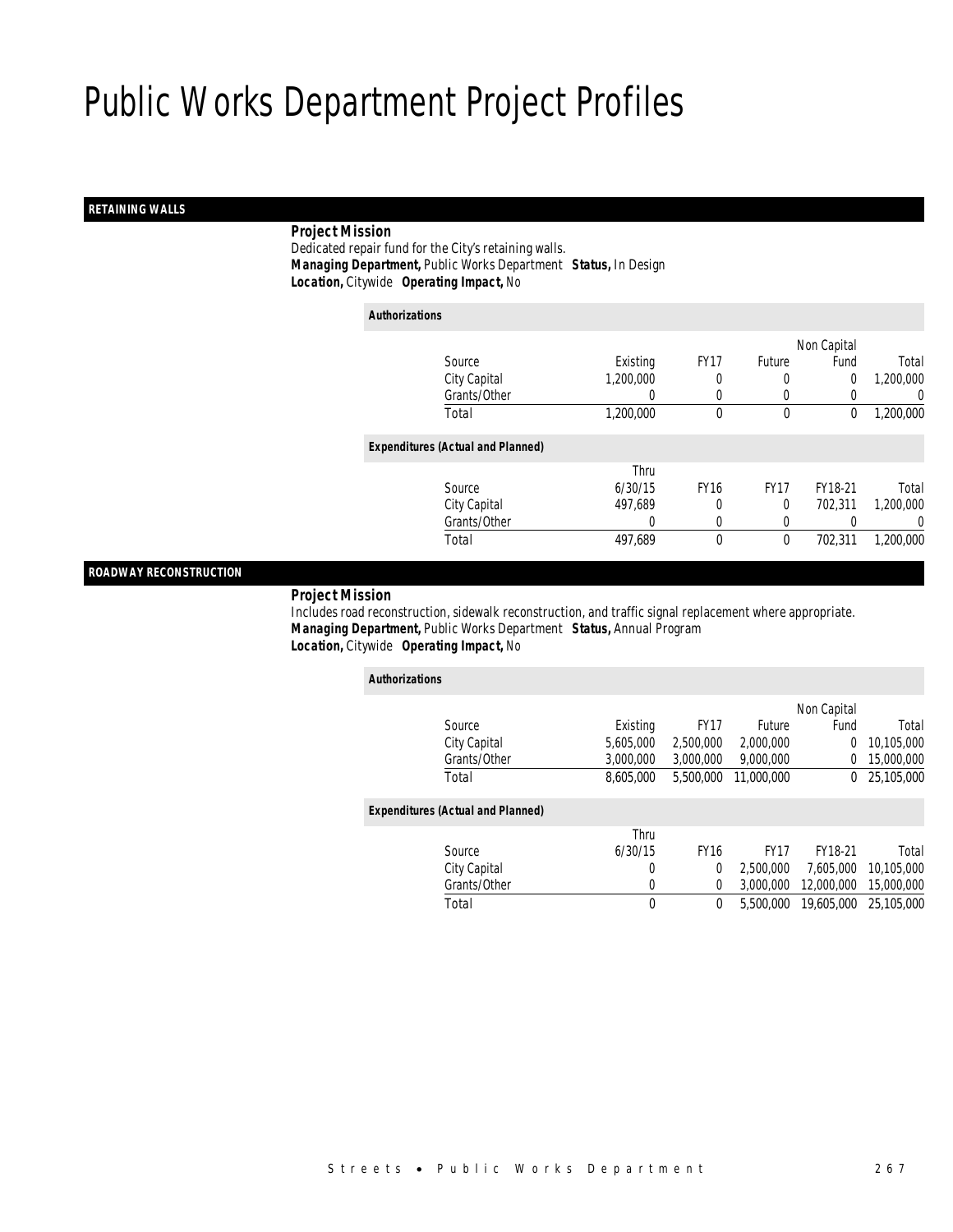# Public Works Department Project Profiles

## RETAINING WALLS

***Project Mission***

Dedicated repair fund for the City's retaining walls.

***Managing Department,*** Public Works Department ***Status,*** In Design

***Location,*** Citywide ***Operating Impact,*** No

***Authorizations***

| Source | Existing | FY17 | Future | Non Capital Fund | Total |
|---|---|---|---|---|---|
| City Capital | 1,200,000 | 0 | 0 | 0 | 1,200,000 |
| Grants/Other | 0 | 0 | 0 | 0 | 0 |
| Total | 1,200,000 | 0 | 0 | 0 | 1,200,000 |

***Expenditures (Actual and Planned)***

| Source | Thru 6/30/15 | FY16 | FY17 | FY18-21 | Total |
|---|---|---|---|---|---|
| City Capital | 497,689 | 0 | 0 | 702,311 | 1,200,000 |
| Grants/Other | 0 | 0 | 0 | 0 | 0 |
| Total | 497,689 | 0 | 0 | 702,311 | 1,200,000 |

## ROADWAY RECONSTRUCTION

***Project Mission***

Includes road reconstruction, sidewalk reconstruction, and traffic signal replacement where appropriate.

***Managing Department,*** Public Works Department ***Status,*** Annual Program

***Location,*** Citywide ***Operating Impact,*** No

***Authorizations***

| Source | Existing | FY17 | Future | Non Capital Fund | Total |
|---|---|---|---|---|---|
| City Capital | 5,605,000 | 2,500,000 | 2,000,000 | 0 | 10,105,000 |
| Grants/Other | 3,000,000 | 3,000,000 | 9,000,000 | 0 | 15,000,000 |
| Total | 8,605,000 | 5,500,000 | 11,000,000 | 0 | 25,105,000 |

***Expenditures (Actual and Planned)***

| Source | Thru 6/30/15 | FY16 | FY17 | FY18-21 | Total |
|---|---|---|---|---|---|
| City Capital | 0 | 0 | 2,500,000 | 7,605,000 | 10,105,000 |
| Grants/Other | 0 | 0 | 3,000,000 | 12,000,000 | 15,000,000 |
| Total | 0 | 0 | 5,500,000 | 19,605,000 | 25,105,000 |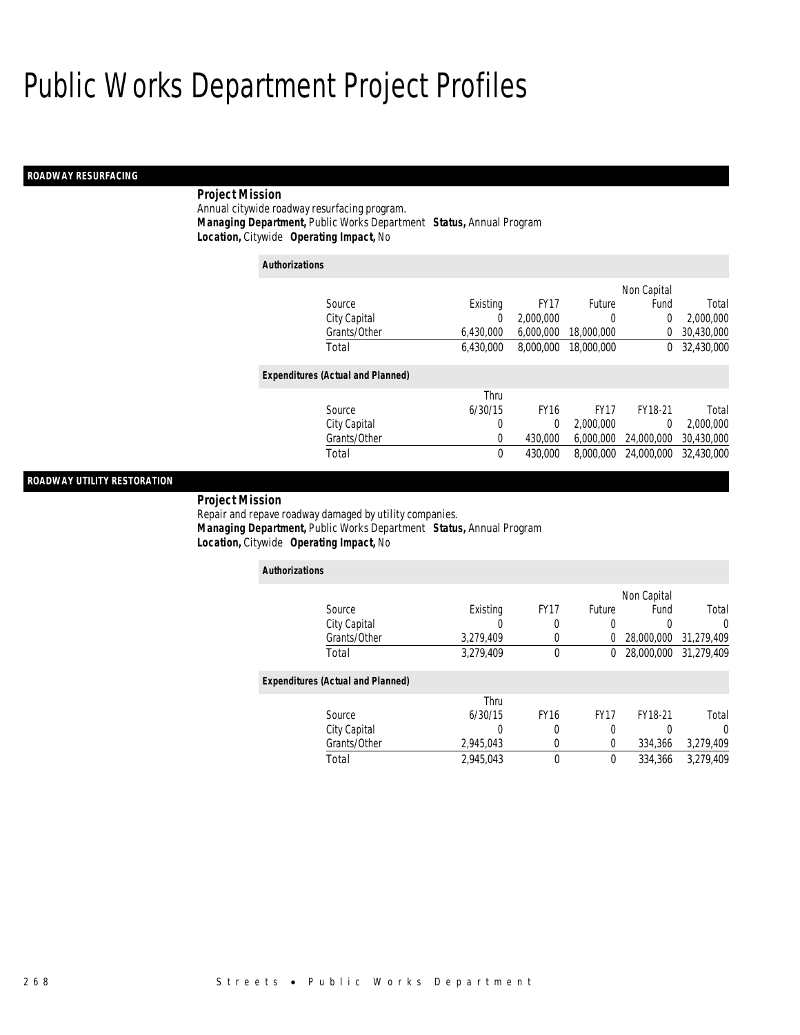# Public Works Department Project Profiles

## ROADWAY RESURFACING

**Project Mission**

Annual citywide roadway resurfacing program.

**Managing Department,** Public Works Department **Status,** Annual Program

**Location,** Citywide **Operating Impact,** No

***Authorizations***

| Source | Existing | FY17 | Future | Non Capital Fund | Total |
|---|---|---|---|---|---|
| City Capital | 0 | 2,000,000 | 0 | 0 | 2,000,000 |
| Grants/Other | 6,430,000 | 6,000,000 | 18,000,000 | 0 | 30,430,000 |
| Total | 6,430,000 | 8,000,000 | 18,000,000 | 0 | 32,430,000 |

***Expenditures (Actual and Planned)***

| Source | Thru 6/30/15 | FY16 | FY17 | FY18-21 | Total |
|---|---|---|---|---|---|
| City Capital | 0 | 0 | 2,000,000 | 0 | 2,000,000 |
| Grants/Other | 0 | 430,000 | 6,000,000 | 24,000,000 | 30,430,000 |
| Total | 0 | 430,000 | 8,000,000 | 24,000,000 | 32,430,000 |

## ROADWAY UTILITY RESTORATION

**Project Mission**

Repair and repave roadway damaged by utility companies.

**Managing Department,** Public Works Department **Status,** Annual Program

**Location,** Citywide **Operating Impact,** No

***Authorizations***

| Source | Existing | FY17 | Future | Non Capital Fund | Total |
|---|---|---|---|---|---|
| City Capital | 0 | 0 | 0 | 0 | 0 |
| Grants/Other | 3,279,409 | 0 | 0 | 28,000,000 | 31,279,409 |
| Total | 3,279,409 | 0 | 0 | 28,000,000 | 31,279,409 |

***Expenditures (Actual and Planned)***

| Source | Thru 6/30/15 | FY16 | FY17 | FY18-21 | Total |
|---|---|---|---|---|---|
| City Capital | 0 | 0 | 0 | 0 | 0 |
| Grants/Other | 2,945,043 | 0 | 0 | 334,366 | 3,279,409 |
| Total | 2,945,043 | 0 | 0 | 334,366 | 3,279,409 |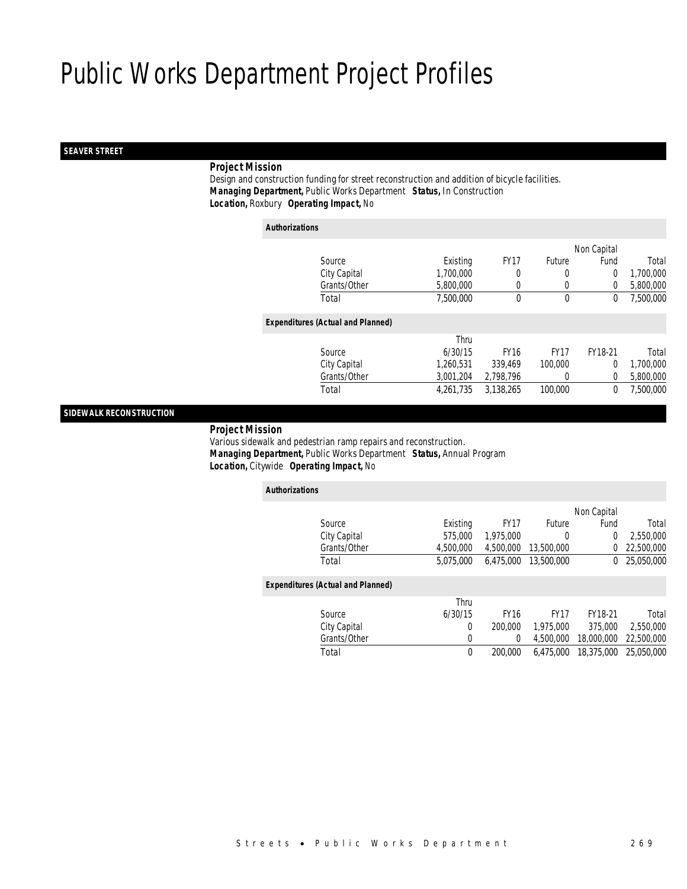# Public Works Department Project Profiles

## SEAVER STREET

**Project Mission**

Design and construction funding for street reconstruction and addition of bicycle facilities.

***Managing Department,*** Public Works Department ***Status,*** In Construction

***Location,*** Roxbury ***Operating Impact,*** No

***Authorizations***

| Source | Existing | FY17 | Future | Non Capital Fund | Total |
|---|---|---|---|---|---|
| City Capital | 1,700,000 | 0 | 0 | 0 | 1,700,000 |
| Grants/Other | 5,800,000 | 0 | 0 | 0 | 5,800,000 |
| Total | 7,500,000 | 0 | 0 | 0 | 7,500,000 |

***Expenditures (Actual and Planned)***

| Source | Thru 6/30/15 | FY16 | FY17 | FY18-21 | Total |
|---|---|---|---|---|---|
| City Capital | 1,260,531 | 339,469 | 100,000 | 0 | 1,700,000 |
| Grants/Other | 3,001,204 | 2,798,796 | 0 | 0 | 5,800,000 |
| Total | 4,261,735 | 3,138,265 | 100,000 | 0 | 7,500,000 |

## SIDEWALK RECONSTRUCTION

**Project Mission**

Various sidewalk and pedestrian ramp repairs and reconstruction.

***Managing Department,*** Public Works Department ***Status,*** Annual Program

***Location,*** Citywide ***Operating Impact,*** No

***Authorizations***

| Source | Existing | FY17 | Future | Non Capital Fund | Total |
|---|---|---|---|---|---|
| City Capital | 575,000 | 1,975,000 | 0 | 0 | 2,550,000 |
| Grants/Other | 4,500,000 | 4,500,000 | 13,500,000 | 0 | 22,500,000 |
| Total | 5,075,000 | 6,475,000 | 13,500,000 | 0 | 25,050,000 |

***Expenditures (Actual and Planned)***

| Source | Thru 6/30/15 | FY16 | FY17 | FY18-21 | Total |
|---|---|---|---|---|---|
| City Capital | 0 | 200,000 | 1,975,000 | 375,000 | 2,550,000 |
| Grants/Other | 0 | 0 | 4,500,000 | 18,000,000 | 22,500,000 |
| Total | 0 | 200,000 | 6,475,000 | 18,375,000 | 25,050,000 |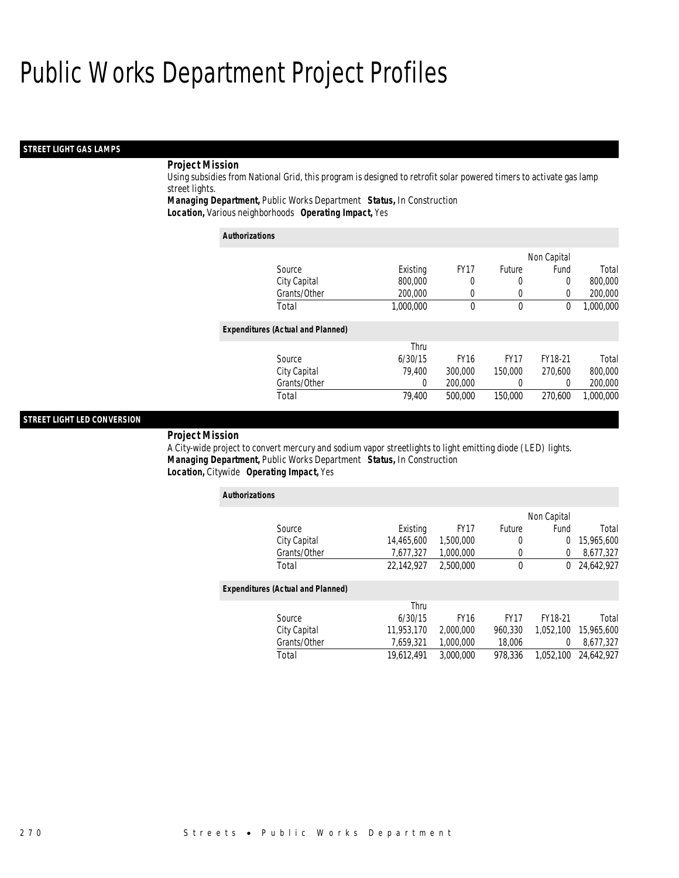# Public Works Department Project Profiles

## STREET LIGHT GAS LAMPS

### Project Mission

Using subsidies from National Grid, this program is designed to retrofit solar powered timers to activate gas lamp street lights.

**Managing Department,** Public Works Department **Status,** In Construction
**Location,** Various neighborhoods **Operating Impact,** Yes

#### Authorizations

| Source | Existing | FY17 | Future | Non Capital Fund | Total |
|---|---|---|---|---|---|
| City Capital | 800,000 | 0 | 0 | 0 | 800,000 |
| Grants/Other | 200,000 | 0 | 0 | 0 | 200,000 |
| Total | 1,000,000 | 0 | 0 | 0 | 1,000,000 |

#### Expenditures (Actual and Planned)

| Source | Thru 6/30/15 | FY16 | FY17 | FY18-21 | Total |
|---|---|---|---|---|---|
| City Capital | 79,400 | 300,000 | 150,000 | 270,600 | 800,000 |
| Grants/Other | 0 | 200,000 | 0 | 0 | 200,000 |
| Total | 79,400 | 500,000 | 150,000 | 270,600 | 1,000,000 |

## STREET LIGHT LED CONVERSION

### Project Mission

A City-wide project to convert mercury and sodium vapor streetlights to light emitting diode (LED) lights.

**Managing Department,** Public Works Department **Status,** In Construction
**Location,** Citywide **Operating Impact,** Yes

#### Authorizations

| Source | Existing | FY17 | Future | Non Capital Fund | Total |
|---|---|---|---|---|---|
| City Capital | 14,465,600 | 1,500,000 | 0 | 0 | 15,965,600 |
| Grants/Other | 7,677,327 | 1,000,000 | 0 | 0 | 8,677,327 |
| Total | 22,142,927 | 2,500,000 | 0 | 0 | 24,642,927 |

#### Expenditures (Actual and Planned)

| Source | Thru 6/30/15 | FY16 | FY17 | FY18-21 | Total |
|---|---|---|---|---|---|
| City Capital | 11,953,170 | 2,000,000 | 960,330 | 1,052,100 | 15,965,600 |
| Grants/Other | 7,659,321 | 1,000,000 | 18,006 | 0 | 8,677,327 |
| Total | 19,612,491 | 3,000,000 | 978,336 | 1,052,100 | 24,642,927 |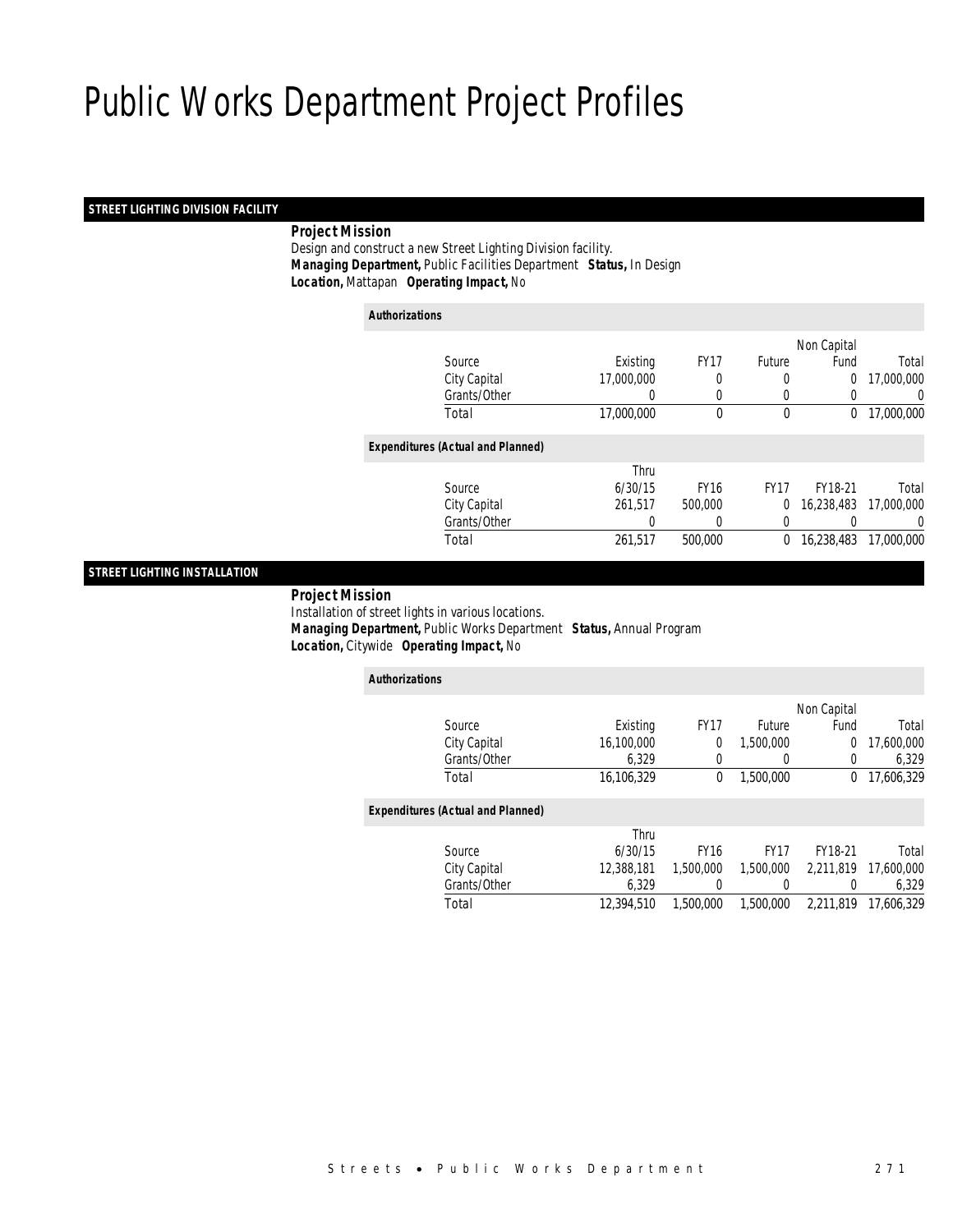# Public Works Department Project Profiles

## STREET LIGHTING DIVISION FACILITY

***Project Mission***

Design and construct a new Street Lighting Division facility.

***Managing Department,*** Public Facilities Department ***Status,*** In Design

***Location,*** Mattapan ***Operating Impact,*** No

***Authorizations***

| Source | Existing | FY17 | Future | Non Capital Fund | Total |
|---|---|---|---|---|---|
| City Capital | 17,000,000 | 0 | 0 | 0 | 17,000,000 |
| Grants/Other | 0 | 0 | 0 | 0 | 0 |
| Total | 17,000,000 | 0 | 0 | 0 | 17,000,000 |

***Expenditures (Actual and Planned)***

| Source | Thru 6/30/15 | FY16 | FY17 | FY18-21 | Total |
|---|---|---|---|---|---|
| City Capital | 261,517 | 500,000 | 0 | 16,238,483 | 17,000,000 |
| Grants/Other | 0 | 0 | 0 | 0 | 0 |
| Total | 261,517 | 500,000 | 0 | 16,238,483 | 17,000,000 |

## STREET LIGHTING INSTALLATION

***Project Mission***

Installation of street lights in various locations.

***Managing Department,*** Public Works Department ***Status,*** Annual Program

***Location,*** Citywide ***Operating Impact,*** No

***Authorizations***

| Source | Existing | FY17 | Future | Non Capital Fund | Total |
|---|---|---|---|---|---|
| City Capital | 16,100,000 | 0 | 1,500,000 | 0 | 17,600,000 |
| Grants/Other | 6,329 | 0 | 0 | 0 | 6,329 |
| Total | 16,106,329 | 0 | 1,500,000 | 0 | 17,606,329 |

***Expenditures (Actual and Planned)***

| Source | Thru 6/30/15 | FY16 | FY17 | FY18-21 | Total |
|---|---|---|---|---|---|
| City Capital | 12,388,181 | 1,500,000 | 1,500,000 | 2,211,819 | 17,600,000 |
| Grants/Other | 6,329 | 0 | 0 | 0 | 6,329 |
| Total | 12,394,510 | 1,500,000 | 1,500,000 | 2,211,819 | 17,606,329 |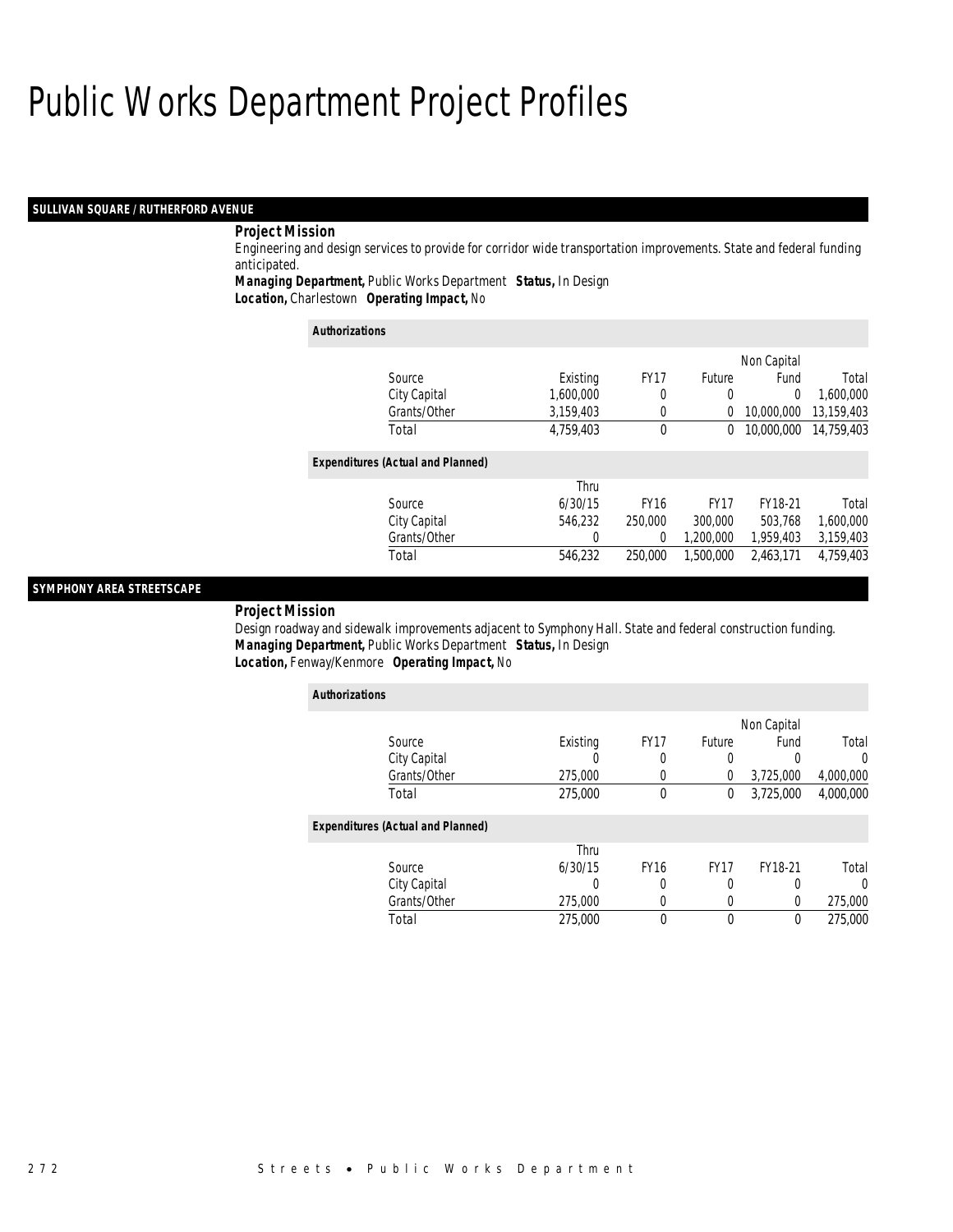# Public Works Department Project Profiles

## SULLIVAN SQUARE / RUTHERFORD AVENUE

**Project Mission**

Engineering and design services to provide for corridor wide transportation improvements. State and federal funding anticipated.

**Managing Department,** Public Works Department **Status,** In Design

**Location,** Charlestown **Operating Impact,** No

***Authorizations***

| Source | Existing | FY17 | Future | Non Capital Fund | Total |
|---|---|---|---|---|---|
| City Capital | 1,600,000 | 0 | 0 | 0 | 1,600,000 |
| Grants/Other | 3,159,403 | 0 | 0 | 10,000,000 | 13,159,403 |
| Total | 4,759,403 | 0 | 0 | 10,000,000 | 14,759,403 |

***Expenditures (Actual and Planned)***

| Source | Thru 6/30/15 | FY16 | FY17 | FY18-21 | Total |
|---|---|---|---|---|---|
| City Capital | 546,232 | 250,000 | 300,000 | 503,768 | 1,600,000 |
| Grants/Other | 0 | 0 | 1,200,000 | 1,959,403 | 3,159,403 |
| Total | 546,232 | 250,000 | 1,500,000 | 2,463,171 | 4,759,403 |

## SYMPHONY AREA STREETSCAPE

**Project Mission**

Design roadway and sidewalk improvements adjacent to Symphony Hall. State and federal construction funding.

**Managing Department,** Public Works Department **Status,** In Design

**Location,** Fenway/Kenmore **Operating Impact,** No

***Authorizations***

| Source | Existing | FY17 | Future | Non Capital Fund | Total |
|---|---|---|---|---|---|
| City Capital | 0 | 0 | 0 | 0 | 0 |
| Grants/Other | 275,000 | 0 | 0 | 3,725,000 | 4,000,000 |
| Total | 275,000 | 0 | 0 | 3,725,000 | 4,000,000 |

***Expenditures (Actual and Planned)***

| Source | Thru 6/30/15 | FY16 | FY17 | FY18-21 | Total |
|---|---|---|---|---|---|
| City Capital | 0 | 0 | 0 | 0 | 0 |
| Grants/Other | 275,000 | 0 | 0 | 0 | 275,000 |
| Total | 275,000 | 0 | 0 | 0 | 275,000 |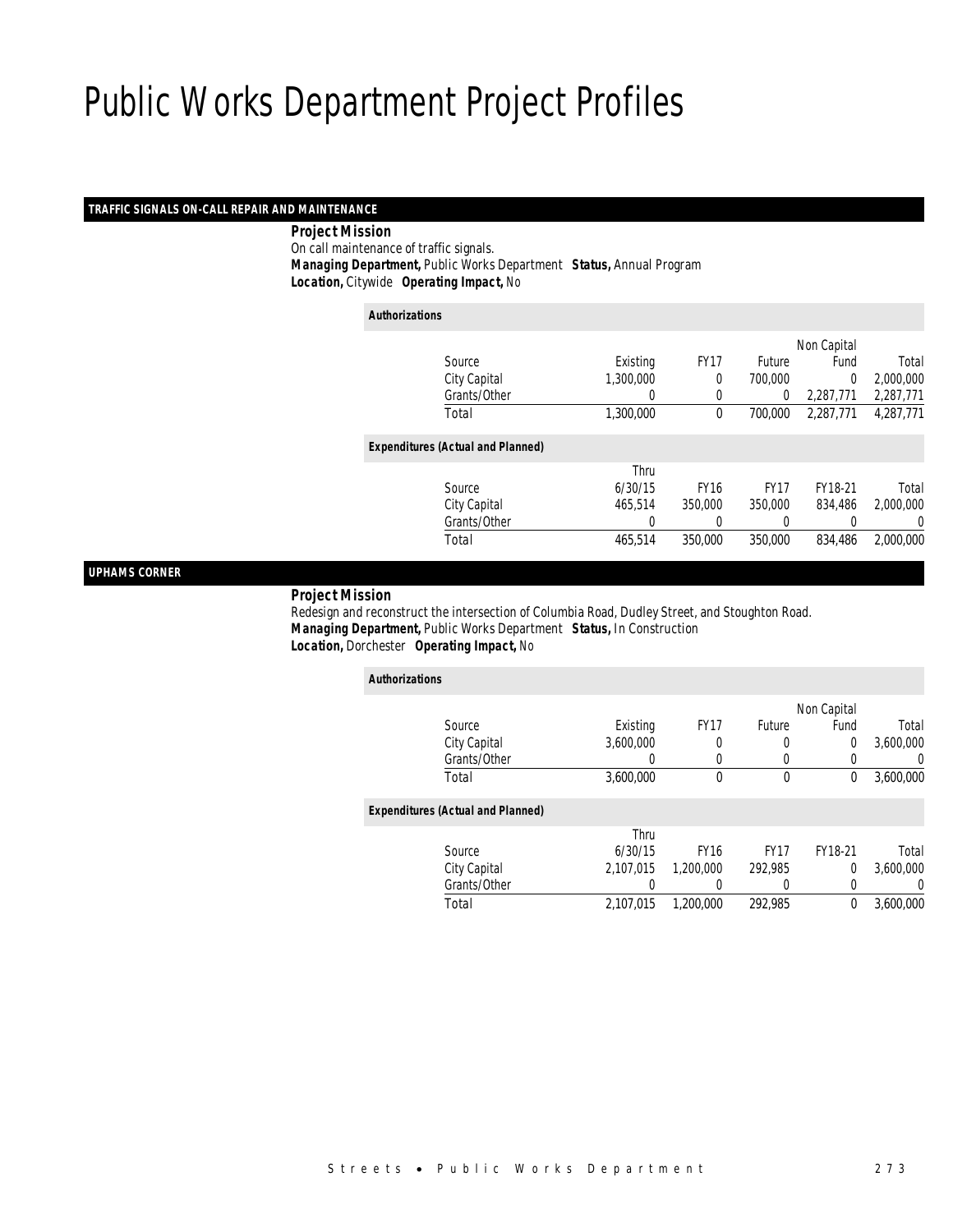# Public Works Department Project Profiles

## TRAFFIC SIGNALS ON-CALL REPAIR AND MAINTENANCE

**Project Mission**

On call maintenance of traffic signals.

***Managing Department,*** Public Works Department ***Status,*** Annual Program

***Location,*** Citywide ***Operating Impact,*** No

**Authorizations**

| Source | Existing | FY17 | Future | Non Capital Fund | Total |
|---|---|---|---|---|---|
| City Capital | 1,300,000 | 0 | 700,000 | 0 | 2,000,000 |
| Grants/Other | 0 | 0 | 0 | 2,287,771 | 2,287,771 |
| Total | 1,300,000 | 0 | 700,000 | 2,287,771 | 4,287,771 |

**Expenditures (Actual and Planned)**

| Source | Thru 6/30/15 | FY16 | FY17 | FY18-21 | Total |
|---|---|---|---|---|---|
| City Capital | 465,514 | 350,000 | 350,000 | 834,486 | 2,000,000 |
| Grants/Other | 0 | 0 | 0 | 0 | 0 |
| Total | 465,514 | 350,000 | 350,000 | 834,486 | 2,000,000 |

## UPHAMS CORNER

**Project Mission**

Redesign and reconstruct the intersection of Columbia Road, Dudley Street, and Stoughton Road.

***Managing Department,*** Public Works Department ***Status,*** In Construction

***Location,*** Dorchester ***Operating Impact,*** No

**Authorizations**

| Source | Existing | FY17 | Future | Non Capital Fund | Total |
|---|---|---|---|---|---|
| City Capital | 3,600,000 | 0 | 0 | 0 | 3,600,000 |
| Grants/Other | 0 | 0 | 0 | 0 | 0 |
| Total | 3,600,000 | 0 | 0 | 0 | 3,600,000 |

**Expenditures (Actual and Planned)**

| Source | Thru 6/30/15 | FY16 | FY17 | FY18-21 | Total |
|---|---|---|---|---|---|
| City Capital | 2,107,015 | 1,200,000 | 292,985 | 0 | 3,600,000 |
| Grants/Other | 0 | 0 | 0 | 0 | 0 |
| Total | 2,107,015 | 1,200,000 | 292,985 | 0 | 3,600,000 |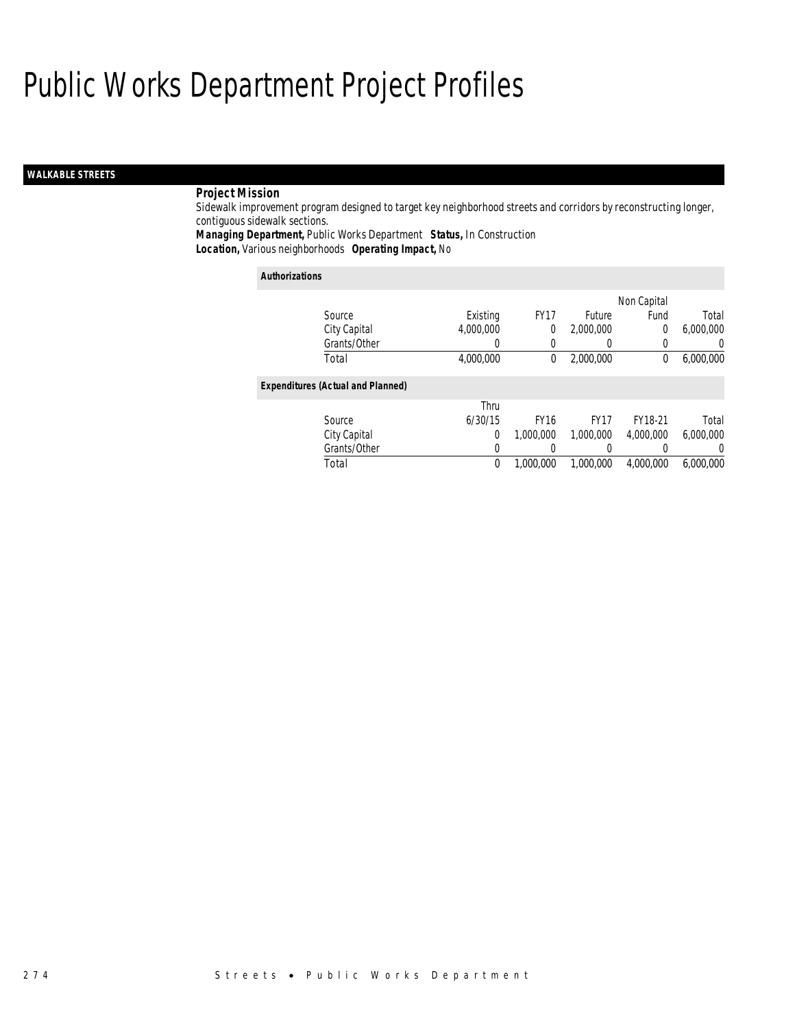# Public Works Department Project Profiles

## WALKABLE STREETS

### Project Mission

Sidewalk improvement program designed to target key neighborhood streets and corridors by reconstructing longer, contiguous sidewalk sections.

***Managing Department,*** Public Works Department ***Status,*** In Construction
***Location,*** Various neighborhoods ***Operating Impact,*** No

#### Authorizations

| Source | Existing | FY17 | Future | Non Capital Fund | Total |
|---|---|---|---|---|---|
| City Capital | 4,000,000 | 0 | 2,000,000 | 0 | 6,000,000 |
| Grants/Other | 0 | 0 | 0 | 0 | 0 |
| Total | 4,000,000 | 0 | 2,000,000 | 0 | 6,000,000 |

#### Expenditures (Actual and Planned)

| Source | Thru 6/30/15 | FY16 | FY17 | FY18-21 | Total |
|---|---|---|---|---|---|
| City Capital | 0 | 1,000,000 | 1,000,000 | 4,000,000 | 6,000,000 |
| Grants/Other | 0 | 0 | 0 | 0 | 0 |
| Total | 0 | 1,000,000 | 1,000,000 | 4,000,000 | 6,000,000 |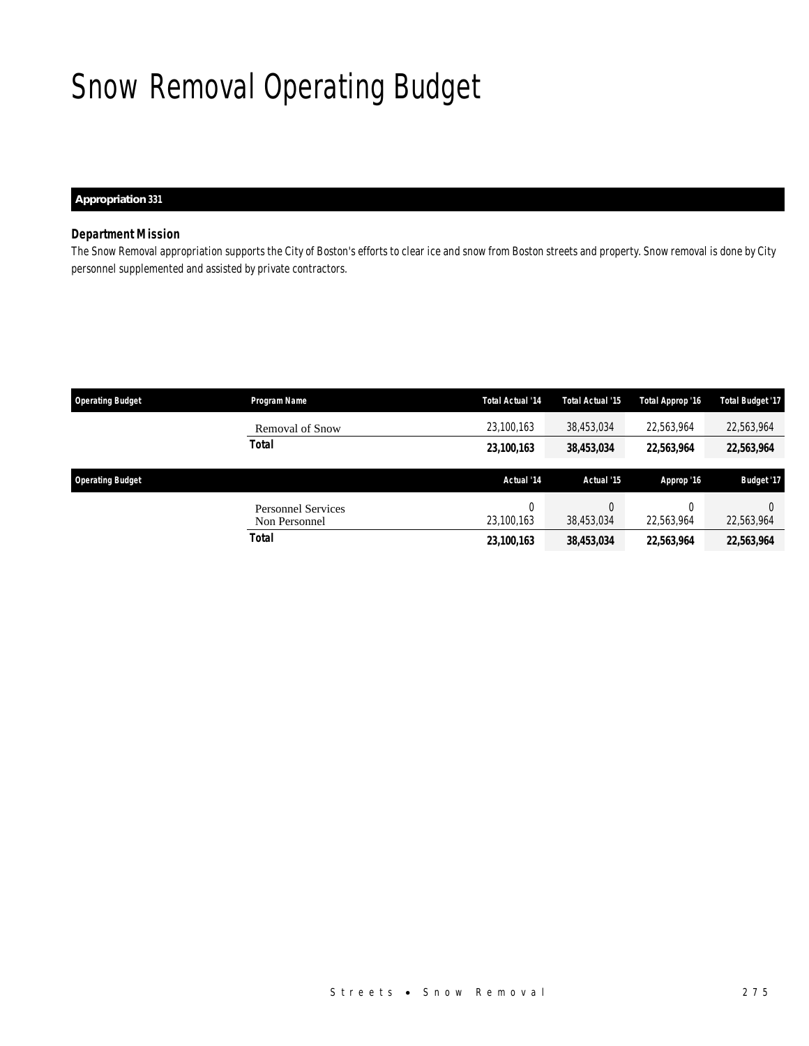# Snow Removal Operating Budget

**Appropriation 331**

### *Department Mission*

The Snow Removal appropriation supports the City of Boston's efforts to clear ice and snow from Boston streets and property. Snow removal is done by City personnel supplemented and assisted by private contractors.

| Operating Budget | Program Name | Total Actual '14 | Total Actual '15 | Total Approp '16 | Total Budget '17 |
|---|---|---|---|---|---|
| | Removal of Snow | 23,100,163 | 38,453,034 | 22,563,964 | 22,563,964 |
| | **Total** | **23,100,163** | **38,453,034** | **22,563,964** | **22,563,964** |

| Operating Budget | | Actual '14 | Actual '15 | Approp '16 | Budget '17 |
|---|---|---|---|---|---|
| | Personnel Services | 0 | 0 | 0 | 0 |
| | Non Personnel | 23,100,163 | 38,453,034 | 22,563,964 | 22,563,964 |
| | **Total** | **23,100,163** | **38,453,034** | **22,563,964** | **22,563,964** |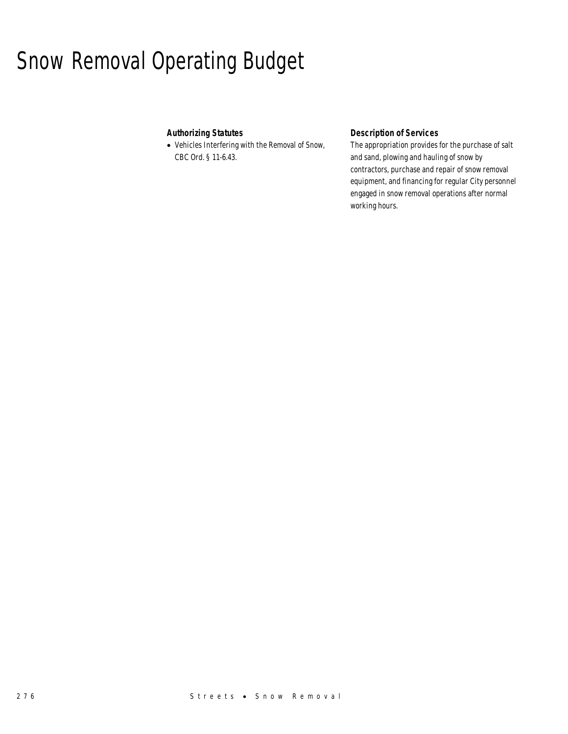# Snow Removal Operating Budget

### Authorizing Statutes

- Vehicles Interfering with the Removal of Snow, CBC Ord. § 11-6.43.

### Description of Services

The appropriation provides for the purchase of salt and sand, plowing and hauling of snow by contractors, purchase and repair of snow removal equipment, and financing for regular City personnel engaged in snow removal operations after normal working hours.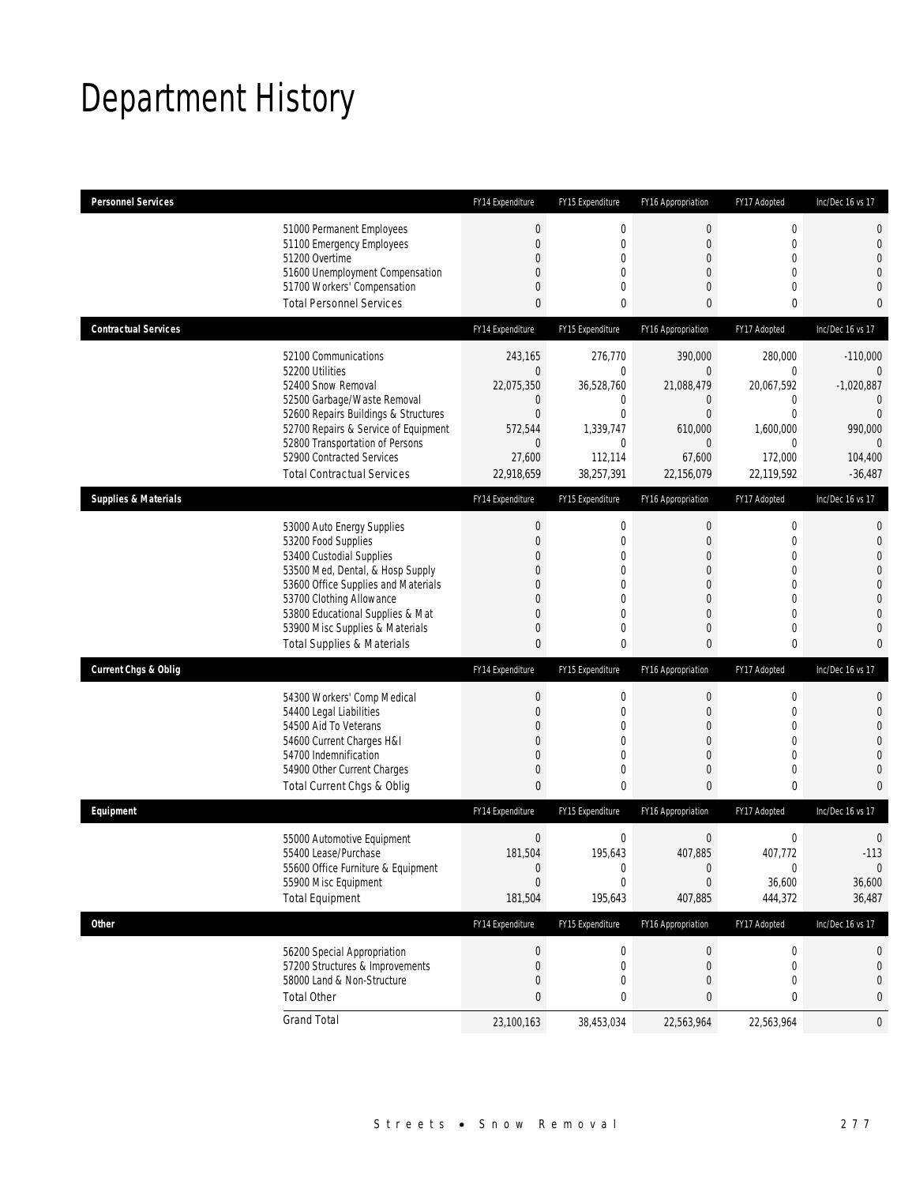# Department History

| Personnel Services | FY14 Expenditure | FY15 Expenditure | FY16 Appropriation | FY17 Adopted | Inc/Dec 16 vs 17 |
|---|---|---|---|---|---|
| 51000 Permanent Employees | 0 | 0 | 0 | 0 | 0 |
| 51100 Emergency Employees | 0 | 0 | 0 | 0 | 0 |
| 51200 Overtime | 0 | 0 | 0 | 0 | 0 |
| 51600 Unemployment Compensation | 0 | 0 | 0 | 0 | 0 |
| 51700 Workers' Compensation | 0 | 0 | 0 | 0 | 0 |
| Total Personnel Services | 0 | 0 | 0 | 0 | 0 |
| **Contractual Services** | **FY14 Expenditure** | **FY15 Expenditure** | **FY16 Appropriation** | **FY17 Adopted** | **Inc/Dec 16 vs 17** |
| 52100 Communications | 243,165 | 276,770 | 390,000 | 280,000 | -110,000 |
| 52200 Utilities | 0 | 0 | 0 | 0 | 0 |
| 52400 Snow Removal | 22,075,350 | 36,528,760 | 21,088,479 | 20,067,592 | -1,020,887 |
| 52500 Garbage/Waste Removal | 0 | 0 | 0 | 0 | 0 |
| 52600 Repairs Buildings & Structures | 0 | 0 | 0 | 0 | 0 |
| 52700 Repairs & Service of Equipment | 572,544 | 1,339,747 | 610,000 | 1,600,000 | 990,000 |
| 52800 Transportation of Persons | 0 | 0 | 0 | 0 | 0 |
| 52900 Contracted Services | 27,600 | 112,114 | 67,600 | 172,000 | 104,400 |
| Total Contractual Services | 22,918,659 | 38,257,391 | 22,156,079 | 22,119,592 | -36,487 |
| **Supplies & Materials** | **FY14 Expenditure** | **FY15 Expenditure** | **FY16 Appropriation** | **FY17 Adopted** | **Inc/Dec 16 vs 17** |
| 53000 Auto Energy Supplies | 0 | 0 | 0 | 0 | 0 |
| 53200 Food Supplies | 0 | 0 | 0 | 0 | 0 |
| 53400 Custodial Supplies | 0 | 0 | 0 | 0 | 0 |
| 53500 Med, Dental, & Hosp Supply | 0 | 0 | 0 | 0 | 0 |
| 53600 Office Supplies and Materials | 0 | 0 | 0 | 0 | 0 |
| 53700 Clothing Allowance | 0 | 0 | 0 | 0 | 0 |
| 53800 Educational Supplies & Mat | 0 | 0 | 0 | 0 | 0 |
| 53900 Misc Supplies & Materials | 0 | 0 | 0 | 0 | 0 |
| Total Supplies & Materials | 0 | 0 | 0 | 0 | 0 |
| **Current Chgs & Oblig** | **FY14 Expenditure** | **FY15 Expenditure** | **FY16 Appropriation** | **FY17 Adopted** | **Inc/Dec 16 vs 17** |
| 54300 Workers' Comp Medical | 0 | 0 | 0 | 0 | 0 |
| 54400 Legal Liabilities | 0 | 0 | 0 | 0 | 0 |
| 54500 Aid To Veterans | 0 | 0 | 0 | 0 | 0 |
| 54600 Current Charges H&I | 0 | 0 | 0 | 0 | 0 |
| 54700 Indemnification | 0 | 0 | 0 | 0 | 0 |
| 54900 Other Current Charges | 0 | 0 | 0 | 0 | 0 |
| Total Current Chgs & Oblig | 0 | 0 | 0 | 0 | 0 |
| **Equipment** | **FY14 Expenditure** | **FY15 Expenditure** | **FY16 Appropriation** | **FY17 Adopted** | **Inc/Dec 16 vs 17** |
| 55000 Automotive Equipment | 0 | 0 | 0 | 0 | 0 |
| 55400 Lease/Purchase | 181,504 | 195,643 | 407,885 | 407,772 | -113 |
| 55600 Office Furniture & Equipment | 0 | 0 | 0 | 0 | 0 |
| 55900 Misc Equipment | 0 | 0 | 0 | 36,600 | 36,600 |
| Total Equipment | 181,504 | 195,643 | 407,885 | 444,372 | 36,487 |
| **Other** | **FY14 Expenditure** | **FY15 Expenditure** | **FY16 Appropriation** | **FY17 Adopted** | **Inc/Dec 16 vs 17** |
| 56200 Special Appropriation | 0 | 0 | 0 | 0 | 0 |
| 57200 Structures & Improvements | 0 | 0 | 0 | 0 | 0 |
| 58000 Land & Non-Structure | 0 | 0 | 0 | 0 | 0 |
| Total Other | 0 | 0 | 0 | 0 | 0 |
| Grand Total | 23,100,163 | 38,453,034 | 22,563,964 | 22,563,964 | 0 |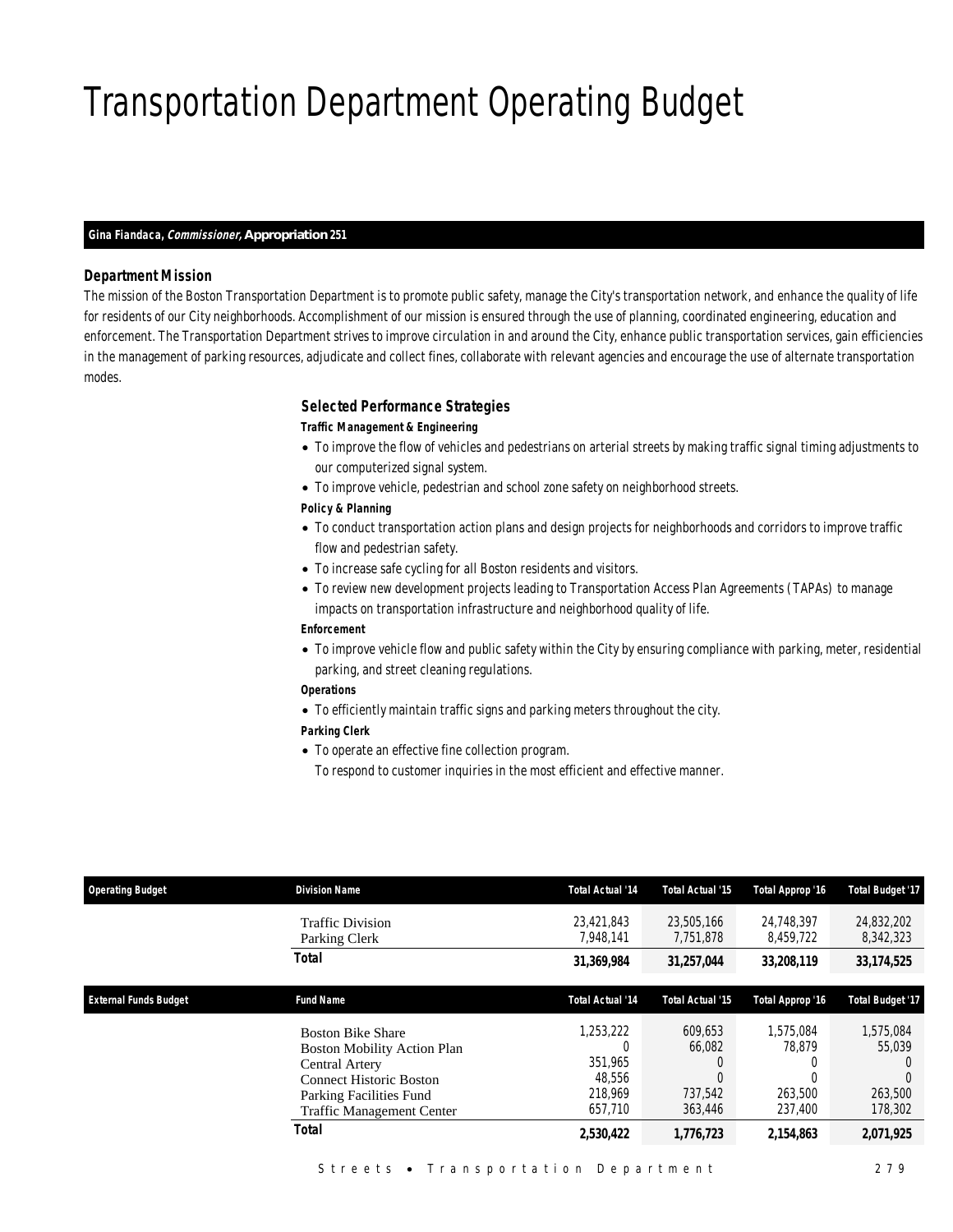# Transportation Department Operating Budget

**Gina Fiandaca, *Commissioner,* Appropriation 251**

### Department Mission

The mission of the Boston Transportation Department is to promote public safety, manage the City's transportation network, and enhance the quality of life for residents of our City neighborhoods. Accomplishment of our mission is ensured through the use of planning, coordinated engineering, education and enforcement. The Transportation Department strives to improve circulation in and around the City, enhance public transportation services, gain efficiencies in the management of parking resources, adjudicate and collect fines, collaborate with relevant agencies and encourage the use of alternate transportation modes.

### Selected Performance Strategies

**Traffic Management & Engineering**

- To improve the flow of vehicles and pedestrians on arterial streets by making traffic signal timing adjustments to our computerized signal system.
- To improve vehicle, pedestrian and school zone safety on neighborhood streets.

**Policy & Planning**

- To conduct transportation action plans and design projects for neighborhoods and corridors to improve traffic flow and pedestrian safety.
- To increase safe cycling for all Boston residents and visitors.
- To review new development projects leading to Transportation Access Plan Agreements (TAPAs) to manage impacts on transportation infrastructure and neighborhood quality of life.

**Enforcement**

- To improve vehicle flow and public safety within the City by ensuring compliance with parking, meter, residential parking, and street cleaning regulations.

**Operations**

- To efficiently maintain traffic signs and parking meters throughout the city.

**Parking Clerk**

- To operate an effective fine collection program.
  To respond to customer inquiries in the most efficient and effective manner.

| Operating Budget | Division Name | Total Actual '14 | Total Actual '15 | Total Approp '16 | Total Budget '17 |
|---|---|---|---|---|---|
| | Traffic Division | 23,421,843 | 23,505,166 | 24,748,397 | 24,832,202 |
| | Parking Clerk | 7,948,141 | 7,751,878 | 8,459,722 | 8,342,323 |
| | **Total** | **31,369,984** | **31,257,044** | **33,208,119** | **33,174,525** |

| External Funds Budget | Fund Name | Total Actual '14 | Total Actual '15 | Total Approp '16 | Total Budget '17 |
|---|---|---|---|---|---|
| | Boston Bike Share | 1,253,222 | 609,653 | 1,575,084 | 1,575,084 |
| | Boston Mobility Action Plan | 0 | 66,082 | 78,879 | 55,039 |
| | Central Artery | 351,965 | 0 | 0 | 0 |
| | Connect Historic Boston | 48,556 | 0 | 0 | 0 |
| | Parking Facilities Fund | 218,969 | 737,542 | 263,500 | 263,500 |
| | Traffic Management Center | 657,710 | 363,446 | 237,400 | 178,302 |
| | **Total** | **2,530,422** | **1,776,723** | **2,154,863** | **2,071,925** |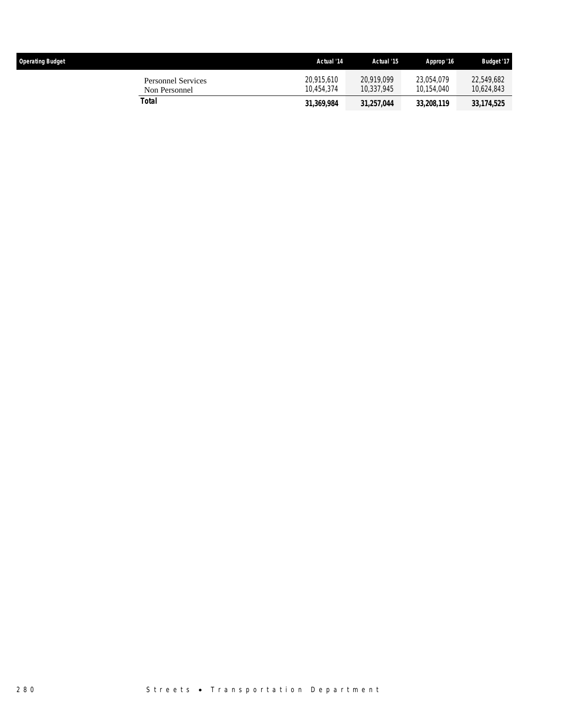| Operating Budget | Actual '14 | Actual '15 | Approp '16 | Budget '17 |
|---|---|---|---|---|
| Personnel Services | 20,915,610 | 20,919,099 | 23,054,079 | 22,549,682 |
| Non Personnel | 10,454,374 | 10,337,945 | 10,154,040 | 10,624,843 |
| **Total** | **31,369,984** | **31,257,044** | **33,208,119** | **33,174,525** |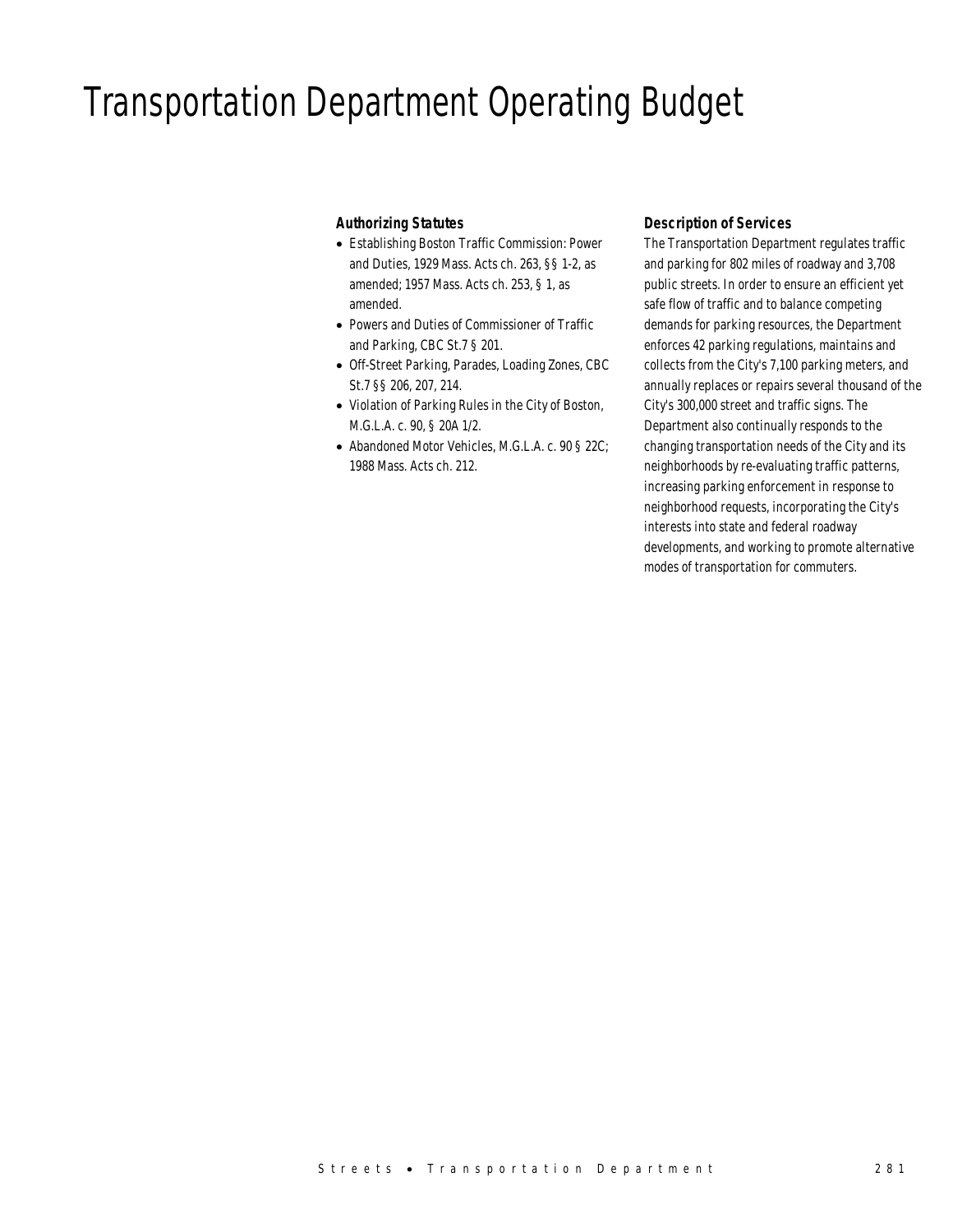# Transportation Department Operating Budget

### Authorizing Statutes

- Establishing Boston Traffic Commission: Power and Duties, 1929 Mass. Acts ch. 263, §§ 1-2, as amended; 1957 Mass. Acts ch. 253, § 1, as amended.
- Powers and Duties of Commissioner of Traffic and Parking, CBC St.7 § 201.
- Off-Street Parking, Parades, Loading Zones, CBC St.7 §§ 206, 207, 214.
- Violation of Parking Rules in the City of Boston, M.G.L.A. c. 90, § 20A 1/2.
- Abandoned Motor Vehicles, M.G.L.A. c. 90 § 22C; 1988 Mass. Acts ch. 212.

### Description of Services

The Transportation Department regulates traffic and parking for 802 miles of roadway and 3,708 public streets. In order to ensure an efficient yet safe flow of traffic and to balance competing demands for parking resources, the Department enforces 42 parking regulations, maintains and collects from the City's 7,100 parking meters, and annually replaces or repairs several thousand of the City's 300,000 street and traffic signs. The Department also continually responds to the changing transportation needs of the City and its neighborhoods by re-evaluating traffic patterns, increasing parking enforcement in response to neighborhood requests, incorporating the City's interests into state and federal roadway developments, and working to promote alternative modes of transportation for commuters.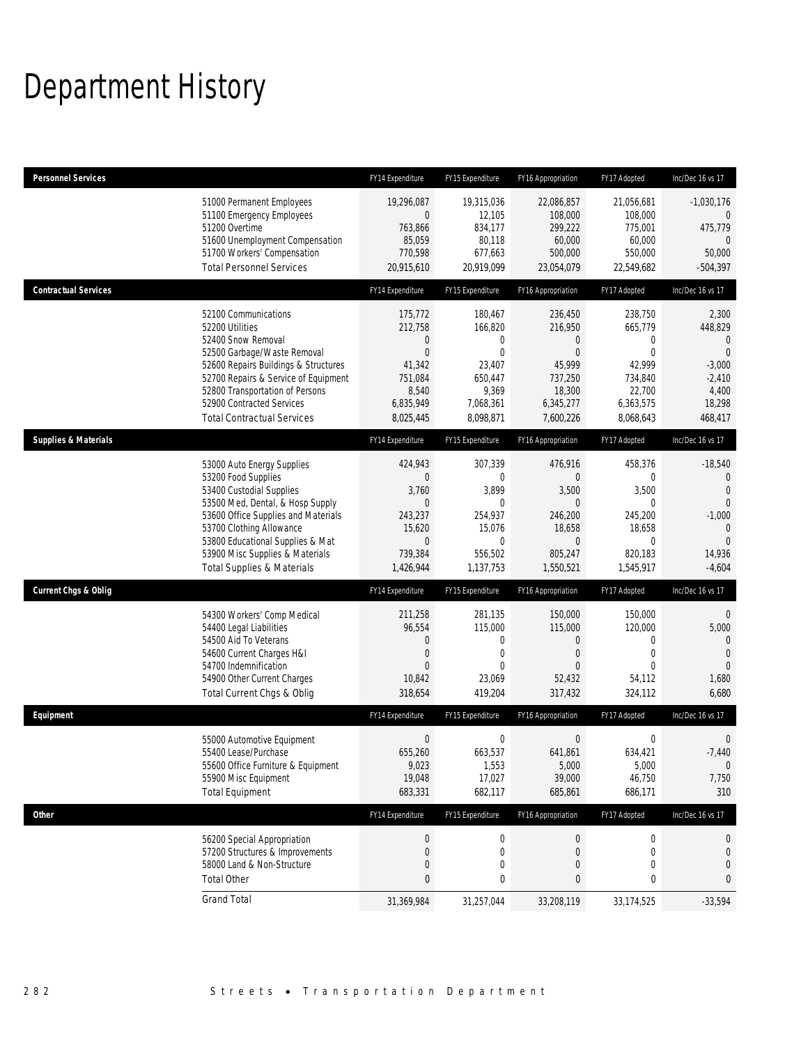# Department History

| Personnel Services | FY14 Expenditure | FY15 Expenditure | FY16 Appropriation | FY17 Adopted | Inc/Dec 16 vs 17 |
|---|---|---|---|---|---|
| 51000 Permanent Employees | 19,296,087 | 19,315,036 | 22,086,857 | 21,056,681 | -1,030,176 |
| 51100 Emergency Employees | 0 | 12,105 | 108,000 | 108,000 | 0 |
| 51200 Overtime | 763,866 | 834,177 | 299,222 | 775,001 | 475,779 |
| 51600 Unemployment Compensation | 85,059 | 80,118 | 60,000 | 60,000 | 0 |
| 51700 Workers' Compensation | 770,598 | 677,663 | 500,000 | 550,000 | 50,000 |
| Total Personnel Services | 20,915,610 | 20,919,099 | 23,054,079 | 22,549,682 | -504,397 |

| Contractual Services | FY14 Expenditure | FY15 Expenditure | FY16 Appropriation | FY17 Adopted | Inc/Dec 16 vs 17 |
|---|---|---|---|---|---|
| 52100 Communications | 175,772 | 180,467 | 236,450 | 238,750 | 2,300 |
| 52200 Utilities | 212,758 | 166,820 | 216,950 | 665,779 | 448,829 |
| 52400 Snow Removal | 0 | 0 | 0 | 0 | 0 |
| 52500 Garbage/Waste Removal | 0 | 0 | 0 | 0 | 0 |
| 52600 Repairs Buildings & Structures | 41,342 | 23,407 | 45,999 | 42,999 | -3,000 |
| 52700 Repairs & Service of Equipment | 751,084 | 650,447 | 737,250 | 734,840 | -2,410 |
| 52800 Transportation of Persons | 8,540 | 9,369 | 18,300 | 22,700 | 4,400 |
| 52900 Contracted Services | 6,835,949 | 7,068,361 | 6,345,277 | 6,363,575 | 18,298 |
| Total Contractual Services | 8,025,445 | 8,098,871 | 7,600,226 | 8,068,643 | 468,417 |

| Supplies & Materials | FY14 Expenditure | FY15 Expenditure | FY16 Appropriation | FY17 Adopted | Inc/Dec 16 vs 17 |
|---|---|---|---|---|---|
| 53000 Auto Energy Supplies | 424,943 | 307,339 | 476,916 | 458,376 | -18,540 |
| 53200 Food Supplies | 0 | 0 | 0 | 0 | 0 |
| 53400 Custodial Supplies | 3,760 | 3,899 | 3,500 | 3,500 | 0 |
| 53500 Med, Dental, & Hosp Supply | 0 | 0 | 0 | 0 | 0 |
| 53600 Office Supplies and Materials | 243,237 | 254,937 | 246,200 | 245,200 | -1,000 |
| 53700 Clothing Allowance | 15,620 | 15,076 | 18,658 | 18,658 | 0 |
| 53800 Educational Supplies & Mat | 0 | 0 | 0 | 0 | 0 |
| 53900 Misc Supplies & Materials | 739,384 | 556,502 | 805,247 | 820,183 | 14,936 |
| Total Supplies & Materials | 1,426,944 | 1,137,753 | 1,550,521 | 1,545,917 | -4,604 |

| Current Chgs & Oblig | FY14 Expenditure | FY15 Expenditure | FY16 Appropriation | FY17 Adopted | Inc/Dec 16 vs 17 |
|---|---|---|---|---|---|
| 54300 Workers' Comp Medical | 211,258 | 281,135 | 150,000 | 150,000 | 0 |
| 54400 Legal Liabilities | 96,554 | 115,000 | 115,000 | 120,000 | 5,000 |
| 54500 Aid To Veterans | 0 | 0 | 0 | 0 | 0 |
| 54600 Current Charges H&I | 0 | 0 | 0 | 0 | 0 |
| 54700 Indemnification | 0 | 0 | 0 | 0 | 0 |
| 54900 Other Current Charges | 10,842 | 23,069 | 52,432 | 54,112 | 1,680 |
| Total Current Chgs & Oblig | 318,654 | 419,204 | 317,432 | 324,112 | 6,680 |

| Equipment | FY14 Expenditure | FY15 Expenditure | FY16 Appropriation | FY17 Adopted | Inc/Dec 16 vs 17 |
|---|---|---|---|---|---|
| 55000 Automotive Equipment | 0 | 0 | 0 | 0 | 0 |
| 55400 Lease/Purchase | 655,260 | 663,537 | 641,861 | 634,421 | -7,440 |
| 55600 Office Furniture & Equipment | 9,023 | 1,553 | 5,000 | 5,000 | 0 |
| 55900 Misc Equipment | 19,048 | 17,027 | 39,000 | 46,750 | 7,750 |
| Total Equipment | 683,331 | 682,117 | 685,861 | 686,171 | 310 |

| Other | FY14 Expenditure | FY15 Expenditure | FY16 Appropriation | FY17 Adopted | Inc/Dec 16 vs 17 |
|---|---|---|---|---|---|
| 56200 Special Appropriation | 0 | 0 | 0 | 0 | 0 |
| 57200 Structures & Improvements | 0 | 0 | 0 | 0 | 0 |
| 58000 Land & Non-Structure | 0 | 0 | 0 | 0 | 0 |
| Total Other | 0 | 0 | 0 | 0 | 0 |
| Grand Total | 31,369,984 | 31,257,044 | 33,208,119 | 33,174,525 | -33,594 |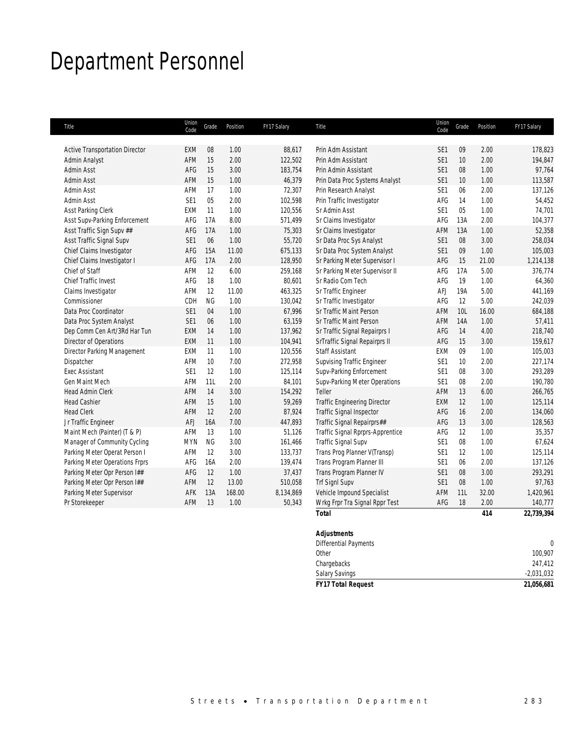# Department Personnel

| Title | Union Code | Grade | Position | FY17 Salary |
|---|---|---|---|---|
| Active Transportation Director | EXM | 08 | 1.00 | 88,617 |
| Admin Analyst | AFM | 15 | 2.00 | 122,502 |
| Admin Asst | AFG | 15 | 3.00 | 183,754 |
| Admin Asst | AFM | 15 | 1.00 | 46,379 |
| Admin Asst | AFM | 17 | 1.00 | 72,307 |
| Admin Asst | SE1 | 05 | 2.00 | 102,598 |
| Asst Parking Clerk | EXM | 11 | 1.00 | 120,556 |
| Asst Supv-Parking Enforcement | AFG | 17A | 8.00 | 571,499 |
| Asst Traffic Sign Supv ## | AFG | 17A | 1.00 | 75,303 |
| Asst Traffic Signal Supv | SE1 | 06 | 1.00 | 55,720 |
| Chief Claims Investigator | AFG | 15A | 11.00 | 675,133 |
| Chief Claims Investigator I | AFG | 17A | 2.00 | 128,950 |
| Chief of Staff | AFM | 12 | 6.00 | 259,168 |
| Chief Traffic Invest | AFG | 18 | 1.00 | 80,601 |
| Claims Investigator | AFM | 12 | 11.00 | 463,325 |
| Commissioner | CDH | NG | 1.00 | 130,042 |
| Data Proc Coordinator | SE1 | 04 | 1.00 | 67,996 |
| Data Proc System Analyst | SE1 | 06 | 1.00 | 63,159 |
| Dep Comm Cen Art/3Rd Har Tun | EXM | 14 | 1.00 | 137,962 |
| Director of Operations | EXM | 11 | 1.00 | 104,941 |
| Director Parking Management | EXM | 11 | 1.00 | 120,556 |
| Dispatcher | AFM | 10 | 7.00 | 272,958 |
| Exec Assistant | SE1 | 12 | 1.00 | 125,114 |
| Gen Maint Mech | AFM | 11L | 2.00 | 84,101 |
| Head Admin Clerk | AFM | 14 | 3.00 | 154,292 |
| Head Cashier | AFM | 15 | 1.00 | 59,269 |
| Head Clerk | AFM | 12 | 2.00 | 87,924 |
| Jr Traffic Engineer | AFJ | 16A | 7.00 | 447,893 |
| Maint Mech (Painter) (T & P) | AFM | 13 | 1.00 | 51,126 |
| Manager of Community Cycling | MYN | NG | 3.00 | 161,466 |
| Parking Meter Operat Person I | AFM | 12 | 3.00 | 133,737 |
| Parking Meter Operations Frprs | AFG | 16A | 2.00 | 139,474 |
| Parking Meter Opr Person I## | AFG | 12 | 1.00 | 37,437 |
| Parking Meter Opr Person I## | AFM | 12 | 13.00 | 510,058 |
| Parking Meter Supervisor | AFK | 13A | 168.00 | 8,134,869 |
| Pr Storekeeper | AFM | 13 | 1.00 | 50,343 |
| Prin Adm Assistant | SE1 | 09 | 2.00 | 178,823 |
| Prin Adm Assistant | SE1 | 10 | 2.00 | 194,847 |
| Prin Admin Assistant | SE1 | 08 | 1.00 | 97,764 |
| Prin Data Proc Systems Analyst | SE1 | 10 | 1.00 | 113,587 |
| Prin Research Analyst | SE1 | 06 | 2.00 | 137,126 |
| Prin Traffic Investigator | AFG | 14 | 1.00 | 54,452 |
| Sr Admin Asst | SE1 | 05 | 1.00 | 74,701 |
| Sr Claims Investigator | AFG | 13A | 2.00 | 104,377 |
| Sr Claims Investigator | AFM | 13A | 1.00 | 52,358 |
| Sr Data Proc Sys Analyst | SE1 | 08 | 3.00 | 258,034 |
| Sr Data Proc System Analyst | SE1 | 09 | 1.00 | 105,003 |
| Sr Parking Meter Supervisor I | AFG | 15 | 21.00 | 1,214,138 |
| Sr Parking Meter Supervisor II | AFG | 17A | 5.00 | 376,774 |
| Sr Radio Com Tech | AFG | 19 | 1.00 | 64,360 |
| Sr Traffic Engineer | AFJ | 19A | 5.00 | 441,169 |
| Sr Traffic Investigator | AFG | 12 | 5.00 | 242,039 |
| Sr Traffic Maint Person | AFM | 10L | 16.00 | 684,188 |
| Sr Traffic Maint Person | AFM | 14A | 1.00 | 57,411 |
| Sr Traffic Signal Repairprs I | AFG | 14 | 4.00 | 218,740 |
| SrTraffic Signal Repairprs II | AFG | 15 | 3.00 | 159,617 |
| Staff Assistant | EXM | 09 | 1.00 | 105,003 |
| Supvising Traffic Engineer | SE1 | 10 | 2.00 | 227,174 |
| Supv-Parking Enforcement | SE1 | 08 | 3.00 | 293,289 |
| Supv-Parking Meter Operations | SE1 | 08 | 2.00 | 190,780 |
| Teller | AFM | 13 | 6.00 | 266,765 |
| Traffic Engineering Director | EXM | 12 | 1.00 | 125,114 |
| Traffic Signal Inspector | AFG | 16 | 2.00 | 134,060 |
| Traffic Signal Repairprs## | AFG | 13 | 3.00 | 128,563 |
| Traffic Signal Rprprs-Apprentice | AFG | 12 | 1.00 | 35,357 |
| Traffic Signal Supv | SE1 | 08 | 1.00 | 67,624 |
| Trans Prog Planner V(Transp) | SE1 | 12 | 1.00 | 125,114 |
| Trans Program Planner III | SE1 | 06 | 2.00 | 137,126 |
| Trans Program Planner IV | SE1 | 08 | 3.00 | 293,291 |
| Trf Signl Supv | SE1 | 08 | 1.00 | 97,763 |
| Vehicle Impound Specialist | AFM | 11L | 32.00 | 1,420,961 |
| Wrkg Frpr Tra Signal Rppr Test | AFG | 18 | 2.00 | 140,777 |
| **Total** | | | **414** | **22,739,394** |

| **Adjustments** | |
|---|---|
| Differential Payments | 0 |
| Other | 100,907 |
| Chargebacks | 247,412 |
| Salary Savings | -2,031,032 |
| ***FY17 Total Request*** | **21,056,681** |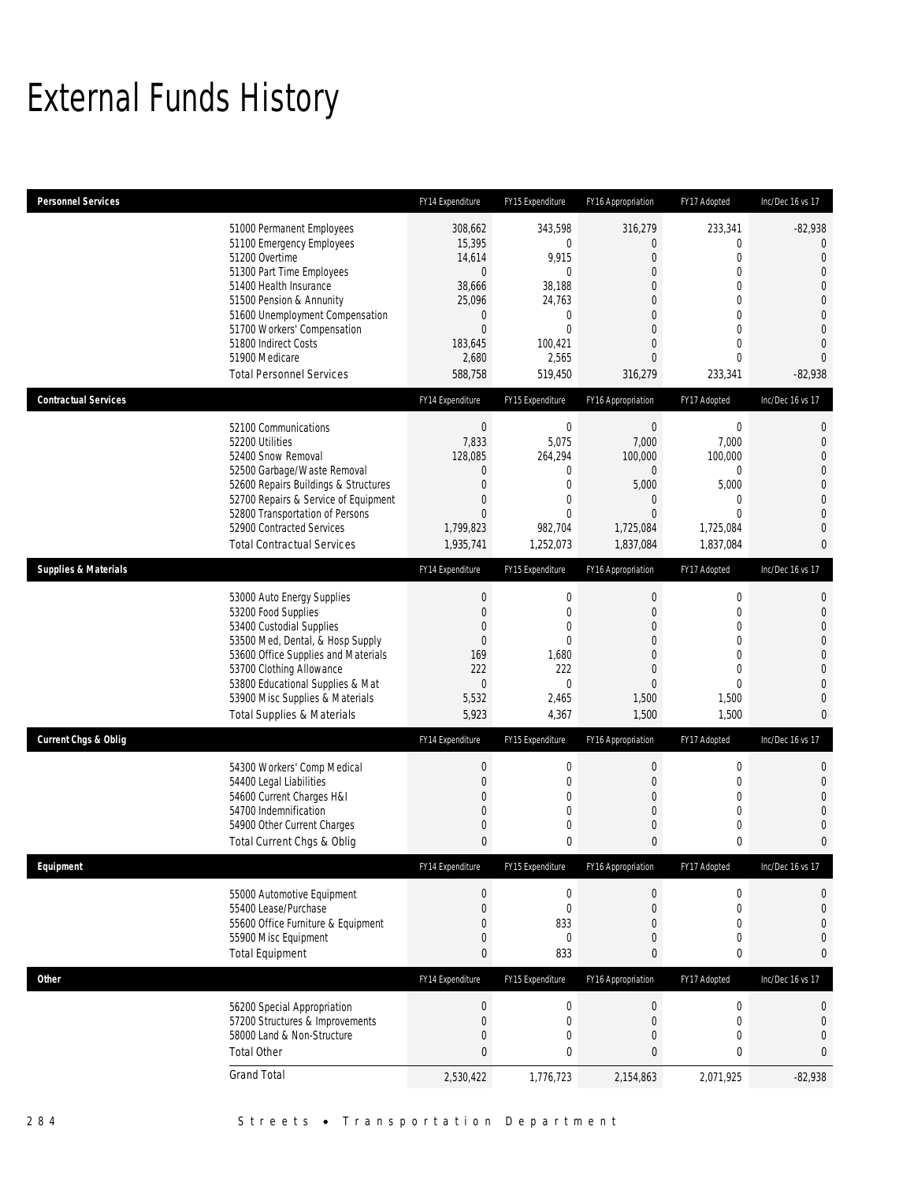# External Funds History

| Personnel Services | FY14 Expenditure | FY15 Expenditure | FY16 Appropriation | FY17 Adopted | Inc/Dec 16 vs 17 |
|---|---|---|---|---|---|
| 51000 Permanent Employees | 308,662 | 343,598 | 316,279 | 233,341 | -82,938 |
| 51100 Emergency Employees | 15,395 | 0 | 0 | 0 | 0 |
| 51200 Overtime | 14,614 | 9,915 | 0 | 0 | 0 |
| 51300 Part Time Employees | 0 | 0 | 0 | 0 | 0 |
| 51400 Health Insurance | 38,666 | 38,188 | 0 | 0 | 0 |
| 51500 Pension & Annunity | 25,096 | 24,763 | 0 | 0 | 0 |
| 51600 Unemployment Compensation | 0 | 0 | 0 | 0 | 0 |
| 51700 Workers' Compensation | 0 | 0 | 0 | 0 | 0 |
| 51800 Indirect Costs | 183,645 | 100,421 | 0 | 0 | 0 |
| 51900 Medicare | 2,680 | 2,565 | 0 | 0 | 0 |
| Total Personnel Services | 588,758 | 519,450 | 316,279 | 233,341 | -82,938 |

| Contractual Services | FY14 Expenditure | FY15 Expenditure | FY16 Appropriation | FY17 Adopted | Inc/Dec 16 vs 17 |
|---|---|---|---|---|---|
| 52100 Communications | 0 | 0 | 0 | 0 | 0 |
| 52200 Utilities | 7,833 | 5,075 | 7,000 | 7,000 | 0 |
| 52400 Snow Removal | 128,085 | 264,294 | 100,000 | 100,000 | 0 |
| 52500 Garbage/Waste Removal | 0 | 0 | 0 | 0 | 0 |
| 52600 Repairs Buildings & Structures | 0 | 0 | 5,000 | 5,000 | 0 |
| 52700 Repairs & Service of Equipment | 0 | 0 | 0 | 0 | 0 |
| 52800 Transportation of Persons | 0 | 0 | 0 | 0 | 0 |
| 52900 Contracted Services | 1,799,823 | 982,704 | 1,725,084 | 1,725,084 | 0 |
| Total Contractual Services | 1,935,741 | 1,252,073 | 1,837,084 | 1,837,084 | 0 |

| Supplies & Materials | FY14 Expenditure | FY15 Expenditure | FY16 Appropriation | FY17 Adopted | Inc/Dec 16 vs 17 |
|---|---|---|---|---|---|
| 53000 Auto Energy Supplies | 0 | 0 | 0 | 0 | 0 |
| 53200 Food Supplies | 0 | 0 | 0 | 0 | 0 |
| 53400 Custodial Supplies | 0 | 0 | 0 | 0 | 0 |
| 53500 Med, Dental, & Hosp Supply | 0 | 0 | 0 | 0 | 0 |
| 53600 Office Supplies and Materials | 169 | 1,680 | 0 | 0 | 0 |
| 53700 Clothing Allowance | 222 | 222 | 0 | 0 | 0 |
| 53800 Educational Supplies & Mat | 0 | 0 | 0 | 0 | 0 |
| 53900 Misc Supplies & Materials | 5,532 | 2,465 | 1,500 | 1,500 | 0 |
| Total Supplies & Materials | 5,923 | 4,367 | 1,500 | 1,500 | 0 |

| Current Chgs & Oblig | FY14 Expenditure | FY15 Expenditure | FY16 Appropriation | FY17 Adopted | Inc/Dec 16 vs 17 |
|---|---|---|---|---|---|
| 54300 Workers' Comp Medical | 0 | 0 | 0 | 0 | 0 |
| 54400 Legal Liabilities | 0 | 0 | 0 | 0 | 0 |
| 54600 Current Charges H&I | 0 | 0 | 0 | 0 | 0 |
| 54700 Indemnification | 0 | 0 | 0 | 0 | 0 |
| 54900 Other Current Charges | 0 | 0 | 0 | 0 | 0 |
| Total Current Chgs & Oblig | 0 | 0 | 0 | 0 | 0 |

| Equipment | FY14 Expenditure | FY15 Expenditure | FY16 Appropriation | FY17 Adopted | Inc/Dec 16 vs 17 |
|---|---|---|---|---|---|
| 55000 Automotive Equipment | 0 | 0 | 0 | 0 | 0 |
| 55400 Lease/Purchase | 0 | 0 | 0 | 0 | 0 |
| 55600 Office Furniture & Equipment | 0 | 833 | 0 | 0 | 0 |
| 55900 Misc Equipment | 0 | 0 | 0 | 0 | 0 |
| Total Equipment | 0 | 833 | 0 | 0 | 0 |

| Other | FY14 Expenditure | FY15 Expenditure | FY16 Appropriation | FY17 Adopted | Inc/Dec 16 vs 17 |
|---|---|---|---|---|---|
| 56200 Special Appropriation | 0 | 0 | 0 | 0 | 0 |
| 57200 Structures & Improvements | 0 | 0 | 0 | 0 | 0 |
| 58000 Land & Non-Structure | 0 | 0 | 0 | 0 | 0 |
| Total Other | 0 | 0 | 0 | 0 | 0 |
| **Grand Total** | 2,530,422 | 1,776,723 | 2,154,863 | 2,071,925 | -82,938 |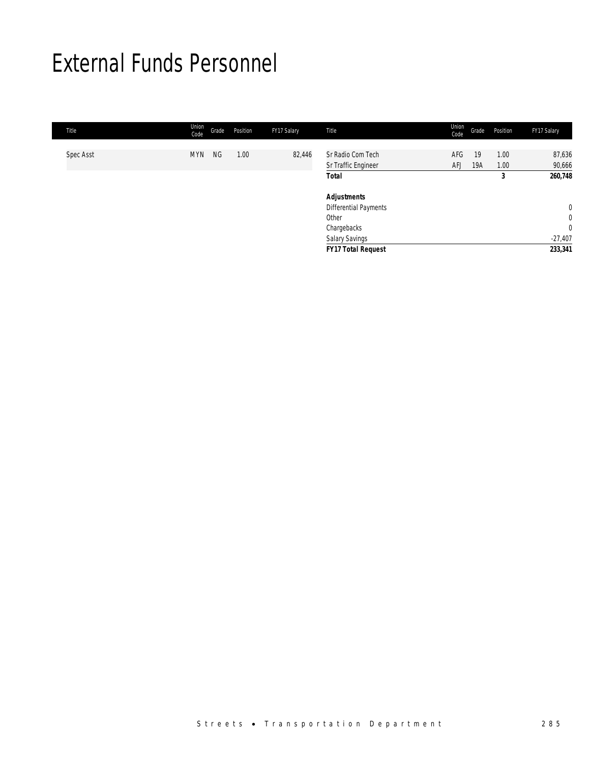# External Funds Personnel

| Title | Union Code | Grade | Position | FY17 Salary |
|---|---|---|---|---|
| Spec Asst | MYN | NG | 1.00 | 82,446 |
| Sr Radio Com Tech | AFG | 19 | 1.00 | 87,636 |
| Sr Traffic Engineer | AFJ | 19A | 1.00 | 90,666 |
| **Total** | | | **3** | **260,748** |
| ***Adjustments*** | | | | |
| Differential Payments | | | | 0 |
| Other | | | | 0 |
| Chargebacks | | | | 0 |
| Salary Savings | | | | -27,407 |
| ***FY17 Total Request*** | | | | **233,341** |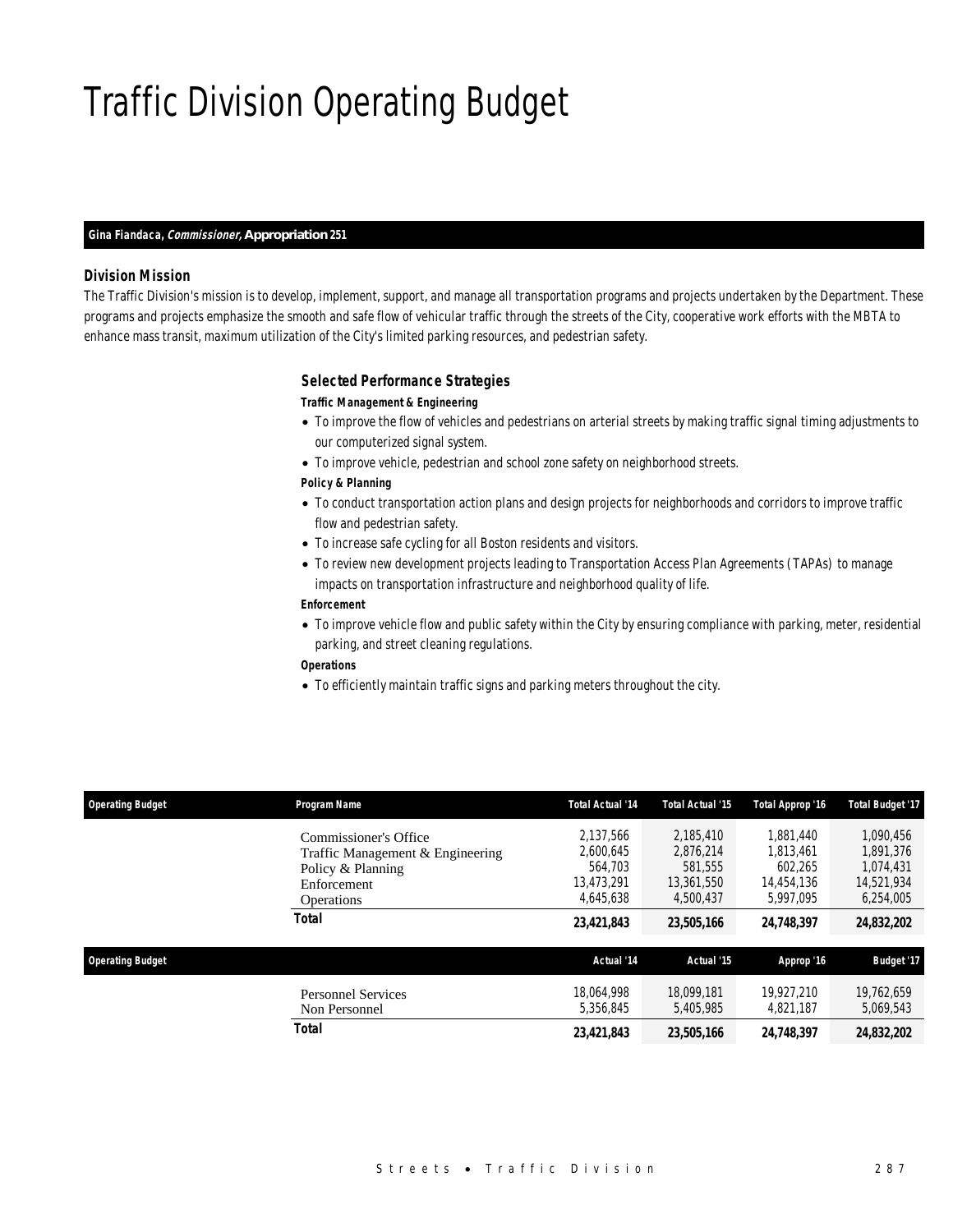# Traffic Division Operating Budget

**Gina Fiandaca, *Commissioner,* Appropriation 251**

### Division Mission

The Traffic Division's mission is to develop, implement, support, and manage all transportation programs and projects undertaken by the Department. These programs and projects emphasize the smooth and safe flow of vehicular traffic through the streets of the City, cooperative work efforts with the MBTA to enhance mass transit, maximum utilization of the City's limited parking resources, and pedestrian safety.

### Selected Performance Strategies

**Traffic Management & Engineering**

- To improve the flow of vehicles and pedestrians on arterial streets by making traffic signal timing adjustments to our computerized signal system.
- To improve vehicle, pedestrian and school zone safety on neighborhood streets.

**Policy & Planning**

- To conduct transportation action plans and design projects for neighborhoods and corridors to improve traffic flow and pedestrian safety.
- To increase safe cycling for all Boston residents and visitors.
- To review new development projects leading to Transportation Access Plan Agreements (TAPAs) to manage impacts on transportation infrastructure and neighborhood quality of life.

**Enforcement**

- To improve vehicle flow and public safety within the City by ensuring compliance with parking, meter, residential parking, and street cleaning regulations.

**Operations**

- To efficiently maintain traffic signs and parking meters throughout the city.

| Operating Budget | Program Name | Total Actual '14 | Total Actual '15 | Total Approp '16 | Total Budget '17 |
|---|---|---|---|---|---|
| | Commissioner's Office | 2,137,566 | 2,185,410 | 1,881,440 | 1,090,456 |
| | Traffic Management & Engineering | 2,600,645 | 2,876,214 | 1,813,461 | 1,891,376 |
| | Policy & Planning | 564,703 | 581,555 | 602,265 | 1,074,431 |
| | Enforcement | 13,473,291 | 13,361,550 | 14,454,136 | 14,521,934 |
| | Operations | 4,645,638 | 4,500,437 | 5,997,095 | 6,254,005 |
| | **Total** | **23,421,843** | **23,505,166** | **24,748,397** | **24,832,202** |

| Operating Budget | | Actual '14 | Actual '15 | Approp '16 | Budget '17 |
|---|---|---|---|---|---|
| | Personnel Services | 18,064,998 | 18,099,181 | 19,927,210 | 19,762,659 |
| | Non Personnel | 5,356,845 | 5,405,985 | 4,821,187 | 5,069,543 |
| | **Total** | **23,421,843** | **23,505,166** | **24,748,397** | **24,832,202** |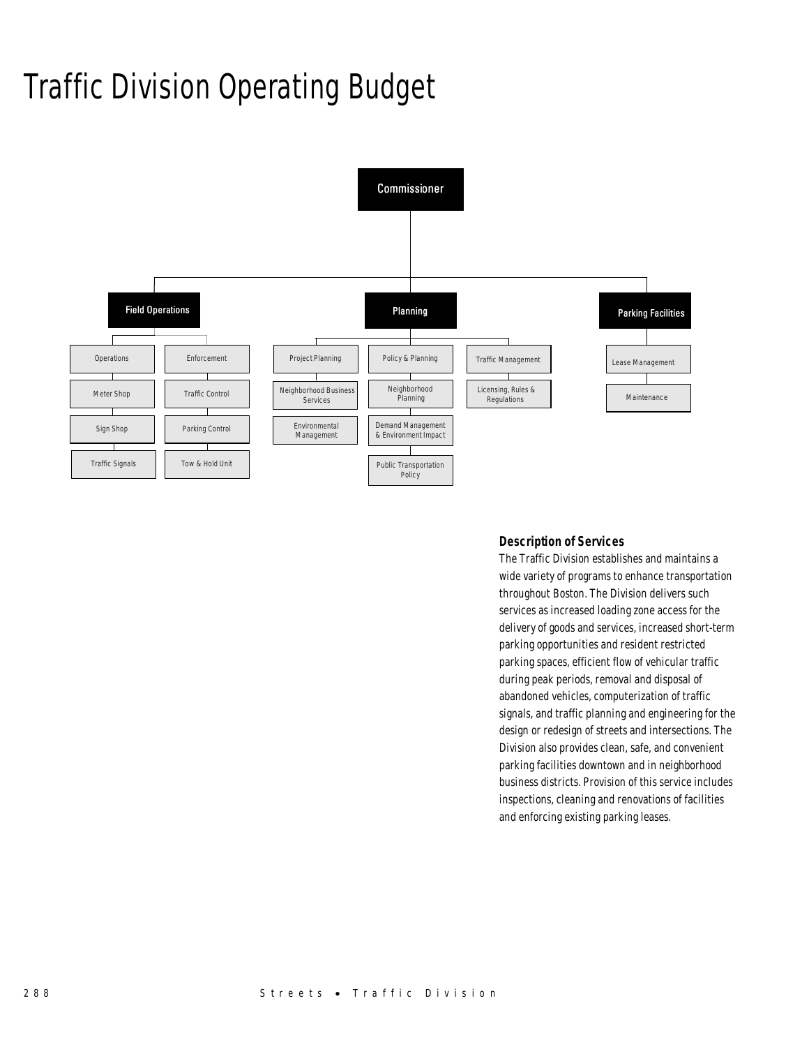# Traffic Division Operating Budget

- Commissioner
  - Field Operations
    - Operations
      - Meter Shop
      - Sign Shop
      - Traffic Signals
    - Enforcement
      - Traffic Control
      - Parking Control
      - Tow & Hold Unit
  - Planning
    - Project Planning
      - Neighborhood Business Services
      - Environmental Management
    - Policy & Planning
      - Neighborhood Planning
      - Demand Management & Environment Impact
      - Public Transportation Policy
    - Traffic Management
      - Licensing, Rules & Regulations
  - Parking Facilities
    - Lease Management
      - Maintenance

### Description of Services

The Traffic Division establishes and maintains a wide variety of programs to enhance transportation throughout Boston. The Division delivers such services as increased loading zone access for the delivery of goods and services, increased short-term parking opportunities and resident restricted parking spaces, efficient flow of vehicular traffic during peak periods, removal and disposal of abandoned vehicles, computerization of traffic signals, and traffic planning and engineering for the design or redesign of streets and intersections. The Division also provides clean, safe, and convenient parking facilities downtown and in neighborhood business districts. Provision of this service includes inspections, cleaning and renovations of facilities and enforcing existing parking leases.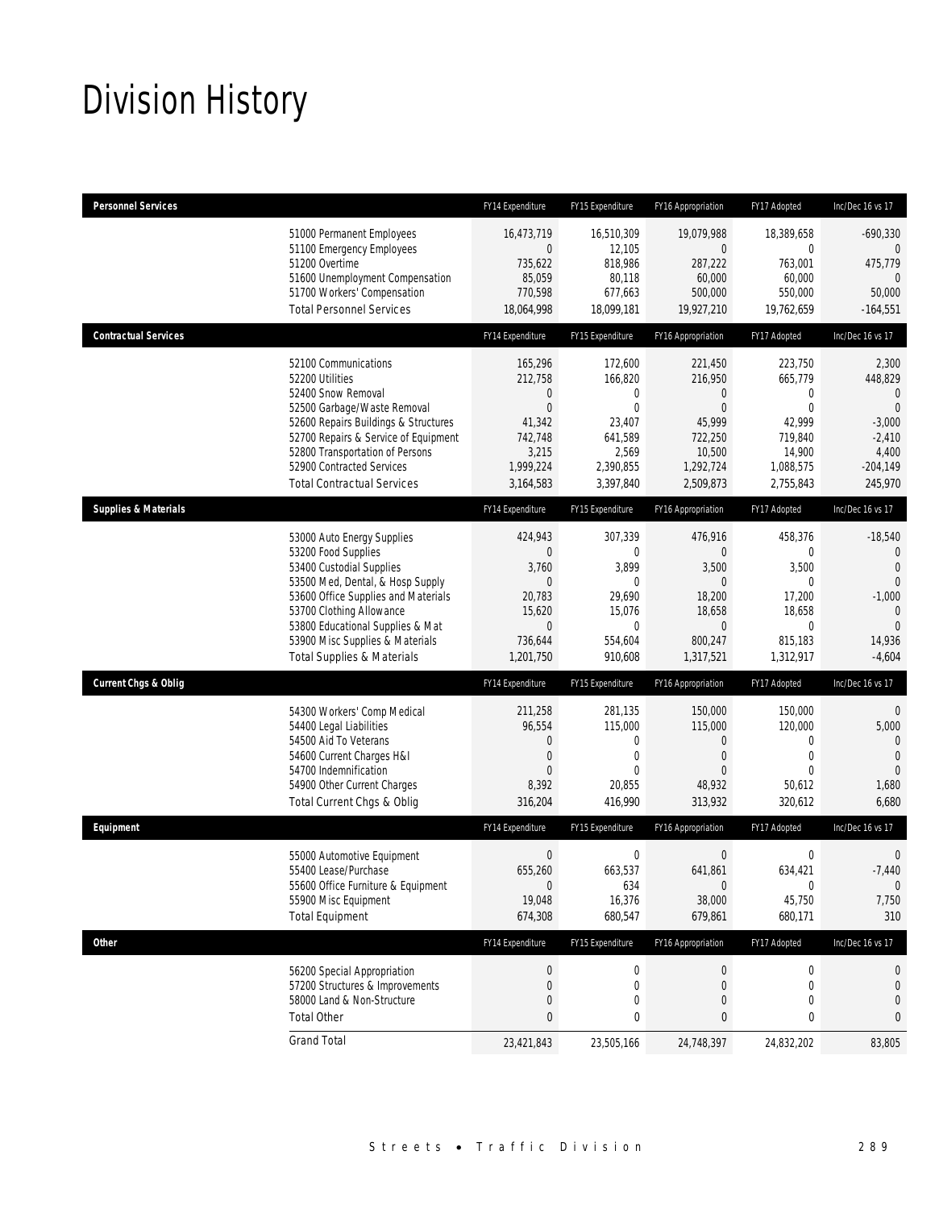# Division History

| Personnel Services | FY14 Expenditure | FY15 Expenditure | FY16 Appropriation | FY17 Adopted | Inc/Dec 16 vs 17 |
|---|---|---|---|---|---|
| 51000 Permanent Employees | 16,473,719 | 16,510,309 | 19,079,988 | 18,389,658 | -690,330 |
| 51100 Emergency Employees | 0 | 12,105 | 0 | 0 | 0 |
| 51200 Overtime | 735,622 | 818,986 | 287,222 | 763,001 | 475,779 |
| 51600 Unemployment Compensation | 85,059 | 80,118 | 60,000 | 60,000 | 0 |
| 51700 Workers' Compensation | 770,598 | 677,663 | 500,000 | 550,000 | 50,000 |
| Total Personnel Services | 18,064,998 | 18,099,181 | 19,927,210 | 19,762,659 | -164,551 |
| **Contractual Services** | FY14 Expenditure | FY15 Expenditure | FY16 Appropriation | FY17 Adopted | Inc/Dec 16 vs 17 |
| 52100 Communications | 165,296 | 172,600 | 221,450 | 223,750 | 2,300 |
| 52200 Utilities | 212,758 | 166,820 | 216,950 | 665,779 | 448,829 |
| 52400 Snow Removal | 0 | 0 | 0 | 0 | 0 |
| 52500 Garbage/Waste Removal | 0 | 0 | 0 | 0 | 0 |
| 52600 Repairs Buildings & Structures | 41,342 | 23,407 | 45,999 | 42,999 | -3,000 |
| 52700 Repairs & Service of Equipment | 742,748 | 641,589 | 722,250 | 719,840 | -2,410 |
| 52800 Transportation of Persons | 3,215 | 2,569 | 10,500 | 14,900 | 4,400 |
| 52900 Contracted Services | 1,999,224 | 2,390,855 | 1,292,724 | 1,088,575 | -204,149 |
| Total Contractual Services | 3,164,583 | 3,397,840 | 2,509,873 | 2,755,843 | 245,970 |
| **Supplies & Materials** | FY14 Expenditure | FY15 Expenditure | FY16 Appropriation | FY17 Adopted | Inc/Dec 16 vs 17 |
| 53000 Auto Energy Supplies | 424,943 | 307,339 | 476,916 | 458,376 | -18,540 |
| 53200 Food Supplies | 0 | 0 | 0 | 0 | 0 |
| 53400 Custodial Supplies | 3,760 | 3,899 | 3,500 | 3,500 | 0 |
| 53500 Med, Dental, & Hosp Supply | 0 | 0 | 0 | 0 | 0 |
| 53600 Office Supplies and Materials | 20,783 | 29,690 | 18,200 | 17,200 | -1,000 |
| 53700 Clothing Allowance | 15,620 | 15,076 | 18,658 | 18,658 | 0 |
| 53800 Educational Supplies & Mat | 0 | 0 | 0 | 0 | 0 |
| 53900 Misc Supplies & Materials | 736,644 | 554,604 | 800,247 | 815,183 | 14,936 |
| Total Supplies & Materials | 1,201,750 | 910,608 | 1,317,521 | 1,312,917 | -4,604 |
| **Current Chgs & Oblig** | FY14 Expenditure | FY15 Expenditure | FY16 Appropriation | FY17 Adopted | Inc/Dec 16 vs 17 |
| 54300 Workers' Comp Medical | 211,258 | 281,135 | 150,000 | 150,000 | 0 |
| 54400 Legal Liabilities | 96,554 | 115,000 | 115,000 | 120,000 | 5,000 |
| 54500 Aid To Veterans | 0 | 0 | 0 | 0 | 0 |
| 54600 Current Charges H&I | 0 | 0 | 0 | 0 | 0 |
| 54700 Indemnification | 0 | 0 | 0 | 0 | 0 |
| 54900 Other Current Charges | 8,392 | 20,855 | 48,932 | 50,612 | 1,680 |
| Total Current Chgs & Oblig | 316,204 | 416,990 | 313,932 | 320,612 | 6,680 |
| **Equipment** | FY14 Expenditure | FY15 Expenditure | FY16 Appropriation | FY17 Adopted | Inc/Dec 16 vs 17 |
| 55000 Automotive Equipment | 0 | 0 | 0 | 0 | 0 |
| 55400 Lease/Purchase | 655,260 | 663,537 | 641,861 | 634,421 | -7,440 |
| 55600 Office Furniture & Equipment | 0 | 634 | 0 | 0 | 0 |
| 55900 Misc Equipment | 19,048 | 16,376 | 38,000 | 45,750 | 7,750 |
| Total Equipment | 674,308 | 680,547 | 679,861 | 680,171 | 310 |
| **Other** | FY14 Expenditure | FY15 Expenditure | FY16 Appropriation | FY17 Adopted | Inc/Dec 16 vs 17 |
| 56200 Special Appropriation | 0 | 0 | 0 | 0 | 0 |
| 57200 Structures & Improvements | 0 | 0 | 0 | 0 | 0 |
| 58000 Land & Non-Structure | 0 | 0 | 0 | 0 | 0 |
| Total Other | 0 | 0 | 0 | 0 | 0 |
| Grand Total | 23,421,843 | 23,505,166 | 24,748,397 | 24,832,202 | 83,805 |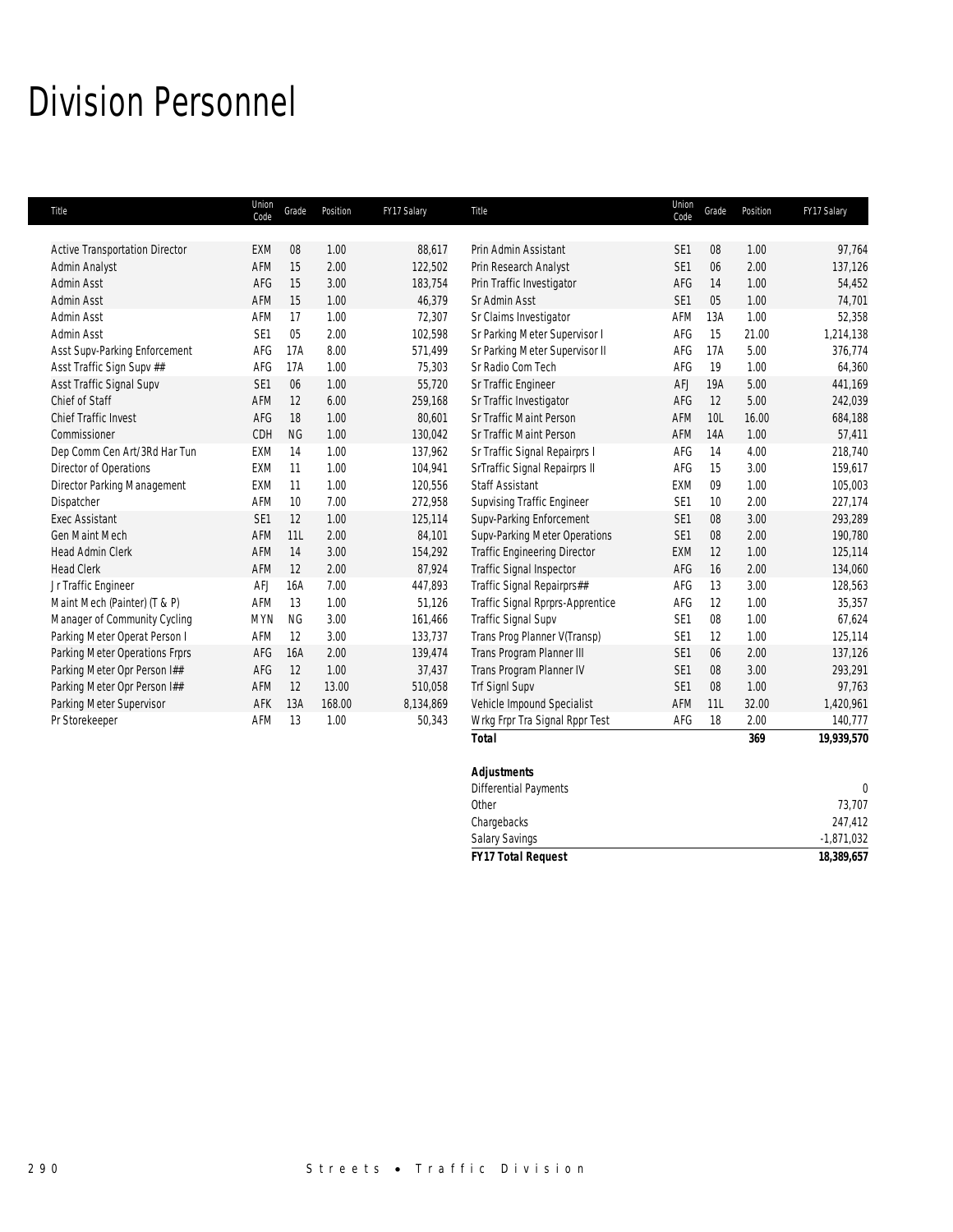# Division Personnel

| Title | Union Code | Grade | Position | FY17 Salary | Title | Union Code | Grade | Position | FY17 Salary |
|---|---|---|---|---|---|---|---|---|---|
| Active Transportation Director | EXM | 08 | 1.00 | 88,617 | Prin Admin Assistant | SE1 | 08 | 1.00 | 97,764 |
| Admin Analyst | AFM | 15 | 2.00 | 122,502 | Prin Research Analyst | SE1 | 06 | 2.00 | 137,126 |
| Admin Asst | AFG | 15 | 3.00 | 183,754 | Prin Traffic Investigator | AFG | 14 | 1.00 | 54,452 |
| Admin Asst | AFM | 15 | 1.00 | 46,379 | Sr Admin Asst | SE1 | 05 | 1.00 | 74,701 |
| Admin Asst | AFM | 17 | 1.00 | 72,307 | Sr Claims Investigator | AFM | 13A | 1.00 | 52,358 |
| Admin Asst | SE1 | 05 | 2.00 | 102,598 | Sr Parking Meter Supervisor I | AFG | 15 | 21.00 | 1,214,138 |
| Asst Supv-Parking Enforcement | AFG | 17A | 8.00 | 571,499 | Sr Parking Meter Supervisor II | AFG | 17A | 5.00 | 376,774 |
| Asst Traffic Sign Supv ## | AFG | 17A | 1.00 | 75,303 | Sr Radio Com Tech | AFG | 19 | 1.00 | 64,360 |
| Asst Traffic Signal Supv | SE1 | 06 | 1.00 | 55,720 | Sr Traffic Engineer | AFJ | 19A | 5.00 | 441,169 |
| Chief of Staff | AFM | 12 | 6.00 | 259,168 | Sr Traffic Investigator | AFG | 12 | 5.00 | 242,039 |
| Chief Traffic Invest | AFG | 18 | 1.00 | 80,601 | Sr Traffic Maint Person | AFM | 10L | 16.00 | 684,188 |
| Commissioner | CDH | NG | 1.00 | 130,042 | Sr Traffic Maint Person | AFM | 14A | 1.00 | 57,411 |
| Dep Comm Cen Art/3Rd Har Tun | EXM | 14 | 1.00 | 137,962 | Sr Traffic Signal Repairprs I | AFG | 14 | 4.00 | 218,740 |
| Director of Operations | EXM | 11 | 1.00 | 104,941 | SrTraffic Signal Repairprs II | AFG | 15 | 3.00 | 159,617 |
| Director Parking Management | EXM | 11 | 1.00 | 120,556 | Staff Assistant | EXM | 09 | 1.00 | 105,003 |
| Dispatcher | AFM | 10 | 7.00 | 272,958 | Supvising Traffic Engineer | SE1 | 10 | 2.00 | 227,174 |
| Exec Assistant | SE1 | 12 | 1.00 | 125,114 | Supv-Parking Enforcement | SE1 | 08 | 3.00 | 293,289 |
| Gen Maint Mech | AFM | 11L | 2.00 | 84,101 | Supv-Parking Meter Operations | SE1 | 08 | 2.00 | 190,780 |
| Head Admin Clerk | AFM | 14 | 3.00 | 154,292 | Traffic Engineering Director | EXM | 12 | 1.00 | 125,114 |
| Head Clerk | AFM | 12 | 2.00 | 87,924 | Traffic Signal Inspector | AFG | 16 | 2.00 | 134,060 |
| Jr Traffic Engineer | AFJ | 16A | 7.00 | 447,893 | Traffic Signal Repairprs## | AFG | 13 | 3.00 | 128,563 |
| Maint Mech (Painter) (T & P) | AFM | 13 | 1.00 | 51,126 | Traffic Signal Rprprs-Apprentice | AFG | 12 | 1.00 | 35,357 |
| Manager of Community Cycling | MYN | NG | 3.00 | 161,466 | Traffic Signal Supv | SE1 | 08 | 1.00 | 67,624 |
| Parking Meter Operat Person I | AFM | 12 | 3.00 | 133,737 | Trans Prog Planner V(Transp) | SE1 | 12 | 1.00 | 125,114 |
| Parking Meter Operations Frprs | AFG | 16A | 2.00 | 139,474 | Trans Program Planner III | SE1 | 06 | 2.00 | 137,126 |
| Parking Meter Opr Person I## | AFG | 12 | 1.00 | 37,437 | Trans Program Planner IV | SE1 | 08 | 3.00 | 293,291 |
| Parking Meter Opr Person I## | AFM | 12 | 13.00 | 510,058 | Trf Signl Supv | SE1 | 08 | 1.00 | 97,763 |
| Parking Meter Supervisor | AFK | 13A | 168.00 | 8,134,869 | Vehicle Impound Specialist | AFM | 11L | 32.00 | 1,420,961 |
| Pr Storekeeper | AFM | 13 | 1.00 | 50,343 | Wrkg Frpr Tra Signal Rppr Test | AFG | 18 | 2.00 | 140,777 |
| | | | | | **Total** | | | **369** | **19,939,570** |

| **Adjustments** | |
|---|---|
| Differential Payments | 0 |
| Other | 73,707 |
| Chargebacks | 247,412 |
| Salary Savings | -1,871,032 |
| **FY17 Total Request** | **18,389,657** |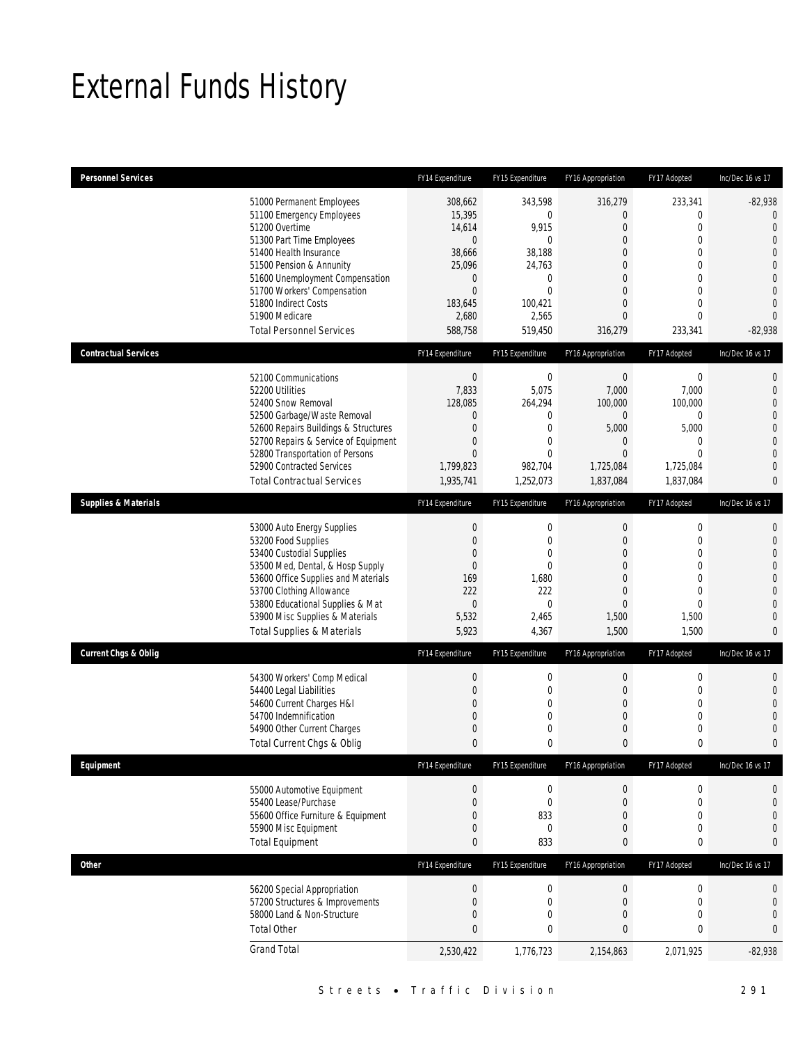# External Funds History

| Personnel Services | FY14 Expenditure | FY15 Expenditure | FY16 Appropriation | FY17 Adopted | Inc/Dec 16 vs 17 |
|---|---|---|---|---|---|
| 51000 Permanent Employees | 308,662 | 343,598 | 316,279 | 233,341 | -82,938 |
| 51100 Emergency Employees | 15,395 | 0 | 0 | 0 | 0 |
| 51200 Overtime | 14,614 | 9,915 | 0 | 0 | 0 |
| 51300 Part Time Employees | 0 | 0 | 0 | 0 | 0 |
| 51400 Health Insurance | 38,666 | 38,188 | 0 | 0 | 0 |
| 51500 Pension & Annunity | 25,096 | 24,763 | 0 | 0 | 0 |
| 51600 Unemployment Compensation | 0 | 0 | 0 | 0 | 0 |
| 51700 Workers' Compensation | 0 | 0 | 0 | 0 | 0 |
| 51800 Indirect Costs | 183,645 | 100,421 | 0 | 0 | 0 |
| 51900 Medicare | 2,680 | 2,565 | 0 | 0 | 0 |
| Total Personnel Services | 588,758 | 519,450 | 316,279 | 233,341 | -82,938 |

| Contractual Services | FY14 Expenditure | FY15 Expenditure | FY16 Appropriation | FY17 Adopted | Inc/Dec 16 vs 17 |
|---|---|---|---|---|---|
| 52100 Communications | 0 | 0 | 0 | 0 | 0 |
| 52200 Utilities | 7,833 | 5,075 | 7,000 | 7,000 | 0 |
| 52400 Snow Removal | 128,085 | 264,294 | 100,000 | 100,000 | 0 |
| 52500 Garbage/Waste Removal | 0 | 0 | 0 | 0 | 0 |
| 52600 Repairs Buildings & Structures | 0 | 0 | 5,000 | 5,000 | 0 |
| 52700 Repairs & Service of Equipment | 0 | 0 | 0 | 0 | 0 |
| 52800 Transportation of Persons | 0 | 0 | 0 | 0 | 0 |
| 52900 Contracted Services | 1,799,823 | 982,704 | 1,725,084 | 1,725,084 | 0 |
| Total Contractual Services | 1,935,741 | 1,252,073 | 1,837,084 | 1,837,084 | 0 |

| Supplies & Materials | FY14 Expenditure | FY15 Expenditure | FY16 Appropriation | FY17 Adopted | Inc/Dec 16 vs 17 |
|---|---|---|---|---|---|
| 53000 Auto Energy Supplies | 0 | 0 | 0 | 0 | 0 |
| 53200 Food Supplies | 0 | 0 | 0 | 0 | 0 |
| 53400 Custodial Supplies | 0 | 0 | 0 | 0 | 0 |
| 53500 Med, Dental, & Hosp Supply | 0 | 0 | 0 | 0 | 0 |
| 53600 Office Supplies and Materials | 169 | 1,680 | 0 | 0 | 0 |
| 53700 Clothing Allowance | 222 | 222 | 0 | 0 | 0 |
| 53800 Educational Supplies & Mat | 0 | 0 | 0 | 0 | 0 |
| 53900 Misc Supplies & Materials | 5,532 | 2,465 | 1,500 | 1,500 | 0 |
| Total Supplies & Materials | 5,923 | 4,367 | 1,500 | 1,500 | 0 |

| Current Chgs & Oblig | FY14 Expenditure | FY15 Expenditure | FY16 Appropriation | FY17 Adopted | Inc/Dec 16 vs 17 |
|---|---|---|---|---|---|
| 54300 Workers' Comp Medical | 0 | 0 | 0 | 0 | 0 |
| 54400 Legal Liabilities | 0 | 0 | 0 | 0 | 0 |
| 54600 Current Charges H&I | 0 | 0 | 0 | 0 | 0 |
| 54700 Indemnification | 0 | 0 | 0 | 0 | 0 |
| 54900 Other Current Charges | 0 | 0 | 0 | 0 | 0 |
| Total Current Chgs & Oblig | 0 | 0 | 0 | 0 | 0 |

| Equipment | FY14 Expenditure | FY15 Expenditure | FY16 Appropriation | FY17 Adopted | Inc/Dec 16 vs 17 |
|---|---|---|---|---|---|
| 55000 Automotive Equipment | 0 | 0 | 0 | 0 | 0 |
| 55400 Lease/Purchase | 0 | 0 | 0 | 0 | 0 |
| 55600 Office Furniture & Equipment | 0 | 833 | 0 | 0 | 0 |
| 55900 Misc Equipment | 0 | 0 | 0 | 0 | 0 |
| Total Equipment | 0 | 833 | 0 | 0 | 0 |

| Other | FY14 Expenditure | FY15 Expenditure | FY16 Appropriation | FY17 Adopted | Inc/Dec 16 vs 17 |
|---|---|---|---|---|---|
| 56200 Special Appropriation | 0 | 0 | 0 | 0 | 0 |
| 57200 Structures & Improvements | 0 | 0 | 0 | 0 | 0 |
| 58000 Land & Non-Structure | 0 | 0 | 0 | 0 | 0 |
| Total Other | 0 | 0 | 0 | 0 | 0 |
| Grand Total | 2,530,422 | 1,776,723 | 2,154,863 | 2,071,925 | -82,938 |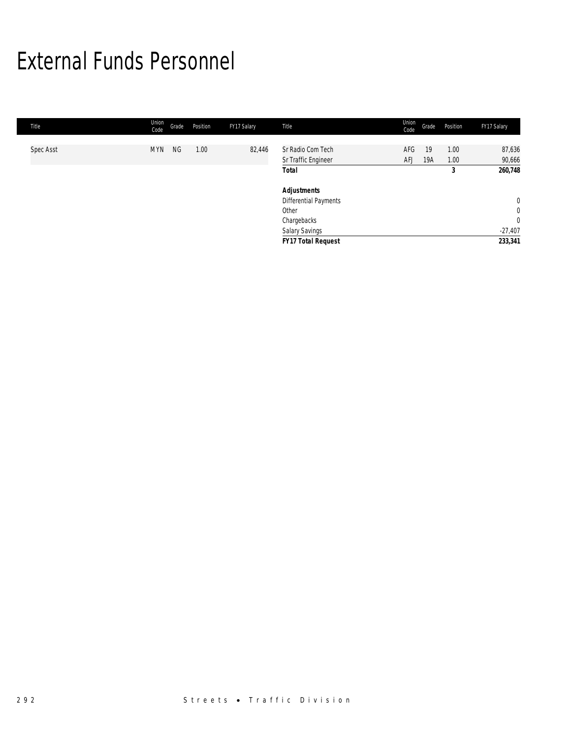# External Funds Personnel

| Title | Union Code | Grade | Position | FY17 Salary | Title | Union Code | Grade | Position | FY17 Salary |
|---|---|---|---|---|---|---|---|---|---|
| Spec Asst | MYN | NG | 1.00 | 82,446 | Sr Radio Com Tech | AFG | 19 | 1.00 | 87,636 |
| | | | | | Sr Traffic Engineer | AFJ | 19A | 1.00 | 90,666 |
| | | | | | **Total** | | | **3** | **260,748** |
| | | | | | | | | | |
| | | | | | ***Adjustments*** | | | | |
| | | | | | Differential Payments | | | | 0 |
| | | | | | Other | | | | 0 |
| | | | | | Chargebacks | | | | 0 |
| | | | | | Salary Savings | | | | -27,407 |
| | | | | | ***FY17 Total Request*** | | | | **233,341** |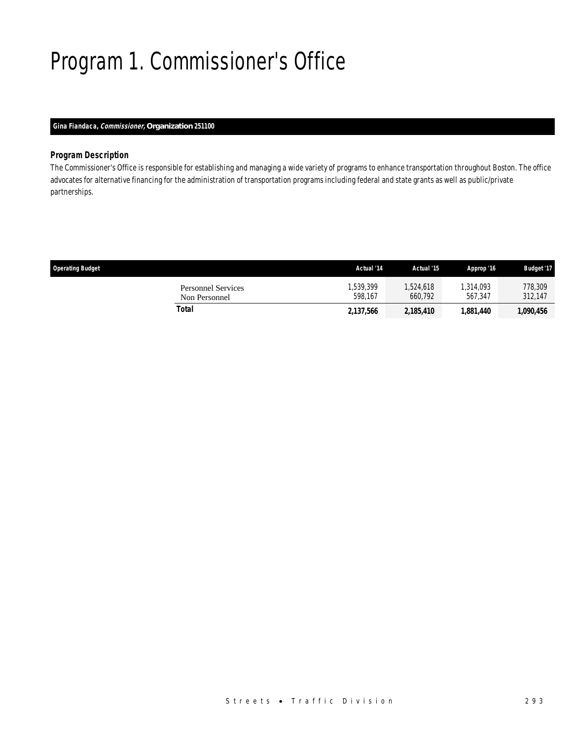# Program 1. Commissioner's Office

**Gina Fiandaca, *Commissioner,* Organization 251100**

### Program Description

The Commissioner's Office is responsible for establishing and managing a wide variety of programs to enhance transportation throughout Boston. The office advocates for alternative financing for the administration of transportation programs including federal and state grants as well as public/private partnerships.

| Operating Budget | Actual '14 | Actual '15 | Approp '16 | Budget '17 |
|---|---|---|---|---|
| Personnel Services | 1,539,399 | 1,524,618 | 1,314,093 | 778,309 |
| Non Personnel | 598,167 | 660,792 | 567,347 | 312,147 |
| **Total** | **2,137,566** | **2,185,410** | **1,881,440** | **1,090,456** |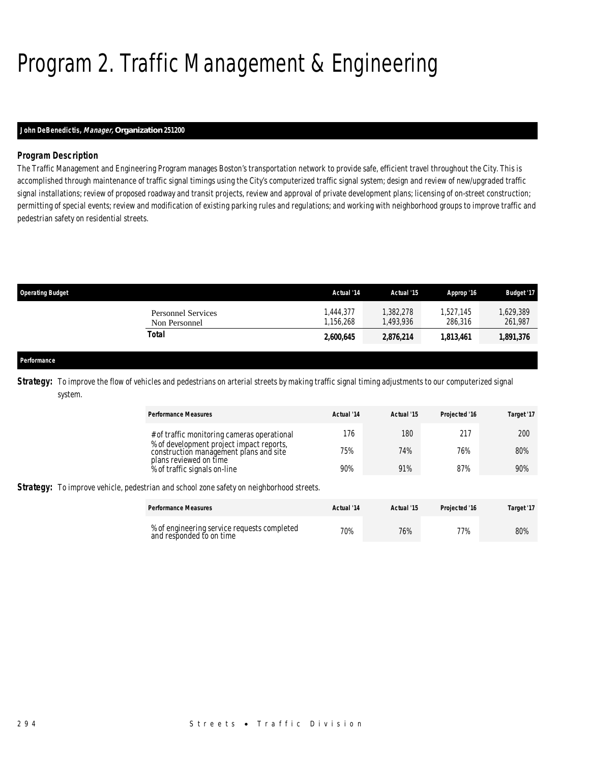# Program 2. Traffic Management & Engineering

**John DeBenedictis, *Manager,* Organization 251200**

### *Program Description*

The Traffic Management and Engineering Program manages Boston's transportation network to provide safe, efficient travel throughout the City. This is accomplished through maintenance of traffic signal timings using the City's computerized traffic signal system; design and review of new/upgraded traffic signal installations; review of proposed roadway and transit projects, review and approval of private development plans; licensing of on-street construction; permitting of special events; review and modification of existing parking rules and regulations; and working with neighborhood groups to improve traffic and pedestrian safety on residential streets.

| Operating Budget | Actual '14 | Actual '15 | Approp '16 | Budget '17 |
|---|---|---|---|---|
| Personnel Services | 1,444,377 | 1,382,278 | 1,527,145 | 1,629,389 |
| Non Personnel | 1,156,268 | 1,493,936 | 286,316 | 261,987 |
| **Total** | **2,600,645** | **2,876,214** | **1,813,461** | **1,891,376** |

**Performance**

***Strategy:*** To improve the flow of vehicles and pedestrians on arterial streets by making traffic signal timing adjustments to our computerized signal system.

| Performance Measures | Actual '14 | Actual '15 | Projected '16 | Target '17 |
|---|---|---|---|---|
| # of traffic monitoring cameras operational | 176 | 180 | 217 | 200 |
| % of development project impact reports, construction management plans and site plans reviewed on time | 75% | 74% | 76% | 80% |
| % of traffic signals on-line | 90% | 91% | 87% | 90% |

***Strategy:*** To improve vehicle, pedestrian and school zone safety on neighborhood streets.

| Performance Measures | Actual '14 | Actual '15 | Projected '16 | Target '17 |
|---|---|---|---|---|
| % of engineering service requests completed and responded to on time | 70% | 76% | 77% | 80% |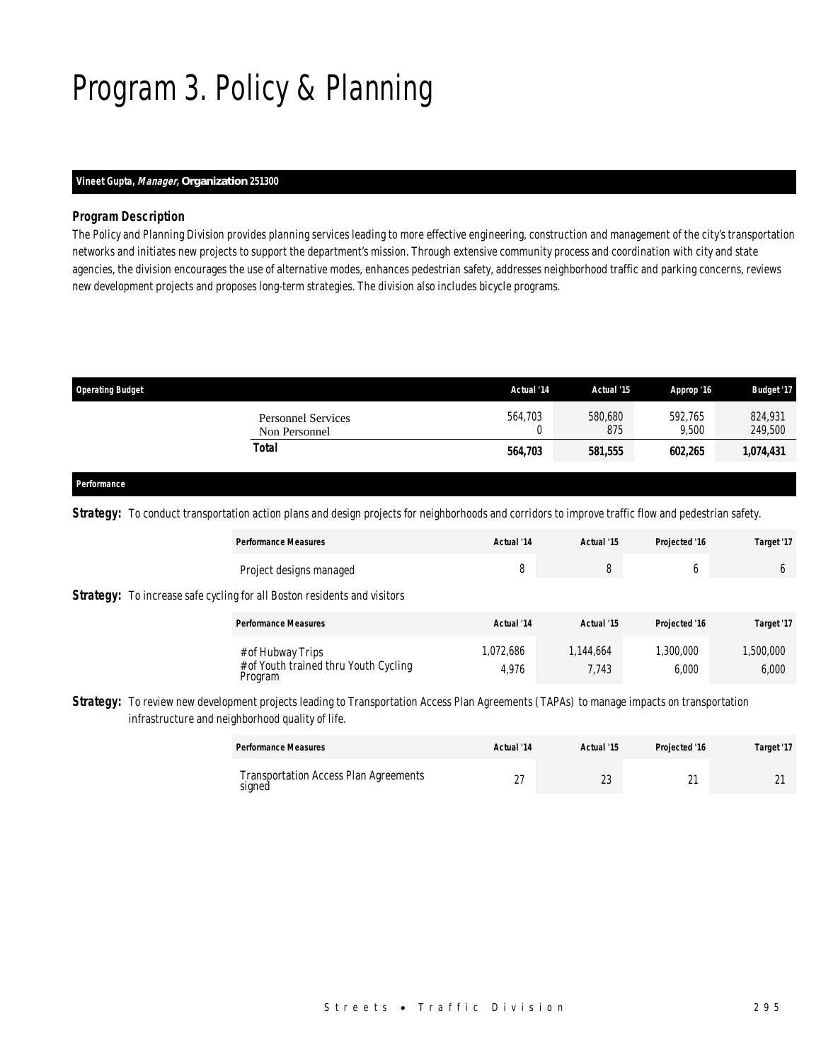# Program 3. Policy & Planning

**Vineet Gupta, *Manager*, Organization 251300**

### *Program Description*

The Policy and Planning Division provides planning services leading to more effective engineering, construction and management of the city's transportation networks and initiates new projects to support the department's mission. Through extensive community process and coordination with city and state agencies, the division encourages the use of alternative modes, enhances pedestrian safety, addresses neighborhood traffic and parking concerns, reviews new development projects and proposes long-term strategies. The division also includes bicycle programs.

| Operating Budget | Actual '14 | Actual '15 | Approp '16 | Budget '17 |
|---|---|---|---|---|
| Personnel Services | 564,703 | 580,680 | 592,765 | 824,931 |
| Non Personnel | 0 | 875 | 9,500 | 249,500 |
| **Total** | **564,703** | **581,555** | **602,265** | **1,074,431** |

### *Performance*

**Strategy:** To conduct transportation action plans and design projects for neighborhoods and corridors to improve traffic flow and pedestrian safety.

| Performance Measures | Actual '14 | Actual '15 | Projected '16 | Target '17 |
|---|---|---|---|---|
| Project designs managed | 8 | 8 | 6 | 6 |

**Strategy:** To increase safe cycling for all Boston residents and visitors

| Performance Measures | Actual '14 | Actual '15 | Projected '16 | Target '17 |
|---|---|---|---|---|
| # of Hubway Trips | 1,072,686 | 1,144,664 | 1,300,000 | 1,500,000 |
| # of Youth trained thru Youth Cycling Program | 4,976 | 7,743 | 6,000 | 6,000 |

**Strategy:** To review new development projects leading to Transportation Access Plan Agreements (TAPAs) to manage impacts on transportation infrastructure and neighborhood quality of life.

| Performance Measures | Actual '14 | Actual '15 | Projected '16 | Target '17 |
|---|---|---|---|---|
| Transportation Access Plan Agreements signed | 27 | 23 | 21 | 21 |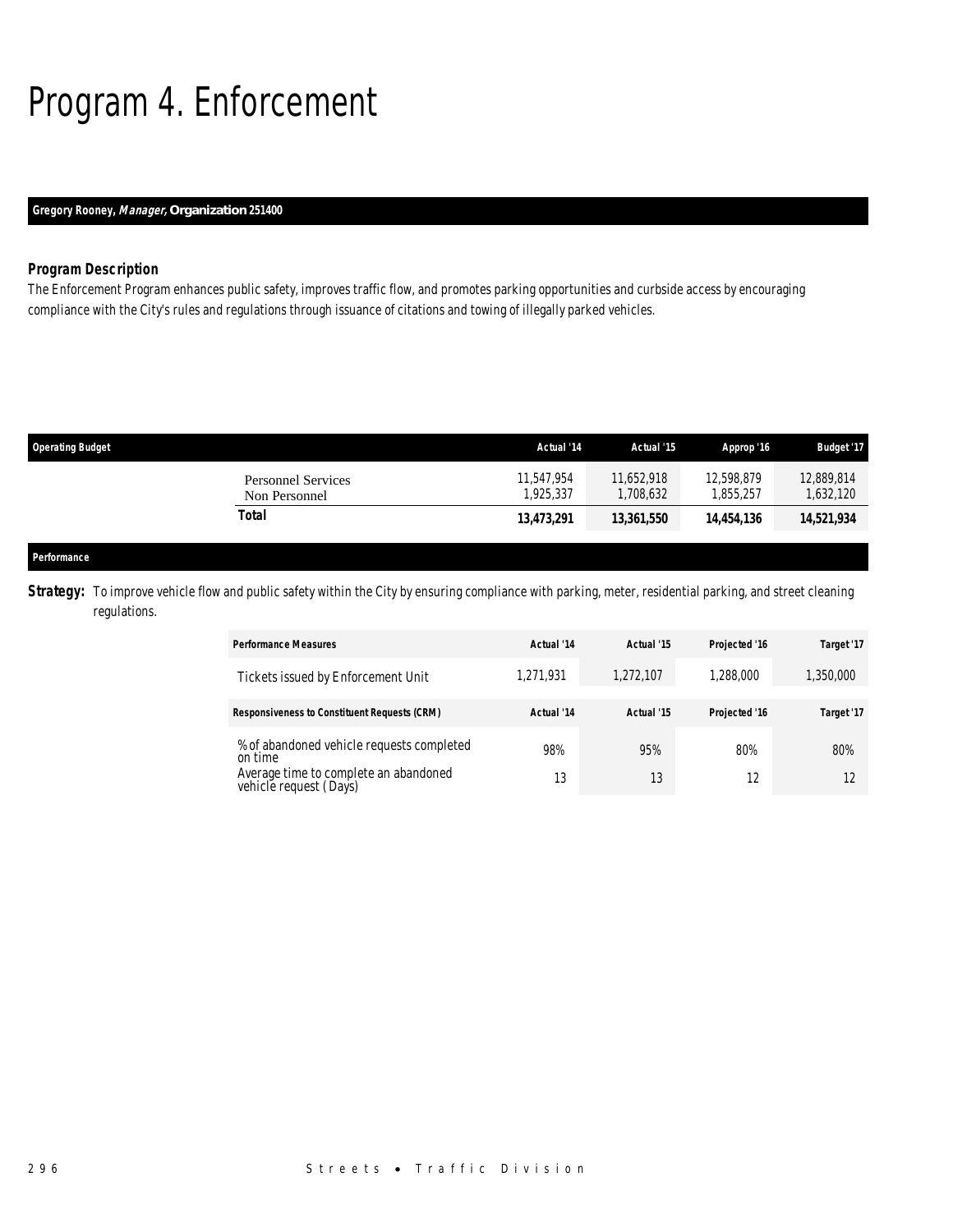# Program 4. Enforcement

**Gregory Rooney, *Manager*, Organization 251400**

### *Program Description*

The Enforcement Program enhances public safety, improves traffic flow, and promotes parking opportunities and curbside access by encouraging compliance with the City's rules and regulations through issuance of citations and towing of illegally parked vehicles.

| Operating Budget | Actual '14 | Actual '15 | Approp '16 | Budget '17 |
|---|---|---|---|---|
| Personnel Services | 11,547,954 | 11,652,918 | 12,598,879 | 12,889,814 |
| Non Personnel | 1,925,337 | 1,708,632 | 1,855,257 | 1,632,120 |
| **Total** | **13,473,291** | **13,361,550** | **14,454,136** | **14,521,934** |

**Performance**

**Strategy:** To improve vehicle flow and public safety within the City by ensuring compliance with parking, meter, residential parking, and street cleaning regulations.

| Performance Measures | Actual '14 | Actual '15 | Projected '16 | Target '17 |
|---|---|---|---|---|
| Tickets issued by Enforcement Unit | 1,271,931 | 1,272,107 | 1,288,000 | 1,350,000 |

| Responsiveness to Constituent Requests (CRM) | Actual '14 | Actual '15 | Projected '16 | Target '17 |
|---|---|---|---|---|
| % of abandoned vehicle requests completed on time | 98% | 95% | 80% | 80% |
| Average time to complete an abandoned vehicle request (Days) | 13 | 13 | 12 | 12 |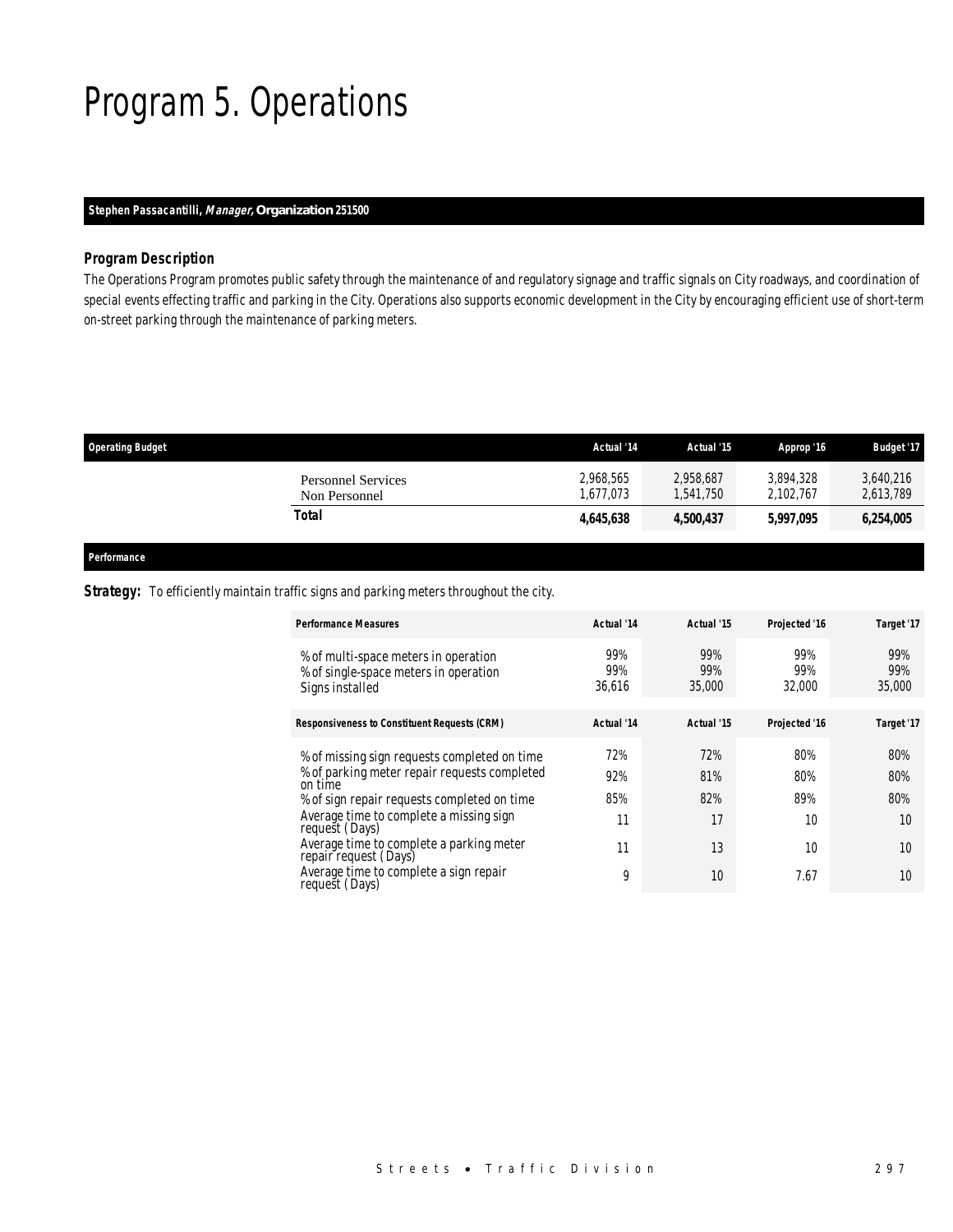# Program 5. Operations

**Stephen Passacantilli, *Manager*, Organization 251500**

### *Program Description*

The Operations Program promotes public safety through the maintenance of and regulatory signage and traffic signals on City roadways, and coordination of special events effecting traffic and parking in the City. Operations also supports economic development in the City by encouraging efficient use of short-term on-street parking through the maintenance of parking meters.

| Operating Budget | Actual '14 | Actual '15 | Approp '16 | Budget '17 |
|---|---|---|---|---|
| Personnel Services | 2,968,565 | 2,958,687 | 3,894,328 | 3,640,216 |
| Non Personnel | 1,677,073 | 1,541,750 | 2,102,767 | 2,613,789 |
| **Total** | **4,645,638** | **4,500,437** | **5,997,095** | **6,254,005** |

**Performance**

**Strategy:** To efficiently maintain traffic signs and parking meters throughout the city.

| Performance Measures | Actual '14 | Actual '15 | Projected '16 | Target '17 |
|---|---|---|---|---|
| % of multi-space meters in operation | 99% | 99% | 99% | 99% |
| % of single-space meters in operation | 99% | 99% | 99% | 99% |
| Signs installed | 36,616 | 35,000 | 32,000 | 35,000 |

| Responsiveness to Constituent Requests (CRM) | Actual '14 | Actual '15 | Projected '16 | Target '17 |
|---|---|---|---|---|
| % of missing sign requests completed on time | 72% | 72% | 80% | 80% |
| % of parking meter repair requests completed on time | 92% | 81% | 80% | 80% |
| % of sign repair requests completed on time | 85% | 82% | 89% | 80% |
| Average time to complete a missing sign request (Days) | 11 | 17 | 10 | 10 |
| Average time to complete a parking meter repair request (Days) | 11 | 13 | 10 | 10 |
| Average time to complete a sign repair request (Days) | 9 | 10 | 7.67 | 10 |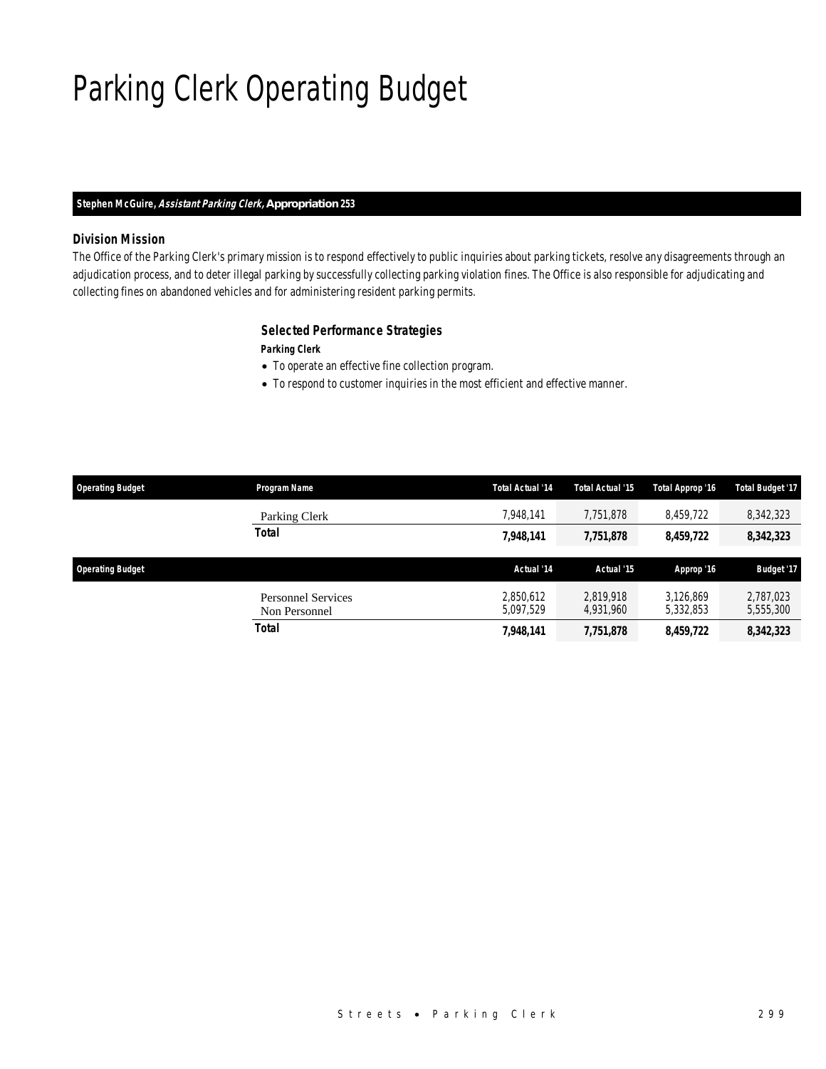# Parking Clerk Operating Budget

**Stephen McGuire, *Assistant Parking Clerk,* Appropriation 253**

### *Division Mission*

*The Office of the Parking Clerk's primary mission is to respond effectively to public inquiries about parking tickets, resolve any disagreements through an adjudication process, and to deter illegal parking by successfully collecting parking violation fines. The Office is also responsible for adjudicating and collecting fines on abandoned vehicles and for administering resident parking permits.*

### *Selected Performance Strategies*

***Parking Clerk***

- *To operate an effective fine collection program.*
- *To respond to customer inquiries in the most efficient and effective manner.*

| Operating Budget | Program Name | Total Actual '14 | Total Actual '15 | Total Approp '16 | Total Budget '17 |
|---|---|---|---|---|---|
| | Parking Clerk | 7,948,141 | 7,751,878 | 8,459,722 | 8,342,323 |
| | **Total** | **7,948,141** | **7,751,878** | **8,459,722** | **8,342,323** |

| Operating Budget | | Actual '14 | Actual '15 | Approp '16 | Budget '17 |
|---|---|---|---|---|---|
| | Personnel Services | 2,850,612 | 2,819,918 | 3,126,869 | 2,787,023 |
| | Non Personnel | 5,097,529 | 4,931,960 | 5,332,853 | 5,555,300 |
| | **Total** | **7,948,141** | **7,751,878** | **8,459,722** | **8,342,323** |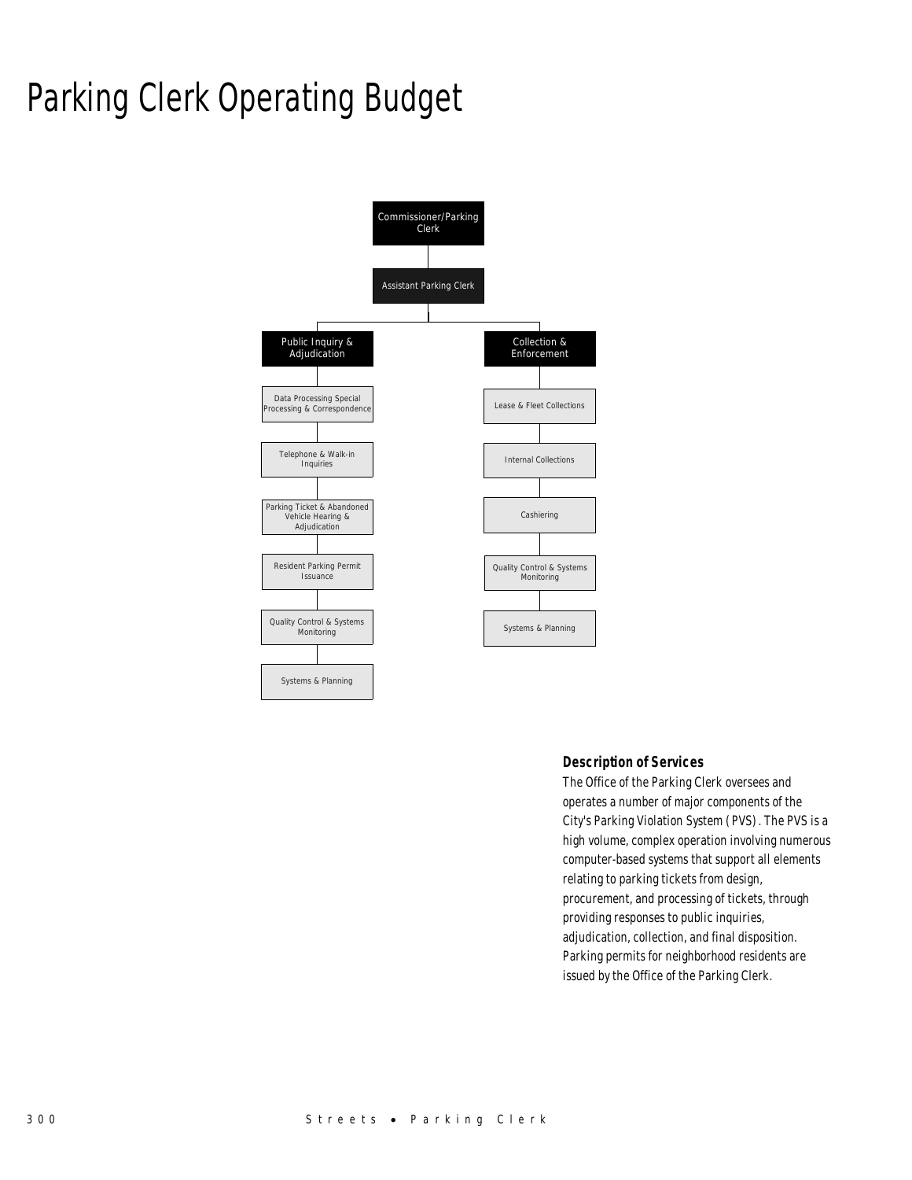# Parking Clerk Operating Budget

- Commissioner/Parking Clerk
  - Assistant Parking Clerk
    - Public Inquiry & Adjudication
      - Data Processing Special Processing & Correspondence
      - Telephone & Walk-in Inquiries
      - Parking Ticket & Abandoned Vehicle Hearing & Adjudication
      - Resident Parking Permit Issuance
      - Quality Control & Systems Monitoring
      - Systems & Planning
    - Collection & Enforcement
      - Lease & Fleet Collections
      - Internal Collections
      - Cashiering
      - Quality Control & Systems Monitoring
      - Systems & Planning

### Description of Services

The Office of the Parking Clerk oversees and operates a number of major components of the City's Parking Violation System (PVS). The PVS is a high volume, complex operation involving numerous computer-based systems that support all elements relating to parking tickets from design, procurement, and processing of tickets, through providing responses to public inquiries, adjudication, collection, and final disposition. Parking permits for neighborhood residents are issued by the Office of the Parking Clerk.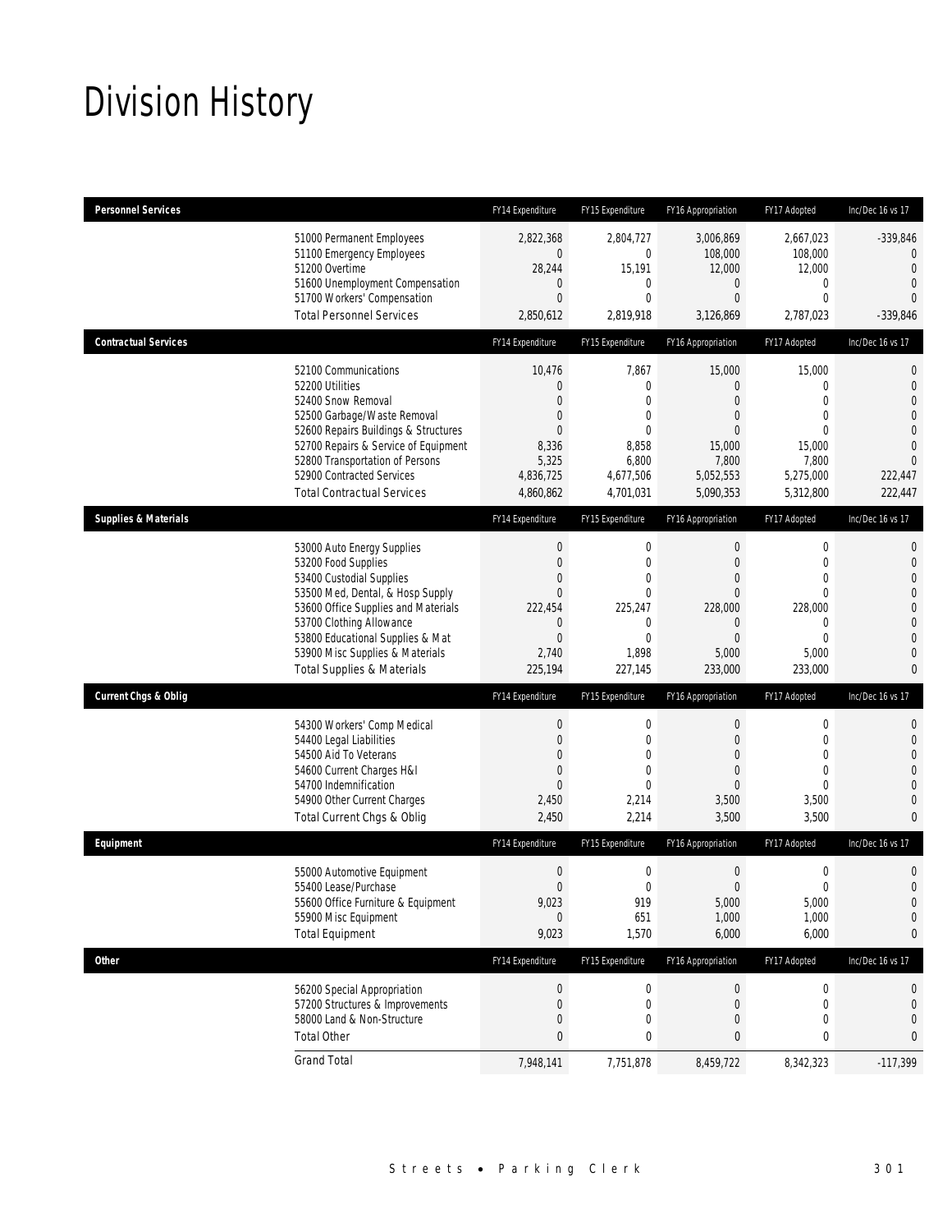# Division History

| Personnel Services | FY14 Expenditure | FY15 Expenditure | FY16 Appropriation | FY17 Adopted | Inc/Dec 16 vs 17 |
|---|---|---|---|---|---|
| 51000 Permanent Employees | 2,822,368 | 2,804,727 | 3,006,869 | 2,667,023 | -339,846 |
| 51100 Emergency Employees | 0 | 0 | 108,000 | 108,000 | 0 |
| 51200 Overtime | 28,244 | 15,191 | 12,000 | 12,000 | 0 |
| 51600 Unemployment Compensation | 0 | 0 | 0 | 0 | 0 |
| 51700 Workers' Compensation | 0 | 0 | 0 | 0 | 0 |
| Total Personnel Services | 2,850,612 | 2,819,918 | 3,126,869 | 2,787,023 | -339,846 |

| Contractual Services | FY14 Expenditure | FY15 Expenditure | FY16 Appropriation | FY17 Adopted | Inc/Dec 16 vs 17 |
|---|---|---|---|---|---|
| 52100 Communications | 10,476 | 7,867 | 15,000 | 15,000 | 0 |
| 52200 Utilities | 0 | 0 | 0 | 0 | 0 |
| 52400 Snow Removal | 0 | 0 | 0 | 0 | 0 |
| 52500 Garbage/Waste Removal | 0 | 0 | 0 | 0 | 0 |
| 52600 Repairs Buildings & Structures | 0 | 0 | 0 | 0 | 0 |
| 52700 Repairs & Service of Equipment | 8,336 | 8,858 | 15,000 | 15,000 | 0 |
| 52800 Transportation of Persons | 5,325 | 6,800 | 7,800 | 7,800 | 0 |
| 52900 Contracted Services | 4,836,725 | 4,677,506 | 5,052,553 | 5,275,000 | 222,447 |
| Total Contractual Services | 4,860,862 | 4,701,031 | 5,090,353 | 5,312,800 | 222,447 |

| Supplies & Materials | FY14 Expenditure | FY15 Expenditure | FY16 Appropriation | FY17 Adopted | Inc/Dec 16 vs 17 |
|---|---|---|---|---|---|
| 53000 Auto Energy Supplies | 0 | 0 | 0 | 0 | 0 |
| 53200 Food Supplies | 0 | 0 | 0 | 0 | 0 |
| 53400 Custodial Supplies | 0 | 0 | 0 | 0 | 0 |
| 53500 Med, Dental, & Hosp Supply | 0 | 0 | 0 | 0 | 0 |
| 53600 Office Supplies and Materials | 222,454 | 225,247 | 228,000 | 228,000 | 0 |
| 53700 Clothing Allowance | 0 | 0 | 0 | 0 | 0 |
| 53800 Educational Supplies & Mat | 0 | 0 | 0 | 0 | 0 |
| 53900 Misc Supplies & Materials | 2,740 | 1,898 | 5,000 | 5,000 | 0 |
| Total Supplies & Materials | 225,194 | 227,145 | 233,000 | 233,000 | 0 |

| Current Chgs & Oblig | FY14 Expenditure | FY15 Expenditure | FY16 Appropriation | FY17 Adopted | Inc/Dec 16 vs 17 |
|---|---|---|---|---|---|
| 54300 Workers' Comp Medical | 0 | 0 | 0 | 0 | 0 |
| 54400 Legal Liabilities | 0 | 0 | 0 | 0 | 0 |
| 54500 Aid To Veterans | 0 | 0 | 0 | 0 | 0 |
| 54600 Current Charges H&I | 0 | 0 | 0 | 0 | 0 |
| 54700 Indemnification | 0 | 0 | 0 | 0 | 0 |
| 54900 Other Current Charges | 2,450 | 2,214 | 3,500 | 3,500 | 0 |
| Total Current Chgs & Oblig | 2,450 | 2,214 | 3,500 | 3,500 | 0 |

| Equipment | FY14 Expenditure | FY15 Expenditure | FY16 Appropriation | FY17 Adopted | Inc/Dec 16 vs 17 |
|---|---|---|---|---|---|
| 55000 Automotive Equipment | 0 | 0 | 0 | 0 | 0 |
| 55400 Lease/Purchase | 0 | 0 | 0 | 0 | 0 |
| 55600 Office Furniture & Equipment | 9,023 | 919 | 5,000 | 5,000 | 0 |
| 55900 Misc Equipment | 0 | 651 | 1,000 | 1,000 | 0 |
| Total Equipment | 9,023 | 1,570 | 6,000 | 6,000 | 0 |

| Other | FY14 Expenditure | FY15 Expenditure | FY16 Appropriation | FY17 Adopted | Inc/Dec 16 vs 17 |
|---|---|---|---|---|---|
| 56200 Special Appropriation | 0 | 0 | 0 | 0 | 0 |
| 57200 Structures & Improvements | 0 | 0 | 0 | 0 | 0 |
| 58000 Land & Non-Structure | 0 | 0 | 0 | 0 | 0 |
| Total Other | 0 | 0 | 0 | 0 | 0 |
| Grand Total | 7,948,141 | 7,751,878 | 8,459,722 | 8,342,323 | -117,399 |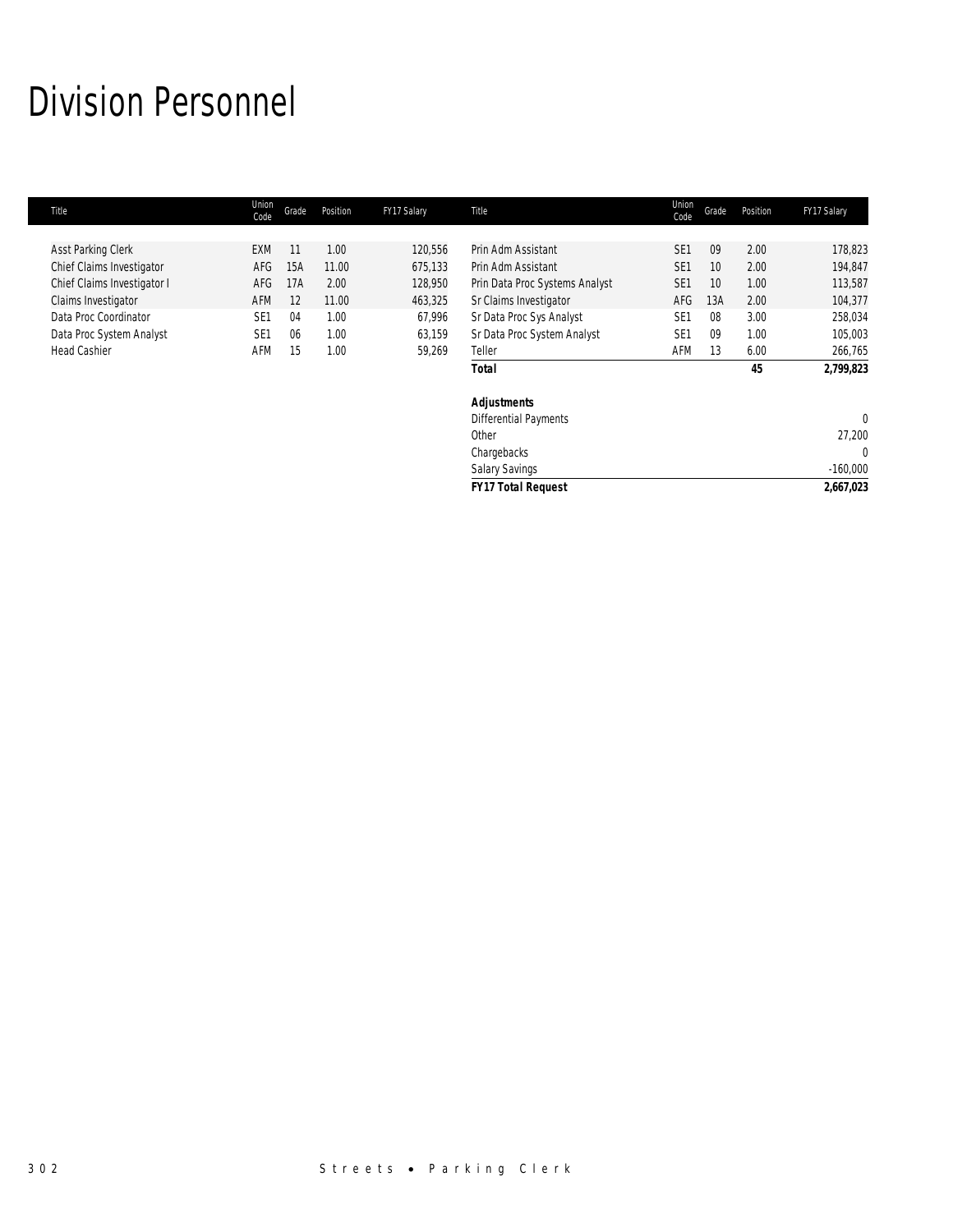# Division Personnel

| Title | Union Code | Grade | Position | FY17 Salary | Title | Union Code | Grade | Position | FY17 Salary |
|---|---|---|---|---|---|---|---|---|---|
| Asst Parking Clerk | EXM | 11 | 1.00 | 120,556 | Prin Adm Assistant | SE1 | 09 | 2.00 | 178,823 |
| Chief Claims Investigator | AFG | 15A | 11.00 | 675,133 | Prin Adm Assistant | SE1 | 10 | 2.00 | 194,847 |
| Chief Claims Investigator I | AFG | 17A | 2.00 | 128,950 | Prin Data Proc Systems Analyst | SE1 | 10 | 1.00 | 113,587 |
| Claims Investigator | AFM | 12 | 11.00 | 463,325 | Sr Claims Investigator | AFG | 13A | 2.00 | 104,377 |
| Data Proc Coordinator | SE1 | 04 | 1.00 | 67,996 | Sr Data Proc Sys Analyst | SE1 | 08 | 3.00 | 258,034 |
| Data Proc System Analyst | SE1 | 06 | 1.00 | 63,159 | Sr Data Proc System Analyst | SE1 | 09 | 1.00 | 105,003 |
| Head Cashier | AFM | 15 | 1.00 | 59,269 | Teller | AFM | 13 | 6.00 | 266,765 |
| | | | | | ***Total*** | | | **45** | **2,799,823** |
| | | | | | | | | | |
| | | | | | ***Adjustments*** | | | | |
| | | | | | Differential Payments | | | | 0 |
| | | | | | Other | | | | 27,200 |
| | | | | | Chargebacks | | | | 0 |
| | | | | | Salary Savings | | | | -160,000 |
| | | | | | ***FY17 Total Request*** | | | | **2,667,023** |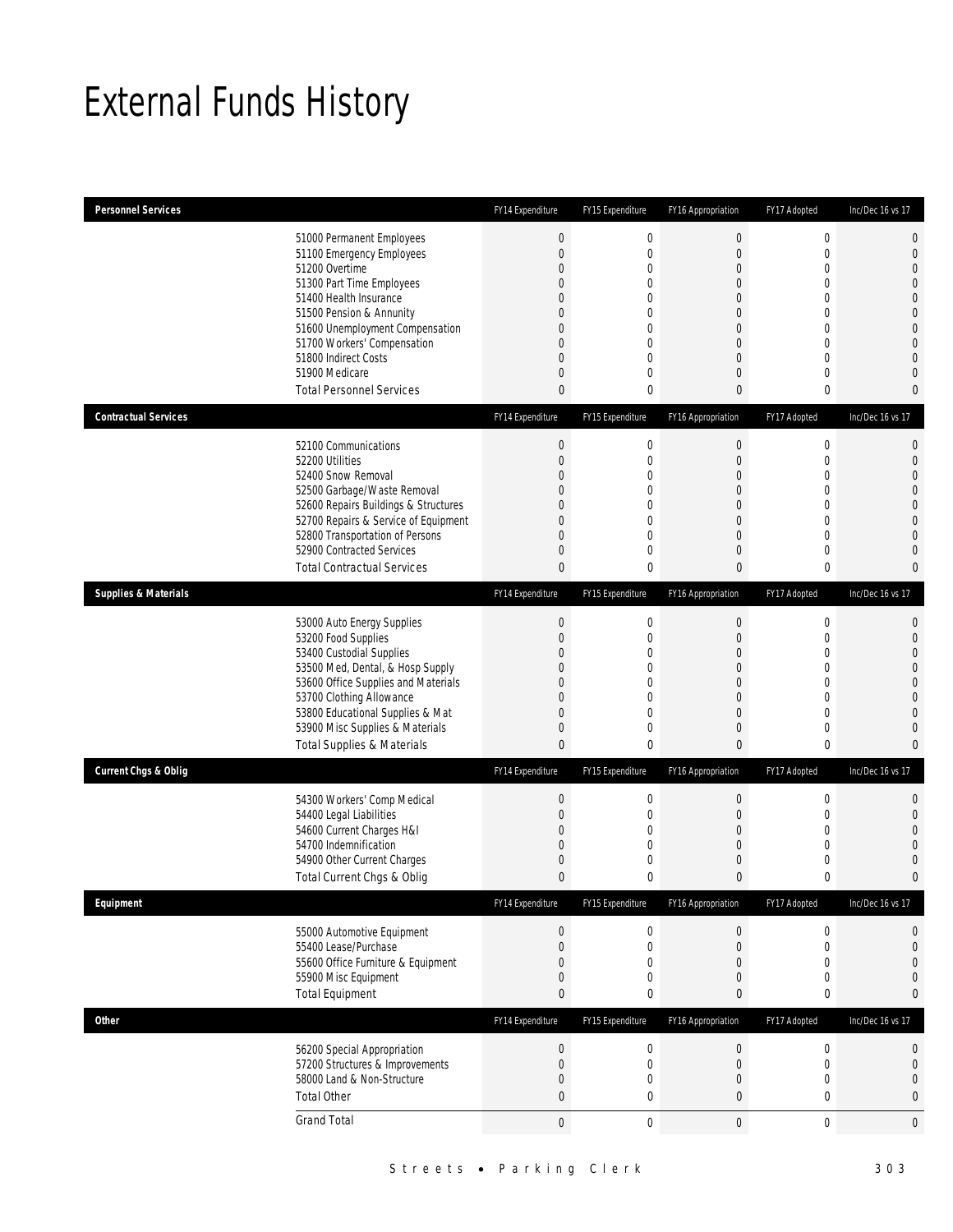# External Funds History

| Personnel Services | | FY14 Expenditure | FY15 Expenditure | FY16 Appropriation | FY17 Adopted | Inc/Dec 16 vs 17 |
|---|---|---|---|---|---|---|
| | 51000 Permanent Employees | 0 | 0 | 0 | 0 | 0 |
| | 51100 Emergency Employees | 0 | 0 | 0 | 0 | 0 |
| | 51200 Overtime | 0 | 0 | 0 | 0 | 0 |
| | 51300 Part Time Employees | 0 | 0 | 0 | 0 | 0 |
| | 51400 Health Insurance | 0 | 0 | 0 | 0 | 0 |
| | 51500 Pension & Annunity | 0 | 0 | 0 | 0 | 0 |
| | 51600 Unemployment Compensation | 0 | 0 | 0 | 0 | 0 |
| | 51700 Workers' Compensation | 0 | 0 | 0 | 0 | 0 |
| | 51800 Indirect Costs | 0 | 0 | 0 | 0 | 0 |
| | 51900 Medicare | 0 | 0 | 0 | 0 | 0 |
| | Total Personnel Services | 0 | 0 | 0 | 0 | 0 |

| Contractual Services | | FY14 Expenditure | FY15 Expenditure | FY16 Appropriation | FY17 Adopted | Inc/Dec 16 vs 17 |
|---|---|---|---|---|---|---|
| | 52100 Communications | 0 | 0 | 0 | 0 | 0 |
| | 52200 Utilities | 0 | 0 | 0 | 0 | 0 |
| | 52400 Snow Removal | 0 | 0 | 0 | 0 | 0 |
| | 52500 Garbage/Waste Removal | 0 | 0 | 0 | 0 | 0 |
| | 52600 Repairs Buildings & Structures | 0 | 0 | 0 | 0 | 0 |
| | 52700 Repairs & Service of Equipment | 0 | 0 | 0 | 0 | 0 |
| | 52800 Transportation of Persons | 0 | 0 | 0 | 0 | 0 |
| | 52900 Contracted Services | 0 | 0 | 0 | 0 | 0 |
| | Total Contractual Services | 0 | 0 | 0 | 0 | 0 |

| Supplies & Materials | | FY14 Expenditure | FY15 Expenditure | FY16 Appropriation | FY17 Adopted | Inc/Dec 16 vs 17 |
|---|---|---|---|---|---|---|
| | 53000 Auto Energy Supplies | 0 | 0 | 0 | 0 | 0 |
| | 53200 Food Supplies | 0 | 0 | 0 | 0 | 0 |
| | 53400 Custodial Supplies | 0 | 0 | 0 | 0 | 0 |
| | 53500 Med, Dental, & Hosp Supply | 0 | 0 | 0 | 0 | 0 |
| | 53600 Office Supplies and Materials | 0 | 0 | 0 | 0 | 0 |
| | 53700 Clothing Allowance | 0 | 0 | 0 | 0 | 0 |
| | 53800 Educational Supplies & Mat | 0 | 0 | 0 | 0 | 0 |
| | 53900 Misc Supplies & Materials | 0 | 0 | 0 | 0 | 0 |
| | Total Supplies & Materials | 0 | 0 | 0 | 0 | 0 |

| Current Chgs & Oblig | | FY14 Expenditure | FY15 Expenditure | FY16 Appropriation | FY17 Adopted | Inc/Dec 16 vs 17 |
|---|---|---|---|---|---|---|
| | 54300 Workers' Comp Medical | 0 | 0 | 0 | 0 | 0 |
| | 54400 Legal Liabilities | 0 | 0 | 0 | 0 | 0 |
| | 54600 Current Charges H&I | 0 | 0 | 0 | 0 | 0 |
| | 54700 Indemnification | 0 | 0 | 0 | 0 | 0 |
| | 54900 Other Current Charges | 0 | 0 | 0 | 0 | 0 |
| | Total Current Chgs & Oblig | 0 | 0 | 0 | 0 | 0 |

| Equipment | | FY14 Expenditure | FY15 Expenditure | FY16 Appropriation | FY17 Adopted | Inc/Dec 16 vs 17 |
|---|---|---|---|---|---|---|
| | 55000 Automotive Equipment | 0 | 0 | 0 | 0 | 0 |
| | 55400 Lease/Purchase | 0 | 0 | 0 | 0 | 0 |
| | 55600 Office Furniture & Equipment | 0 | 0 | 0 | 0 | 0 |
| | 55900 Misc Equipment | 0 | 0 | 0 | 0 | 0 |
| | Total Equipment | 0 | 0 | 0 | 0 | 0 |

| Other | | FY14 Expenditure | FY15 Expenditure | FY16 Appropriation | FY17 Adopted | Inc/Dec 16 vs 17 |
|---|---|---|---|---|---|---|
| | 56200 Special Appropriation | 0 | 0 | 0 | 0 | 0 |
| | 57200 Structures & Improvements | 0 | 0 | 0 | 0 | 0 |
| | 58000 Land & Non-Structure | 0 | 0 | 0 | 0 | 0 |
| | Total Other | 0 | 0 | 0 | 0 | 0 |
| | Grand Total | 0 | 0 | 0 | 0 | 0 |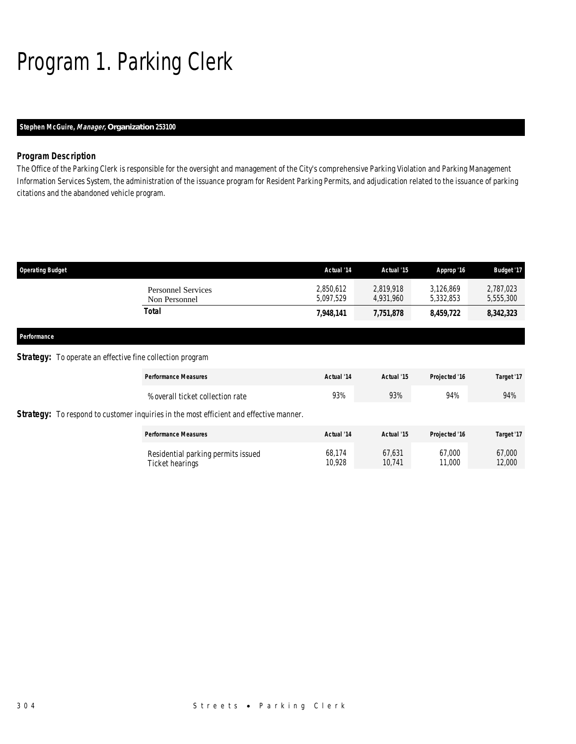# Program 1. Parking Clerk

**Stephen McGuire, *Manager*, Organization 253100**

### Program Description

The Office of the Parking Clerk is responsible for the oversight and management of the City's comprehensive Parking Violation and Parking Management Information Services System, the administration of the issuance program for Resident Parking Permits, and adjudication related to the issuance of parking citations and the abandoned vehicle program.

| Operating Budget | Actual '14 | Actual '15 | Approp '16 | Budget '17 |
|---|---|---|---|---|
| Personnel Services | 2,850,612 | 2,819,918 | 3,126,869 | 2,787,023 |
| Non Personnel | 5,097,529 | 4,931,960 | 5,332,853 | 5,555,300 |
| **Total** | **7,948,141** | **7,751,878** | **8,459,722** | **8,342,323** |

### Performance

**Strategy:** To operate an effective fine collection program

| Performance Measures | Actual '14 | Actual '15 | Projected '16 | Target '17 |
|---|---|---|---|---|
| % overall ticket collection rate | 93% | 93% | 94% | 94% |

**Strategy:** To respond to customer inquiries in the most efficient and effective manner.

| Performance Measures | Actual '14 | Actual '15 | Projected '16 | Target '17 |
|---|---|---|---|---|
| Residential parking permits issued | 68,174 | 67,631 | 67,000 | 67,000 |
| Ticket hearings | 10,928 | 10,741 | 11,000 | 12,000 |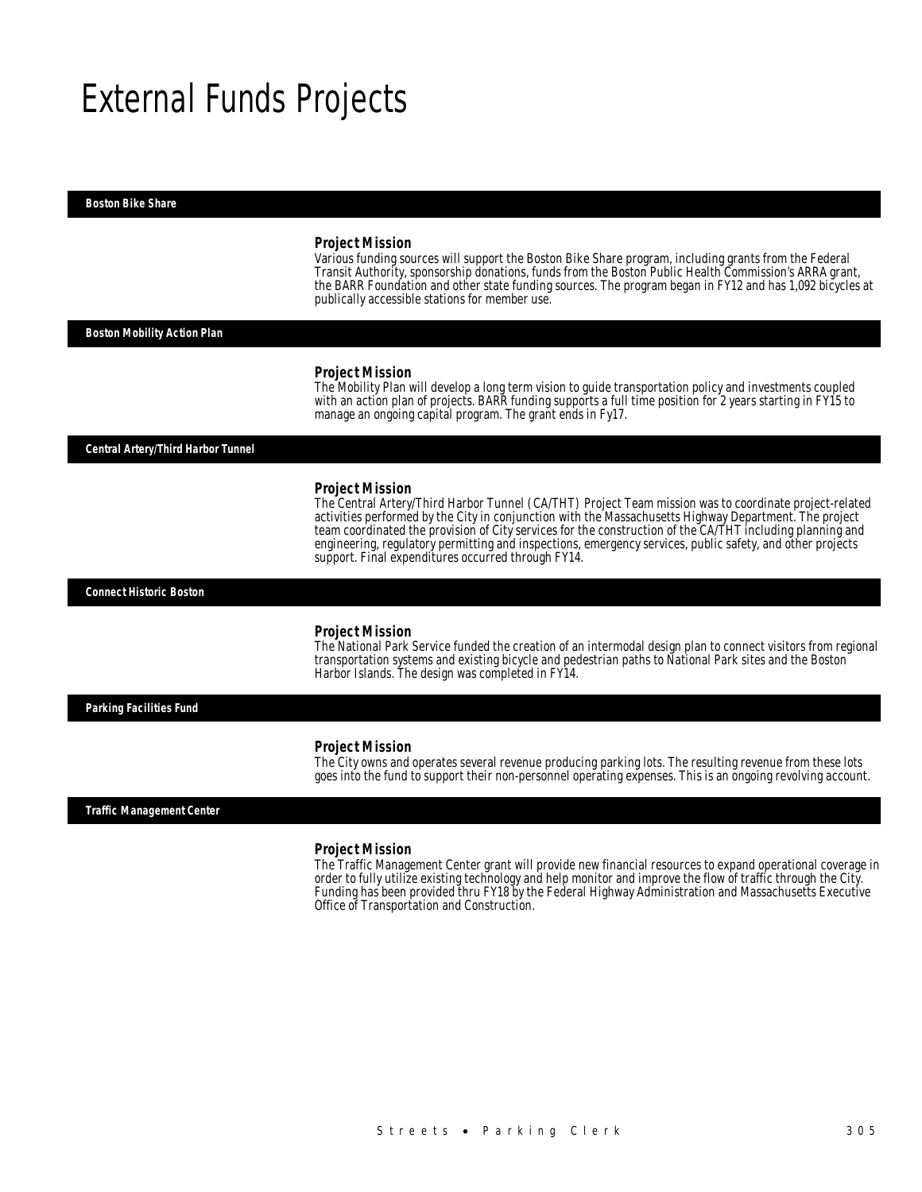# External Funds Projects

## Boston Bike Share

### Project Mission

Various funding sources will support the Boston Bike Share program, including grants from the Federal Transit Authority, sponsorship donations, funds from the Boston Public Health Commission's ARRA grant, the BARR Foundation and other state funding sources. The program began in FY12 and has 1,092 bicycles at publically accessible stations for member use.

## Boston Mobility Action Plan

### Project Mission

The Mobility Plan will develop a long term vision to guide transportation policy and investments coupled with an action plan of projects. BARR funding supports a full time position for 2 years starting in FY15 to manage an ongoing capital program. The grant ends in Fy17.

## Central Artery/Third Harbor Tunnel

### Project Mission

The Central Artery/Third Harbor Tunnel (CA/THT) Project Team mission was to coordinate project-related activities performed by the City in conjunction with the Massachusetts Highway Department. The project team coordinated the provision of City services for the construction of the CA/THT including planning and engineering, regulatory permitting and inspections, emergency services, public safety, and other projects support. Final expenditures occurred through FY14.

## Connect Historic Boston

### Project Mission

The National Park Service funded the creation of an intermodal design plan to connect visitors from regional transportation systems and existing bicycle and pedestrian paths to National Park sites and the Boston Harbor Islands. The design was completed in FY14.

## Parking Facilities Fund

### Project Mission

The City owns and operates several revenue producing parking lots. The resulting revenue from these lots goes into the fund to support their non-personnel operating expenses. This is an ongoing revolving account.

## Traffic Management Center

### Project Mission

The Traffic Management Center grant will provide new financial resources to expand operational coverage in order to fully utilize existing technology and help monitor and improve the flow of traffic through the City. Funding has been provided thru FY18 by the Federal Highway Administration and Massachusetts Executive Office of Transportation and Construction.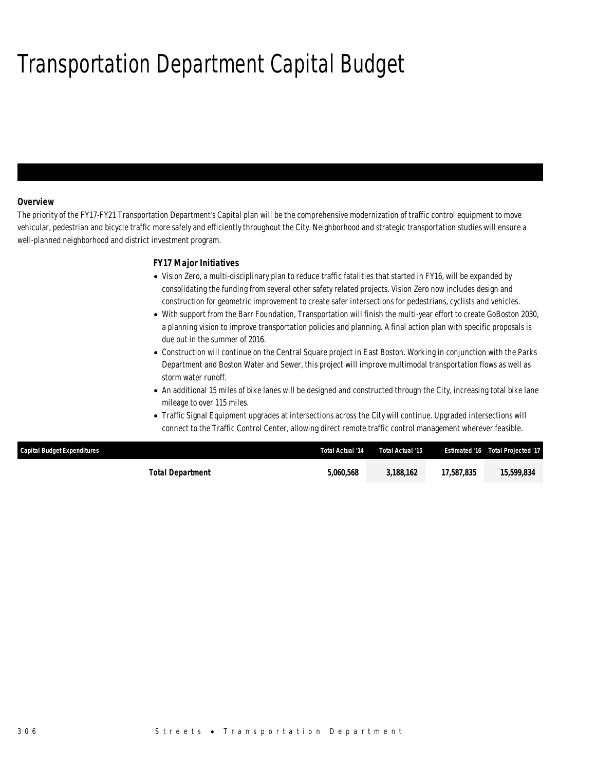# Transportation Department Capital Budget

### Overview

The priority of the FY17-FY21 Transportation Department's Capital plan will be the comprehensive modernization of traffic control equipment to move vehicular, pedestrian and bicycle traffic more safely and efficiently throughout the City. Neighborhood and strategic transportation studies will ensure a well-planned neighborhood and district investment program.

### FY17 Major Initiatives

- Vision Zero, a multi-disciplinary plan to reduce traffic fatalities that started in FY16, will be expanded by consolidating the funding from several other safety related projects. Vision Zero now includes design and construction for geometric improvement to create safer intersections for pedestrians, cyclists and vehicles.
- With support from the Barr Foundation, Transportation will finish the multi-year effort to create GoBoston 2030, a planning vision to improve transportation policies and planning. A final action plan with specific proposals is due out in the summer of 2016.
- Construction will continue on the Central Square project in East Boston. Working in conjunction with the Parks Department and Boston Water and Sewer, this project will improve multimodal transportation flows as well as storm water runoff.
- An additional 15 miles of bike lanes will be designed and constructed through the City, increasing total bike lane mileage to over 115 miles.
- Traffic Signal Equipment upgrades at intersections across the City will continue. Upgraded intersections will connect to the Traffic Control Center, allowing direct remote traffic control management wherever feasible.

| Capital Budget Expenditures | Total Actual '14 | Total Actual '15 | Estimated '16 | Total Projected '17 |
|---|---|---|---|---|
| **Total Department** | **5,060,568** | **3,188,162** | **17,587,835** | **15,599,834** |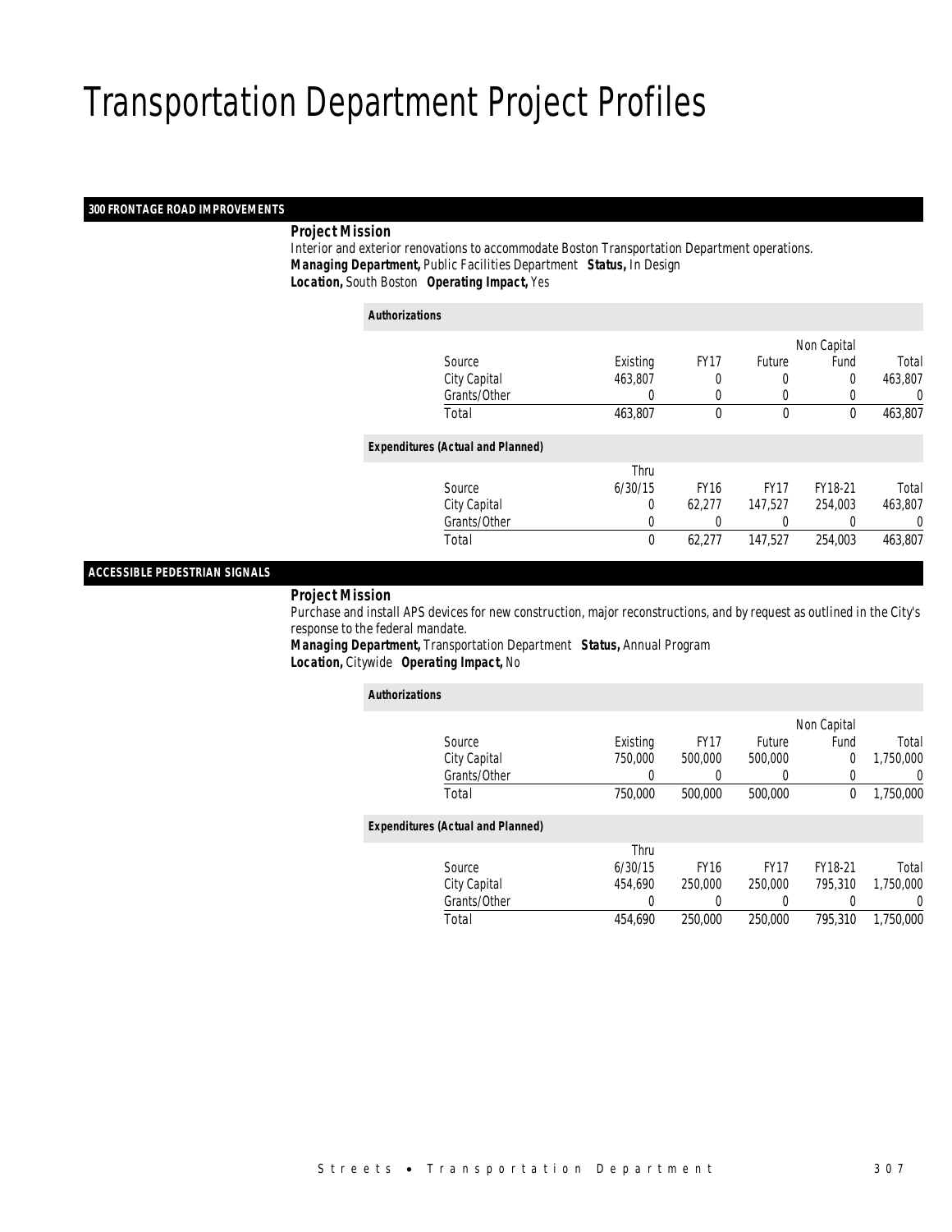# Transportation Department Project Profiles

## 300 FRONTAGE ROAD IMPROVEMENTS

***Project Mission***

Interior and exterior renovations to accommodate Boston Transportation Department operations.

***Managing Department,*** Public Facilities Department ***Status,*** In Design

***Location,*** South Boston ***Operating Impact,*** Yes

***Authorizations***

| Source | Existing | FY17 | Future | Non Capital Fund | Total |
|---|---|---|---|---|---|
| City Capital | 463,807 | 0 | 0 | 0 | 463,807 |
| Grants/Other | 0 | 0 | 0 | 0 | 0 |
| Total | 463,807 | 0 | 0 | 0 | 463,807 |

***Expenditures (Actual and Planned)***

| Source | Thru 6/30/15 | FY16 | FY17 | FY18-21 | Total |
|---|---|---|---|---|---|
| City Capital | 0 | 62,277 | 147,527 | 254,003 | 463,807 |
| Grants/Other | 0 | 0 | 0 | 0 | 0 |
| Total | 0 | 62,277 | 147,527 | 254,003 | 463,807 |

## ACCESSIBLE PEDESTRIAN SIGNALS

***Project Mission***

Purchase and install APS devices for new construction, major reconstructions, and by request as outlined in the City's response to the federal mandate.

***Managing Department,*** Transportation Department ***Status,*** Annual Program

***Location,*** Citywide ***Operating Impact,*** No

***Authorizations***

| Source | Existing | FY17 | Future | Non Capital Fund | Total |
|---|---|---|---|---|---|
| City Capital | 750,000 | 500,000 | 500,000 | 0 | 1,750,000 |
| Grants/Other | 0 | 0 | 0 | 0 | 0 |
| Total | 750,000 | 500,000 | 500,000 | 0 | 1,750,000 |

***Expenditures (Actual and Planned)***

| Source | Thru 6/30/15 | FY16 | FY17 | FY18-21 | Total |
|---|---|---|---|---|---|
| City Capital | 454,690 | 250,000 | 250,000 | 795,310 | 1,750,000 |
| Grants/Other | 0 | 0 | 0 | 0 | 0 |
| Total | 454,690 | 250,000 | 250,000 | 795,310 | 1,750,000 |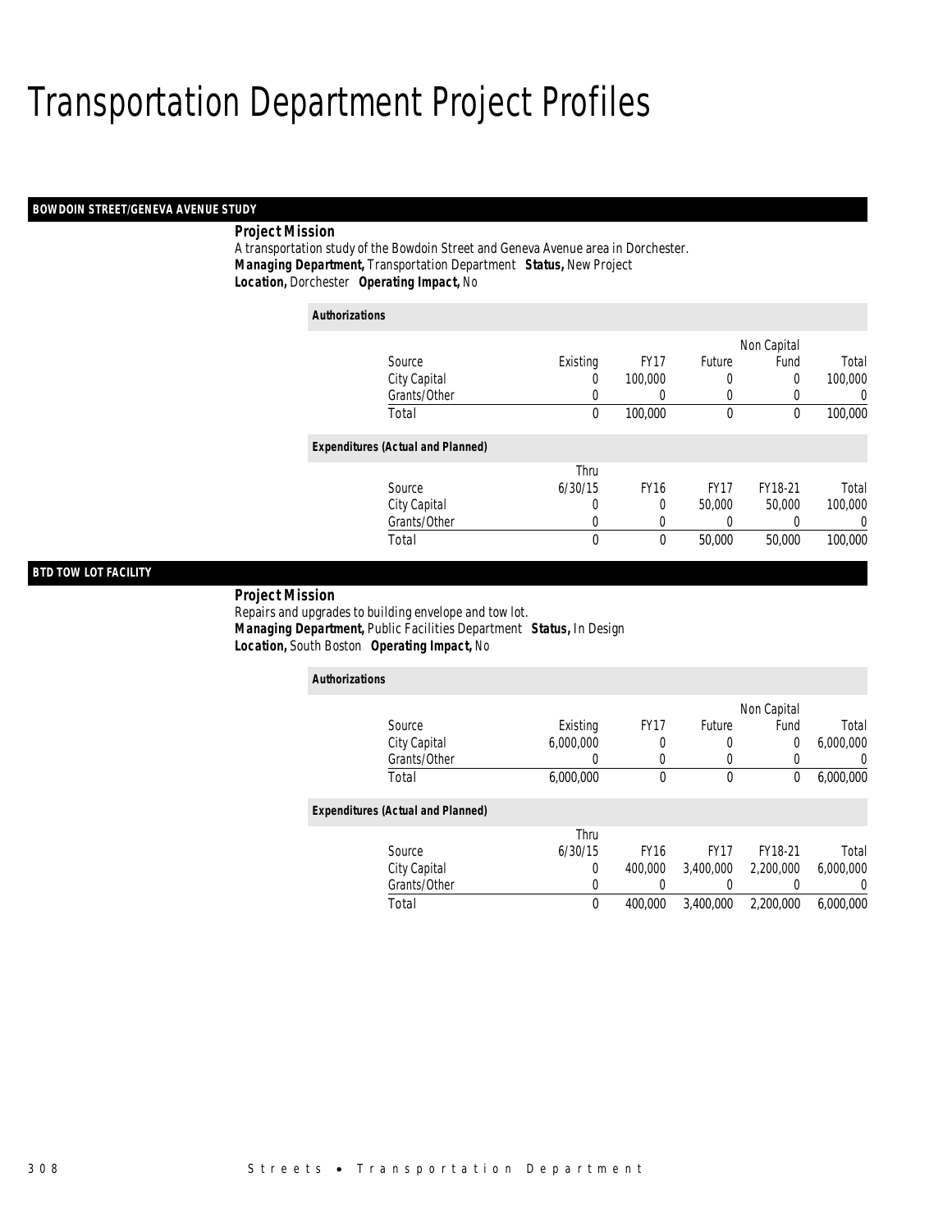# Transportation Department Project Profiles

## BOWDOIN STREET/GENEVA AVENUE STUDY

**Project Mission**

A transportation study of the Bowdoin Street and Geneva Avenue area in Dorchester.

***Managing Department,*** Transportation Department ***Status,*** New Project

***Location,*** Dorchester ***Operating Impact,*** No

***Authorizations***

| Source | Existing | FY17 | Future | Non Capital Fund | Total |
|---|---|---|---|---|---|
| City Capital | 0 | 100,000 | 0 | 0 | 100,000 |
| Grants/Other | 0 | 0 | 0 | 0 | 0 |
| Total | 0 | 100,000 | 0 | 0 | 100,000 |

***Expenditures (Actual and Planned)***

| Source | Thru 6/30/15 | FY16 | FY17 | FY18-21 | Total |
|---|---|---|---|---|---|
| City Capital | 0 | 0 | 50,000 | 50,000 | 100,000 |
| Grants/Other | 0 | 0 | 0 | 0 | 0 |
| Total | 0 | 0 | 50,000 | 50,000 | 100,000 |

## BTD TOW LOT FACILITY

**Project Mission**

Repairs and upgrades to building envelope and tow lot.

***Managing Department,*** Public Facilities Department ***Status,*** In Design

***Location,*** South Boston ***Operating Impact,*** No

***Authorizations***

| Source | Existing | FY17 | Future | Non Capital Fund | Total |
|---|---|---|---|---|---|
| City Capital | 6,000,000 | 0 | 0 | 0 | 6,000,000 |
| Grants/Other | 0 | 0 | 0 | 0 | 0 |
| Total | 6,000,000 | 0 | 0 | 0 | 6,000,000 |

***Expenditures (Actual and Planned)***

| Source | Thru 6/30/15 | FY16 | FY17 | FY18-21 | Total |
|---|---|---|---|---|---|
| City Capital | 0 | 400,000 | 3,400,000 | 2,200,000 | 6,000,000 |
| Grants/Other | 0 | 0 | 0 | 0 | 0 |
| Total | 0 | 400,000 | 3,400,000 | 2,200,000 | 6,000,000 |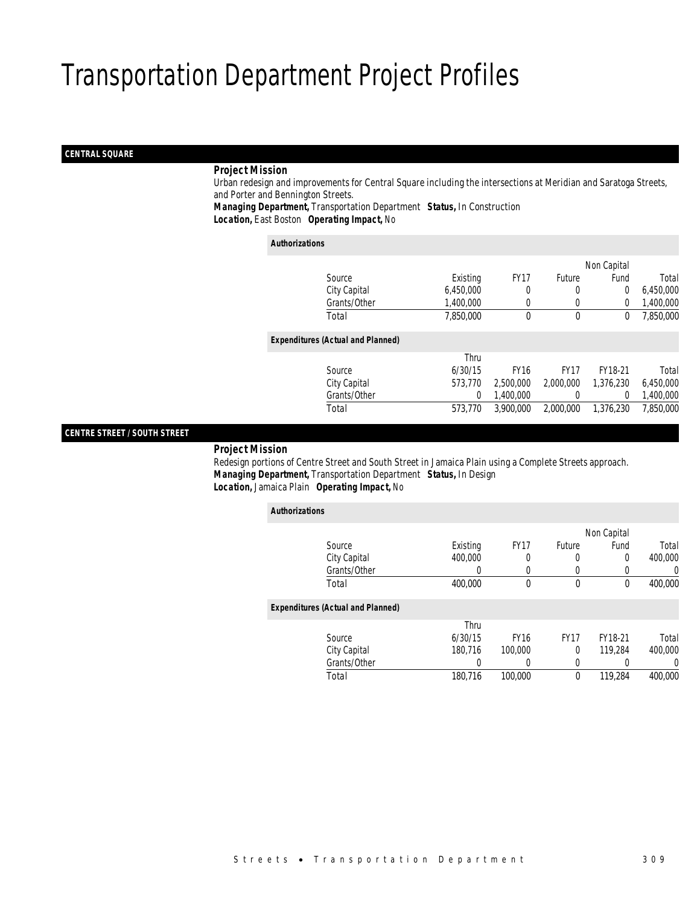# Transportation Department Project Profiles

## CENTRAL SQUARE

***Project Mission***

Urban redesign and improvements for Central Square including the intersections at Meridian and Saratoga Streets, and Porter and Bennington Streets.

***Managing Department,*** Transportation Department ***Status,*** In Construction

***Location,*** East Boston ***Operating Impact,*** No

***Authorizations***

| Source | Existing | FY17 | Future | Non Capital Fund | Total |
|---|---|---|---|---|---|
| City Capital | 6,450,000 | 0 | 0 | 0 | 6,450,000 |
| Grants/Other | 1,400,000 | 0 | 0 | 0 | 1,400,000 |
| Total | 7,850,000 | 0 | 0 | 0 | 7,850,000 |

***Expenditures (Actual and Planned)***

| Source | Thru 6/30/15 | FY16 | FY17 | FY18-21 | Total |
|---|---|---|---|---|---|
| City Capital | 573,770 | 2,500,000 | 2,000,000 | 1,376,230 | 6,450,000 |
| Grants/Other | 0 | 1,400,000 | 0 | 0 | 1,400,000 |
| Total | 573,770 | 3,900,000 | 2,000,000 | 1,376,230 | 7,850,000 |

## CENTRE STREET / SOUTH STREET

***Project Mission***

Redesign portions of Centre Street and South Street in Jamaica Plain using a Complete Streets approach.

***Managing Department,*** Transportation Department ***Status,*** In Design

***Location,*** Jamaica Plain ***Operating Impact,*** No

***Authorizations***

| Source | Existing | FY17 | Future | Non Capital Fund | Total |
|---|---|---|---|---|---|
| City Capital | 400,000 | 0 | 0 | 0 | 400,000 |
| Grants/Other | 0 | 0 | 0 | 0 | 0 |
| Total | 400,000 | 0 | 0 | 0 | 400,000 |

***Expenditures (Actual and Planned)***

| Source | Thru 6/30/15 | FY16 | FY17 | FY18-21 | Total |
|---|---|---|---|---|---|
| City Capital | 180,716 | 100,000 | 0 | 119,284 | 400,000 |
| Grants/Other | 0 | 0 | 0 | 0 | 0 |
| Total | 180,716 | 100,000 | 0 | 119,284 | 400,000 |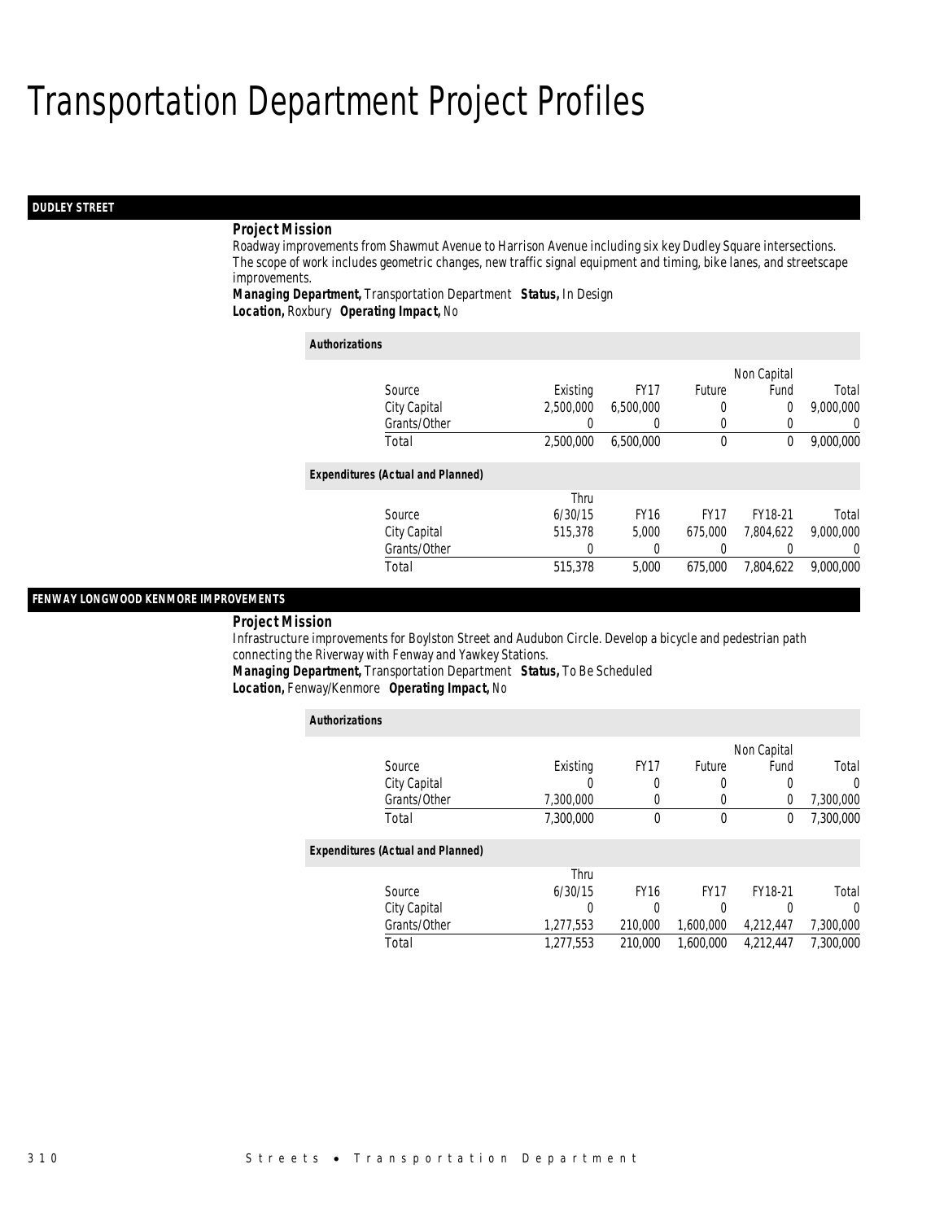# Transportation Department Project Profiles

## DUDLEY STREET

**Project Mission**

Roadway improvements from Shawmut Avenue to Harrison Avenue including six key Dudley Square intersections. The scope of work includes geometric changes, new traffic signal equipment and timing, bike lanes, and streetscape improvements.

***Managing Department,*** Transportation Department ***Status,*** In Design

***Location,*** Roxbury ***Operating Impact,*** No

**Authorizations**

| Source | Existing | FY17 | Future | Non Capital Fund | Total |
|---|---|---|---|---|---|
| City Capital | 2,500,000 | 6,500,000 | 0 | 0 | 9,000,000 |
| Grants/Other | 0 | 0 | 0 | 0 | 0 |
| Total | 2,500,000 | 6,500,000 | 0 | 0 | 9,000,000 |

**Expenditures (Actual and Planned)**

| Source | Thru 6/30/15 | FY16 | FY17 | FY18-21 | Total |
|---|---|---|---|---|---|
| City Capital | 515,378 | 5,000 | 675,000 | 7,804,622 | 9,000,000 |
| Grants/Other | 0 | 0 | 0 | 0 | 0 |
| Total | 515,378 | 5,000 | 675,000 | 7,804,622 | 9,000,000 |

## FENWAY LONGWOOD KENMORE IMPROVEMENTS

**Project Mission**

Infrastructure improvements for Boylston Street and Audubon Circle. Develop a bicycle and pedestrian path connecting the Riverway with Fenway and Yawkey Stations.

***Managing Department,*** Transportation Department ***Status,*** To Be Scheduled

***Location,*** Fenway/Kenmore ***Operating Impact,*** No

**Authorizations**

| Source | Existing | FY17 | Future | Non Capital Fund | Total |
|---|---|---|---|---|---|
| City Capital | 0 | 0 | 0 | 0 | 0 |
| Grants/Other | 7,300,000 | 0 | 0 | 0 | 7,300,000 |
| Total | 7,300,000 | 0 | 0 | 0 | 7,300,000 |

**Expenditures (Actual and Planned)**

| Source | Thru 6/30/15 | FY16 | FY17 | FY18-21 | Total |
|---|---|---|---|---|---|
| City Capital | 0 | 0 | 0 | 0 | 0 |
| Grants/Other | 1,277,553 | 210,000 | 1,600,000 | 4,212,447 | 7,300,000 |
| Total | 1,277,553 | 210,000 | 1,600,000 | 4,212,447 | 7,300,000 |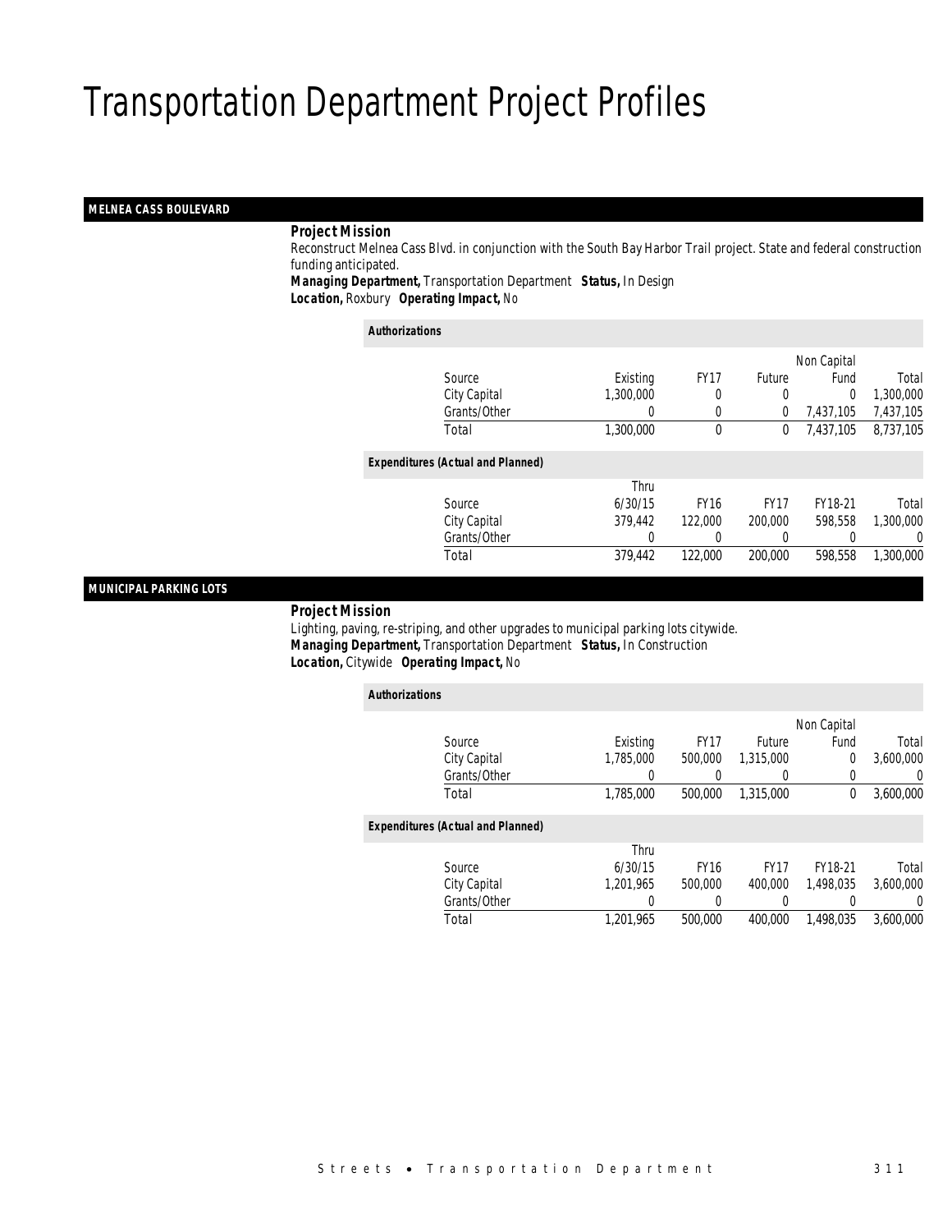// Transportation Department Project Profiles

## MELNEA CASS BOULEVARD

***Project Mission***

Reconstruct Melnea Cass Blvd. in conjunction with the South Bay Harbor Trail project. State and federal construction funding anticipated.

***Managing Department,*** Transportation Department ***Status,*** In Design

***Location,*** Roxbury ***Operating Impact,*** No

***Authorizations***

| Source | Existing | FY17 | Future | Non Capital Fund | Total |
|---|---|---|---|---|---|
| City Capital | 1,300,000 | 0 | 0 | 0 | 1,300,000 |
| Grants/Other | 0 | 0 | 0 | 7,437,105 | 7,437,105 |
| Total | 1,300,000 | 0 | 0 | 7,437,105 | 8,737,105 |

***Expenditures (Actual and Planned)***

| Source | Thru 6/30/15 | FY16 | FY17 | FY18-21 | Total |
|---|---|---|---|---|---|
| City Capital | 379,442 | 122,000 | 200,000 | 598,558 | 1,300,000 |
| Grants/Other | 0 | 0 | 0 | 0 | 0 |
| Total | 379,442 | 122,000 | 200,000 | 598,558 | 1,300,000 |

## MUNICIPAL PARKING LOTS

***Project Mission***

Lighting, paving, re-striping, and other upgrades to municipal parking lots citywide.

***Managing Department,*** Transportation Department ***Status,*** In Construction

***Location,*** Citywide ***Operating Impact,*** No

***Authorizations***

| Source | Existing | FY17 | Future | Non Capital Fund | Total |
|---|---|---|---|---|---|
| City Capital | 1,785,000 | 500,000 | 1,315,000 | 0 | 3,600,000 |
| Grants/Other | 0 | 0 | 0 | 0 | 0 |
| Total | 1,785,000 | 500,000 | 1,315,000 | 0 | 3,600,000 |

***Expenditures (Actual and Planned)***

| Source | Thru 6/30/15 | FY16 | FY17 | FY18-21 | Total |
|---|---|---|---|---|---|
| City Capital | 1,201,965 | 500,000 | 400,000 | 1,498,035 | 3,600,000 |
| Grants/Other | 0 | 0 | 0 | 0 | 0 |
| Total | 1,201,965 | 500,000 | 400,000 | 1,498,035 | 3,600,000 |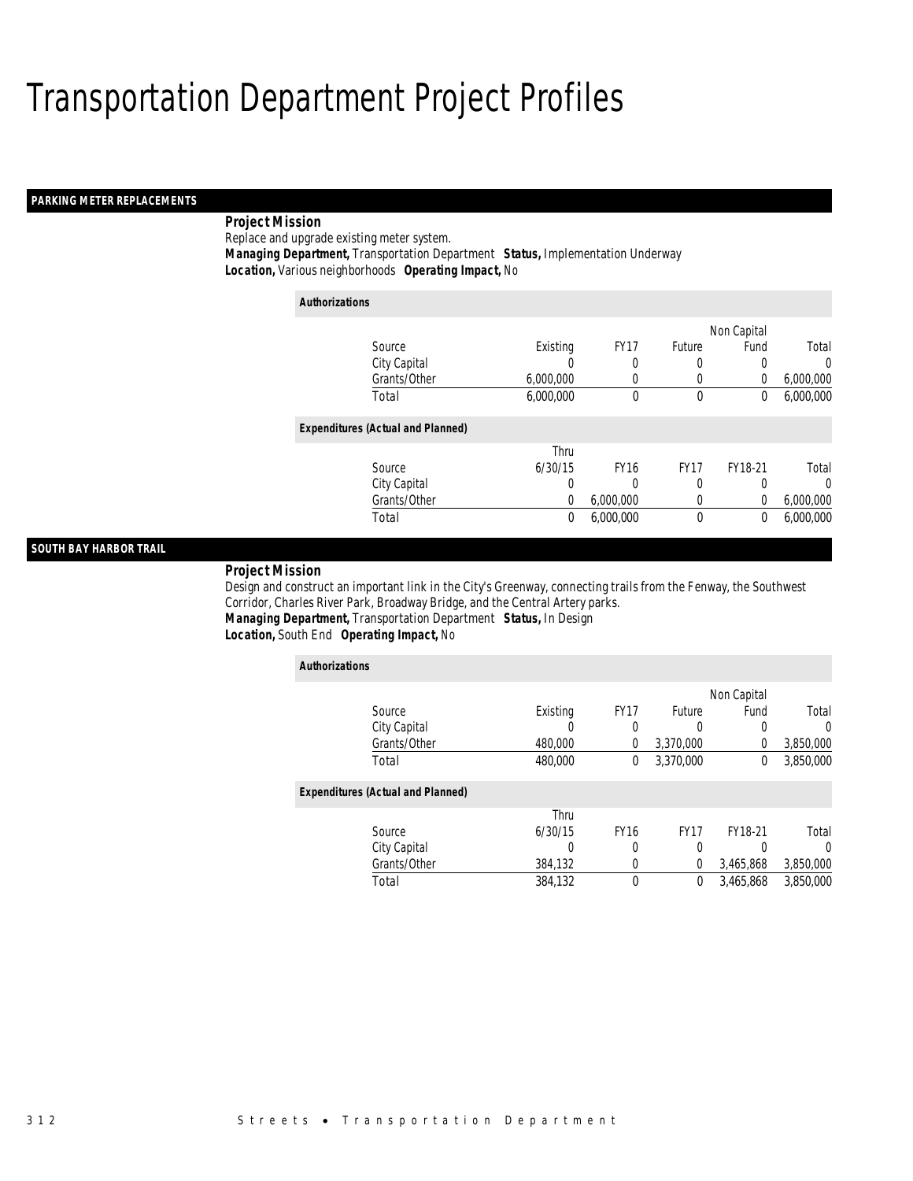# Transportation Department Project Profiles

## PARKING METER REPLACEMENTS

***Project Mission***

Replace and upgrade existing meter system.

***Managing Department,*** Transportation Department ***Status,*** Implementation Underway

***Location,*** Various neighborhoods ***Operating Impact,*** No

***Authorizations***

| Source | Existing | FY17 | Future | Non Capital Fund | Total |
|---|---|---|---|---|---|
| City Capital | 0 | 0 | 0 | 0 | 0 |
| Grants/Other | 6,000,000 | 0 | 0 | 0 | 6,000,000 |
| Total | 6,000,000 | 0 | 0 | 0 | 6,000,000 |

***Expenditures (Actual and Planned)***

| Source | Thru 6/30/15 | FY16 | FY17 | FY18-21 | Total |
|---|---|---|---|---|---|
| City Capital | 0 | 0 | 0 | 0 | 0 |
| Grants/Other | 0 | 6,000,000 | 0 | 0 | 6,000,000 |
| Total | 0 | 6,000,000 | 0 | 0 | 6,000,000 |

## SOUTH BAY HARBOR TRAIL

***Project Mission***

Design and construct an important link in the City's Greenway, connecting trails from the Fenway, the Southwest Corridor, Charles River Park, Broadway Bridge, and the Central Artery parks.

***Managing Department,*** Transportation Department ***Status,*** In Design

***Location,*** South End ***Operating Impact,*** No

***Authorizations***

| Source | Existing | FY17 | Future | Non Capital Fund | Total |
|---|---|---|---|---|---|
| City Capital | 0 | 0 | 0 | 0 | 0 |
| Grants/Other | 480,000 | 0 | 3,370,000 | 0 | 3,850,000 |
| Total | 480,000 | 0 | 3,370,000 | 0 | 3,850,000 |

***Expenditures (Actual and Planned)***

| Source | Thru 6/30/15 | FY16 | FY17 | FY18-21 | Total |
|---|---|---|---|---|---|
| City Capital | 0 | 0 | 0 | 0 | 0 |
| Grants/Other | 384,132 | 0 | 0 | 3,465,868 | 3,850,000 |
| Total | 384,132 | 0 | 0 | 3,465,868 | 3,850,000 |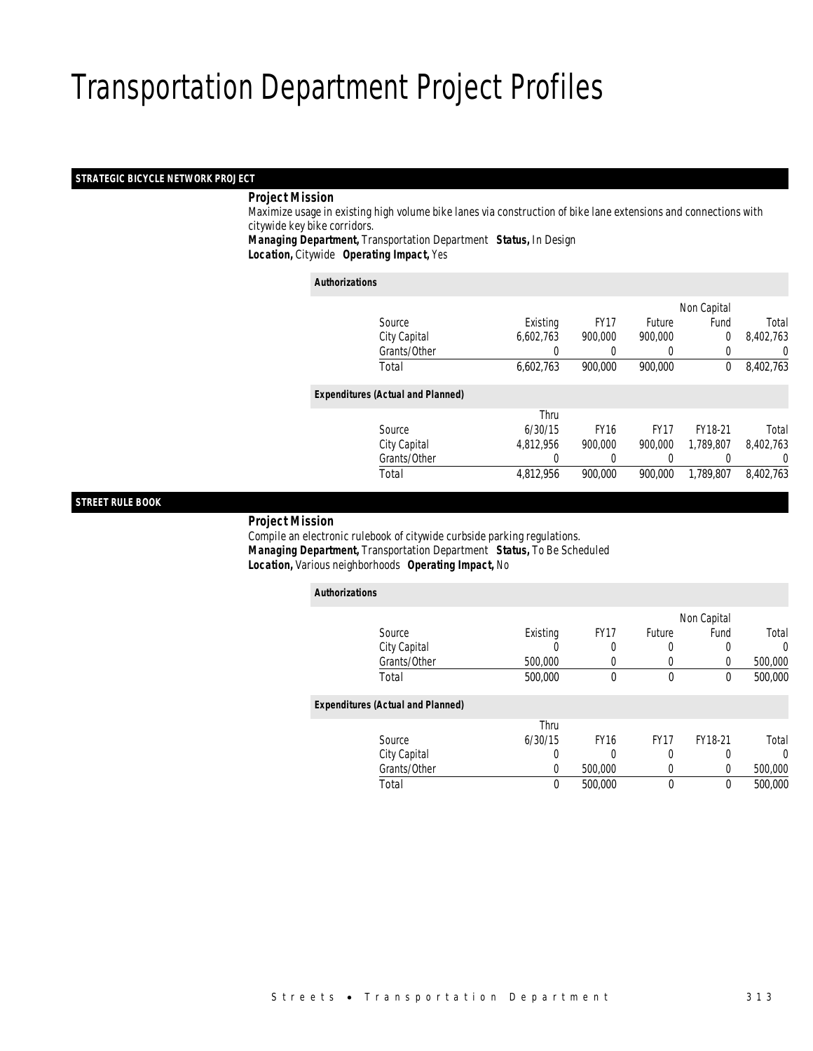# Transportation Department Project Profiles

## STRATEGIC BICYCLE NETWORK PROJECT

***Project Mission***

Maximize usage in existing high volume bike lanes via construction of bike lane extensions and connections with citywide key bike corridors.

***Managing Department,*** Transportation Department ***Status,*** In Design

***Location,*** Citywide ***Operating Impact,*** Yes

***Authorizations***

| Source | Existing | FY17 | Future | Non Capital Fund | Total |
|---|---|---|---|---|---|
| City Capital | 6,602,763 | 900,000 | 900,000 | 0 | 8,402,763 |
| Grants/Other | 0 | 0 | 0 | 0 | 0 |
| Total | 6,602,763 | 900,000 | 900,000 | 0 | 8,402,763 |

***Expenditures (Actual and Planned)***

| Source | Thru 6/30/15 | FY16 | FY17 | FY18-21 | Total |
|---|---|---|---|---|---|
| City Capital | 4,812,956 | 900,000 | 900,000 | 1,789,807 | 8,402,763 |
| Grants/Other | 0 | 0 | 0 | 0 | 0 |
| Total | 4,812,956 | 900,000 | 900,000 | 1,789,807 | 8,402,763 |

## STREET RULE BOOK

***Project Mission***

Compile an electronic rulebook of citywide curbside parking regulations.

***Managing Department,*** Transportation Department ***Status,*** To Be Scheduled

***Location,*** Various neighborhoods ***Operating Impact,*** No

***Authorizations***

| Source | Existing | FY17 | Future | Non Capital Fund | Total |
|---|---|---|---|---|---|
| City Capital | 0 | 0 | 0 | 0 | 0 |
| Grants/Other | 500,000 | 0 | 0 | 0 | 500,000 |
| Total | 500,000 | 0 | 0 | 0 | 500,000 |

***Expenditures (Actual and Planned)***

| Source | Thru 6/30/15 | FY16 | FY17 | FY18-21 | Total |
|---|---|---|---|---|---|
| City Capital | 0 | 0 | 0 | 0 | 0 |
| Grants/Other | 0 | 500,000 | 0 | 0 | 500,000 |
| Total | 0 | 500,000 | 0 | 0 | 500,000 |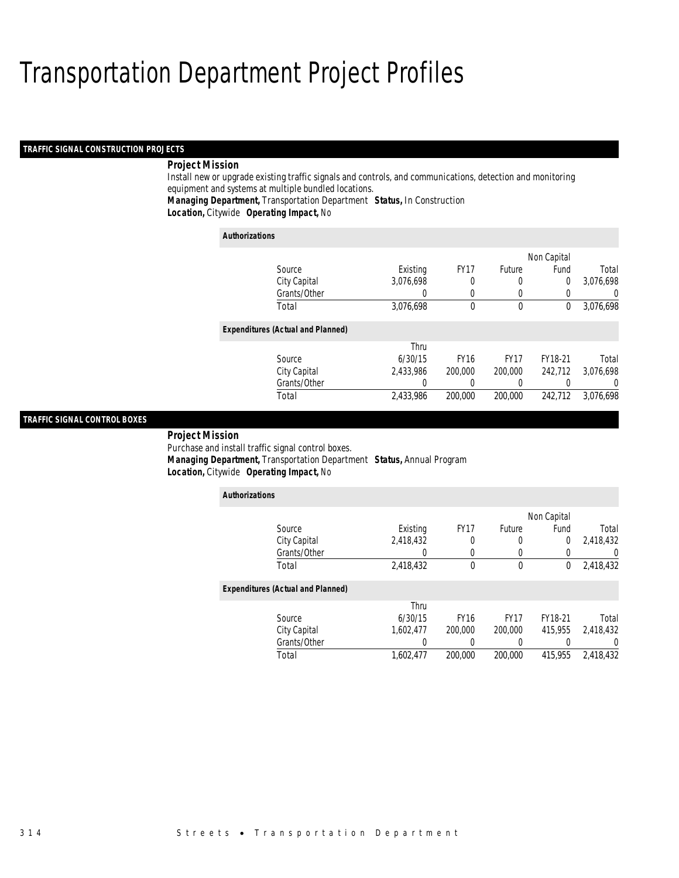# Transportation Department Project Profiles

## TRAFFIC SIGNAL CONSTRUCTION PROJECTS

**Project Mission**

Install new or upgrade existing traffic signals and controls, and communications, detection and monitoring equipment and systems at multiple bundled locations.

***Managing Department,*** Transportation Department ***Status,*** In Construction

***Location,*** Citywide ***Operating Impact,*** No

***Authorizations***

| Source | Existing | FY17 | Future | Non Capital Fund | Total |
|---|---|---|---|---|---|
| City Capital | 3,076,698 | 0 | 0 | 0 | 3,076,698 |
| Grants/Other | 0 | 0 | 0 | 0 | 0 |
| Total | 3,076,698 | 0 | 0 | 0 | 3,076,698 |

***Expenditures (Actual and Planned)***

| Source | Thru 6/30/15 | FY16 | FY17 | FY18-21 | Total |
|---|---|---|---|---|---|
| City Capital | 2,433,986 | 200,000 | 200,000 | 242,712 | 3,076,698 |
| Grants/Other | 0 | 0 | 0 | 0 | 0 |
| Total | 2,433,986 | 200,000 | 200,000 | 242,712 | 3,076,698 |

## TRAFFIC SIGNAL CONTROL BOXES

**Project Mission**

Purchase and install traffic signal control boxes.

***Managing Department,*** Transportation Department ***Status,*** Annual Program

***Location,*** Citywide ***Operating Impact,*** No

***Authorizations***

| Source | Existing | FY17 | Future | Non Capital Fund | Total |
|---|---|---|---|---|---|
| City Capital | 2,418,432 | 0 | 0 | 0 | 2,418,432 |
| Grants/Other | 0 | 0 | 0 | 0 | 0 |
| Total | 2,418,432 | 0 | 0 | 0 | 2,418,432 |

***Expenditures (Actual and Planned)***

| Source | Thru 6/30/15 | FY16 | FY17 | FY18-21 | Total |
|---|---|---|---|---|---|
| City Capital | 1,602,477 | 200,000 | 200,000 | 415,955 | 2,418,432 |
| Grants/Other | 0 | 0 | 0 | 0 | 0 |
| Total | 1,602,477 | 200,000 | 200,000 | 415,955 | 2,418,432 |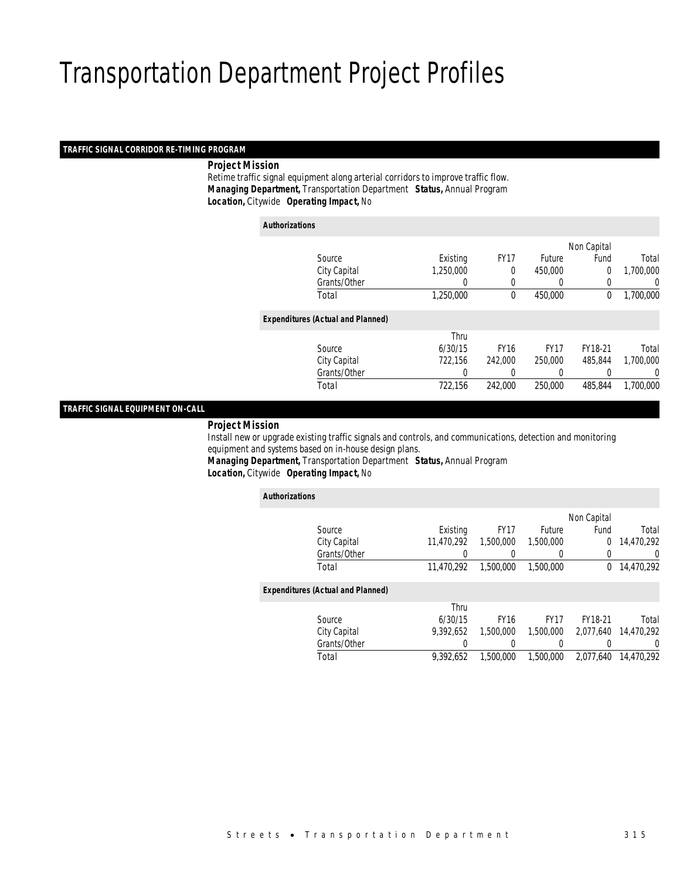# Transportation Department Project Profiles

## TRAFFIC SIGNAL CORRIDOR RE-TIMING PROGRAM

***Project Mission***

Retime traffic signal equipment along arterial corridors to improve traffic flow.

***Managing Department,*** Transportation Department ***Status,*** Annual Program

***Location,*** Citywide ***Operating Impact,*** No

***Authorizations***

| Source | Existing | FY17 | Future | Non Capital Fund | Total |
|---|---|---|---|---|---|
| City Capital | 1,250,000 | 0 | 450,000 | 0 | 1,700,000 |
| Grants/Other | 0 | 0 | 0 | 0 | 0 |
| Total | 1,250,000 | 0 | 450,000 | 0 | 1,700,000 |

***Expenditures (Actual and Planned)***

| Source | Thru 6/30/15 | FY16 | FY17 | FY18-21 | Total |
|---|---|---|---|---|---|
| City Capital | 722,156 | 242,000 | 250,000 | 485,844 | 1,700,000 |
| Grants/Other | 0 | 0 | 0 | 0 | 0 |
| Total | 722,156 | 242,000 | 250,000 | 485,844 | 1,700,000 |

## TRAFFIC SIGNAL EQUIPMENT ON-CALL

***Project Mission***

Install new or upgrade existing traffic signals and controls, and communications, detection and monitoring equipment and systems based on in-house design plans.

***Managing Department,*** Transportation Department ***Status,*** Annual Program

***Location,*** Citywide ***Operating Impact,*** No

***Authorizations***

| Source | Existing | FY17 | Future | Non Capital Fund | Total |
|---|---|---|---|---|---|
| City Capital | 11,470,292 | 1,500,000 | 1,500,000 | 0 | 14,470,292 |
| Grants/Other | 0 | 0 | 0 | 0 | 0 |
| Total | 11,470,292 | 1,500,000 | 1,500,000 | 0 | 14,470,292 |

***Expenditures (Actual and Planned)***

| Source | Thru 6/30/15 | FY16 | FY17 | FY18-21 | Total |
|---|---|---|---|---|---|
| City Capital | 9,392,652 | 1,500,000 | 1,500,000 | 2,077,640 | 14,470,292 |
| Grants/Other | 0 | 0 | 0 | 0 | 0 |
| Total | 9,392,652 | 1,500,000 | 1,500,000 | 2,077,640 | 14,470,292 |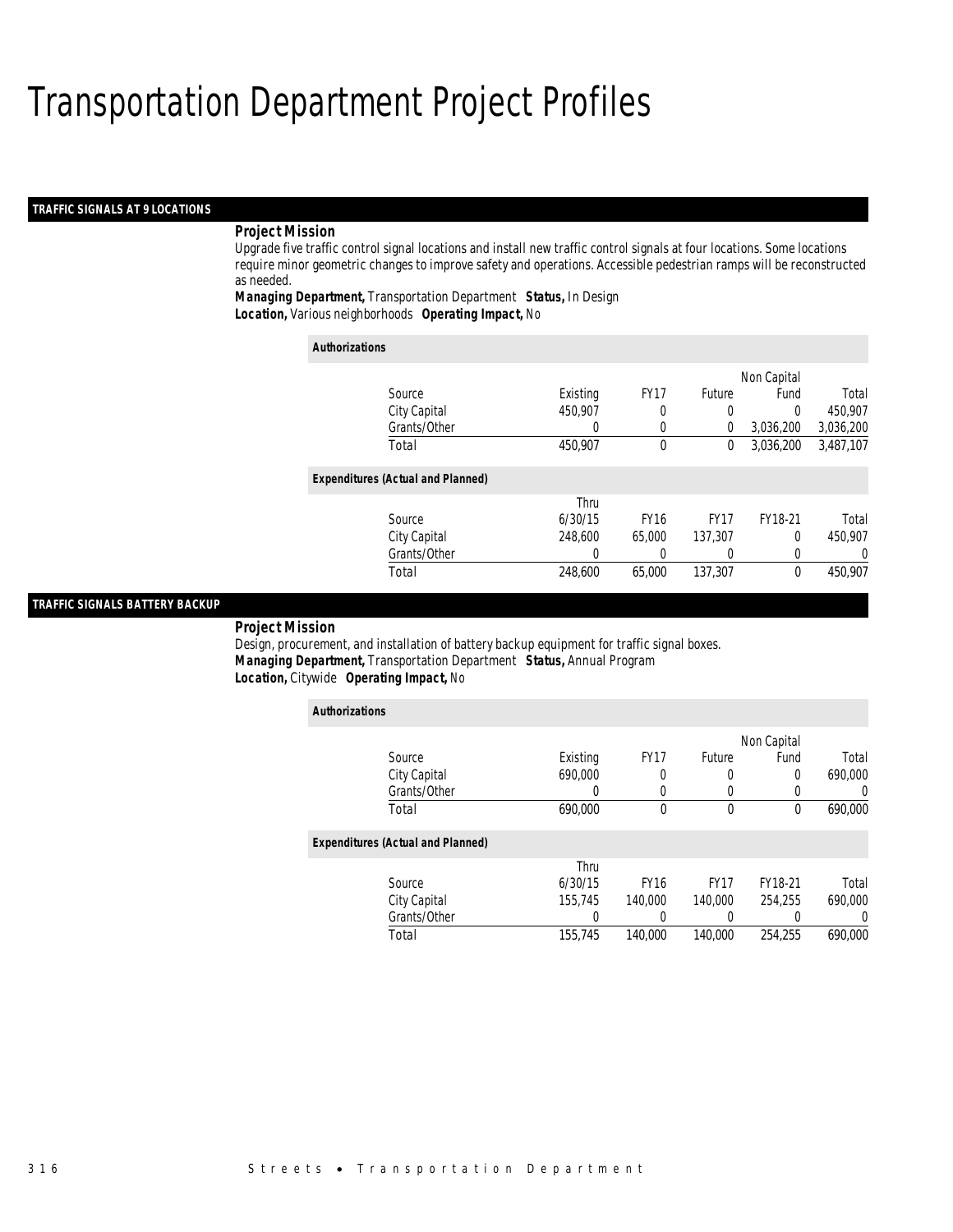# Transportation Department Project Profiles

## TRAFFIC SIGNALS AT 9 LOCATIONS

***Project Mission***

Upgrade five traffic control signal locations and install new traffic control signals at four locations. Some locations require minor geometric changes to improve safety and operations. Accessible pedestrian ramps will be reconstructed as needed.

***Managing Department,*** Transportation Department ***Status,*** In Design
***Location,*** Various neighborhoods ***Operating Impact,*** No

***Authorizations***

| Source | Existing | FY17 | Future | Non Capital Fund | Total |
|---|---|---|---|---|---|
| City Capital | 450,907 | 0 | 0 | 0 | 450,907 |
| Grants/Other | 0 | 0 | 0 | 3,036,200 | 3,036,200 |
| Total | 450,907 | 0 | 0 | 3,036,200 | 3,487,107 |

***Expenditures (Actual and Planned)***

| Source | Thru 6/30/15 | FY16 | FY17 | FY18-21 | Total |
|---|---|---|---|---|---|
| City Capital | 248,600 | 65,000 | 137,307 | 0 | 450,907 |
| Grants/Other | 0 | 0 | 0 | 0 | 0 |
| Total | 248,600 | 65,000 | 137,307 | 0 | 450,907 |

## TRAFFIC SIGNALS BATTERY BACKUP

***Project Mission***

Design, procurement, and installation of battery backup equipment for traffic signal boxes.

***Managing Department,*** Transportation Department ***Status,*** Annual Program
***Location,*** Citywide ***Operating Impact,*** No

***Authorizations***

| Source | Existing | FY17 | Future | Non Capital Fund | Total |
|---|---|---|---|---|---|
| City Capital | 690,000 | 0 | 0 | 0 | 690,000 |
| Grants/Other | 0 | 0 | 0 | 0 | 0 |
| Total | 690,000 | 0 | 0 | 0 | 690,000 |

***Expenditures (Actual and Planned)***

| Source | Thru 6/30/15 | FY16 | FY17 | FY18-21 | Total |
|---|---|---|---|---|---|
| City Capital | 155,745 | 140,000 | 140,000 | 254,255 | 690,000 |
| Grants/Other | 0 | 0 | 0 | 0 | 0 |
| Total | 155,745 | 140,000 | 140,000 | 254,255 | 690,000 |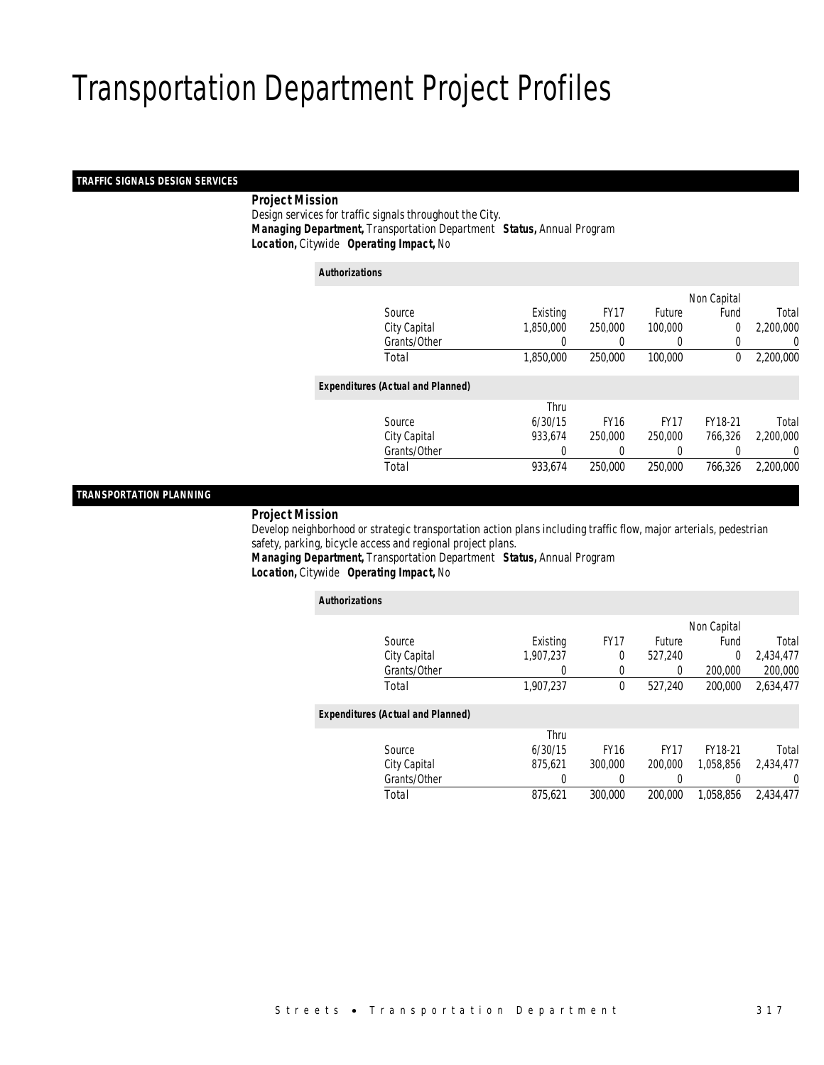# Transportation Department Project Profiles

## TRAFFIC SIGNALS DESIGN SERVICES

***Project Mission***

Design services for traffic signals throughout the City.

***Managing Department,*** Transportation Department ***Status,*** Annual Program

***Location,*** Citywide ***Operating Impact,*** No

**Authorizations**

| Source | Existing | FY17 | Future | Non Capital Fund | Total |
|---|---|---|---|---|---|
| City Capital | 1,850,000 | 250,000 | 100,000 | 0 | 2,200,000 |
| Grants/Other | 0 | 0 | 0 | 0 | 0 |
| Total | 1,850,000 | 250,000 | 100,000 | 0 | 2,200,000 |

**Expenditures (Actual and Planned)**

| Source | Thru 6/30/15 | FY16 | FY17 | FY18-21 | Total |
|---|---|---|---|---|---|
| City Capital | 933,674 | 250,000 | 250,000 | 766,326 | 2,200,000 |
| Grants/Other | 0 | 0 | 0 | 0 | 0 |
| Total | 933,674 | 250,000 | 250,000 | 766,326 | 2,200,000 |

## TRANSPORTATION PLANNING

***Project Mission***

Develop neighborhood or strategic transportation action plans including traffic flow, major arterials, pedestrian safety, parking, bicycle access and regional project plans.

***Managing Department,*** Transportation Department ***Status,*** Annual Program

***Location,*** Citywide ***Operating Impact,*** No

**Authorizations**

| Source | Existing | FY17 | Future | Non Capital Fund | Total |
|---|---|---|---|---|---|
| City Capital | 1,907,237 | 0 | 527,240 | 0 | 2,434,477 |
| Grants/Other | 0 | 0 | 0 | 200,000 | 200,000 |
| Total | 1,907,237 | 0 | 527,240 | 200,000 | 2,634,477 |

**Expenditures (Actual and Planned)**

| Source | Thru 6/30/15 | FY16 | FY17 | FY18-21 | Total |
|---|---|---|---|---|---|
| City Capital | 875,621 | 300,000 | 200,000 | 1,058,856 | 2,434,477 |
| Grants/Other | 0 | 0 | 0 | 0 | 0 |
| Total | 875,621 | 300,000 | 200,000 | 1,058,856 | 2,434,477 |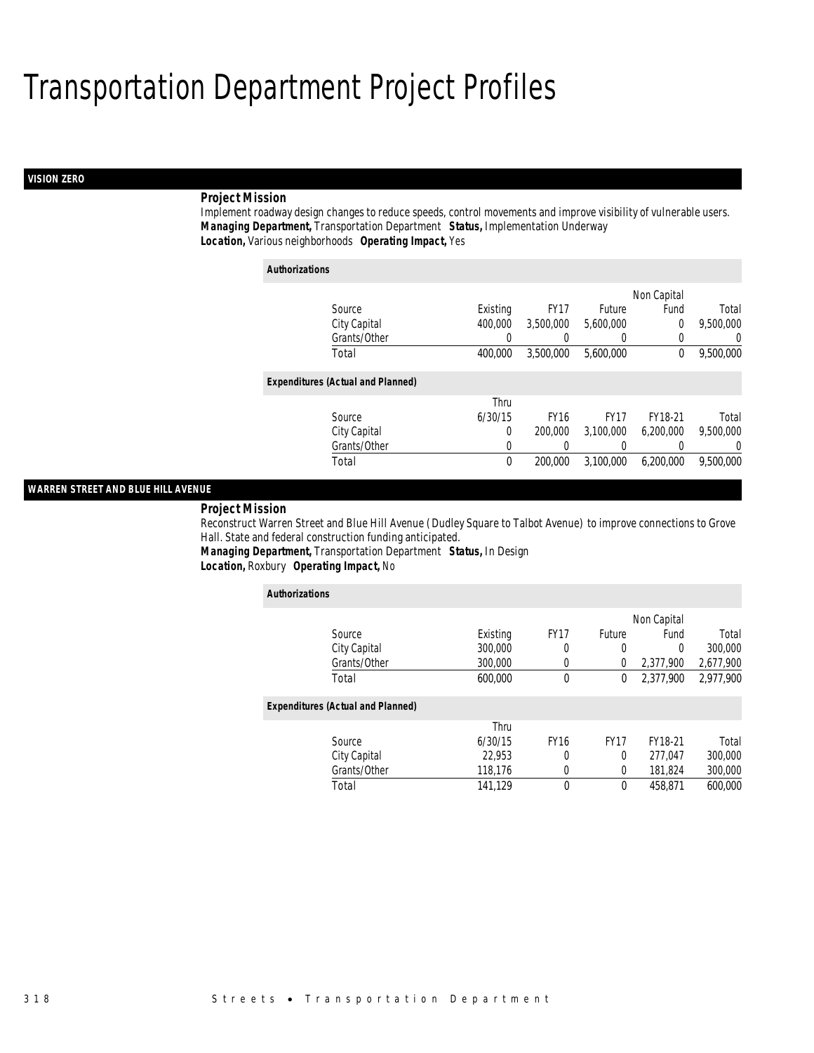# Transportation Department Project Profiles

## VISION ZERO

***Project Mission***
Implement roadway design changes to reduce speeds, control movements and improve visibility of vulnerable users.
***Managing Department,*** Transportation Department ***Status,*** Implementation Underway
***Location,*** Various neighborhoods ***Operating Impact,*** Yes

***Authorizations***

| Source | Existing | FY17 | Future | Non Capital Fund | Total |
|---|---|---|---|---|---|
| City Capital | 400,000 | 3,500,000 | 5,600,000 | 0 | 9,500,000 |
| Grants/Other | 0 | 0 | 0 | 0 | 0 |
| Total | 400,000 | 3,500,000 | 5,600,000 | 0 | 9,500,000 |

***Expenditures (Actual and Planned)***

| Source | Thru 6/30/15 | FY16 | FY17 | FY18-21 | Total |
|---|---|---|---|---|---|
| City Capital | 0 | 200,000 | 3,100,000 | 6,200,000 | 9,500,000 |
| Grants/Other | 0 | 0 | 0 | 0 | 0 |
| Total | 0 | 200,000 | 3,100,000 | 6,200,000 | 9,500,000 |

## WARREN STREET AND BLUE HILL AVENUE

***Project Mission***
Reconstruct Warren Street and Blue Hill Avenue (Dudley Square to Talbot Avenue) to improve connections to Grove Hall. State and federal construction funding anticipated.
***Managing Department,*** Transportation Department ***Status,*** In Design
***Location,*** Roxbury ***Operating Impact,*** No

***Authorizations***

| Source | Existing | FY17 | Future | Non Capital Fund | Total |
|---|---|---|---|---|---|
| City Capital | 300,000 | 0 | 0 | 0 | 300,000 |
| Grants/Other | 300,000 | 0 | 0 | 2,377,900 | 2,677,900 |
| Total | 600,000 | 0 | 0 | 2,377,900 | 2,977,900 |

***Expenditures (Actual and Planned)***

| Source | Thru 6/30/15 | FY16 | FY17 | FY18-21 | Total |
|---|---|---|---|---|---|
| City Capital | 22,953 | 0 | 0 | 277,047 | 300,000 |
| Grants/Other | 118,176 | 0 | 0 | 181,824 | 300,000 |
| Total | 141,129 | 0 | 0 | 458,871 | 600,000 |